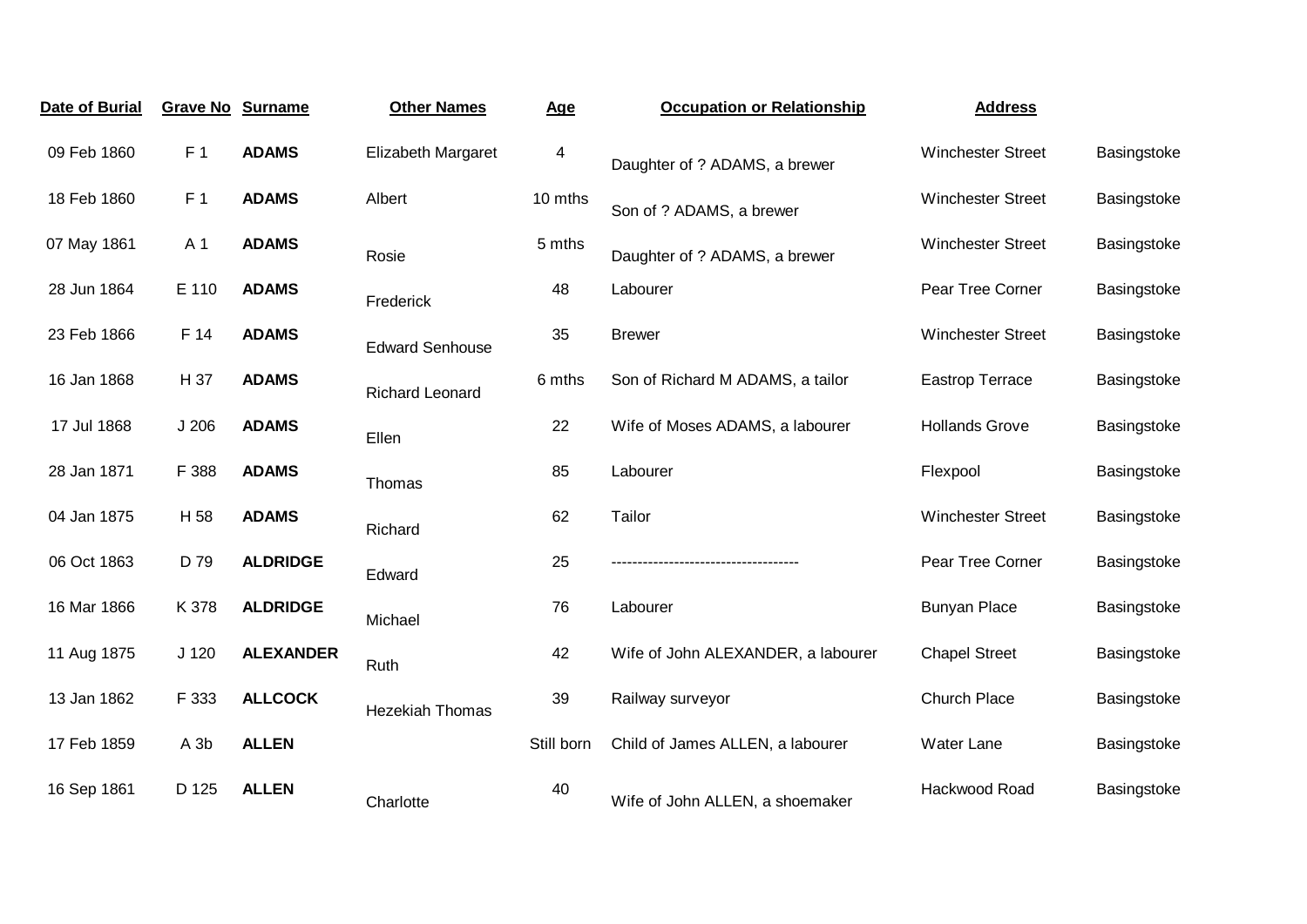| Date of Burial | Grave No | Surname | Other Names | Age | Occupation or Relationship | Address | |
|---|---|---|---|---|---|---|---|
| 09 Feb 1860 | F 1 | **ADAMS** | Elizabeth Margaret | 4 | Daughter of ? ADAMS, a brewer | Winchester Street | Basingstoke |
| 18 Feb 1860 | F 1 | **ADAMS** | Albert | 10 mths | Son of ? ADAMS, a brewer | Winchester Street | Basingstoke |
| 07 May 1861 | A 1 | **ADAMS** | Rosie | 5 mths | Daughter of ? ADAMS, a brewer | Winchester Street | Basingstoke |
| 28 Jun 1864 | E 110 | **ADAMS** | Frederick | 48 | Labourer | Pear Tree Corner | Basingstoke |
| 23 Feb 1866 | F 14 | **ADAMS** | Edward Senhouse | 35 | Brewer | Winchester Street | Basingstoke |
| 16 Jan 1868 | H 37 | **ADAMS** | Richard Leonard | 6 mths | Son of Richard M ADAMS, a tailor | Eastrop Terrace | Basingstoke |
| 17 Jul 1868 | J 206 | **ADAMS** | Ellen | 22 | Wife of Moses ADAMS, a labourer | Hollands Grove | Basingstoke |
| 28 Jan 1871 | F 388 | **ADAMS** | Thomas | 85 | Labourer | Flexpool | Basingstoke |
| 04 Jan 1875 | H 58 | **ADAMS** | Richard | 62 | Tailor | Winchester Street | Basingstoke |
| 06 Oct 1863 | D 79 | **ALDRIDGE** | Edward | 25 | ------------------------------------ | Pear Tree Corner | Basingstoke |
| 16 Mar 1866 | K 378 | **ALDRIDGE** | Michael | 76 | Labourer | Bunyan Place | Basingstoke |
| 11 Aug 1875 | J 120 | **ALEXANDER** | Ruth | 42 | Wife of John ALEXANDER, a labourer | Chapel Street | Basingstoke |
| 13 Jan 1862 | F 333 | **ALLCOCK** | Hezekiah Thomas | 39 | Railway surveyor | Church Place | Basingstoke |
| 17 Feb 1859 | A 3b | **ALLEN** | | Still born | Child of James ALLEN, a labourer | Water Lane | Basingstoke |
| 16 Sep 1861 | D 125 | **ALLEN** | Charlotte | 40 | Wife of John ALLEN, a shoemaker | Hackwood Road | Basingstoke |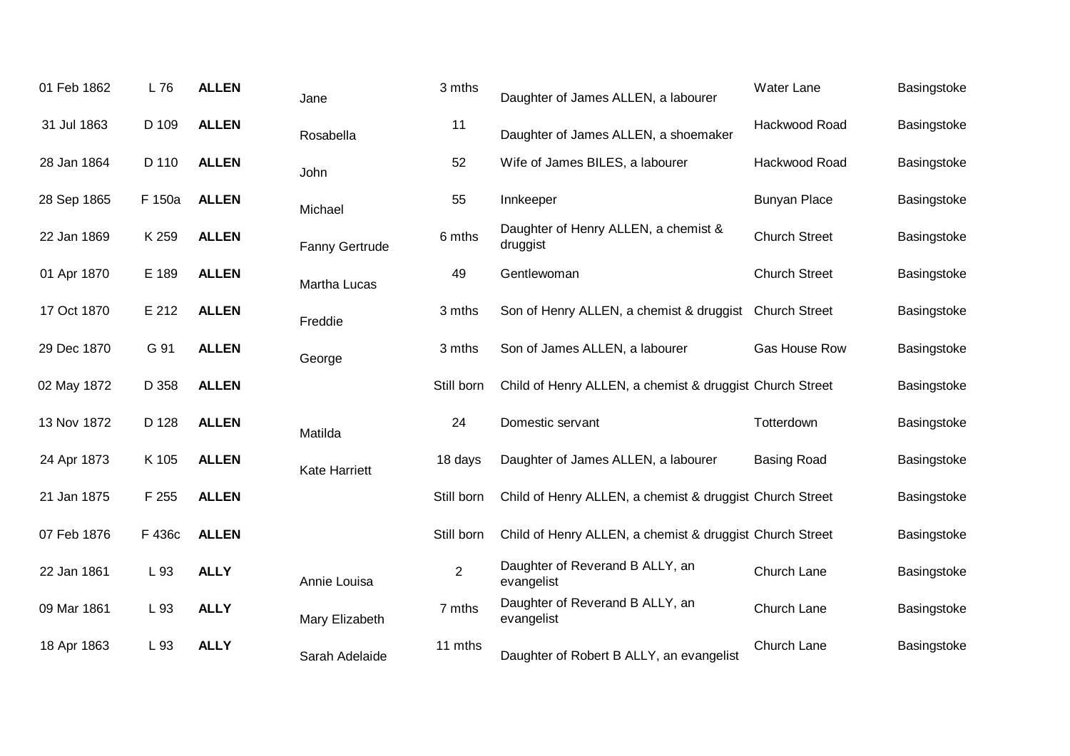| | | | | | | | |
|---|---|---|---|---|---|---|---|
| 01 Feb 1862 | L 76 | **ALLEN** | Jane | 3 mths | Daughter of James ALLEN, a labourer | Water Lane | Basingstoke |
| 31 Jul 1863 | D 109 | **ALLEN** | Rosabella | 11 | Daughter of James ALLEN, a shoemaker | Hackwood Road | Basingstoke |
| 28 Jan 1864 | D 110 | **ALLEN** | John | 52 | Wife of James BILES, a labourer | Hackwood Road | Basingstoke |
| 28 Sep 1865 | F 150a | **ALLEN** | Michael | 55 | Innkeeper | Bunyan Place | Basingstoke |
| 22 Jan 1869 | K 259 | **ALLEN** | Fanny Gertrude | 6 mths | Daughter of Henry ALLEN, a chemist & druggist | Church Street | Basingstoke |
| 01 Apr 1870 | E 189 | **ALLEN** | Martha Lucas | 49 | Gentlewoman | Church Street | Basingstoke |
| 17 Oct 1870 | E 212 | **ALLEN** | Freddie | 3 mths | Son of Henry ALLEN, a chemist & druggist | Church Street | Basingstoke |
| 29 Dec 1870 | G 91 | **ALLEN** | George | 3 mths | Son of James ALLEN, a labourer | Gas House Row | Basingstoke |
| 02 May 1872 | D 358 | **ALLEN** | | Still born | Child of Henry ALLEN, a chemist & druggist | Church Street | Basingstoke |
| 13 Nov 1872 | D 128 | **ALLEN** | Matilda | 24 | Domestic servant | Totterdown | Basingstoke |
| 24 Apr 1873 | K 105 | **ALLEN** | Kate Harriett | 18 days | Daughter of James ALLEN, a labourer | Basing Road | Basingstoke |
| 21 Jan 1875 | F 255 | **ALLEN** | | Still born | Child of Henry ALLEN, a chemist & druggist | Church Street | Basingstoke |
| 07 Feb 1876 | F 436c | **ALLEN** | | Still born | Child of Henry ALLEN, a chemist & druggist | Church Street | Basingstoke |
| 22 Jan 1861 | L 93 | **ALLY** | Annie Louisa | 2 | Daughter of Reverand B ALLY, an evangelist | Church Lane | Basingstoke |
| 09 Mar 1861 | L 93 | **ALLY** | Mary Elizabeth | 7 mths | Daughter of Reverand B ALLY, an evangelist | Church Lane | Basingstoke |
| 18 Apr 1863 | L 93 | **ALLY** | Sarah Adelaide | 11 mths | Daughter of Robert B ALLY, an evangelist | Church Lane | Basingstoke |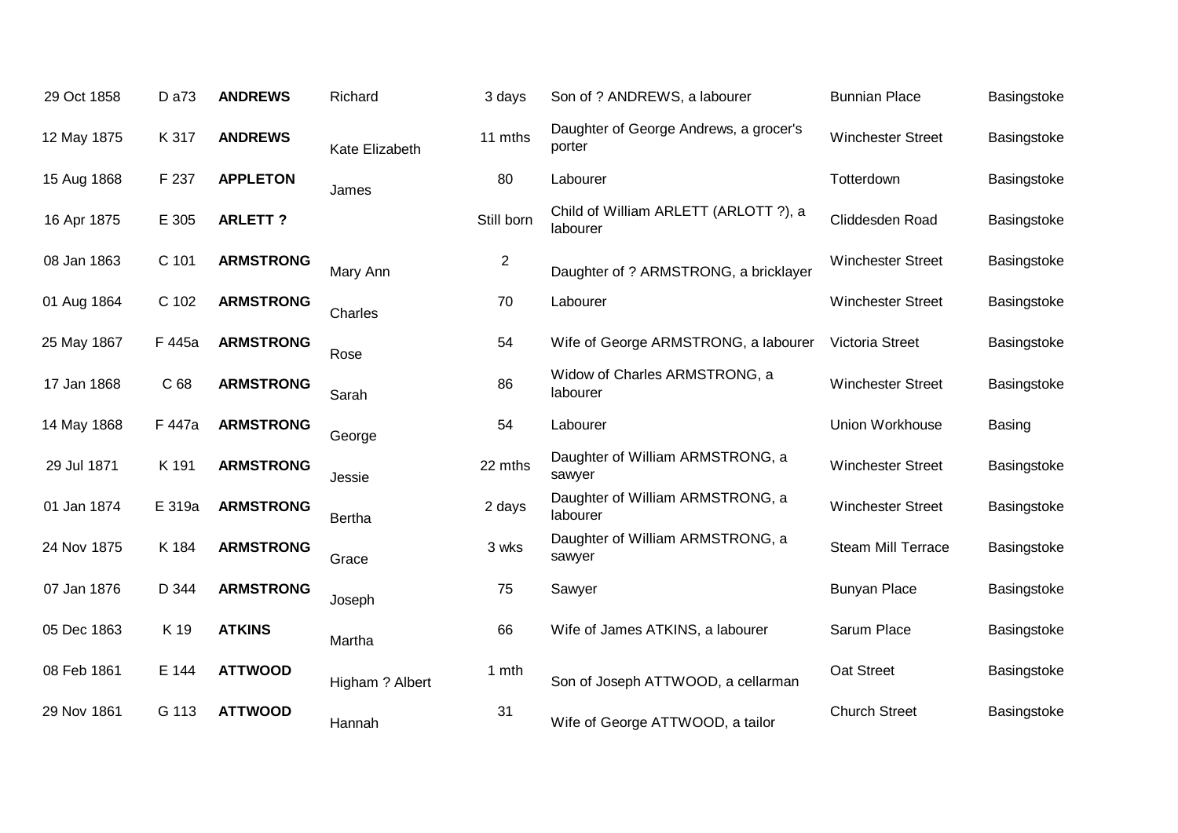| | | | | | | | |
|---|---|---|---|---|---|---|---|
| 29 Oct 1858 | D a73 | **ANDREWS** | Richard | 3 days | Son of ? ANDREWS, a labourer | Bunnian Place | Basingstoke |
| 12 May 1875 | K 317 | **ANDREWS** | Kate Elizabeth | 11 mths | Daughter of George Andrews, a grocer's porter | Winchester Street | Basingstoke |
| 15 Aug 1868 | F 237 | **APPLETON** | James | 80 | Labourer | Totterdown | Basingstoke |
| 16 Apr 1875 | E 305 | **ARLETT ?** | | Still born | Child of William ARLETT (ARLOTT ?), a labourer | Cliddesden Road | Basingstoke |
| 08 Jan 1863 | C 101 | **ARMSTRONG** | Mary Ann | 2 | Daughter of ? ARMSTRONG, a bricklayer | Winchester Street | Basingstoke |
| 01 Aug 1864 | C 102 | **ARMSTRONG** | Charles | 70 | Labourer | Winchester Street | Basingstoke |
| 25 May 1867 | F 445a | **ARMSTRONG** | Rose | 54 | Wife of George ARMSTRONG, a labourer | Victoria Street | Basingstoke |
| 17 Jan 1868 | C 68 | **ARMSTRONG** | Sarah | 86 | Widow of Charles ARMSTRONG, a labourer | Winchester Street | Basingstoke |
| 14 May 1868 | F 447a | **ARMSTRONG** | George | 54 | Labourer | Union Workhouse | Basing |
| 29 Jul 1871 | K 191 | **ARMSTRONG** | Jessie | 22 mths | Daughter of William ARMSTRONG, a sawyer | Winchester Street | Basingstoke |
| 01 Jan 1874 | E 319a | **ARMSTRONG** | Bertha | 2 days | Daughter of William ARMSTRONG, a labourer | Winchester Street | Basingstoke |
| 24 Nov 1875 | K 184 | **ARMSTRONG** | Grace | 3 wks | Daughter of William ARMSTRONG, a sawyer | Steam Mill Terrace | Basingstoke |
| 07 Jan 1876 | D 344 | **ARMSTRONG** | Joseph | 75 | Sawyer | Bunyan Place | Basingstoke |
| 05 Dec 1863 | K 19 | **ATKINS** | Martha | 66 | Wife of James ATKINS, a labourer | Sarum Place | Basingstoke |
| 08 Feb 1861 | E 144 | **ATTWOOD** | Higham ? Albert | 1 mth | Son of Joseph ATTWOOD, a cellarman | Oat Street | Basingstoke |
| 29 Nov 1861 | G 113 | **ATTWOOD** | Hannah | 31 | Wife of George ATTWOOD, a tailor | Church Street | Basingstoke |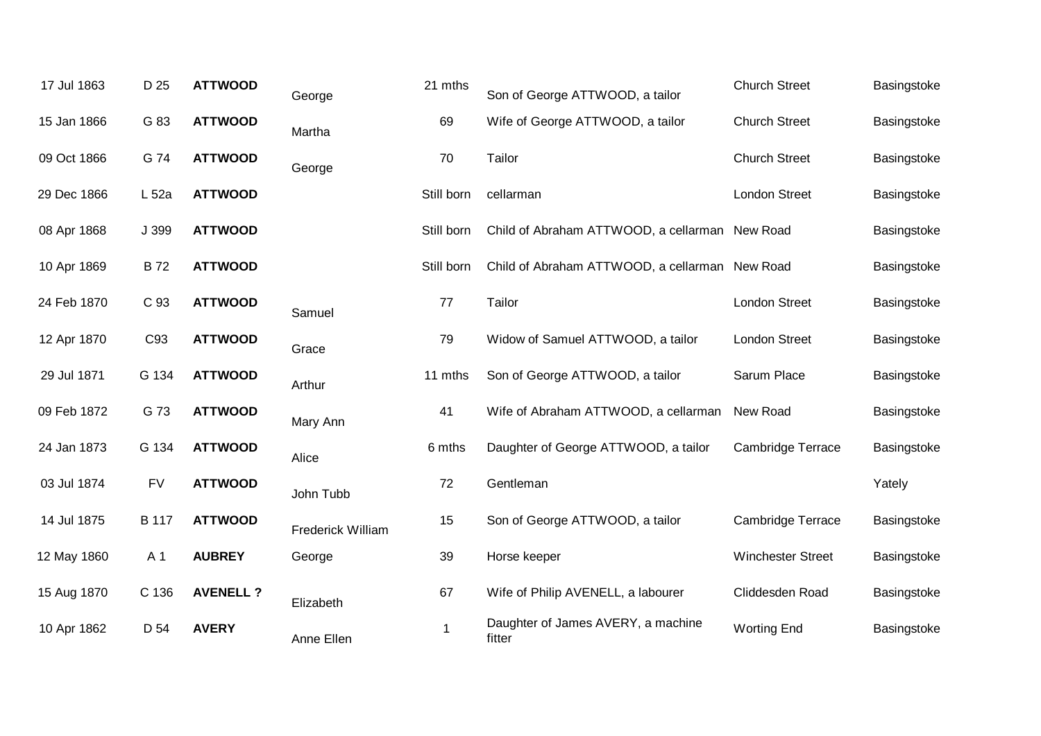| | | | | | | | |
|---|---|---|---|---|---|---|---|
| 17 Jul 1863 | D 25 | **ATTWOOD** | George | 21 mths | Son of George ATTWOOD, a tailor | Church Street | Basingstoke |
| 15 Jan 1866 | G 83 | **ATTWOOD** | Martha | 69 | Wife of George ATTWOOD, a tailor | Church Street | Basingstoke |
| 09 Oct 1866 | G 74 | **ATTWOOD** | George | 70 | Tailor | Church Street | Basingstoke |
| 29 Dec 1866 | L 52a | **ATTWOOD** | | Still born | cellarman | London Street | Basingstoke |
| 08 Apr 1868 | J 399 | **ATTWOOD** | | Still born | Child of Abraham ATTWOOD, a cellarman | New Road | Basingstoke |
| 10 Apr 1869 | B 72 | **ATTWOOD** | | Still born | Child of Abraham ATTWOOD, a cellarman | New Road | Basingstoke |
| 24 Feb 1870 | C 93 | **ATTWOOD** | Samuel | 77 | Tailor | London Street | Basingstoke |
| 12 Apr 1870 | C93 | **ATTWOOD** | Grace | 79 | Widow of Samuel ATTWOOD, a tailor | London Street | Basingstoke |
| 29 Jul 1871 | G 134 | **ATTWOOD** | Arthur | 11 mths | Son of George ATTWOOD, a tailor | Sarum Place | Basingstoke |
| 09 Feb 1872 | G 73 | **ATTWOOD** | Mary Ann | 41 | Wife of Abraham ATTWOOD, a cellarman | New Road | Basingstoke |
| 24 Jan 1873 | G 134 | **ATTWOOD** | Alice | 6 mths | Daughter of George ATTWOOD, a tailor | Cambridge Terrace | Basingstoke |
| 03 Jul 1874 | FV | **ATTWOOD** | John Tubb | 72 | Gentleman | | Yately |
| 14 Jul 1875 | B 117 | **ATTWOOD** | Frederick William | 15 | Son of George ATTWOOD, a tailor | Cambridge Terrace | Basingstoke |
| 12 May 1860 | A 1 | **AUBREY** | George | 39 | Horse keeper | Winchester Street | Basingstoke |
| 15 Aug 1870 | C 136 | **AVENELL ?** | Elizabeth | 67 | Wife of Philip AVENELL, a labourer | Cliddesden Road | Basingstoke |
| 10 Apr 1862 | D 54 | **AVERY** | Anne Ellen | 1 | Daughter of James AVERY, a machine fitter | Worting End | Basingstoke |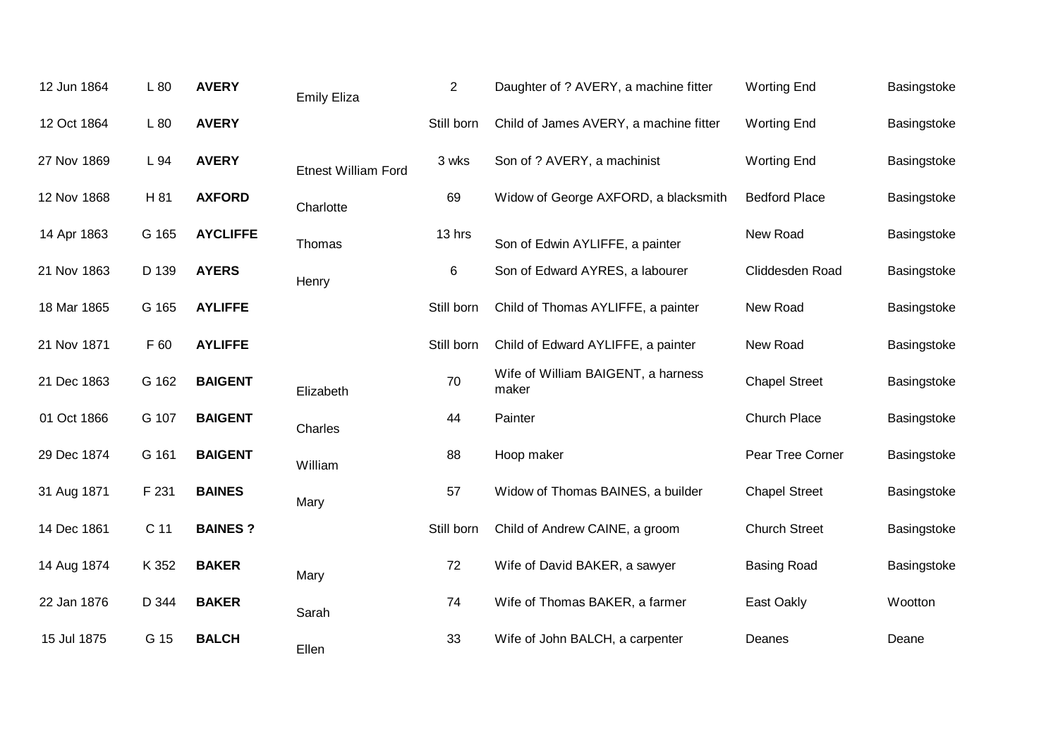| | | | | | | | |
|---|---|---|---|---|---|---|---|
| 12 Jun 1864 | L 80 | **AVERY** | Emily Eliza | 2 | Daughter of ? AVERY, a machine fitter | Worting End | Basingstoke |
| 12 Oct 1864 | L 80 | **AVERY** | | Still born | Child of James AVERY, a machine fitter | Worting End | Basingstoke |
| 27 Nov 1869 | L 94 | **AVERY** | Etnest William Ford | 3 wks | Son of ? AVERY, a machinist | Worting End | Basingstoke |
| 12 Nov 1868 | H 81 | **AXFORD** | Charlotte | 69 | Widow of George AXFORD, a blacksmith | Bedford Place | Basingstoke |
| 14 Apr 1863 | G 165 | **AYCLIFFE** | Thomas | 13 hrs | Son of Edwin AYLIFFE, a painter | New Road | Basingstoke |
| 21 Nov 1863 | D 139 | **AYERS** | Henry | 6 | Son of Edward AYRES, a labourer | Cliddesden Road | Basingstoke |
| 18 Mar 1865 | G 165 | **AYLIFFE** | | Still born | Child of Thomas AYLIFFE, a painter | New Road | Basingstoke |
| 21 Nov 1871 | F 60 | **AYLIFFE** | | Still born | Child of Edward AYLIFFE, a painter | New Road | Basingstoke |
| 21 Dec 1863 | G 162 | **BAIGENT** | Elizabeth | 70 | Wife of William BAIGENT, a harness maker | Chapel Street | Basingstoke |
| 01 Oct 1866 | G 107 | **BAIGENT** | Charles | 44 | Painter | Church Place | Basingstoke |
| 29 Dec 1874 | G 161 | **BAIGENT** | William | 88 | Hoop maker | Pear Tree Corner | Basingstoke |
| 31 Aug 1871 | F 231 | **BAINES** | Mary | 57 | Widow of Thomas BAINES, a builder | Chapel Street | Basingstoke |
| 14 Dec 1861 | C 11 | **BAINES ?** | | Still born | Child of Andrew CAINE, a groom | Church Street | Basingstoke |
| 14 Aug 1874 | K 352 | **BAKER** | Mary | 72 | Wife of David BAKER, a sawyer | Basing Road | Basingstoke |
| 22 Jan 1876 | D 344 | **BAKER** | Sarah | 74 | Wife of Thomas BAKER, a farmer | East Oakly | Wootton |
| 15 Jul 1875 | G 15 | **BALCH** | Ellen | 33 | Wife of John BALCH, a carpenter | Deanes | Deane |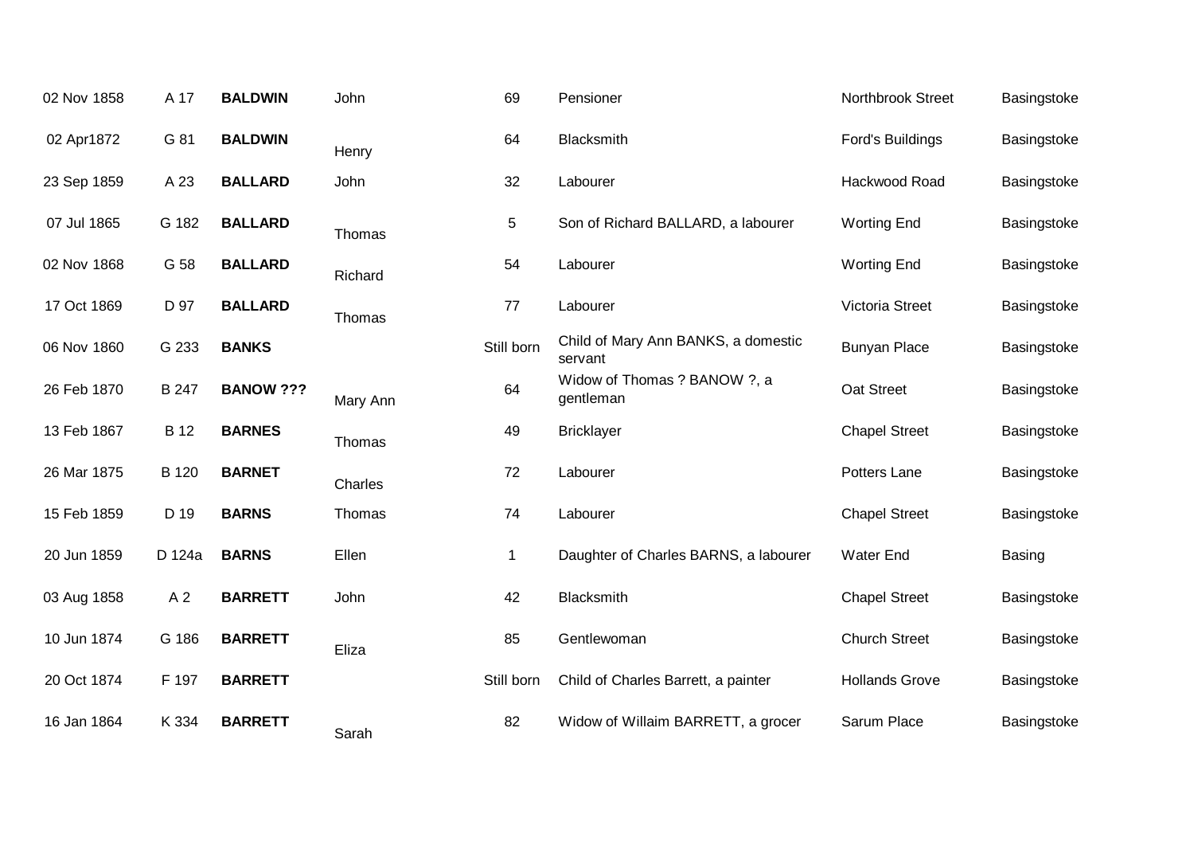| | | | | | | | |
|---|---|---|---|---|---|---|---|
| 02 Nov 1858 | A 17 | **BALDWIN** | John | 69 | Pensioner | Northbrook Street | Basingstoke |
| 02 Apr1872 | G 81 | **BALDWIN** | Henry | 64 | Blacksmith | Ford's Buildings | Basingstoke |
| 23 Sep 1859 | A 23 | **BALLARD** | John | 32 | Labourer | Hackwood Road | Basingstoke |
| 07 Jul 1865 | G 182 | **BALLARD** | Thomas | 5 | Son of Richard BALLARD, a labourer | Worting End | Basingstoke |
| 02 Nov 1868 | G 58 | **BALLARD** | Richard | 54 | Labourer | Worting End | Basingstoke |
| 17 Oct 1869 | D 97 | **BALLARD** | Thomas | 77 | Labourer | Victoria Street | Basingstoke |
| 06 Nov 1860 | G 233 | **BANKS** | | Still born | Child of Mary Ann BANKS, a domestic servant | Bunyan Place | Basingstoke |
| 26 Feb 1870 | B 247 | **BANOW ???** | Mary Ann | 64 | Widow of Thomas ? BANOW ?, a gentleman | Oat Street | Basingstoke |
| 13 Feb 1867 | B 12 | **BARNES** | Thomas | 49 | Bricklayer | Chapel Street | Basingstoke |
| 26 Mar 1875 | B 120 | **BARNET** | Charles | 72 | Labourer | Potters Lane | Basingstoke |
| 15 Feb 1859 | D 19 | **BARNS** | Thomas | 74 | Labourer | Chapel Street | Basingstoke |
| 20 Jun 1859 | D 124a | **BARNS** | Ellen | 1 | Daughter of Charles BARNS, a labourer | Water End | Basing |
| 03 Aug 1858 | A 2 | **BARRETT** | John | 42 | Blacksmith | Chapel Street | Basingstoke |
| 10 Jun 1874 | G 186 | **BARRETT** | Eliza | 85 | Gentlewoman | Church Street | Basingstoke |
| 20 Oct 1874 | F 197 | **BARRETT** | | Still born | Child of Charles Barrett, a painter | Hollands Grove | Basingstoke |
| 16 Jan 1864 | K 334 | **BARRETT** | Sarah | 82 | Widow of Willaim BARRETT, a grocer | Sarum Place | Basingstoke |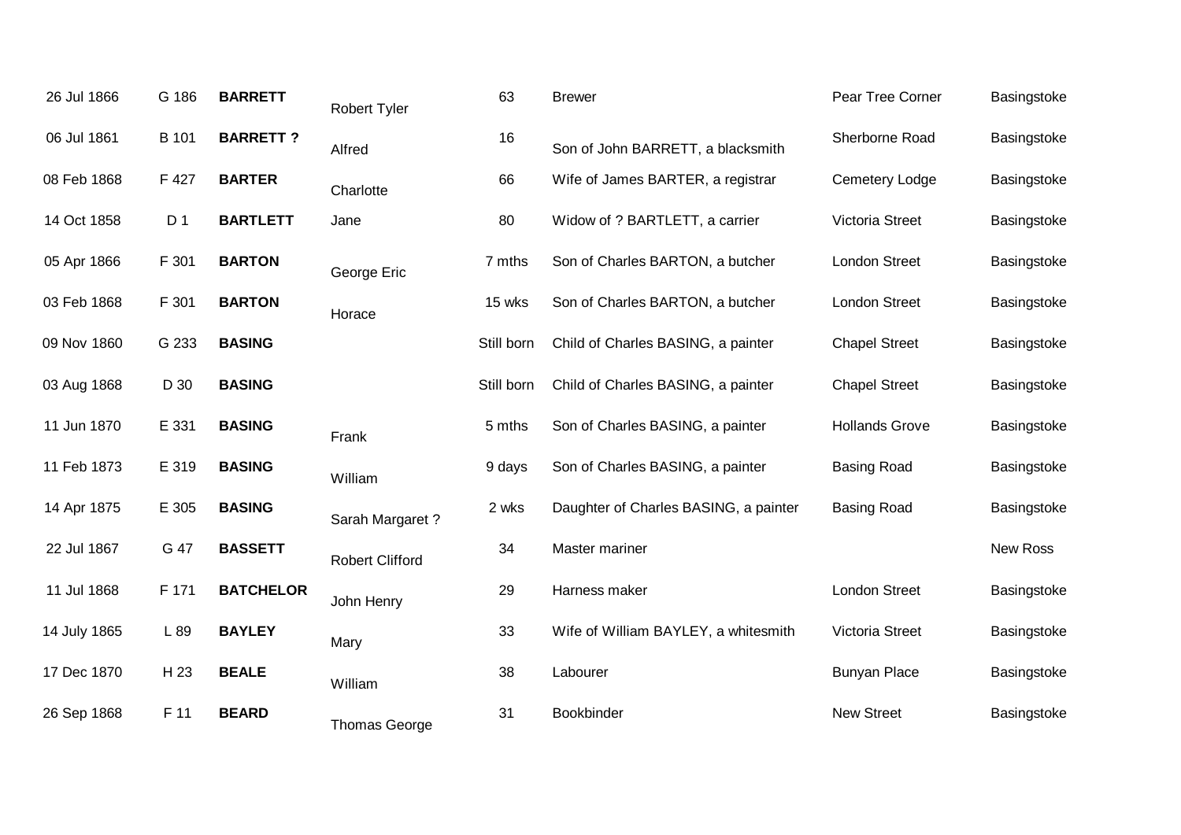| | | | | | | | |
|---|---|---|---|---|---|---|---|
| 26 Jul 1866 | G 186 | **BARRETT** | Robert Tyler | 63 | Brewer | Pear Tree Corner | Basingstoke |
| 06 Jul 1861 | B 101 | **BARRETT ?** | Alfred | 16 | Son of John BARRETT, a blacksmith | Sherborne Road | Basingstoke |
| 08 Feb 1868 | F 427 | **BARTER** | Charlotte | 66 | Wife of James BARTER, a registrar | Cemetery Lodge | Basingstoke |
| 14 Oct 1858 | D 1 | **BARTLETT** | Jane | 80 | Widow of ? BARTLETT, a carrier | Victoria Street | Basingstoke |
| 05 Apr 1866 | F 301 | **BARTON** | George Eric | 7 mths | Son of Charles BARTON, a butcher | London Street | Basingstoke |
| 03 Feb 1868 | F 301 | **BARTON** | Horace | 15 wks | Son of Charles BARTON, a butcher | London Street | Basingstoke |
| 09 Nov 1860 | G 233 | **BASING** | | Still born | Child of Charles BASING, a painter | Chapel Street | Basingstoke |
| 03 Aug 1868 | D 30 | **BASING** | | Still born | Child of Charles BASING, a painter | Chapel Street | Basingstoke |
| 11 Jun 1870 | E 331 | **BASING** | Frank | 5 mths | Son of Charles BASING, a painter | Hollands Grove | Basingstoke |
| 11 Feb 1873 | E 319 | **BASING** | William | 9 days | Son of Charles BASING, a painter | Basing Road | Basingstoke |
| 14 Apr 1875 | E 305 | **BASING** | Sarah Margaret ? | 2 wks | Daughter of Charles BASING, a painter | Basing Road | Basingstoke |
| 22 Jul 1867 | G 47 | **BASSETT** | Robert Clifford | 34 | Master mariner | | New Ross |
| 11 Jul 1868 | F 171 | **BATCHELOR** | John Henry | 29 | Harness maker | London Street | Basingstoke |
| 14 July 1865 | L 89 | **BAYLEY** | Mary | 33 | Wife of William BAYLEY, a whitesmith | Victoria Street | Basingstoke |
| 17 Dec 1870 | H 23 | **BEALE** | William | 38 | Labourer | Bunyan Place | Basingstoke |
| 26 Sep 1868 | F 11 | **BEARD** | Thomas George | 31 | Bookbinder | New Street | Basingstoke |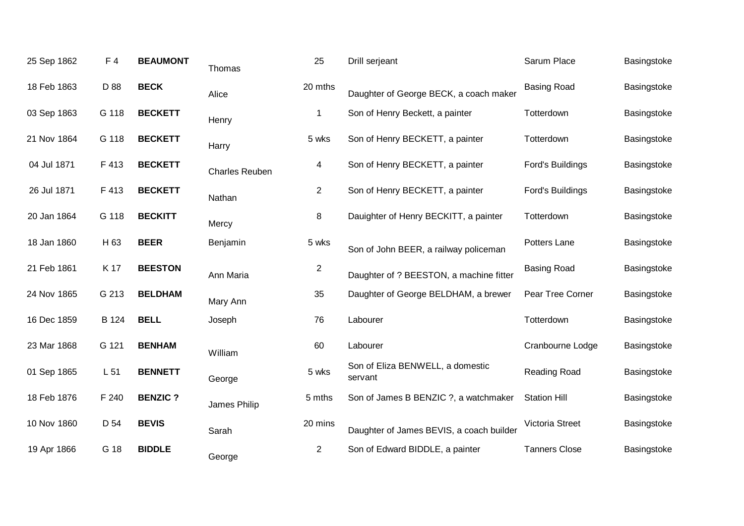| | | | | | | | |
|---|---|---|---|---|---|---|---|
| 25 Sep 1862 | F 4 | **BEAUMONT** | Thomas | 25 | Drill serjeant | Sarum Place | Basingstoke |
| 18 Feb 1863 | D 88 | **BECK** | Alice | 20 mths | Daughter of George BECK, a coach maker | Basing Road | Basingstoke |
| 03 Sep 1863 | G 118 | **BECKETT** | Henry | 1 | Son of Henry Beckett, a painter | Totterdown | Basingstoke |
| 21 Nov 1864 | G 118 | **BECKETT** | Harry | 5 wks | Son of Henry BECKETT, a painter | Totterdown | Basingstoke |
| 04 Jul 1871 | F 413 | **BECKETT** | Charles Reuben | 4 | Son of Henry BECKETT, a painter | Ford's Buildings | Basingstoke |
| 26 Jul 1871 | F 413 | **BECKETT** | Nathan | 2 | Son of Henry BECKETT, a painter | Ford's Buildings | Basingstoke |
| 20 Jan 1864 | G 118 | **BECKITT** | Mercy | 8 | Dauighter of Henry BECKITT, a painter | Totterdown | Basingstoke |
| 18 Jan 1860 | H 63 | **BEER** | Benjamin | 5 wks | Son of John BEER, a railway policeman | Potters Lane | Basingstoke |
| 21 Feb 1861 | K 17 | **BEESTON** | Ann Maria | 2 | Daughter of ? BEESTON, a machine fitter | Basing Road | Basingstoke |
| 24 Nov 1865 | G 213 | **BELDHAM** | Mary Ann | 35 | Daughter of George BELDHAM, a brewer | Pear Tree Corner | Basingstoke |
| 16 Dec 1859 | B 124 | **BELL** | Joseph | 76 | Labourer | Totterdown | Basingstoke |
| 23 Mar 1868 | G 121 | **BENHAM** | William | 60 | Labourer | Cranbourne Lodge | Basingstoke |
| 01 Sep 1865 | L 51 | **BENNETT** | George | 5 wks | Son of Eliza BENWELL, a domestic servant | Reading Road | Basingstoke |
| 18 Feb 1876 | F 240 | **BENZIC ?** | James Philip | 5 mths | Son of James B BENZIC ?, a watchmaker | Station Hill | Basingstoke |
| 10 Nov 1860 | D 54 | **BEVIS** | Sarah | 20 mins | Daughter of James BEVIS, a coach builder | Victoria Street | Basingstoke |
| 19 Apr 1866 | G 18 | **BIDDLE** | George | 2 | Son of Edward BIDDLE, a painter | Tanners Close | Basingstoke |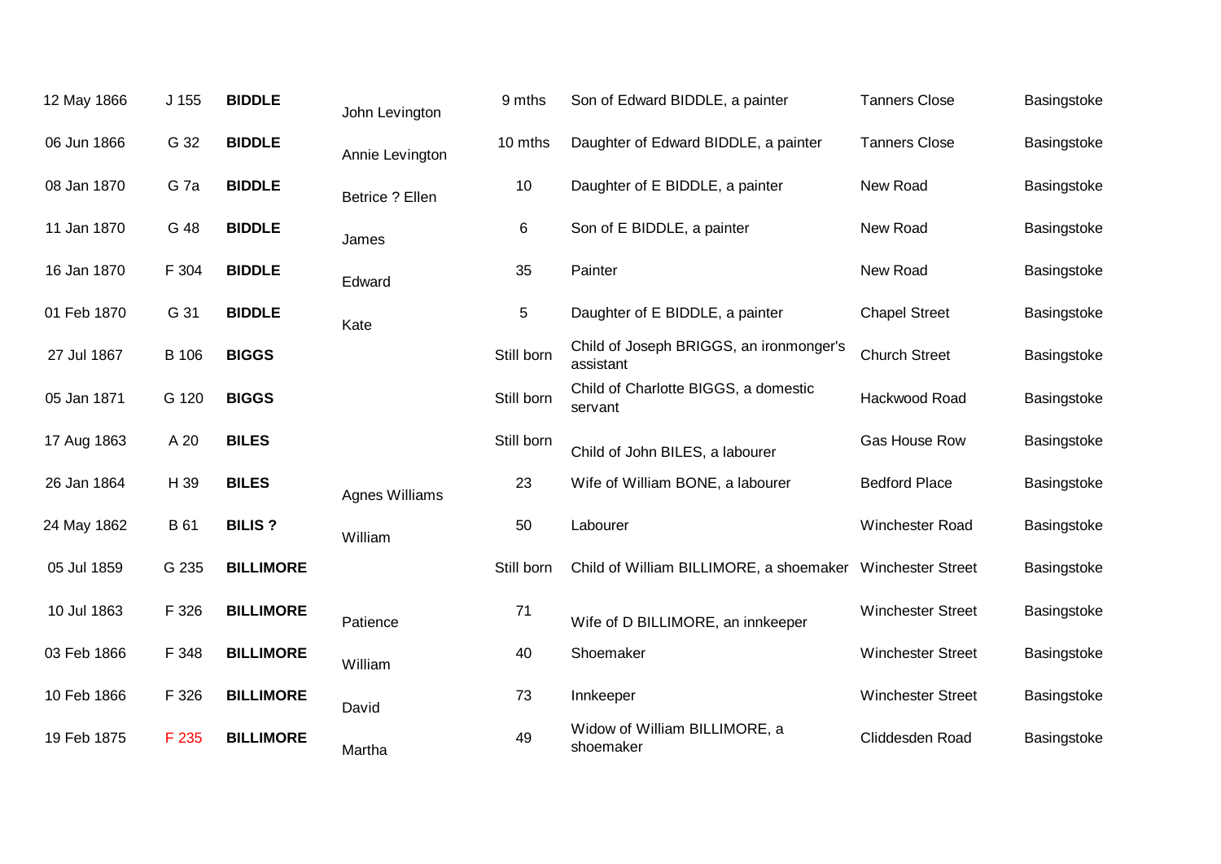| | | | | | | | |
|---|---|---|---|---|---|---|---|
| 12 May 1866 | J 155 | **BIDDLE** | John Levington | 9 mths | Son of Edward BIDDLE, a painter | Tanners Close | Basingstoke |
| 06 Jun 1866 | G 32 | **BIDDLE** | Annie Levington | 10 mths | Daughter of Edward BIDDLE, a painter | Tanners Close | Basingstoke |
| 08 Jan 1870 | G 7a | **BIDDLE** | Betrice ? Ellen | 10 | Daughter of E BIDDLE, a painter | New Road | Basingstoke |
| 11 Jan 1870 | G 48 | **BIDDLE** | James | 6 | Son of E BIDDLE, a painter | New Road | Basingstoke |
| 16 Jan 1870 | F 304 | **BIDDLE** | Edward | 35 | Painter | New Road | Basingstoke |
| 01 Feb 1870 | G 31 | **BIDDLE** | Kate | 5 | Daughter of E BIDDLE, a painter | Chapel Street | Basingstoke |
| 27 Jul 1867 | B 106 | **BIGGS** | | Still born | Child of Joseph BRIGGS, an ironmonger's assistant | Church Street | Basingstoke |
| 05 Jan 1871 | G 120 | **BIGGS** | | Still born | Child of Charlotte BIGGS, a domestic servant | Hackwood Road | Basingstoke |
| 17 Aug 1863 | A 20 | **BILES** | | Still born | Child of John BILES, a labourer | Gas House Row | Basingstoke |
| 26 Jan 1864 | H 39 | **BILES** | Agnes Williams | 23 | Wife of William BONE, a labourer | Bedford Place | Basingstoke |
| 24 May 1862 | B 61 | **BILIS ?** | William | 50 | Labourer | Winchester Road | Basingstoke |
| 05 Jul 1859 | G 235 | **BILLIMORE** | | Still born | Child of William BILLIMORE, a shoemaker | Winchester Street | Basingstoke |
| 10 Jul 1863 | F 326 | **BILLIMORE** | Patience | 71 | Wife of D BILLIMORE, an innkeeper | Winchester Street | Basingstoke |
| 03 Feb 1866 | F 348 | **BILLIMORE** | William | 40 | Shoemaker | Winchester Street | Basingstoke |
| 10 Feb 1866 | F 326 | **BILLIMORE** | David | 73 | Innkeeper | Winchester Street | Basingstoke |
| 19 Feb 1875 | F 235 | **BILLIMORE** | Martha | 49 | Widow of William BILLIMORE, a shoemaker | Cliddesden Road | Basingstoke |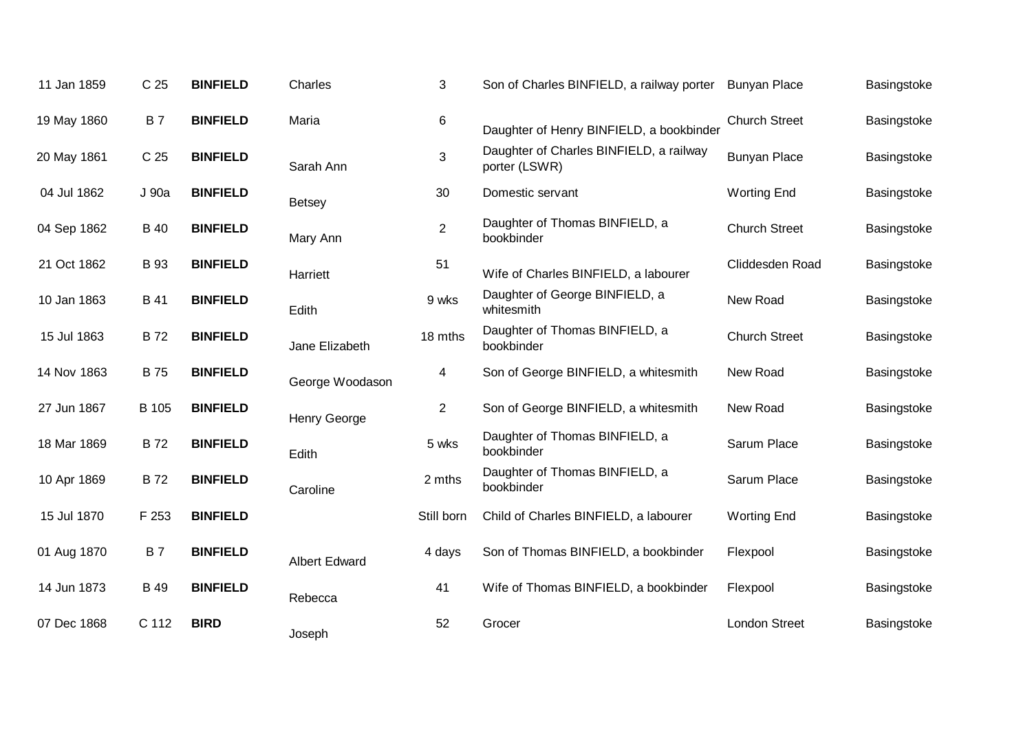| | | | | | | | |
|---|---|---|---|---|---|---|---|
| 11 Jan 1859 | C 25 | **BINFIELD** | Charles | 3 | Son of Charles BINFIELD, a railway porter | Bunyan Place | Basingstoke |
| 19 May 1860 | B 7 | **BINFIELD** | Maria | 6 | Daughter of Henry BINFIELD, a bookbinder | Church Street | Basingstoke |
| 20 May 1861 | C 25 | **BINFIELD** | Sarah Ann | 3 | Daughter of Charles BINFIELD, a railway porter (LSWR) | Bunyan Place | Basingstoke |
| 04 Jul 1862 | J 90a | **BINFIELD** | Betsey | 30 | Domestic servant | Worting End | Basingstoke |
| 04 Sep 1862 | B 40 | **BINFIELD** | Mary Ann | 2 | Daughter of Thomas BINFIELD, a bookbinder | Church Street | Basingstoke |
| 21 Oct 1862 | B 93 | **BINFIELD** | Harriett | 51 | Wife of Charles BINFIELD, a labourer | Cliddesden Road | Basingstoke |
| 10 Jan 1863 | B 41 | **BINFIELD** | Edith | 9 wks | Daughter of George BINFIELD, a whitesmith | New Road | Basingstoke |
| 15 Jul 1863 | B 72 | **BINFIELD** | Jane Elizabeth | 18 mths | Daughter of Thomas BINFIELD, a bookbinder | Church Street | Basingstoke |
| 14 Nov 1863 | B 75 | **BINFIELD** | George Woodason | 4 | Son of George BINFIELD, a whitesmith | New Road | Basingstoke |
| 27 Jun 1867 | B 105 | **BINFIELD** | Henry George | 2 | Son of George BINFIELD, a whitesmith | New Road | Basingstoke |
| 18 Mar 1869 | B 72 | **BINFIELD** | Edith | 5 wks | Daughter of Thomas BINFIELD, a bookbinder | Sarum Place | Basingstoke |
| 10 Apr 1869 | B 72 | **BINFIELD** | Caroline | 2 mths | Daughter of Thomas BINFIELD, a bookbinder | Sarum Place | Basingstoke |
| 15 Jul 1870 | F 253 | **BINFIELD** | | Still born | Child of Charles BINFIELD, a labourer | Worting End | Basingstoke |
| 01 Aug 1870 | B 7 | **BINFIELD** | Albert Edward | 4 days | Son of Thomas BINFIELD, a bookbinder | Flexpool | Basingstoke |
| 14 Jun 1873 | B 49 | **BINFIELD** | Rebecca | 41 | Wife of Thomas BINFIELD, a bookbinder | Flexpool | Basingstoke |
| 07 Dec 1868 | C 112 | **BIRD** | Joseph | 52 | Grocer | London Street | Basingstoke |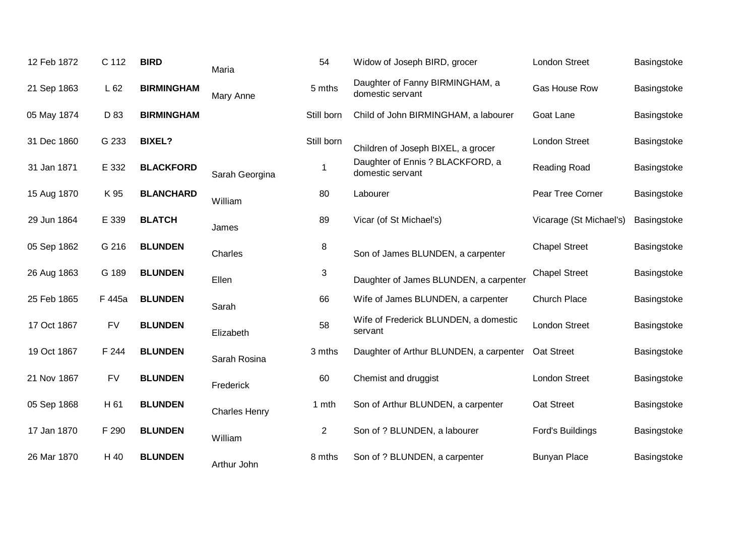| | | | | | | | |
|---|---|---|---|---|---|---|---|
| 12 Feb 1872 | C 112 | **BIRD** | Maria | 54 | Widow of Joseph BIRD, grocer | London Street | Basingstoke |
| 21 Sep 1863 | L 62 | **BIRMINGHAM** | Mary Anne | 5 mths | Daughter of Fanny BIRMINGHAM, a domestic servant | Gas House Row | Basingstoke |
| 05 May 1874 | D 83 | **BIRMINGHAM** | | Still born | Child of John BIRMINGHAM, a labourer | Goat Lane | Basingstoke |
| 31 Dec 1860 | G 233 | **BIXEL?** | | Still born | Children of Joseph BIXEL, a grocer | London Street | Basingstoke |
| 31 Jan 1871 | E 332 | **BLACKFORD** | Sarah Georgina | 1 | Daughter of Ennis ? BLACKFORD, a domestic servant | Reading Road | Basingstoke |
| 15 Aug 1870 | K 95 | **BLANCHARD** | William | 80 | Labourer | Pear Tree Corner | Basingstoke |
| 29 Jun 1864 | E 339 | **BLATCH** | James | 89 | Vicar (of St Michael's) | Vicarage (St Michael's) | Basingstoke |
| 05 Sep 1862 | G 216 | **BLUNDEN** | Charles | 8 | Son of James BLUNDEN, a carpenter | Chapel Street | Basingstoke |
| 26 Aug 1863 | G 189 | **BLUNDEN** | Ellen | 3 | Daughter of James BLUNDEN, a carpenter | Chapel Street | Basingstoke |
| 25 Feb 1865 | F 445a | **BLUNDEN** | Sarah | 66 | Wife of James BLUNDEN, a carpenter | Church Place | Basingstoke |
| 17 Oct 1867 | FV | **BLUNDEN** | Elizabeth | 58 | Wife of Frederick BLUNDEN, a domestic servant | London Street | Basingstoke |
| 19 Oct 1867 | F 244 | **BLUNDEN** | Sarah Rosina | 3 mths | Daughter of Arthur BLUNDEN, a carpenter | Oat Street | Basingstoke |
| 21 Nov 1867 | FV | **BLUNDEN** | Frederick | 60 | Chemist and druggist | London Street | Basingstoke |
| 05 Sep 1868 | H 61 | **BLUNDEN** | Charles Henry | 1 mth | Son of Arthur BLUNDEN, a carpenter | Oat Street | Basingstoke |
| 17 Jan 1870 | F 290 | **BLUNDEN** | William | 2 | Son of ? BLUNDEN, a labourer | Ford's Buildings | Basingstoke |
| 26 Mar 1870 | H 40 | **BLUNDEN** | Arthur John | 8 mths | Son of ? BLUNDEN, a carpenter | Bunyan Place | Basingstoke |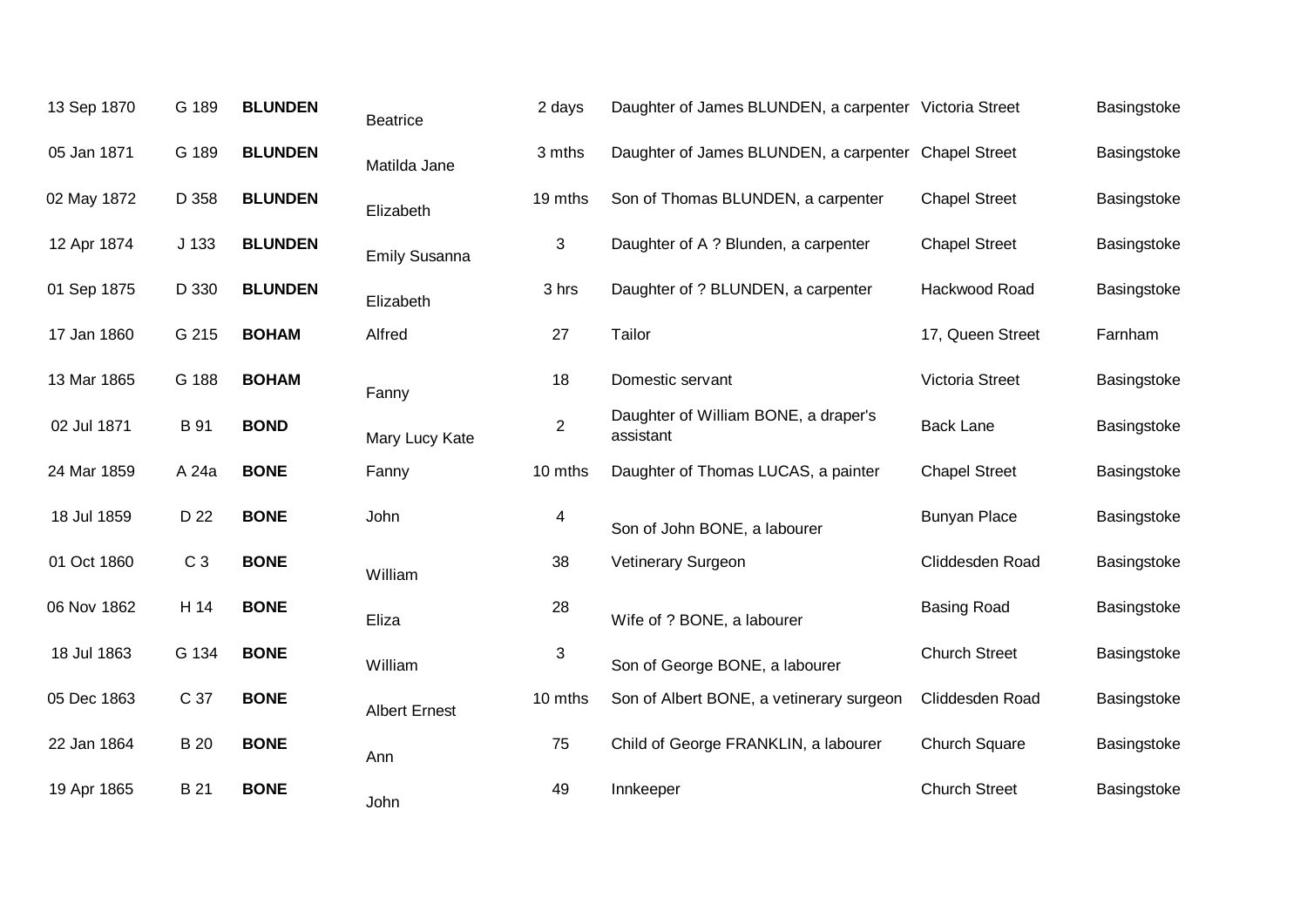| | | | | | | | |
|---|---|---|---|---|---|---|---|
| 13 Sep 1870 | G 189 | **BLUNDEN** | Beatrice | 2 days | Daughter of James BLUNDEN, a carpenter | Victoria Street | Basingstoke |
| 05 Jan 1871 | G 189 | **BLUNDEN** | Matilda Jane | 3 mths | Daughter of James BLUNDEN, a carpenter | Chapel Street | Basingstoke |
| 02 May 1872 | D 358 | **BLUNDEN** | Elizabeth | 19 mths | Son of Thomas BLUNDEN, a carpenter | Chapel Street | Basingstoke |
| 12 Apr 1874 | J 133 | **BLUNDEN** | Emily Susanna | 3 | Daughter of A ? Blunden, a carpenter | Chapel Street | Basingstoke |
| 01 Sep 1875 | D 330 | **BLUNDEN** | Elizabeth | 3 hrs | Daughter of ? BLUNDEN, a carpenter | Hackwood Road | Basingstoke |
| 17 Jan 1860 | G 215 | **BOHAM** | Alfred | 27 | Tailor | 17, Queen Street | Farnham |
| 13 Mar 1865 | G 188 | **BOHAM** | Fanny | 18 | Domestic servant | Victoria Street | Basingstoke |
| 02 Jul 1871 | B 91 | **BOND** | Mary Lucy Kate | 2 | Daughter of William BONE, a draper's assistant | Back Lane | Basingstoke |
| 24 Mar 1859 | A 24a | **BONE** | Fanny | 10 mths | Daughter of Thomas LUCAS, a painter | Chapel Street | Basingstoke |
| 18 Jul 1859 | D 22 | **BONE** | John | 4 | Son of John BONE, a labourer | Bunyan Place | Basingstoke |
| 01 Oct 1860 | C 3 | **BONE** | William | 38 | Vetinerary Surgeon | Cliddesden Road | Basingstoke |
| 06 Nov 1862 | H 14 | **BONE** | Eliza | 28 | Wife of ? BONE, a labourer | Basing Road | Basingstoke |
| 18 Jul 1863 | G 134 | **BONE** | William | 3 | Son of George BONE, a labourer | Church Street | Basingstoke |
| 05 Dec 1863 | C 37 | **BONE** | Albert Ernest | 10 mths | Son of Albert BONE, a vetinerary surgeon | Cliddesden Road | Basingstoke |
| 22 Jan 1864 | B 20 | **BONE** | Ann | 75 | Child of George FRANKLIN, a labourer | Church Square | Basingstoke |
| 19 Apr 1865 | B 21 | **BONE** | John | 49 | Innkeeper | Church Street | Basingstoke |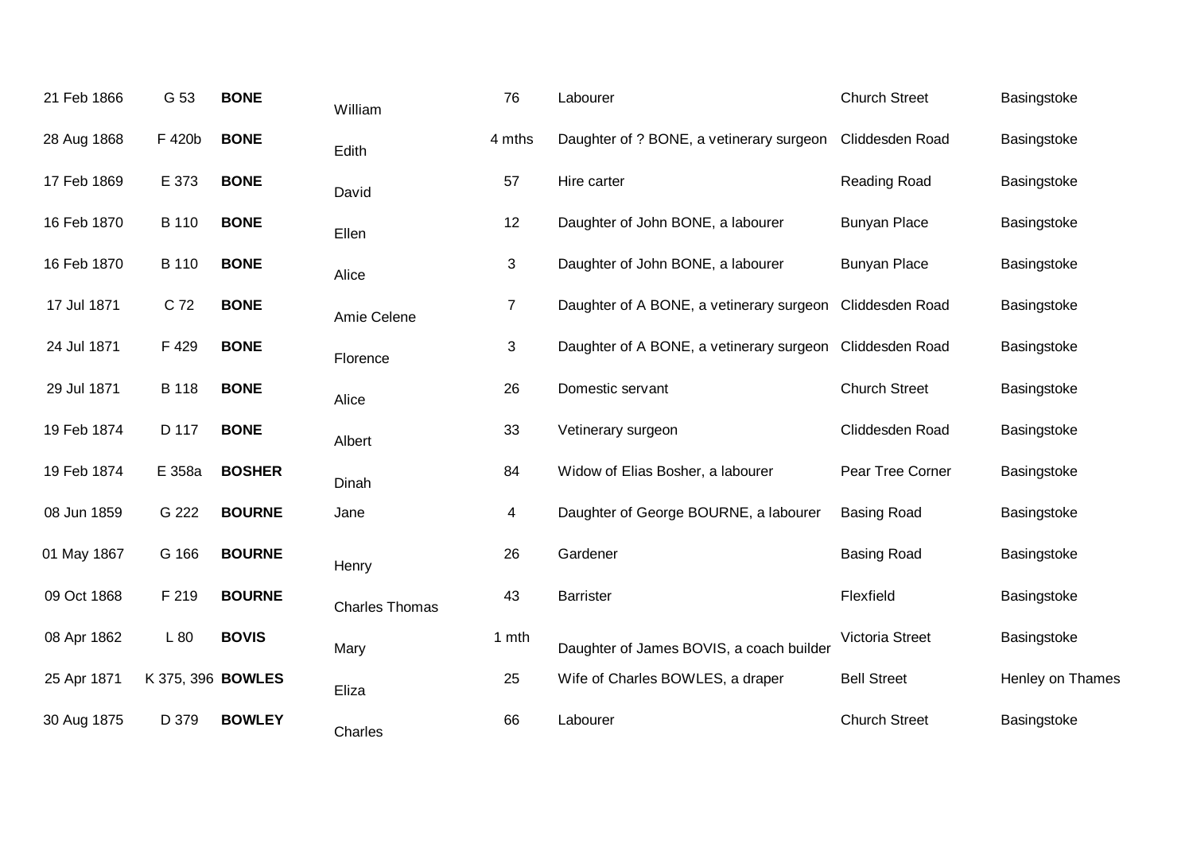| | | | | | | | |
|---|---|---|---|---|---|---|---|
| 21 Feb 1866 | G 53 | **BONE** | William | 76 | Labourer | Church Street | Basingstoke |
| 28 Aug 1868 | F 420b | **BONE** | Edith | 4 mths | Daughter of ? BONE, a vetinerary surgeon | Cliddesden Road | Basingstoke |
| 17 Feb 1869 | E 373 | **BONE** | David | 57 | Hire carter | Reading Road | Basingstoke |
| 16 Feb 1870 | B 110 | **BONE** | Ellen | 12 | Daughter of John BONE, a labourer | Bunyan Place | Basingstoke |
| 16 Feb 1870 | B 110 | **BONE** | Alice | 3 | Daughter of John BONE, a labourer | Bunyan Place | Basingstoke |
| 17 Jul 1871 | C 72 | **BONE** | Amie Celene | 7 | Daughter of A BONE, a vetinerary surgeon | Cliddesden Road | Basingstoke |
| 24 Jul 1871 | F 429 | **BONE** | Florence | 3 | Daughter of A BONE, a vetinerary surgeon | Cliddesden Road | Basingstoke |
| 29 Jul 1871 | B 118 | **BONE** | Alice | 26 | Domestic servant | Church Street | Basingstoke |
| 19 Feb 1874 | D 117 | **BONE** | Albert | 33 | Vetinerary surgeon | Cliddesden Road | Basingstoke |
| 19 Feb 1874 | E 358a | **BOSHER** | Dinah | 84 | Widow of Elias Bosher, a labourer | Pear Tree Corner | Basingstoke |
| 08 Jun 1859 | G 222 | **BOURNE** | Jane | 4 | Daughter of George BOURNE, a labourer | Basing Road | Basingstoke |
| 01 May 1867 | G 166 | **BOURNE** | Henry | 26 | Gardener | Basing Road | Basingstoke |
| 09 Oct 1868 | F 219 | **BOURNE** | Charles Thomas | 43 | Barrister | Flexfield | Basingstoke |
| 08 Apr 1862 | L 80 | **BOVIS** | Mary | 1 mth | Daughter of James BOVIS, a coach builder | Victoria Street | Basingstoke |
| 25 Apr 1871 | K 375, 396 | **BOWLES** | Eliza | 25 | Wife of Charles BOWLES, a draper | Bell Street | Henley on Thames |
| 30 Aug 1875 | D 379 | **BOWLEY** | Charles | 66 | Labourer | Church Street | Basingstoke |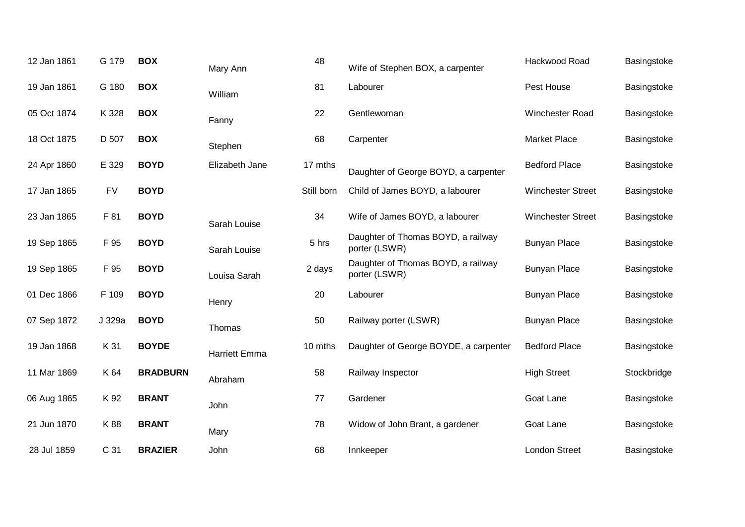| | | | | | | | |
|---|---|---|---|---|---|---|---|
| 12 Jan 1861 | G 179 | **BOX** | Mary Ann | 48 | Wife of Stephen BOX, a carpenter | Hackwood Road | Basingstoke |
| 19 Jan 1861 | G 180 | **BOX** | William | 81 | Labourer | Pest House | Basingstoke |
| 05 Oct 1874 | K 328 | **BOX** | Fanny | 22 | Gentlewoman | Winchester Road | Basingstoke |
| 18 Oct 1875 | D 507 | **BOX** | Stephen | 68 | Carpenter | Market Place | Basingstoke |
| 24 Apr 1860 | E 329 | **BOYD** | Elizabeth Jane | 17 mths | Daughter of George BOYD, a carpenter | Bedford Place | Basingstoke |
| 17 Jan 1865 | FV | **BOYD** | | Still born | Child of James BOYD, a labourer | Winchester Street | Basingstoke |
| 23 Jan 1865 | F 81 | **BOYD** | Sarah Louise | 34 | Wife of James BOYD, a labourer | Winchester Street | Basingstoke |
| 19 Sep 1865 | F 95 | **BOYD** | Sarah Louise | 5 hrs | Daughter of Thomas BOYD, a railway porter (LSWR) | Bunyan Place | Basingstoke |
| 19 Sep 1865 | F 95 | **BOYD** | Louisa Sarah | 2 days | Daughter of Thomas BOYD, a railway porter (LSWR) | Bunyan Place | Basingstoke |
| 01 Dec 1866 | F 109 | **BOYD** | Henry | 20 | Labourer | Bunyan Place | Basingstoke |
| 07 Sep 1872 | J 329a | **BOYD** | Thomas | 50 | Railway porter (LSWR) | Bunyan Place | Basingstoke |
| 19 Jan 1868 | K 31 | **BOYDE** | Harriett Emma | 10 mths | Daughter of George BOYDE, a carpenter | Bedford Place | Basingstoke |
| 11 Mar 1869 | K 64 | **BRADBURN** | Abraham | 58 | Railway Inspector | High Street | Stockbridge |
| 06 Aug 1865 | K 92 | **BRANT** | John | 77 | Gardener | Goat Lane | Basingstoke |
| 21 Jun 1870 | K 88 | **BRANT** | Mary | 78 | Widow of John Brant, a gardener | Goat Lane | Basingstoke |
| 28 Jul 1859 | C 31 | **BRAZIER** | John | 68 | Innkeeper | London Street | Basingstoke |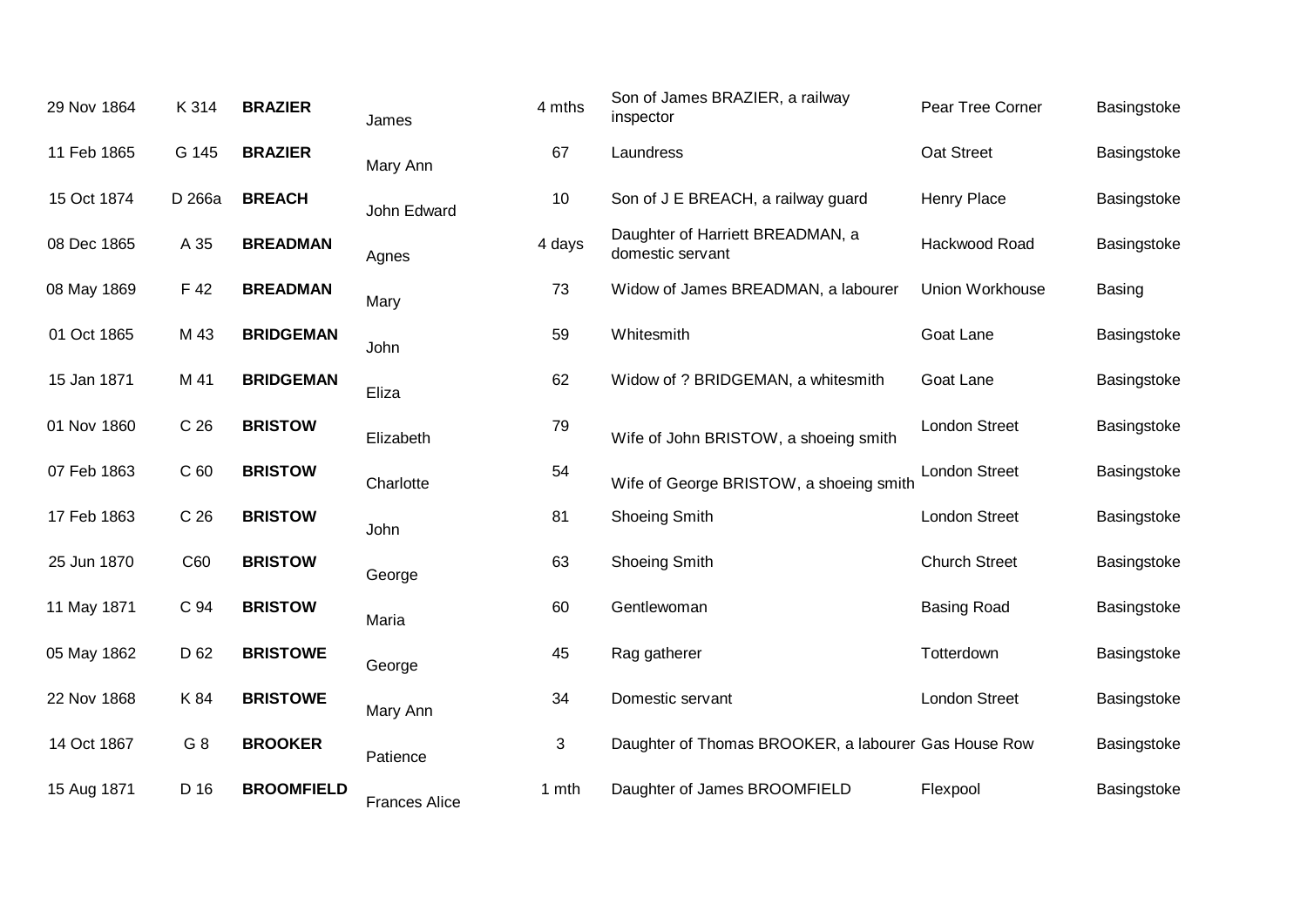| | | | | | | | |
|---|---|---|---|---|---|---|---|
| 29 Nov 1864 | K 314 | **BRAZIER** | James | 4 mths | Son of James BRAZIER, a railway inspector | Pear Tree Corner | Basingstoke |
| 11 Feb 1865 | G 145 | **BRAZIER** | Mary Ann | 67 | Laundress | Oat Street | Basingstoke |
| 15 Oct 1874 | D 266a | **BREACH** | John Edward | 10 | Son of J E BREACH, a railway guard | Henry Place | Basingstoke |
| 08 Dec 1865 | A 35 | **BREADMAN** | Agnes | 4 days | Daughter of Harriett BREADMAN, a domestic servant | Hackwood Road | Basingstoke |
| 08 May 1869 | F 42 | **BREADMAN** | Mary | 73 | Widow of James BREADMAN, a labourer | Union Workhouse | Basing |
| 01 Oct 1865 | M 43 | **BRIDGEMAN** | John | 59 | Whitesmith | Goat Lane | Basingstoke |
| 15 Jan 1871 | M 41 | **BRIDGEMAN** | Eliza | 62 | Widow of ? BRIDGEMAN, a whitesmith | Goat Lane | Basingstoke |
| 01 Nov 1860 | C 26 | **BRISTOW** | Elizabeth | 79 | Wife of John BRISTOW, a shoeing smith | London Street | Basingstoke |
| 07 Feb 1863 | C 60 | **BRISTOW** | Charlotte | 54 | Wife of George BRISTOW, a shoeing smith | London Street | Basingstoke |
| 17 Feb 1863 | C 26 | **BRISTOW** | John | 81 | Shoeing Smith | London Street | Basingstoke |
| 25 Jun 1870 | C60 | **BRISTOW** | George | 63 | Shoeing Smith | Church Street | Basingstoke |
| 11 May 1871 | C 94 | **BRISTOW** | Maria | 60 | Gentlewoman | Basing Road | Basingstoke |
| 05 May 1862 | D 62 | **BRISTOWE** | George | 45 | Rag gatherer | Totterdown | Basingstoke |
| 22 Nov 1868 | K 84 | **BRISTOWE** | Mary Ann | 34 | Domestic servant | London Street | Basingstoke |
| 14 Oct 1867 | G 8 | **BROOKER** | Patience | 3 | Daughter of Thomas BROOKER, a labourer | Gas House Row | Basingstoke |
| 15 Aug 1871 | D 16 | **BROOMFIELD** | Frances Alice | 1 mth | Daughter of James BROOMFIELD | Flexpool | Basingstoke |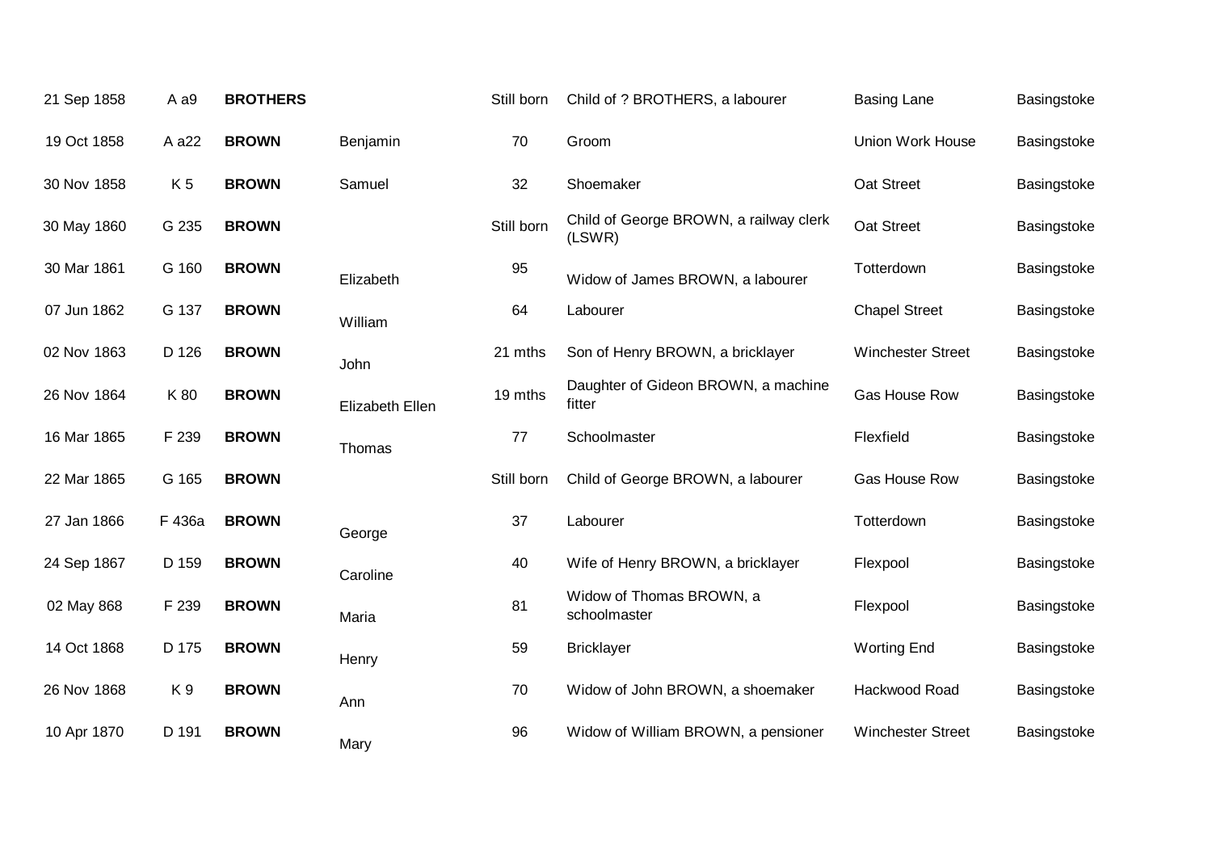| | | | | | | | |
|---|---|---|---|---|---|---|---|
| 21 Sep 1858 | A a9 | **BROTHERS** | | Still born | Child of ? BROTHERS, a labourer | Basing Lane | Basingstoke |
| 19 Oct 1858 | A a22 | **BROWN** | Benjamin | 70 | Groom | Union Work House | Basingstoke |
| 30 Nov 1858 | K 5 | **BROWN** | Samuel | 32 | Shoemaker | Oat Street | Basingstoke |
| 30 May 1860 | G 235 | **BROWN** | | Still born | Child of George BROWN, a railway clerk (LSWR) | Oat Street | Basingstoke |
| 30 Mar 1861 | G 160 | **BROWN** | Elizabeth | 95 | Widow of James BROWN, a labourer | Totterdown | Basingstoke |
| 07 Jun 1862 | G 137 | **BROWN** | William | 64 | Labourer | Chapel Street | Basingstoke |
| 02 Nov 1863 | D 126 | **BROWN** | John | 21 mths | Son of Henry BROWN, a bricklayer | Winchester Street | Basingstoke |
| 26 Nov 1864 | K 80 | **BROWN** | Elizabeth Ellen | 19 mths | Daughter of Gideon BROWN, a machine fitter | Gas House Row | Basingstoke |
| 16 Mar 1865 | F 239 | **BROWN** | Thomas | 77 | Schoolmaster | Flexfield | Basingstoke |
| 22 Mar 1865 | G 165 | **BROWN** | | Still born | Child of George BROWN, a labourer | Gas House Row | Basingstoke |
| 27 Jan 1866 | F 436a | **BROWN** | George | 37 | Labourer | Totterdown | Basingstoke |
| 24 Sep 1867 | D 159 | **BROWN** | Caroline | 40 | Wife of Henry BROWN, a bricklayer | Flexpool | Basingstoke |
| 02 May 868 | F 239 | **BROWN** | Maria | 81 | Widow of Thomas BROWN, a schoolmaster | Flexpool | Basingstoke |
| 14 Oct 1868 | D 175 | **BROWN** | Henry | 59 | Bricklayer | Worting End | Basingstoke |
| 26 Nov 1868 | K 9 | **BROWN** | Ann | 70 | Widow of John BROWN, a shoemaker | Hackwood Road | Basingstoke |
| 10 Apr 1870 | D 191 | **BROWN** | Mary | 96 | Widow of William BROWN, a pensioner | Winchester Street | Basingstoke |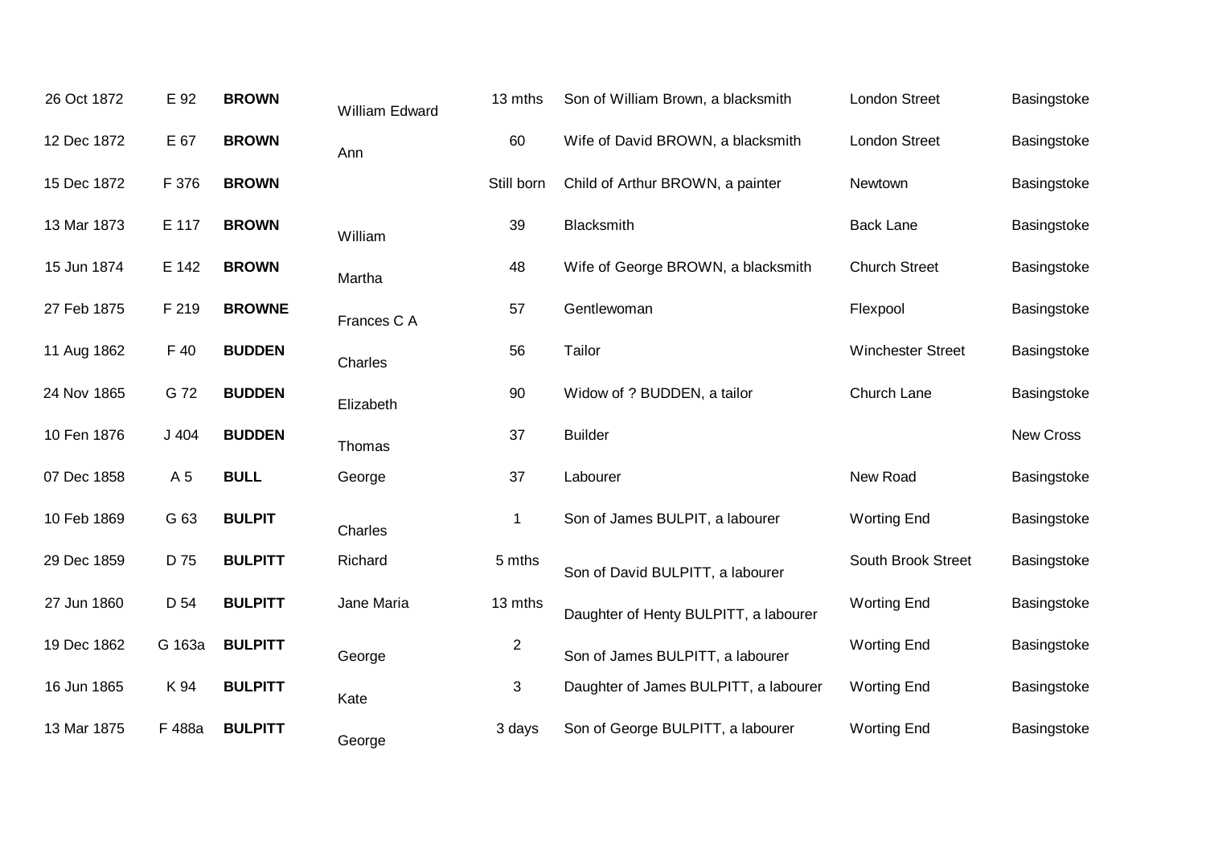| | | | | | | | |
|---|---|---|---|---|---|---|---|
| 26 Oct 1872 | E 92 | **BROWN** | William Edward | 13 mths | Son of William Brown, a blacksmith | London Street | Basingstoke |
| 12 Dec 1872 | E 67 | **BROWN** | Ann | 60 | Wife of David BROWN, a blacksmith | London Street | Basingstoke |
| 15 Dec 1872 | F 376 | **BROWN** | | Still born | Child of Arthur BROWN, a painter | Newtown | Basingstoke |
| 13 Mar 1873 | E 117 | **BROWN** | William | 39 | Blacksmith | Back Lane | Basingstoke |
| 15 Jun 1874 | E 142 | **BROWN** | Martha | 48 | Wife of George BROWN, a blacksmith | Church Street | Basingstoke |
| 27 Feb 1875 | F 219 | **BROWNE** | Frances C A | 57 | Gentlewoman | Flexpool | Basingstoke |
| 11 Aug 1862 | F 40 | **BUDDEN** | Charles | 56 | Tailor | Winchester Street | Basingstoke |
| 24 Nov 1865 | G 72 | **BUDDEN** | Elizabeth | 90 | Widow of ? BUDDEN, a tailor | Church Lane | Basingstoke |
| 10 Fen 1876 | J 404 | **BUDDEN** | Thomas | 37 | Builder | | New Cross |
| 07 Dec 1858 | A 5 | **BULL** | George | 37 | Labourer | New Road | Basingstoke |
| 10 Feb 1869 | G 63 | **BULPIT** | Charles | 1 | Son of James BULPIT, a labourer | Worting End | Basingstoke |
| 29 Dec 1859 | D 75 | **BULPITT** | Richard | 5 mths | Son of David BULPITT, a labourer | South Brook Street | Basingstoke |
| 27 Jun 1860 | D 54 | **BULPITT** | Jane Maria | 13 mths | Daughter of Henty BULPITT, a labourer | Worting End | Basingstoke |
| 19 Dec 1862 | G 163a | **BULPITT** | George | 2 | Son of James BULPITT, a labourer | Worting End | Basingstoke |
| 16 Jun 1865 | K 94 | **BULPITT** | Kate | 3 | Daughter of James BULPITT, a labourer | Worting End | Basingstoke |
| 13 Mar 1875 | F 488a | **BULPITT** | George | 3 days | Son of George BULPITT, a labourer | Worting End | Basingstoke |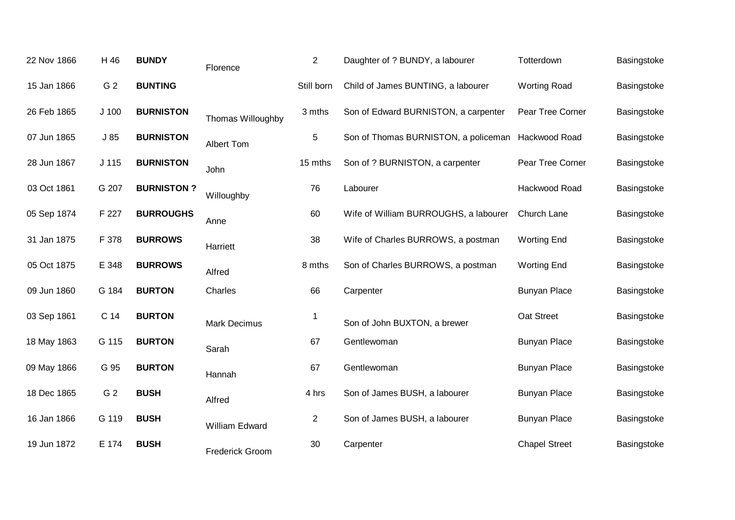| | | | | | | | |
|---|---|---|---|---|---|---|---|
| 22 Nov 1866 | H 46 | **BUNDY** | Florence | 2 | Daughter of ? BUNDY, a labourer | Totterdown | Basingstoke |
| 15 Jan 1866 | G 2 | **BUNTING** | | Still born | Child of James BUNTING, a labourer | Worting Road | Basingstoke |
| 26 Feb 1865 | J 100 | **BURNISTON** | Thomas Willoughby | 3 mths | Son of Edward BURNISTON, a carpenter | Pear Tree Corner | Basingstoke |
| 07 Jun 1865 | J 85 | **BURNISTON** | Albert Tom | 5 | Son of Thomas BURNISTON, a policeman | Hackwood Road | Basingstoke |
| 28 Jun 1867 | J 115 | **BURNISTON** | John | 15 mths | Son of ? BURNISTON, a carpenter | Pear Tree Corner | Basingstoke |
| 03 Oct 1861 | G 207 | **BURNISTON ?** | Willoughby | 76 | Labourer | Hackwood Road | Basingstoke |
| 05 Sep 1874 | F 227 | **BURROUGHS** | Anne | 60 | Wife of William BURROUGHS, a labourer | Church Lane | Basingstoke |
| 31 Jan 1875 | F 378 | **BURROWS** | Harriett | 38 | Wife of Charles BURROWS, a postman | Worting End | Basingstoke |
| 05 Oct 1875 | E 348 | **BURROWS** | Alfred | 8 mths | Son of Charles BURROWS, a postman | Worting End | Basingstoke |
| 09 Jun 1860 | G 184 | **BURTON** | Charles | 66 | Carpenter | Bunyan Place | Basingstoke |
| 03 Sep 1861 | C 14 | **BURTON** | Mark Decimus | 1 | Son of John BUXTON, a brewer | Oat Street | Basingstoke |
| 18 May 1863 | G 115 | **BURTON** | Sarah | 67 | Gentlewoman | Bunyan Place | Basingstoke |
| 09 May 1866 | G 95 | **BURTON** | Hannah | 67 | Gentlewoman | Bunyan Place | Basingstoke |
| 18 Dec 1865 | G 2 | **BUSH** | Alfred | 4 hrs | Son of James BUSH, a labourer | Bunyan Place | Basingstoke |
| 16 Jan 1866 | G 119 | **BUSH** | William Edward | 2 | Son of James BUSH, a labourer | Bunyan Place | Basingstoke |
| 19 Jun 1872 | E 174 | **BUSH** | Frederick Groom | 30 | Carpenter | Chapel Street | Basingstoke |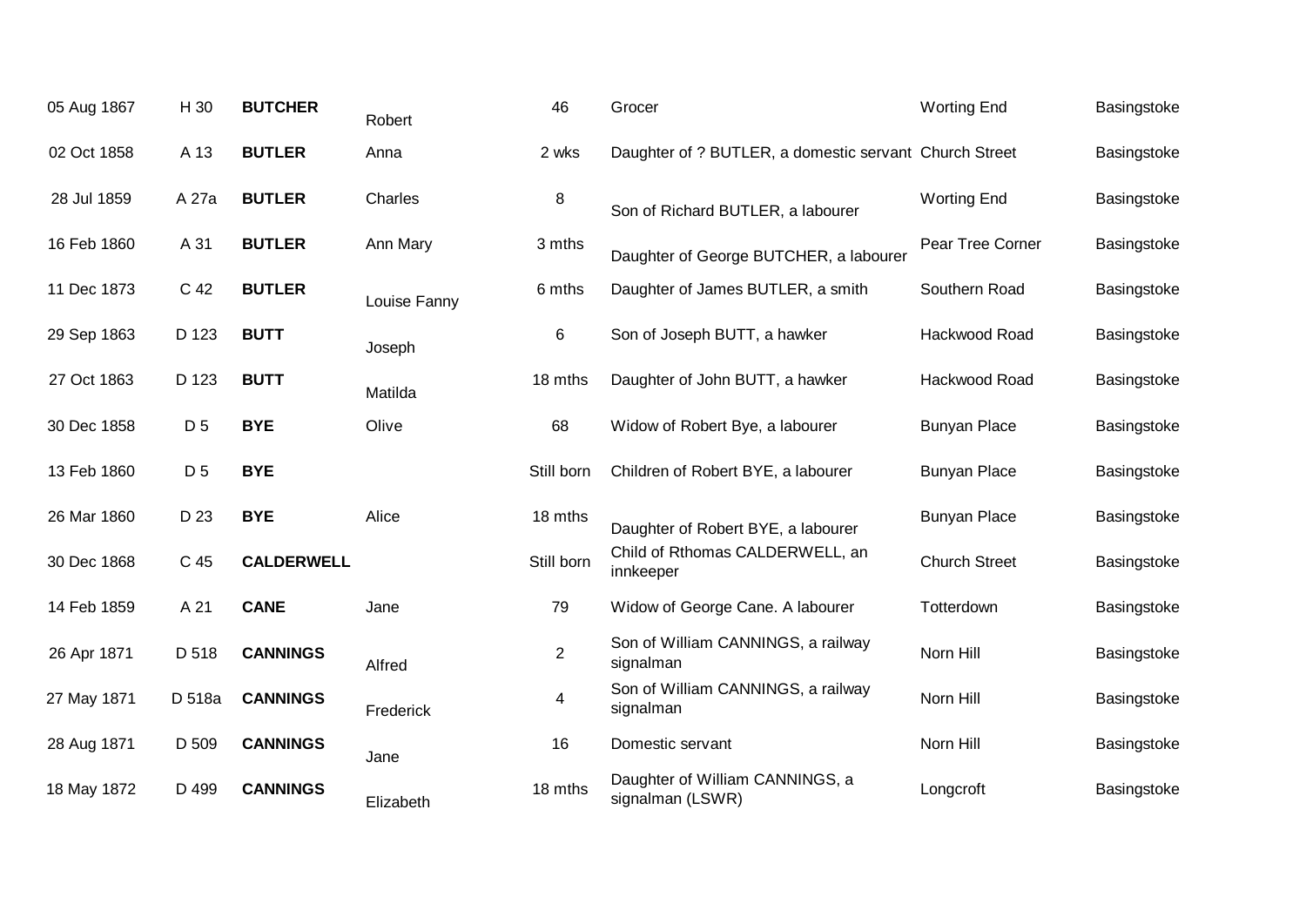| | | | | | | | |
|---|---|---|---|---|---|---|---|
| 05 Aug 1867 | H 30 | **BUTCHER** | Robert | 46 | Grocer | Worting End | Basingstoke |
| 02 Oct 1858 | A 13 | **BUTLER** | Anna | 2 wks | Daughter of ? BUTLER, a domestic servant | Church Street | Basingstoke |
| 28 Jul 1859 | A 27a | **BUTLER** | Charles | 8 | Son of Richard BUTLER, a labourer | Worting End | Basingstoke |
| 16 Feb 1860 | A 31 | **BUTLER** | Ann Mary | 3 mths | Daughter of George BUTCHER, a labourer | Pear Tree Corner | Basingstoke |
| 11 Dec 1873 | C 42 | **BUTLER** | Louise Fanny | 6 mths | Daughter of James BUTLER, a smith | Southern Road | Basingstoke |
| 29 Sep 1863 | D 123 | **BUTT** | Joseph | 6 | Son of Joseph BUTT, a hawker | Hackwood Road | Basingstoke |
| 27 Oct 1863 | D 123 | **BUTT** | Matilda | 18 mths | Daughter of John BUTT, a hawker | Hackwood Road | Basingstoke |
| 30 Dec 1858 | D 5 | **BYE** | Olive | 68 | Widow of Robert Bye, a labourer | Bunyan Place | Basingstoke |
| 13 Feb 1860 | D 5 | **BYE** | | Still born | Children of Robert BYE, a labourer | Bunyan Place | Basingstoke |
| 26 Mar 1860 | D 23 | **BYE** | Alice | 18 mths | Daughter of Robert BYE, a labourer | Bunyan Place | Basingstoke |
| 30 Dec 1868 | C 45 | **CALDERWELL** | | Still born | Child of Rthomas CALDERWELL, an innkeeper | Church Street | Basingstoke |
| 14 Feb 1859 | A 21 | **CANE** | Jane | 79 | Widow of George Cane. A labourer | Totterdown | Basingstoke |
| 26 Apr 1871 | D 518 | **CANNINGS** | Alfred | 2 | Son of William CANNINGS, a railway signalman | Norn Hill | Basingstoke |
| 27 May 1871 | D 518a | **CANNINGS** | Frederick | 4 | Son of William CANNINGS, a railway signalman | Norn Hill | Basingstoke |
| 28 Aug 1871 | D 509 | **CANNINGS** | Jane | 16 | Domestic servant | Norn Hill | Basingstoke |
| 18 May 1872 | D 499 | **CANNINGS** | Elizabeth | 18 mths | Daughter of William CANNINGS, a signalman (LSWR) | Longcroft | Basingstoke |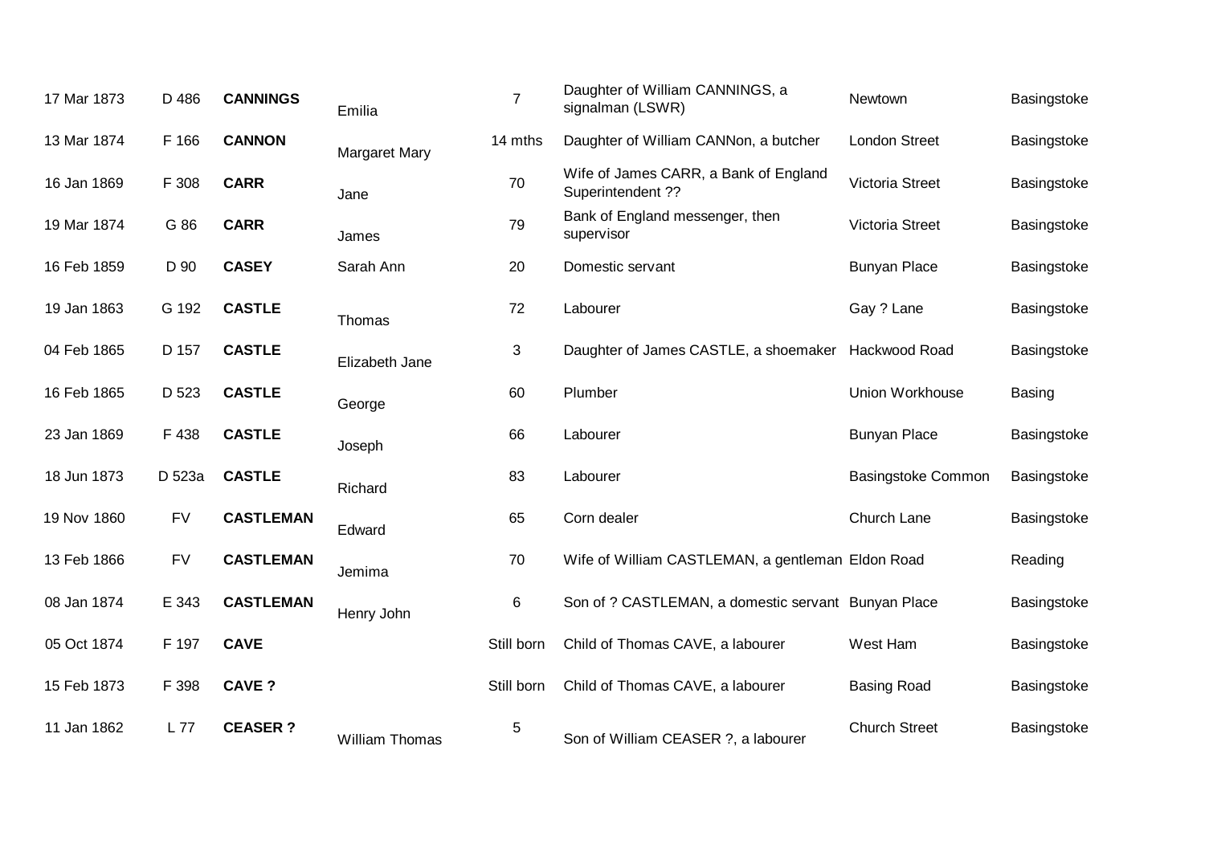| | | | | | | | |
|---|---|---|---|---|---|---|---|
| 17 Mar 1873 | D 486 | **CANNINGS** | Emilia | 7 | Daughter of William CANNINGS, a signalman (LSWR) | Newtown | Basingstoke |
| 13 Mar 1874 | F 166 | **CANNON** | Margaret Mary | 14 mths | Daughter of William CANNon, a butcher | London Street | Basingstoke |
| 16 Jan 1869 | F 308 | **CARR** | Jane | 70 | Wife of James CARR, a Bank of England Superintendent ?? | Victoria Street | Basingstoke |
| 19 Mar 1874 | G 86 | **CARR** | James | 79 | Bank of England messenger, then supervisor | Victoria Street | Basingstoke |
| 16 Feb 1859 | D 90 | **CASEY** | Sarah Ann | 20 | Domestic servant | Bunyan Place | Basingstoke |
| 19 Jan 1863 | G 192 | **CASTLE** | Thomas | 72 | Labourer | Gay ? Lane | Basingstoke |
| 04 Feb 1865 | D 157 | **CASTLE** | Elizabeth Jane | 3 | Daughter of James CASTLE, a shoemaker | Hackwood Road | Basingstoke |
| 16 Feb 1865 | D 523 | **CASTLE** | George | 60 | Plumber | Union Workhouse | Basing |
| 23 Jan 1869 | F 438 | **CASTLE** | Joseph | 66 | Labourer | Bunyan Place | Basingstoke |
| 18 Jun 1873 | D 523a | **CASTLE** | Richard | 83 | Labourer | Basingstoke Common | Basingstoke |
| 19 Nov 1860 | FV | **CASTLEMAN** | Edward | 65 | Corn dealer | Church Lane | Basingstoke |
| 13 Feb 1866 | FV | **CASTLEMAN** | Jemima | 70 | Wife of William CASTLEMAN, a gentleman | Eldon Road | Reading |
| 08 Jan 1874 | E 343 | **CASTLEMAN** | Henry John | 6 | Son of ? CASTLEMAN, a domestic servant | Bunyan Place | Basingstoke |
| 05 Oct 1874 | F 197 | **CAVE** | | Still born | Child of Thomas CAVE, a labourer | West Ham | Basingstoke |
| 15 Feb 1873 | F 398 | **CAVE ?** | | Still born | Child of Thomas CAVE, a labourer | Basing Road | Basingstoke |
| 11 Jan 1862 | L 77 | **CEASER ?** | William Thomas | 5 | Son of William CEASER ?, a labourer | Church Street | Basingstoke |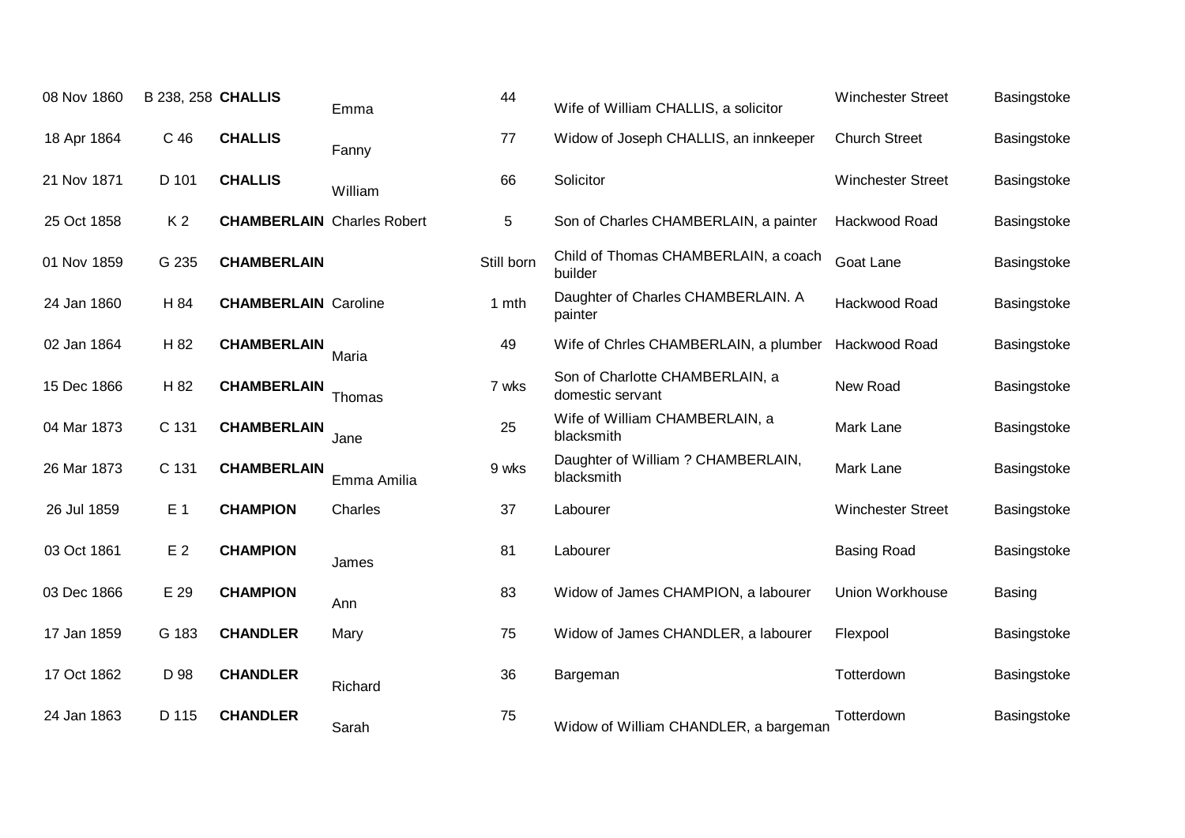| | | | | | | | |
|---|---|---|---|---|---|---|---|
| 08 Nov 1860 | B 238, 258 | **CHALLIS** | Emma | 44 | Wife of William CHALLIS, a solicitor | Winchester Street | Basingstoke |
| 18 Apr 1864 | C 46 | **CHALLIS** | Fanny | 77 | Widow of Joseph CHALLIS, an innkeeper | Church Street | Basingstoke |
| 21 Nov 1871 | D 101 | **CHALLIS** | William | 66 | Solicitor | Winchester Street | Basingstoke |
| 25 Oct 1858 | K 2 | **CHAMBERLAIN** | Charles Robert | 5 | Son of Charles CHAMBERLAIN, a painter | Hackwood Road | Basingstoke |
| 01 Nov 1859 | G 235 | **CHAMBERLAIN** | | Still born | Child of Thomas CHAMBERLAIN, a coach builder | Goat Lane | Basingstoke |
| 24 Jan 1860 | H 84 | **CHAMBERLAIN** | Caroline | 1 mth | Daughter of Charles CHAMBERLAIN. A painter | Hackwood Road | Basingstoke |
| 02 Jan 1864 | H 82 | **CHAMBERLAIN** | Maria | 49 | Wife of Chrles CHAMBERLAIN, a plumber | Hackwood Road | Basingstoke |
| 15 Dec 1866 | H 82 | **CHAMBERLAIN** | Thomas | 7 wks | Son of Charlotte CHAMBERLAIN, a domestic servant | New Road | Basingstoke |
| 04 Mar 1873 | C 131 | **CHAMBERLAIN** | Jane | 25 | Wife of William CHAMBERLAIN, a blacksmith | Mark Lane | Basingstoke |
| 26 Mar 1873 | C 131 | **CHAMBERLAIN** | Emma Amilia | 9 wks | Daughter of William ? CHAMBERLAIN, blacksmith | Mark Lane | Basingstoke |
| 26 Jul 1859 | E 1 | **CHAMPION** | Charles | 37 | Labourer | Winchester Street | Basingstoke |
| 03 Oct 1861 | E 2 | **CHAMPION** | James | 81 | Labourer | Basing Road | Basingstoke |
| 03 Dec 1866 | E 29 | **CHAMPION** | Ann | 83 | Widow of James CHAMPION, a labourer | Union Workhouse | Basing |
| 17 Jan 1859 | G 183 | **CHANDLER** | Mary | 75 | Widow of James CHANDLER, a labourer | Flexpool | Basingstoke |
| 17 Oct 1862 | D 98 | **CHANDLER** | Richard | 36 | Bargeman | Totterdown | Basingstoke |
| 24 Jan 1863 | D 115 | **CHANDLER** | Sarah | 75 | Widow of William CHANDLER, a bargeman | Totterdown | Basingstoke |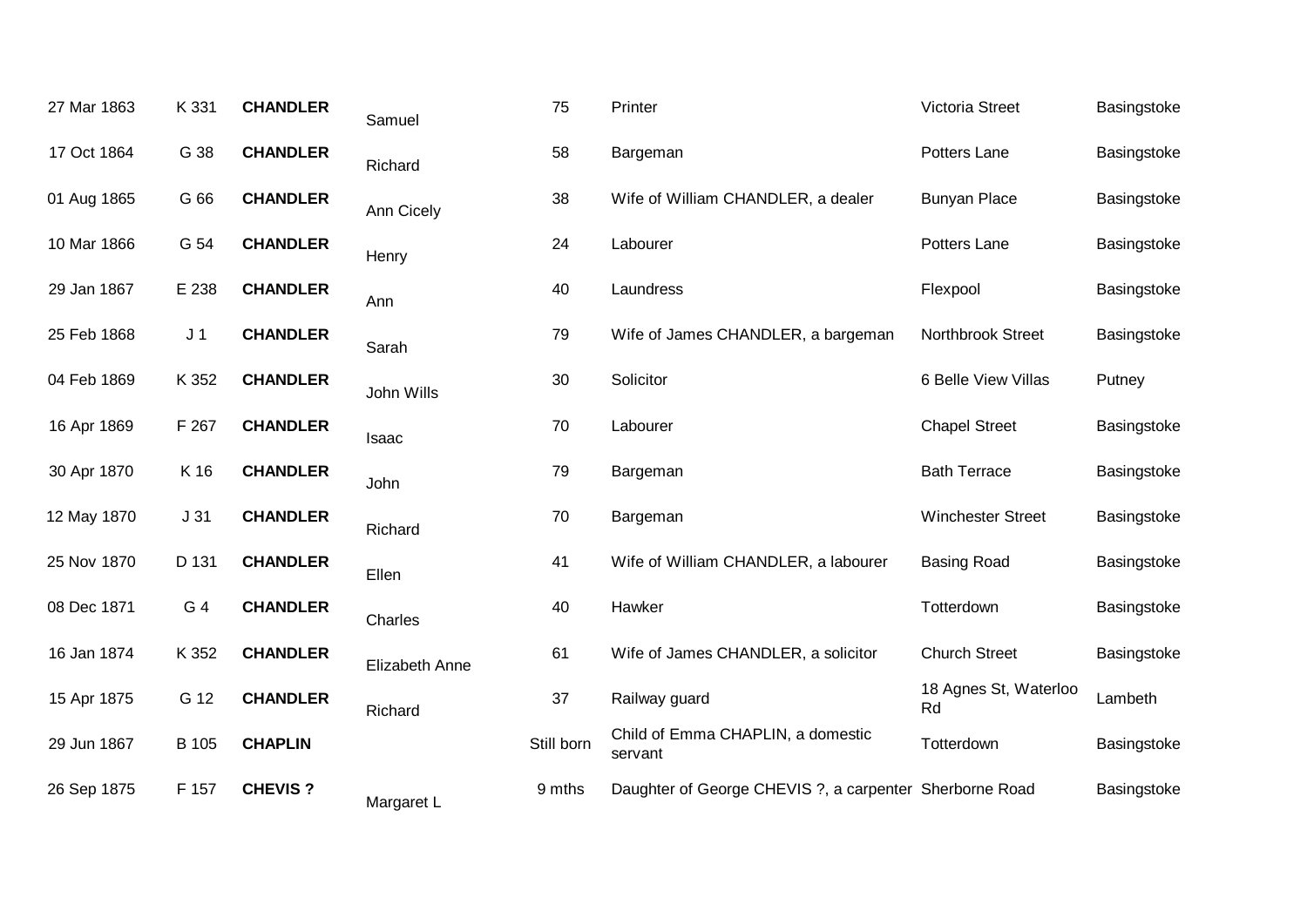| | | | | | | | |
|---|---|---|---|---|---|---|---|
| 27 Mar 1863 | K 331 | **CHANDLER** | Samuel | 75 | Printer | Victoria Street | Basingstoke |
| 17 Oct 1864 | G 38 | **CHANDLER** | Richard | 58 | Bargeman | Potters Lane | Basingstoke |
| 01 Aug 1865 | G 66 | **CHANDLER** | Ann Cicely | 38 | Wife of William CHANDLER, a dealer | Bunyan Place | Basingstoke |
| 10 Mar 1866 | G 54 | **CHANDLER** | Henry | 24 | Labourer | Potters Lane | Basingstoke |
| 29 Jan 1867 | E 238 | **CHANDLER** | Ann | 40 | Laundress | Flexpool | Basingstoke |
| 25 Feb 1868 | J 1 | **CHANDLER** | Sarah | 79 | Wife of James CHANDLER, a bargeman | Northbrook Street | Basingstoke |
| 04 Feb 1869 | K 352 | **CHANDLER** | John Wills | 30 | Solicitor | 6 Belle View Villas | Putney |
| 16 Apr 1869 | F 267 | **CHANDLER** | Isaac | 70 | Labourer | Chapel Street | Basingstoke |
| 30 Apr 1870 | K 16 | **CHANDLER** | John | 79 | Bargeman | Bath Terrace | Basingstoke |
| 12 May 1870 | J 31 | **CHANDLER** | Richard | 70 | Bargeman | Winchester Street | Basingstoke |
| 25 Nov 1870 | D 131 | **CHANDLER** | Ellen | 41 | Wife of William CHANDLER, a labourer | Basing Road | Basingstoke |
| 08 Dec 1871 | G 4 | **CHANDLER** | Charles | 40 | Hawker | Totterdown | Basingstoke |
| 16 Jan 1874 | K 352 | **CHANDLER** | Elizabeth Anne | 61 | Wife of James CHANDLER, a solicitor | Church Street | Basingstoke |
| 15 Apr 1875 | G 12 | **CHANDLER** | Richard | 37 | Railway guard | 18 Agnes St, Waterloo Rd | Lambeth |
| 29 Jun 1867 | B 105 | **CHAPLIN** | | Still born | Child of Emma CHAPLIN, a domestic servant | Totterdown | Basingstoke |
| 26 Sep 1875 | F 157 | **CHEVIS ?** | Margaret L | 9 mths | Daughter of George CHEVIS ?, a carpenter | Sherborne Road | Basingstoke |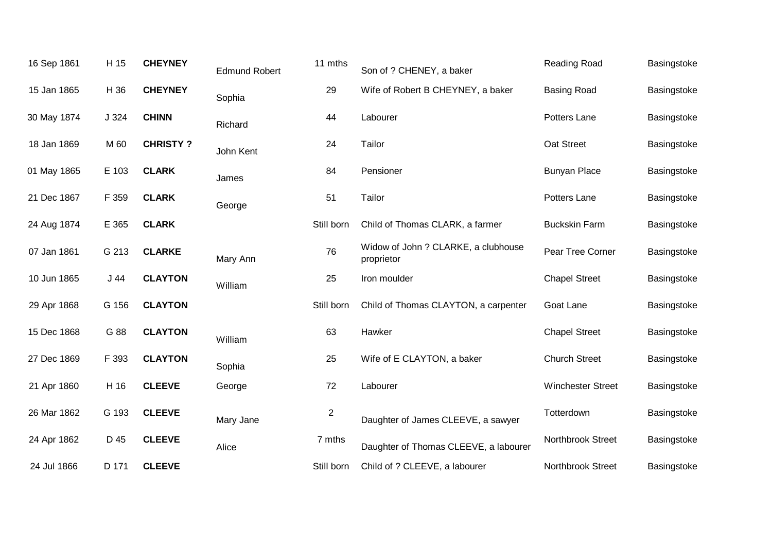| | | | | | | | |
|---|---|---|---|---|---|---|---|
| 16 Sep 1861 | H 15 | **CHEYNEY** | Edmund Robert | 11 mths | Son of ? CHENEY, a baker | Reading Road | Basingstoke |
| 15 Jan 1865 | H 36 | **CHEYNEY** | Sophia | 29 | Wife of Robert B CHEYNEY, a baker | Basing Road | Basingstoke |
| 30 May 1874 | J 324 | **CHINN** | Richard | 44 | Labourer | Potters Lane | Basingstoke |
| 18 Jan 1869 | M 60 | **CHRISTY ?** | John Kent | 24 | Tailor | Oat Street | Basingstoke |
| 01 May 1865 | E 103 | **CLARK** | James | 84 | Pensioner | Bunyan Place | Basingstoke |
| 21 Dec 1867 | F 359 | **CLARK** | George | 51 | Tailor | Potters Lane | Basingstoke |
| 24 Aug 1874 | E 365 | **CLARK** | | Still born | Child of Thomas CLARK, a farmer | Buckskin Farm | Basingstoke |
| 07 Jan 1861 | G 213 | **CLARKE** | Mary Ann | 76 | Widow of John ? CLARKE, a clubhouse proprietor | Pear Tree Corner | Basingstoke |
| 10 Jun 1865 | J 44 | **CLAYTON** | William | 25 | Iron moulder | Chapel Street | Basingstoke |
| 29 Apr 1868 | G 156 | **CLAYTON** | | Still born | Child of Thomas CLAYTON, a carpenter | Goat Lane | Basingstoke |
| 15 Dec 1868 | G 88 | **CLAYTON** | William | 63 | Hawker | Chapel Street | Basingstoke |
| 27 Dec 1869 | F 393 | **CLAYTON** | Sophia | 25 | Wife of E CLAYTON, a baker | Church Street | Basingstoke |
| 21 Apr 1860 | H 16 | **CLEEVE** | George | 72 | Labourer | Winchester Street | Basingstoke |
| 26 Mar 1862 | G 193 | **CLEEVE** | Mary Jane | 2 | Daughter of James CLEEVE, a sawyer | Totterdown | Basingstoke |
| 24 Apr 1862 | D 45 | **CLEEVE** | Alice | 7 mths | Daughter of Thomas CLEEVE, a labourer | Northbrook Street | Basingstoke |
| 24 Jul 1866 | D 171 | **CLEEVE** | | Still born | Child of ? CLEEVE, a labourer | Northbrook Street | Basingstoke |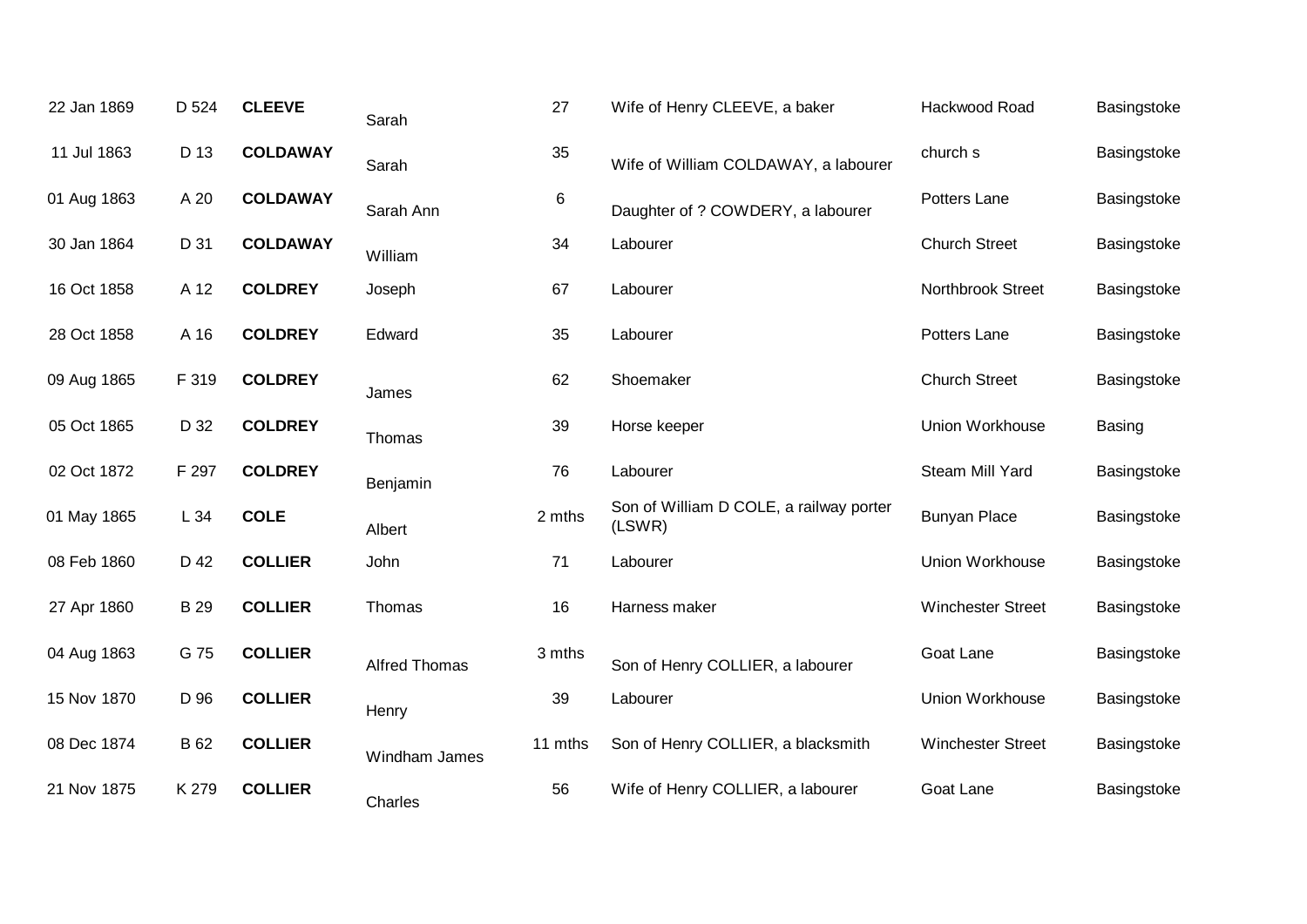| 22 Jan 1869 | D 524 | **CLEEVE** | Sarah | 27 | Wife of Henry CLEEVE, a baker | Hackwood Road | Basingstoke |
|---|---|---|---|---|---|---|---|
| 11 Jul 1863 | D 13 | **COLDAWAY** | Sarah | 35 | Wife of William COLDAWAY, a labourer | church s | Basingstoke |
| 01 Aug 1863 | A 20 | **COLDAWAY** | Sarah Ann | 6 | Daughter of ? COWDERY, a labourer | Potters Lane | Basingstoke |
| 30 Jan 1864 | D 31 | **COLDAWAY** | William | 34 | Labourer | Church Street | Basingstoke |
| 16 Oct 1858 | A 12 | **COLDREY** | Joseph | 67 | Labourer | Northbrook Street | Basingstoke |
| 28 Oct 1858 | A 16 | **COLDREY** | Edward | 35 | Labourer | Potters Lane | Basingstoke |
| 09 Aug 1865 | F 319 | **COLDREY** | James | 62 | Shoemaker | Church Street | Basingstoke |
| 05 Oct 1865 | D 32 | **COLDREY** | Thomas | 39 | Horse keeper | Union Workhouse | Basing |
| 02 Oct 1872 | F 297 | **COLDREY** | Benjamin | 76 | Labourer | Steam Mill Yard | Basingstoke |
| 01 May 1865 | L 34 | **COLE** | Albert | 2 mths | Son of William D COLE, a railway porter (LSWR) | Bunyan Place | Basingstoke |
| 08 Feb 1860 | D 42 | **COLLIER** | John | 71 | Labourer | Union Workhouse | Basingstoke |
| 27 Apr 1860 | B 29 | **COLLIER** | Thomas | 16 | Harness maker | Winchester Street | Basingstoke |
| 04 Aug 1863 | G 75 | **COLLIER** | Alfred Thomas | 3 mths | Son of Henry COLLIER, a labourer | Goat Lane | Basingstoke |
| 15 Nov 1870 | D 96 | **COLLIER** | Henry | 39 | Labourer | Union Workhouse | Basingstoke |
| 08 Dec 1874 | B 62 | **COLLIER** | Windham James | 11 mths | Son of Henry COLLIER, a blacksmith | Winchester Street | Basingstoke |
| 21 Nov 1875 | K 279 | **COLLIER** | Charles | 56 | Wife of Henry COLLIER, a labourer | Goat Lane | Basingstoke |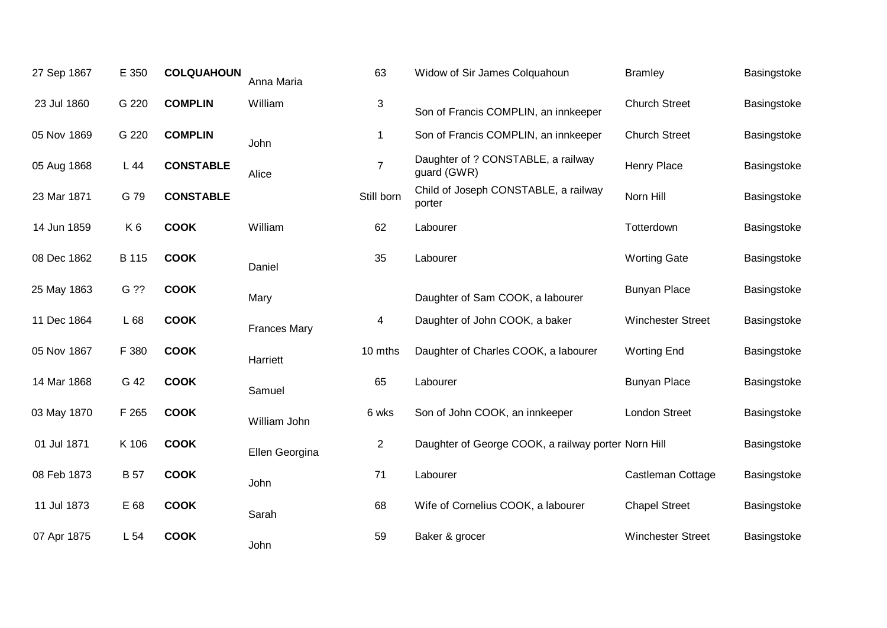| | | | | | | | |
|---|---|---|---|---|---|---|---|
| 27 Sep 1867 | E 350 | **COLQUAHOUN** | Anna Maria | 63 | Widow of Sir James Colquahoun | Bramley | Basingstoke |
| 23 Jul 1860 | G 220 | **COMPLIN** | William | 3 | Son of Francis COMPLIN, an innkeeper | Church Street | Basingstoke |
| 05 Nov 1869 | G 220 | **COMPLIN** | John | 1 | Son of Francis COMPLIN, an innkeeper | Church Street | Basingstoke |
| 05 Aug 1868 | L 44 | **CONSTABLE** | Alice | 7 | Daughter of ? CONSTABLE, a railway guard (GWR) | Henry Place | Basingstoke |
| 23 Mar 1871 | G 79 | **CONSTABLE** | | Still born | Child of Joseph CONSTABLE, a railway porter | Norn Hill | Basingstoke |
| 14 Jun 1859 | K 6 | **COOK** | William | 62 | Labourer | Totterdown | Basingstoke |
| 08 Dec 1862 | B 115 | **COOK** | Daniel | 35 | Labourer | Worting Gate | Basingstoke |
| 25 May 1863 | G ?? | **COOK** | Mary | | Daughter of Sam COOK, a labourer | Bunyan Place | Basingstoke |
| 11 Dec 1864 | L 68 | **COOK** | Frances Mary | 4 | Daughter of John COOK, a baker | Winchester Street | Basingstoke |
| 05 Nov 1867 | F 380 | **COOK** | Harriett | 10 mths | Daughter of Charles COOK, a labourer | Worting End | Basingstoke |
| 14 Mar 1868 | G 42 | **COOK** | Samuel | 65 | Labourer | Bunyan Place | Basingstoke |
| 03 May 1870 | F 265 | **COOK** | William John | 6 wks | Son of John COOK, an innkeeper | London Street | Basingstoke |
| 01 Jul 1871 | K 106 | **COOK** | Ellen Georgina | 2 | Daughter of George COOK, a railway porter | Norn Hill | Basingstoke |
| 08 Feb 1873 | B 57 | **COOK** | John | 71 | Labourer | Castleman Cottage | Basingstoke |
| 11 Jul 1873 | E 68 | **COOK** | Sarah | 68 | Wife of Cornelius COOK, a labourer | Chapel Street | Basingstoke |
| 07 Apr 1875 | L 54 | **COOK** | John | 59 | Baker & grocer | Winchester Street | Basingstoke |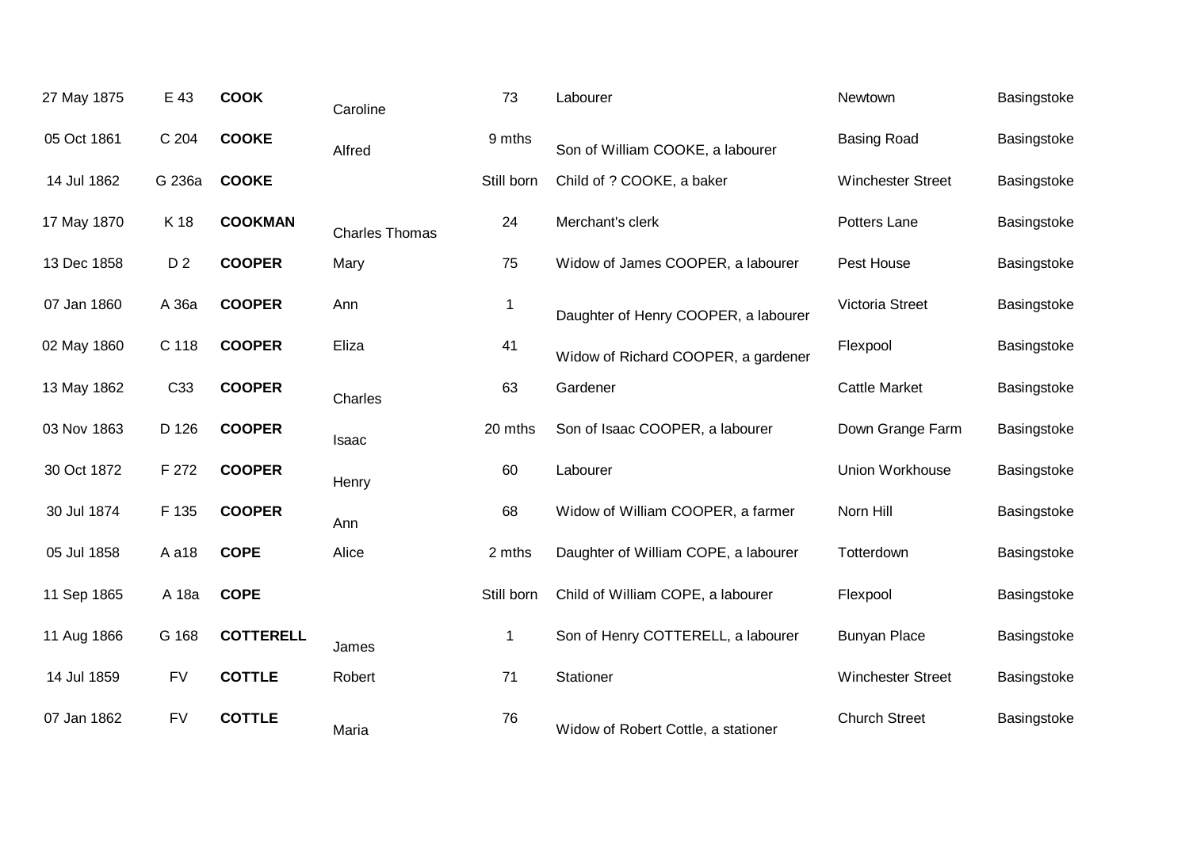| | | | | | | | |
|---|---|---|---|---|---|---|---|
| 27 May 1875 | E 43 | **COOK** | Caroline | 73 | Labourer | Newtown | Basingstoke |
| 05 Oct 1861 | C 204 | **COOKE** | Alfred | 9 mths | Son of William COOKE, a labourer | Basing Road | Basingstoke |
| 14 Jul 1862 | G 236a | **COOKE** | | Still born | Child of ? COOKE, a baker | Winchester Street | Basingstoke |
| 17 May 1870 | K 18 | **COOKMAN** | Charles Thomas | 24 | Merchant's clerk | Potters Lane | Basingstoke |
| 13 Dec 1858 | D 2 | **COOPER** | Mary | 75 | Widow of James COOPER, a labourer | Pest House | Basingstoke |
| 07 Jan 1860 | A 36a | **COOPER** | Ann | 1 | Daughter of Henry COOPER, a labourer | Victoria Street | Basingstoke |
| 02 May 1860 | C 118 | **COOPER** | Eliza | 41 | Widow of Richard COOPER, a gardener | Flexpool | Basingstoke |
| 13 May 1862 | C33 | **COOPER** | Charles | 63 | Gardener | Cattle Market | Basingstoke |
| 03 Nov 1863 | D 126 | **COOPER** | Isaac | 20 mths | Son of Isaac COOPER, a labourer | Down Grange Farm | Basingstoke |
| 30 Oct 1872 | F 272 | **COOPER** | Henry | 60 | Labourer | Union Workhouse | Basingstoke |
| 30 Jul 1874 | F 135 | **COOPER** | Ann | 68 | Widow of William COOPER, a farmer | Norn Hill | Basingstoke |
| 05 Jul 1858 | A a18 | **COPE** | Alice | 2 mths | Daughter of William COPE, a labourer | Totterdown | Basingstoke |
| 11 Sep 1865 | A 18a | **COPE** | | Still born | Child of William COPE, a labourer | Flexpool | Basingstoke |
| 11 Aug 1866 | G 168 | **COTTERELL** | James | 1 | Son of Henry COTTERELL, a labourer | Bunyan Place | Basingstoke |
| 14 Jul 1859 | FV | **COTTLE** | Robert | 71 | Stationer | Winchester Street | Basingstoke |
| 07 Jan 1862 | FV | **COTTLE** | Maria | 76 | Widow of Robert Cottle, a stationer | Church Street | Basingstoke |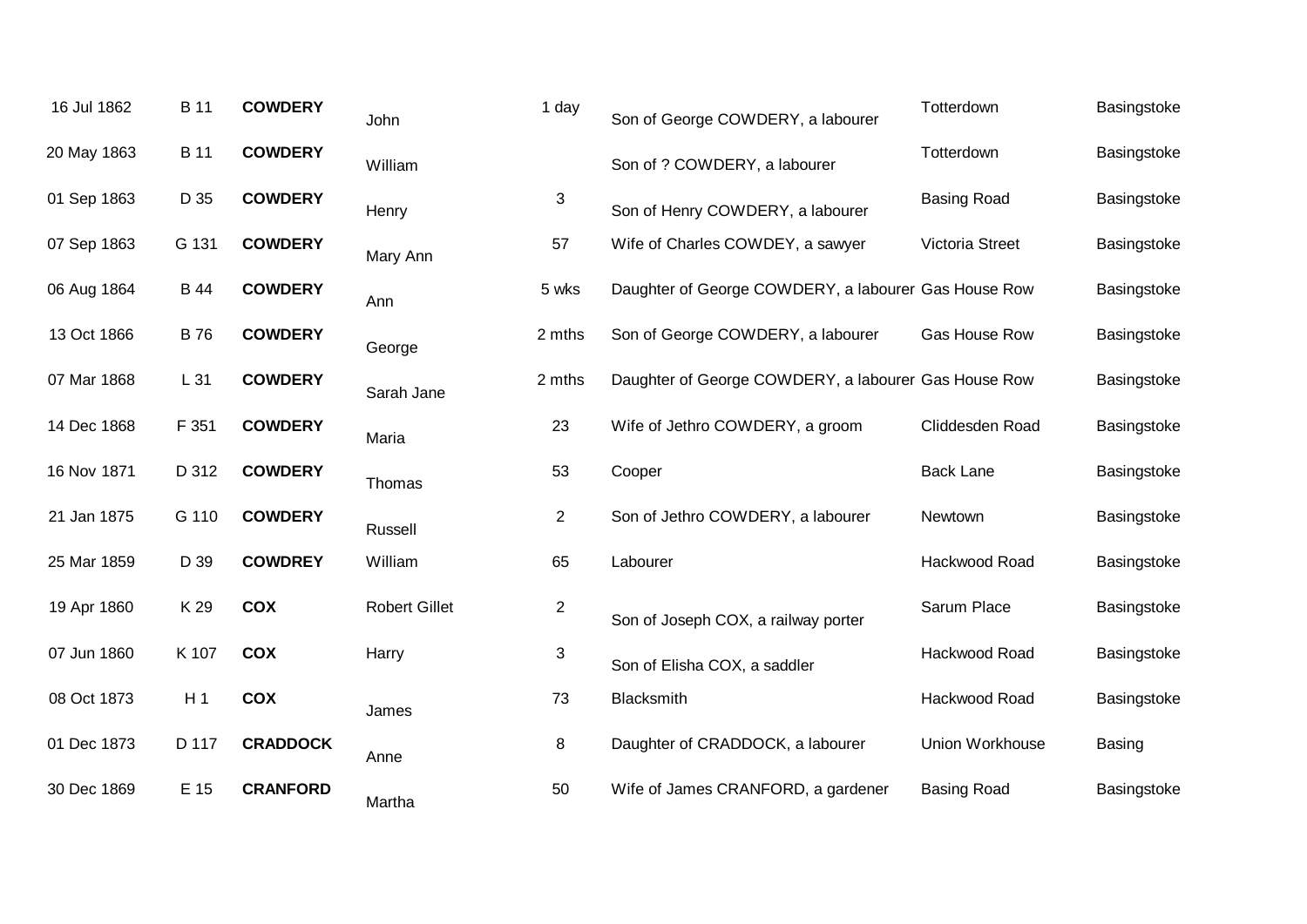| | | | | | | | |
|---|---|---|---|---|---|---|---|
| 16 Jul 1862 | B 11 | **COWDERY** | John | 1 day | Son of George COWDERY, a labourer | Totterdown | Basingstoke |
| 20 May 1863 | B 11 | **COWDERY** | William | | Son of ? COWDERY, a labourer | Totterdown | Basingstoke |
| 01 Sep 1863 | D 35 | **COWDERY** | Henry | 3 | Son of Henry COWDERY, a labourer | Basing Road | Basingstoke |
| 07 Sep 1863 | G 131 | **COWDERY** | Mary Ann | 57 | Wife of Charles COWDEY, a sawyer | Victoria Street | Basingstoke |
| 06 Aug 1864 | B 44 | **COWDERY** | Ann | 5 wks | Daughter of George COWDERY, a labourer | Gas House Row | Basingstoke |
| 13 Oct 1866 | B 76 | **COWDERY** | George | 2 mths | Son of George COWDERY, a labourer | Gas House Row | Basingstoke |
| 07 Mar 1868 | L 31 | **COWDERY** | Sarah Jane | 2 mths | Daughter of George COWDERY, a labourer | Gas House Row | Basingstoke |
| 14 Dec 1868 | F 351 | **COWDERY** | Maria | 23 | Wife of Jethro COWDERY, a groom | Cliddesden Road | Basingstoke |
| 16 Nov 1871 | D 312 | **COWDERY** | Thomas | 53 | Cooper | Back Lane | Basingstoke |
| 21 Jan 1875 | G 110 | **COWDERY** | Russell | 2 | Son of Jethro COWDERY, a labourer | Newtown | Basingstoke |
| 25 Mar 1859 | D 39 | **COWDREY** | William | 65 | Labourer | Hackwood Road | Basingstoke |
| 19 Apr 1860 | K 29 | **COX** | Robert Gillet | 2 | Son of Joseph COX, a railway porter | Sarum Place | Basingstoke |
| 07 Jun 1860 | K 107 | **COX** | Harry | 3 | Son of Elisha COX, a saddler | Hackwood Road | Basingstoke |
| 08 Oct 1873 | H 1 | **COX** | James | 73 | Blacksmith | Hackwood Road | Basingstoke |
| 01 Dec 1873 | D 117 | **CRADDOCK** | Anne | 8 | Daughter of CRADDOCK, a labourer | Union Workhouse | Basing |
| 30 Dec 1869 | E 15 | **CRANFORD** | Martha | 50 | Wife of James CRANFORD, a gardener | Basing Road | Basingstoke |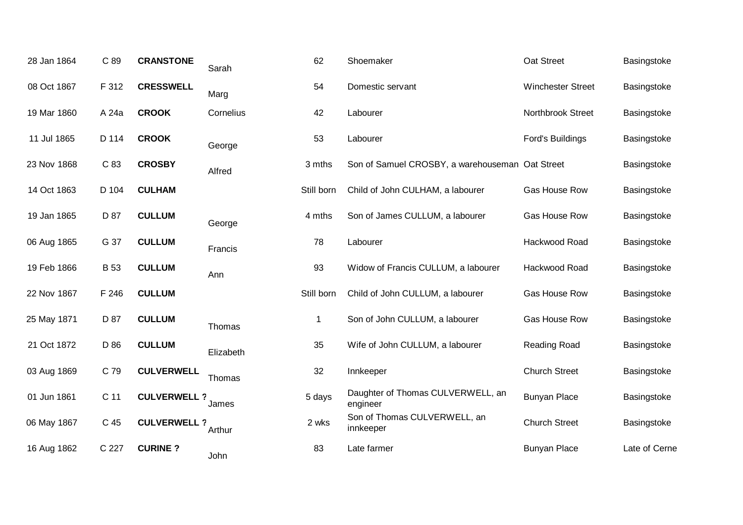| | | | | | | | |
|---|---|---|---|---|---|---|---|
| 28 Jan 1864 | C 89 | **CRANSTONE** | Sarah | 62 | Shoemaker | Oat Street | Basingstoke |
| 08 Oct 1867 | F 312 | **CRESSWELL** | Marg | 54 | Domestic servant | Winchester Street | Basingstoke |
| 19 Mar 1860 | A 24a | **CROOK** | Cornelius | 42 | Labourer | Northbrook Street | Basingstoke |
| 11 Jul 1865 | D 114 | **CROOK** | George | 53 | Labourer | Ford's Buildings | Basingstoke |
| 23 Nov 1868 | C 83 | **CROSBY** | Alfred | 3 mths | Son of Samuel CROSBY, a warehouseman | Oat Street | Basingstoke |
| 14 Oct 1863 | D 104 | **CULHAM** | | Still born | Child of John CULHAM, a labourer | Gas House Row | Basingstoke |
| 19 Jan 1865 | D 87 | **CULLUM** | George | 4 mths | Son of James CULLUM, a labourer | Gas House Row | Basingstoke |
| 06 Aug 1865 | G 37 | **CULLUM** | Francis | 78 | Labourer | Hackwood Road | Basingstoke |
| 19 Feb 1866 | B 53 | **CULLUM** | Ann | 93 | Widow of Francis CULLUM, a labourer | Hackwood Road | Basingstoke |
| 22 Nov 1867 | F 246 | **CULLUM** | | Still born | Child of John CULLUM, a labourer | Gas House Row | Basingstoke |
| 25 May 1871 | D 87 | **CULLUM** | Thomas | 1 | Son of John CULLUM, a labourer | Gas House Row | Basingstoke |
| 21 Oct 1872 | D 86 | **CULLUM** | Elizabeth | 35 | Wife of John CULLUM, a labourer | Reading Road | Basingstoke |
| 03 Aug 1869 | C 79 | **CULVERWELL** | Thomas | 32 | Innkeeper | Church Street | Basingstoke |
| 01 Jun 1861 | C 11 | **CULVERWELL ?** | James | 5 days | Daughter of Thomas CULVERWELL, an engineer | Bunyan Place | Basingstoke |
| 06 May 1867 | C 45 | **CULVERWELL ?** | Arthur | 2 wks | Son of Thomas CULVERWELL, an innkeeper | Church Street | Basingstoke |
| 16 Aug 1862 | C 227 | **CURINE ?** | John | 83 | Late farmer | Bunyan Place | Late of Cerne |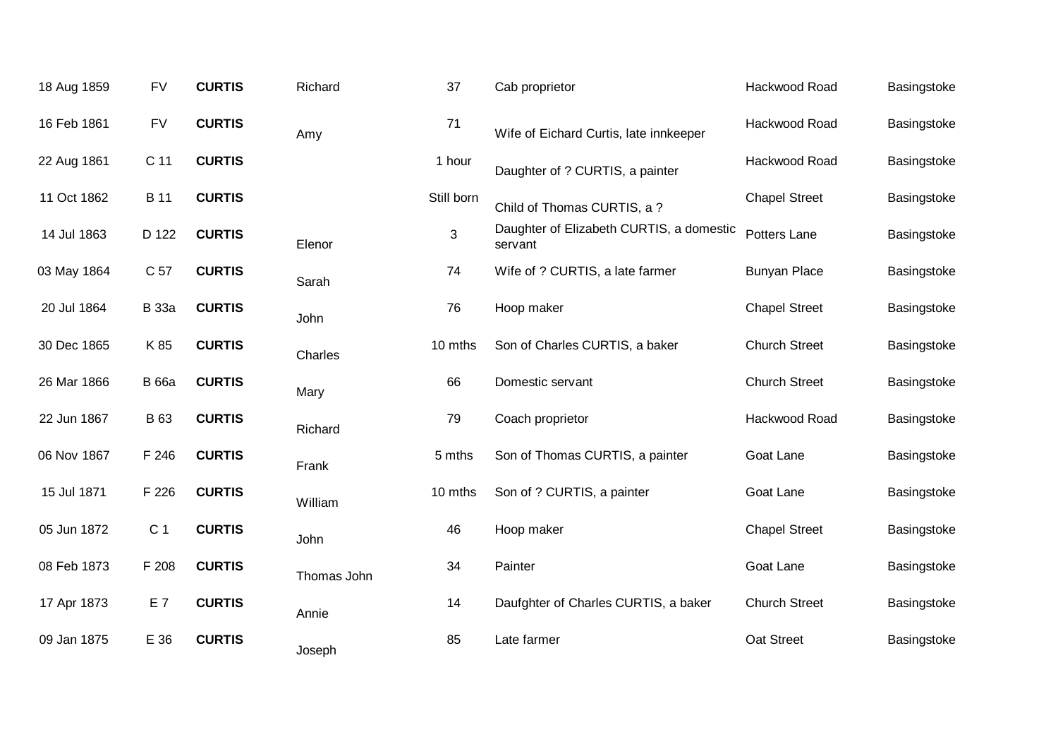| | | | | | | | |
|---|---|---|---|---|---|---|---|
| 18 Aug 1859 | FV | **CURTIS** | Richard | 37 | Cab proprietor | Hackwood Road | Basingstoke |
| 16 Feb 1861 | FV | **CURTIS** | Amy | 71 | Wife of Eichard Curtis, late innkeeper | Hackwood Road | Basingstoke |
| 22 Aug 1861 | C 11 | **CURTIS** | | 1 hour | Daughter of ? CURTIS, a painter | Hackwood Road | Basingstoke |
| 11 Oct 1862 | B 11 | **CURTIS** | | Still born | Child of Thomas CURTIS, a ? | Chapel Street | Basingstoke |
| 14 Jul 1863 | D 122 | **CURTIS** | Elenor | 3 | Daughter of Elizabeth CURTIS, a domestic servant | Potters Lane | Basingstoke |
| 03 May 1864 | C 57 | **CURTIS** | Sarah | 74 | Wife of ? CURTIS, a late farmer | Bunyan Place | Basingstoke |
| 20 Jul 1864 | B 33a | **CURTIS** | John | 76 | Hoop maker | Chapel Street | Basingstoke |
| 30 Dec 1865 | K 85 | **CURTIS** | Charles | 10 mths | Son of Charles CURTIS, a baker | Church Street | Basingstoke |
| 26 Mar 1866 | B 66a | **CURTIS** | Mary | 66 | Domestic servant | Church Street | Basingstoke |
| 22 Jun 1867 | B 63 | **CURTIS** | Richard | 79 | Coach proprietor | Hackwood Road | Basingstoke |
| 06 Nov 1867 | F 246 | **CURTIS** | Frank | 5 mths | Son of Thomas CURTIS, a painter | Goat Lane | Basingstoke |
| 15 Jul 1871 | F 226 | **CURTIS** | William | 10 mths | Son of ? CURTIS, a painter | Goat Lane | Basingstoke |
| 05 Jun 1872 | C 1 | **CURTIS** | John | 46 | Hoop maker | Chapel Street | Basingstoke |
| 08 Feb 1873 | F 208 | **CURTIS** | Thomas John | 34 | Painter | Goat Lane | Basingstoke |
| 17 Apr 1873 | E 7 | **CURTIS** | Annie | 14 | Daufghter of Charles CURTIS, a baker | Church Street | Basingstoke |
| 09 Jan 1875 | E 36 | **CURTIS** | Joseph | 85 | Late farmer | Oat Street | Basingstoke |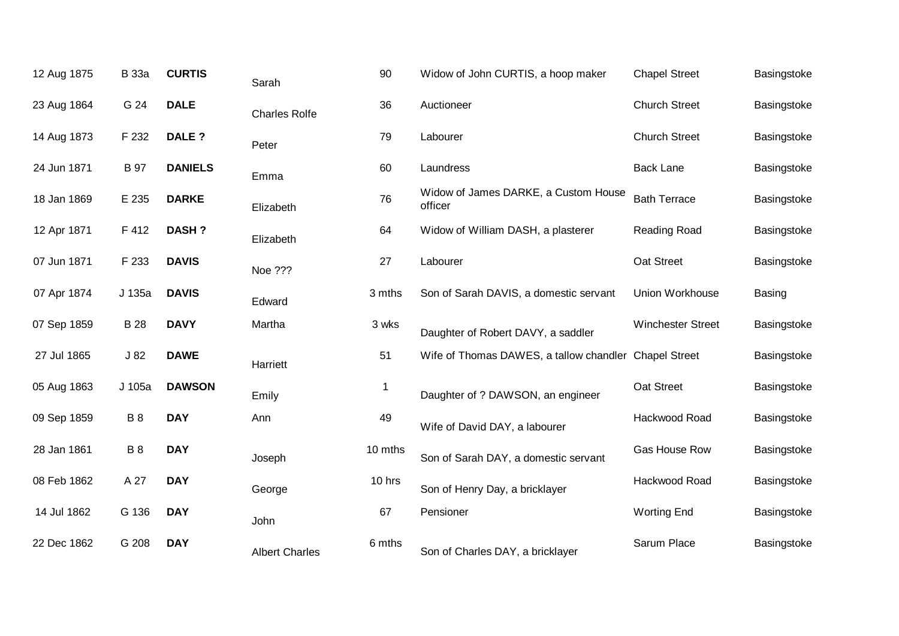| | | | | | | | |
|---|---|---|---|---|---|---|---|
| 12 Aug 1875 | B 33a | **CURTIS** | Sarah | 90 | Widow of John CURTIS, a hoop maker | Chapel Street | Basingstoke |
| 23 Aug 1864 | G 24 | **DALE** | Charles Rolfe | 36 | Auctioneer | Church Street | Basingstoke |
| 14 Aug 1873 | F 232 | **DALE ?** | Peter | 79 | Labourer | Church Street | Basingstoke |
| 24 Jun 1871 | B 97 | **DANIELS** | Emma | 60 | Laundress | Back Lane | Basingstoke |
| 18 Jan 1869 | E 235 | **DARKE** | Elizabeth | 76 | Widow of James DARKE, a Custom House officer | Bath Terrace | Basingstoke |
| 12 Apr 1871 | F 412 | **DASH ?** | Elizabeth | 64 | Widow of William DASH, a plasterer | Reading Road | Basingstoke |
| 07 Jun 1871 | F 233 | **DAVIS** | Noe ??? | 27 | Labourer | Oat Street | Basingstoke |
| 07 Apr 1874 | J 135a | **DAVIS** | Edward | 3 mths | Son of Sarah DAVIS, a domestic servant | Union Workhouse | Basing |
| 07 Sep 1859 | B 28 | **DAVY** | Martha | 3 wks | Daughter of Robert DAVY, a saddler | Winchester Street | Basingstoke |
| 27 Jul 1865 | J 82 | **DAWE** | Harriett | 51 | Wife of Thomas DAWES, a tallow chandler | Chapel Street | Basingstoke |
| 05 Aug 1863 | J 105a | **DAWSON** | Emily | 1 | Daughter of ? DAWSON, an engineer | Oat Street | Basingstoke |
| 09 Sep 1859 | B 8 | **DAY** | Ann | 49 | Wife of David DAY, a labourer | Hackwood Road | Basingstoke |
| 28 Jan 1861 | B 8 | **DAY** | Joseph | 10 mths | Son of Sarah DAY, a domestic servant | Gas House Row | Basingstoke |
| 08 Feb 1862 | A 27 | **DAY** | George | 10 hrs | Son of Henry Day, a bricklayer | Hackwood Road | Basingstoke |
| 14 Jul 1862 | G 136 | **DAY** | John | 67 | Pensioner | Worting End | Basingstoke |
| 22 Dec 1862 | G 208 | **DAY** | Albert Charles | 6 mths | Son of Charles DAY, a bricklayer | Sarum Place | Basingstoke |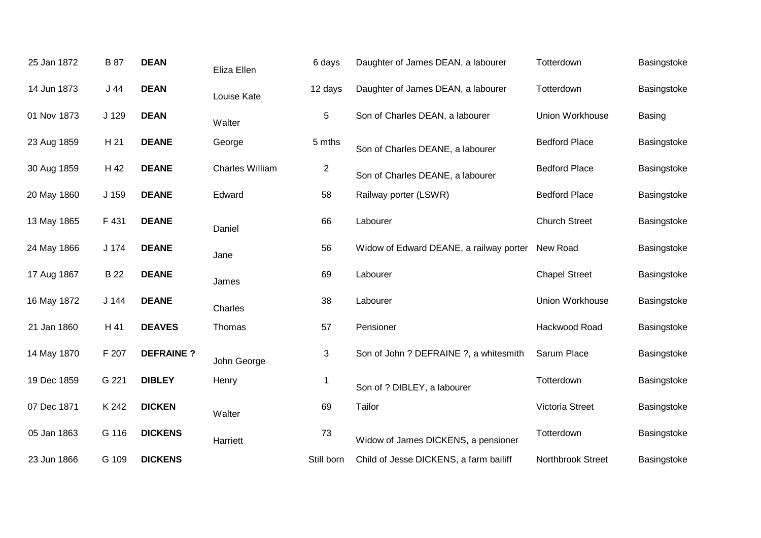| | | | | | | | |
|---|---|---|---|---|---|---|---|
| 25 Jan 1872 | B 87 | **DEAN** | Eliza Ellen | 6 days | Daughter of James DEAN, a labourer | Totterdown | Basingstoke |
| 14 Jun 1873 | J 44 | **DEAN** | Louise Kate | 12 days | Daughter of James DEAN, a labourer | Totterdown | Basingstoke |
| 01 Nov 1873 | J 129 | **DEAN** | Walter | 5 | Son of Charles DEAN, a labourer | Union Workhouse | Basing |
| 23 Aug 1859 | H 21 | **DEANE** | George | 5 mths | Son of Charles DEANE, a labourer | Bedford Place | Basingstoke |
| 30 Aug 1859 | H 42 | **DEANE** | Charles William | 2 | Son of Charles DEANE, a labourer | Bedford Place | Basingstoke |
| 20 May 1860 | J 159 | **DEANE** | Edward | 58 | Railway porter (LSWR) | Bedford Place | Basingstoke |
| 13 May 1865 | F 431 | **DEANE** | Daniel | 66 | Labourer | Church Street | Basingstoke |
| 24 May 1866 | J 174 | **DEANE** | Jane | 56 | Widow of Edward DEANE, a railway porter | New Road | Basingstoke |
| 17 Aug 1867 | B 22 | **DEANE** | James | 69 | Labourer | Chapel Street | Basingstoke |
| 16 May 1872 | J 144 | **DEANE** | Charles | 38 | Labourer | Union Workhouse | Basingstoke |
| 21 Jan 1860 | H 41 | **DEAVES** | Thomas | 57 | Pensioner | Hackwood Road | Basingstoke |
| 14 May 1870 | F 207 | **DEFRAINE ?** | John George | 3 | Son of John ? DEFRAINE ?, a whitesmith | Sarum Place | Basingstoke |
| 19 Dec 1859 | G 221 | **DIBLEY** | Henry | 1 | Son of ? DIBLEY, a labourer | Totterdown | Basingstoke |
| 07 Dec 1871 | K 242 | **DICKEN** | Walter | 69 | Tailor | Victoria Street | Basingstoke |
| 05 Jan 1863 | G 116 | **DICKENS** | Harriett | 73 | Widow of James DICKENS, a pensioner | Totterdown | Basingstoke |
| 23 Jun 1866 | G 109 | **DICKENS** | | Still born | Child of Jesse DICKENS, a farm bailiff | Northbrook Street | Basingstoke |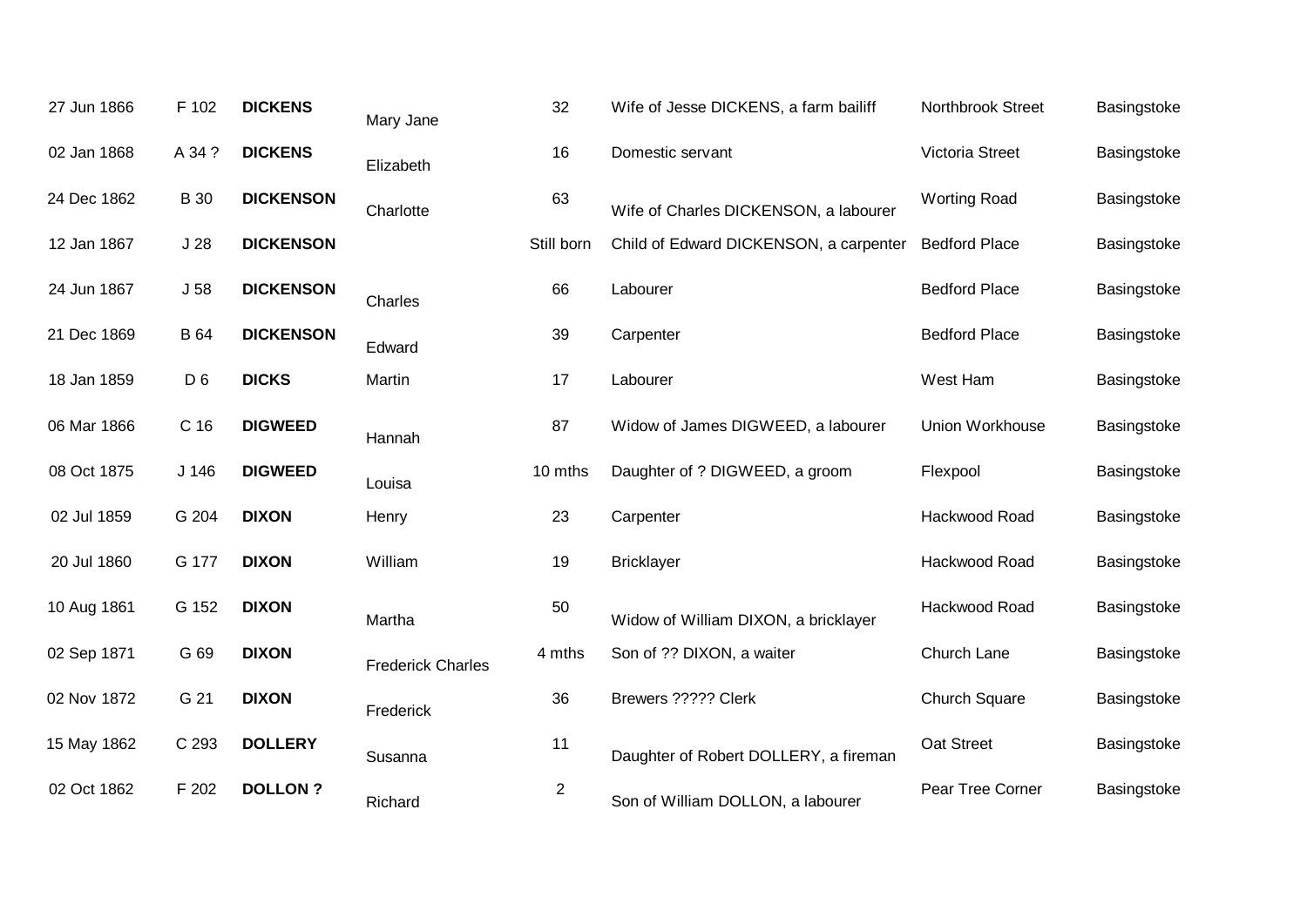| | | | | | | | |
|---|---|---|---|---|---|---|---|
| 27 Jun 1866 | F 102 | **DICKENS** | Mary Jane | 32 | Wife of Jesse DICKENS, a farm bailiff | Northbrook Street | Basingstoke |
| 02 Jan 1868 | A 34 ? | **DICKENS** | Elizabeth | 16 | Domestic servant | Victoria Street | Basingstoke |
| 24 Dec 1862 | B 30 | **DICKENSON** | Charlotte | 63 | Wife of Charles DICKENSON, a labourer | Worting Road | Basingstoke |
| 12 Jan 1867 | J 28 | **DICKENSON** | | Still born | Child of Edward DICKENSON, a carpenter | Bedford Place | Basingstoke |
| 24 Jun 1867 | J 58 | **DICKENSON** | Charles | 66 | Labourer | Bedford Place | Basingstoke |
| 21 Dec 1869 | B 64 | **DICKENSON** | Edward | 39 | Carpenter | Bedford Place | Basingstoke |
| 18 Jan 1859 | D 6 | **DICKS** | Martin | 17 | Labourer | West Ham | Basingstoke |
| 06 Mar 1866 | C 16 | **DIGWEED** | Hannah | 87 | Widow of James DIGWEED, a labourer | Union Workhouse | Basingstoke |
| 08 Oct 1875 | J 146 | **DIGWEED** | Louisa | 10 mths | Daughter of ? DIGWEED, a groom | Flexpool | Basingstoke |
| 02 Jul 1859 | G 204 | **DIXON** | Henry | 23 | Carpenter | Hackwood Road | Basingstoke |
| 20 Jul 1860 | G 177 | **DIXON** | William | 19 | Bricklayer | Hackwood Road | Basingstoke |
| 10 Aug 1861 | G 152 | **DIXON** | Martha | 50 | Widow of William DIXON, a bricklayer | Hackwood Road | Basingstoke |
| 02 Sep 1871 | G 69 | **DIXON** | Frederick Charles | 4 mths | Son of ?? DIXON, a waiter | Church Lane | Basingstoke |
| 02 Nov 1872 | G 21 | **DIXON** | Frederick | 36 | Brewers ????? Clerk | Church Square | Basingstoke |
| 15 May 1862 | C 293 | **DOLLERY** | Susanna | 11 | Daughter of Robert DOLLERY, a fireman | Oat Street | Basingstoke |
| 02 Oct 1862 | F 202 | **DOLLON ?** | Richard | 2 | Son of William DOLLON, a labourer | Pear Tree Corner | Basingstoke |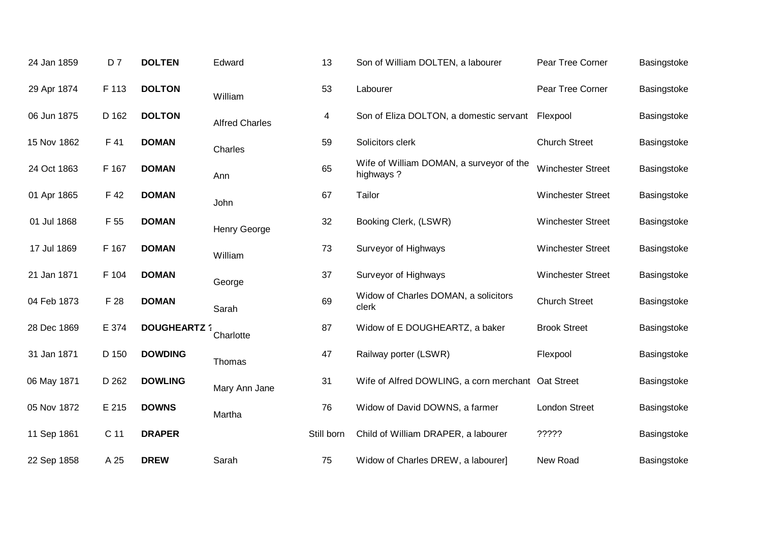| | | | | | | | |
|---|---|---|---|---|---|---|---|
| 24 Jan 1859 | D 7 | **DOLTEN** | Edward | 13 | Son of William DOLTEN, a labourer | Pear Tree Corner | Basingstoke |
| 29 Apr 1874 | F 113 | **DOLTON** | William | 53 | Labourer | Pear Tree Corner | Basingstoke |
| 06 Jun 1875 | D 162 | **DOLTON** | Alfred Charles | 4 | Son of Eliza DOLTON, a domestic servant | Flexpool | Basingstoke |
| 15 Nov 1862 | F 41 | **DOMAN** | Charles | 59 | Solicitors clerk | Church Street | Basingstoke |
| 24 Oct 1863 | F 167 | **DOMAN** | Ann | 65 | Wife of William DOMAN, a surveyor of the highways ? | Winchester Street | Basingstoke |
| 01 Apr 1865 | F 42 | **DOMAN** | John | 67 | Tailor | Winchester Street | Basingstoke |
| 01 Jul 1868 | F 55 | **DOMAN** | Henry George | 32 | Booking Clerk, (LSWR) | Winchester Street | Basingstoke |
| 17 Jul 1869 | F 167 | **DOMAN** | William | 73 | Surveyor of Highways | Winchester Street | Basingstoke |
| 21 Jan 1871 | F 104 | **DOMAN** | George | 37 | Surveyor of Highways | Winchester Street | Basingstoke |
| 04 Feb 1873 | F 28 | **DOMAN** | Sarah | 69 | Widow of Charles DOMAN, a solicitors clerk | Church Street | Basingstoke |
| 28 Dec 1869 | E 374 | **DOUGHEARTZ ?** | Charlotte | 87 | Widow of E DOUGHEARTZ, a baker | Brook Street | Basingstoke |
| 31 Jan 1871 | D 150 | **DOWDING** | Thomas | 47 | Railway porter (LSWR) | Flexpool | Basingstoke |
| 06 May 1871 | D 262 | **DOWLING** | Mary Ann Jane | 31 | Wife of Alfred DOWLING, a corn merchant | Oat Street | Basingstoke |
| 05 Nov 1872 | E 215 | **DOWNS** | Martha | 76 | Widow of David DOWNS, a farmer | London Street | Basingstoke |
| 11 Sep 1861 | C 11 | **DRAPER** | | Still born | Child of William DRAPER, a labourer | ????? | Basingstoke |
| 22 Sep 1858 | A 25 | **DREW** | Sarah | 75 | Widow of Charles DREW, a labourer] | New Road | Basingstoke |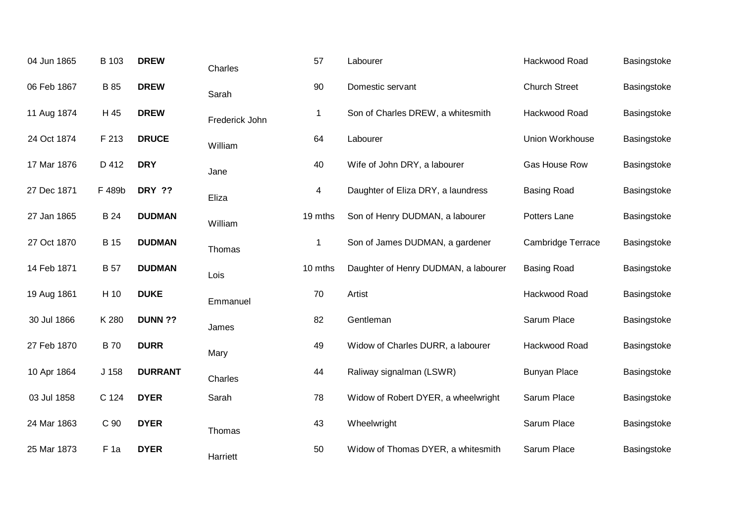| | | | | | | | |
|---|---|---|---|---|---|---|---|
| 04 Jun 1865 | B 103 | **DREW** | Charles | 57 | Labourer | Hackwood Road | Basingstoke |
| 06 Feb 1867 | B 85 | **DREW** | Sarah | 90 | Domestic servant | Church Street | Basingstoke |
| 11 Aug 1874 | H 45 | **DREW** | Frederick John | 1 | Son of Charles DREW, a whitesmith | Hackwood Road | Basingstoke |
| 24 Oct 1874 | F 213 | **DRUCE** | William | 64 | Labourer | Union Workhouse | Basingstoke |
| 17 Mar 1876 | D 412 | **DRY** | Jane | 40 | Wife of John DRY, a labourer | Gas House Row | Basingstoke |
| 27 Dec 1871 | F 489b | **DRY ??** | Eliza | 4 | Daughter of Eliza DRY, a laundress | Basing Road | Basingstoke |
| 27 Jan 1865 | B 24 | **DUDMAN** | William | 19 mths | Son of Henry DUDMAN, a labourer | Potters Lane | Basingstoke |
| 27 Oct 1870 | B 15 | **DUDMAN** | Thomas | 1 | Son of James DUDMAN, a gardener | Cambridge Terrace | Basingstoke |
| 14 Feb 1871 | B 57 | **DUDMAN** | Lois | 10 mths | Daughter of Henry DUDMAN, a labourer | Basing Road | Basingstoke |
| 19 Aug 1861 | H 10 | **DUKE** | Emmanuel | 70 | Artist | Hackwood Road | Basingstoke |
| 30 Jul 1866 | K 280 | **DUNN ??** | James | 82 | Gentleman | Sarum Place | Basingstoke |
| 27 Feb 1870 | B 70 | **DURR** | Mary | 49 | Widow of Charles DURR, a labourer | Hackwood Road | Basingstoke |
| 10 Apr 1864 | J 158 | **DURRANT** | Charles | 44 | Raliway signalman (LSWR) | Bunyan Place | Basingstoke |
| 03 Jul 1858 | C 124 | **DYER** | Sarah | 78 | Widow of Robert DYER, a wheelwright | Sarum Place | Basingstoke |
| 24 Mar 1863 | C 90 | **DYER** | Thomas | 43 | Wheelwright | Sarum Place | Basingstoke |
| 25 Mar 1873 | F 1a | **DYER** | Harriett | 50 | Widow of Thomas DYER, a whitesmith | Sarum Place | Basingstoke |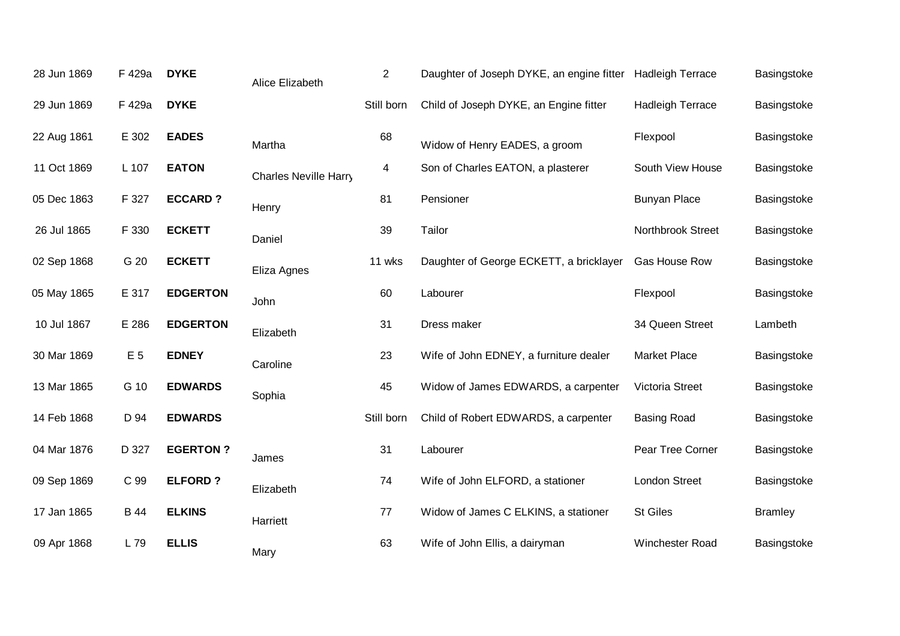| | | | | | | | |
|---|---|---|---|---|---|---|---|
| 28 Jun 1869 | F 429a | **DYKE** | Alice Elizabeth | 2 | Daughter of Joseph DYKE, an engine fitter | Hadleigh Terrace | Basingstoke |
| 29 Jun 1869 | F 429a | **DYKE** | | Still born | Child of Joseph DYKE, an Engine fitter | Hadleigh Terrace | Basingstoke |
| 22 Aug 1861 | E 302 | **EADES** | Martha | 68 | Widow of Henry EADES, a groom | Flexpool | Basingstoke |
| 11 Oct 1869 | L 107 | **EATON** | Charles Neville Harry | 4 | Son of Charles EATON, a plasterer | South View House | Basingstoke |
| 05 Dec 1863 | F 327 | **ECCARD ?** | Henry | 81 | Pensioner | Bunyan Place | Basingstoke |
| 26 Jul 1865 | F 330 | **ECKETT** | Daniel | 39 | Tailor | Northbrook Street | Basingstoke |
| 02 Sep 1868 | G 20 | **ECKETT** | Eliza Agnes | 11 wks | Daughter of George ECKETT, a bricklayer | Gas House Row | Basingstoke |
| 05 May 1865 | E 317 | **EDGERTON** | John | 60 | Labourer | Flexpool | Basingstoke |
| 10 Jul 1867 | E 286 | **EDGERTON** | Elizabeth | 31 | Dress maker | 34 Queen Street | Lambeth |
| 30 Mar 1869 | E 5 | **EDNEY** | Caroline | 23 | Wife of John EDNEY, a furniture dealer | Market Place | Basingstoke |
| 13 Mar 1865 | G 10 | **EDWARDS** | Sophia | 45 | Widow of James EDWARDS, a carpenter | Victoria Street | Basingstoke |
| 14 Feb 1868 | D 94 | **EDWARDS** | | Still born | Child of Robert EDWARDS, a carpenter | Basing Road | Basingstoke |
| 04 Mar 1876 | D 327 | **EGERTON ?** | James | 31 | Labourer | Pear Tree Corner | Basingstoke |
| 09 Sep 1869 | C 99 | **ELFORD ?** | Elizabeth | 74 | Wife of John ELFORD, a stationer | London Street | Basingstoke |
| 17 Jan 1865 | B 44 | **ELKINS** | Harriett | 77 | Widow of James C ELKINS, a stationer | St Giles | Bramley |
| 09 Apr 1868 | L 79 | **ELLIS** | Mary | 63 | Wife of John Ellis, a dairyman | Winchester Road | Basingstoke |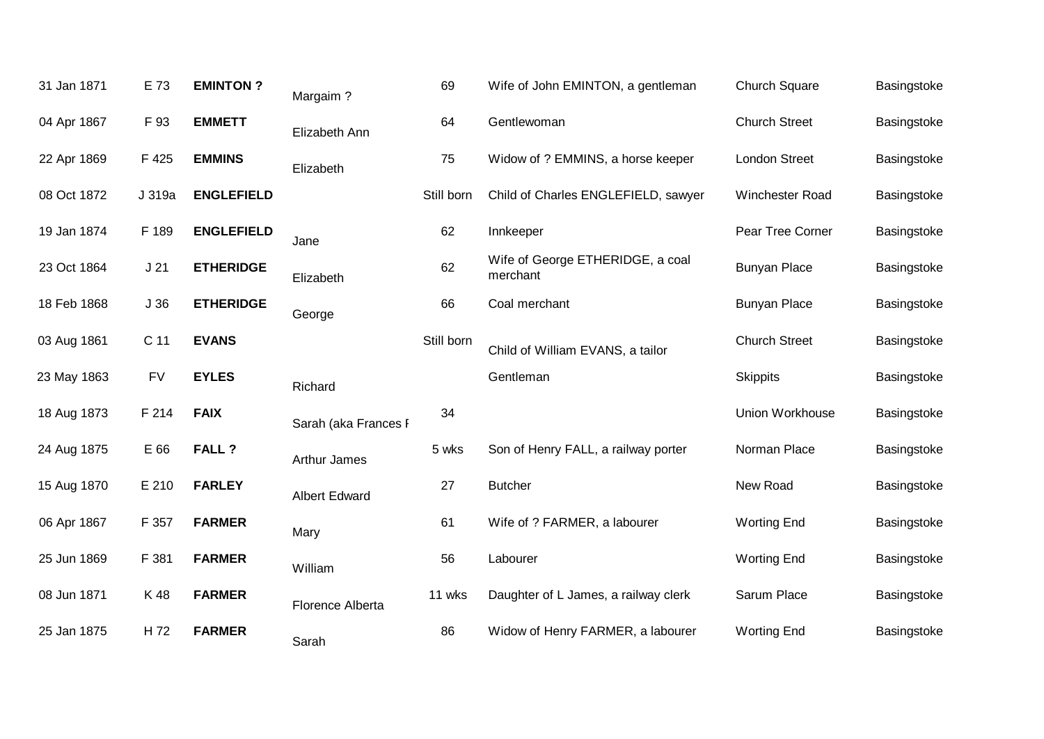| | | | | | | | |
|---|---|---|---|---|---|---|---|
| 31 Jan 1871 | E 73 | **EMINTON ?** | Margaim ? | 69 | Wife of John EMINTON, a gentleman | Church Square | Basingstoke |
| 04 Apr 1867 | F 93 | **EMMETT** | Elizabeth Ann | 64 | Gentlewoman | Church Street | Basingstoke |
| 22 Apr 1869 | F 425 | **EMMINS** | Elizabeth | 75 | Widow of ? EMMINS, a horse keeper | London Street | Basingstoke |
| 08 Oct 1872 | J 319a | **ENGLEFIELD** | | Still born | Child of Charles ENGLEFIELD, sawyer | Winchester Road | Basingstoke |
| 19 Jan 1874 | F 189 | **ENGLEFIELD** | Jane | 62 | Innkeeper | Pear Tree Corner | Basingstoke |
| 23 Oct 1864 | J 21 | **ETHERIDGE** | Elizabeth | 62 | Wife of George ETHERIDGE, a coal merchant | Bunyan Place | Basingstoke |
| 18 Feb 1868 | J 36 | **ETHERIDGE** | George | 66 | Coal merchant | Bunyan Place | Basingstoke |
| 03 Aug 1861 | C 11 | **EVANS** | | Still born | Child of William EVANS, a tailor | Church Street | Basingstoke |
| 23 May 1863 | FV | **EYLES** | Richard | | Gentleman | Skippits | Basingstoke |
| 18 Aug 1873 | F 214 | **FAIX** | Sarah (aka Frances F | 34 | | Union Workhouse | Basingstoke |
| 24 Aug 1875 | E 66 | **FALL ?** | Arthur James | 5 wks | Son of Henry FALL, a railway porter | Norman Place | Basingstoke |
| 15 Aug 1870 | E 210 | **FARLEY** | Albert Edward | 27 | Butcher | New Road | Basingstoke |
| 06 Apr 1867 | F 357 | **FARMER** | Mary | 61 | Wife of ? FARMER, a labourer | Worting End | Basingstoke |
| 25 Jun 1869 | F 381 | **FARMER** | William | 56 | Labourer | Worting End | Basingstoke |
| 08 Jun 1871 | K 48 | **FARMER** | Florence Alberta | 11 wks | Daughter of L James, a railway clerk | Sarum Place | Basingstoke |
| 25 Jan 1875 | H 72 | **FARMER** | Sarah | 86 | Widow of Henry FARMER, a labourer | Worting End | Basingstoke |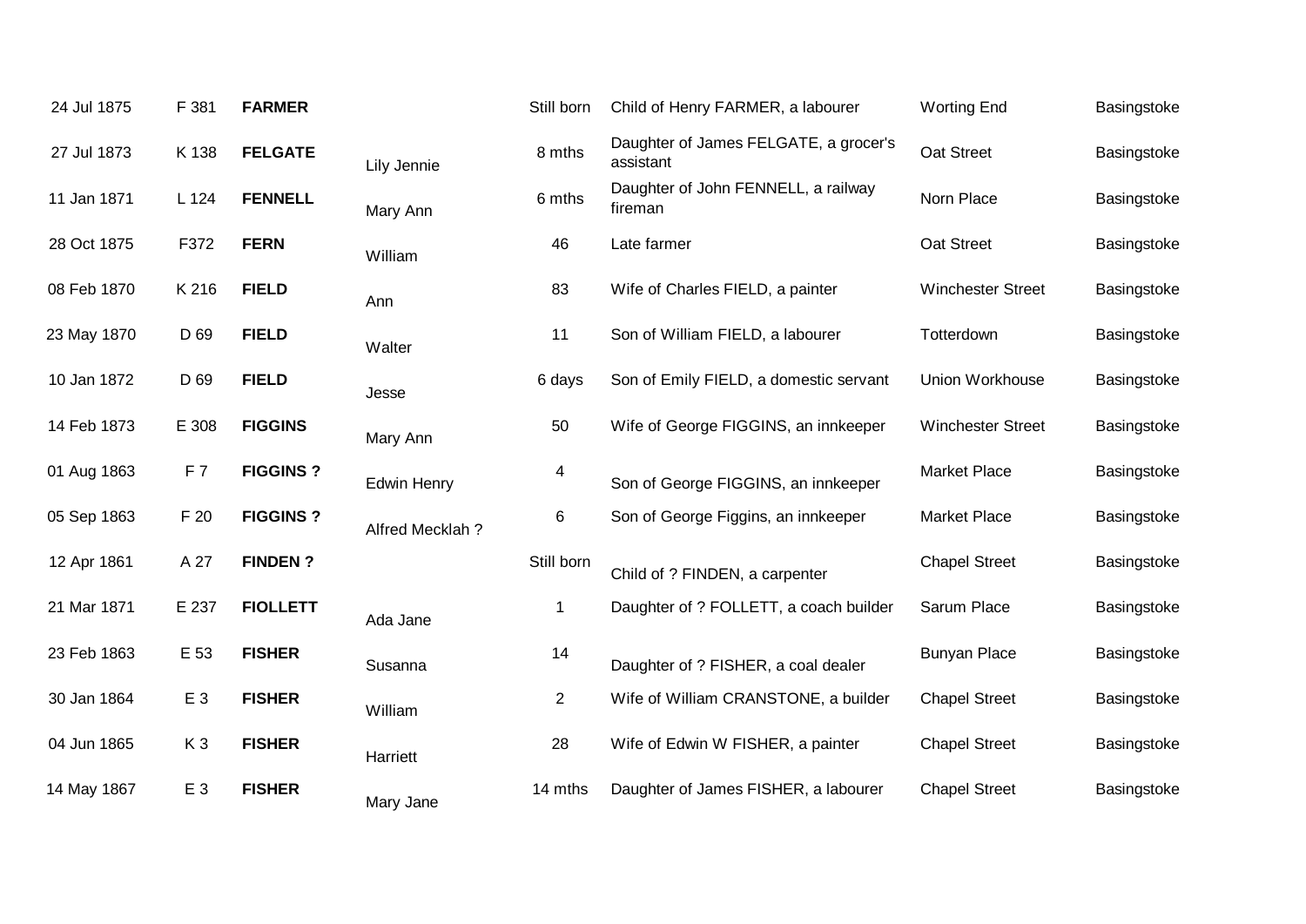| | | | | | | | |
|---|---|---|---|---|---|---|---|
| 24 Jul 1875 | F 381 | **FARMER** | | Still born | Child of Henry FARMER, a labourer | Worting End | Basingstoke |
| 27 Jul 1873 | K 138 | **FELGATE** | Lily Jennie | 8 mths | Daughter of James FELGATE, a grocer's assistant | Oat Street | Basingstoke |
| 11 Jan 1871 | L 124 | **FENNELL** | Mary Ann | 6 mths | Daughter of John FENNELL, a railway fireman | Norn Place | Basingstoke |
| 28 Oct 1875 | F372 | **FERN** | William | 46 | Late farmer | Oat Street | Basingstoke |
| 08 Feb 1870 | K 216 | **FIELD** | Ann | 83 | Wife of Charles FIELD, a painter | Winchester Street | Basingstoke |
| 23 May 1870 | D 69 | **FIELD** | Walter | 11 | Son of William FIELD, a labourer | Totterdown | Basingstoke |
| 10 Jan 1872 | D 69 | **FIELD** | Jesse | 6 days | Son of Emily FIELD, a domestic servant | Union Workhouse | Basingstoke |
| 14 Feb 1873 | E 308 | **FIGGINS** | Mary Ann | 50 | Wife of George FIGGINS, an innkeeper | Winchester Street | Basingstoke |
| 01 Aug 1863 | F 7 | **FIGGINS ?** | Edwin Henry | 4 | Son of George FIGGINS, an innkeeper | Market Place | Basingstoke |
| 05 Sep 1863 | F 20 | **FIGGINS ?** | Alfred Mecklah ? | 6 | Son of George Figgins, an innkeeper | Market Place | Basingstoke |
| 12 Apr 1861 | A 27 | **FINDEN ?** | | Still born | Child of ? FINDEN, a carpenter | Chapel Street | Basingstoke |
| 21 Mar 1871 | E 237 | **FIOLLETT** | Ada Jane | 1 | Daughter of ? FOLLETT, a coach builder | Sarum Place | Basingstoke |
| 23 Feb 1863 | E 53 | **FISHER** | Susanna | 14 | Daughter of ? FISHER, a coal dealer | Bunyan Place | Basingstoke |
| 30 Jan 1864 | E 3 | **FISHER** | William | 2 | Wife of William CRANSTONE, a builder | Chapel Street | Basingstoke |
| 04 Jun 1865 | K 3 | **FISHER** | Harriett | 28 | Wife of Edwin W FISHER, a painter | Chapel Street | Basingstoke |
| 14 May 1867 | E 3 | **FISHER** | Mary Jane | 14 mths | Daughter of James FISHER, a labourer | Chapel Street | Basingstoke |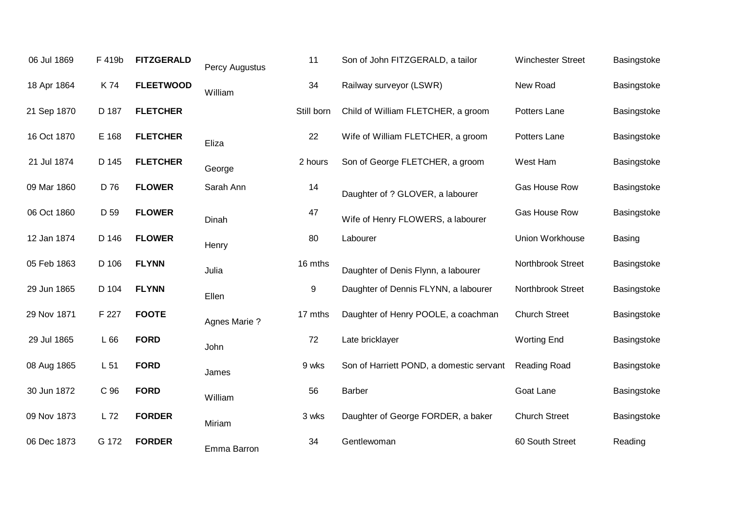| | | | | | | | |
|---|---|---|---|---|---|---|---|
| 06 Jul 1869 | F 419b | **FITZGERALD** | Percy Augustus | 11 | Son of John FITZGERALD, a tailor | Winchester Street | Basingstoke |
| 18 Apr 1864 | K 74 | **FLEETWOOD** | William | 34 | Railway surveyor (LSWR) | New Road | Basingstoke |
| 21 Sep 1870 | D 187 | **FLETCHER** | | Still born | Child of William FLETCHER, a groom | Potters Lane | Basingstoke |
| 16 Oct 1870 | E 168 | **FLETCHER** | Eliza | 22 | Wife of William FLETCHER, a groom | Potters Lane | Basingstoke |
| 21 Jul 1874 | D 145 | **FLETCHER** | George | 2 hours | Son of George FLETCHER, a groom | West Ham | Basingstoke |
| 09 Mar 1860 | D 76 | **FLOWER** | Sarah Ann | 14 | Daughter of ? GLOVER, a labourer | Gas House Row | Basingstoke |
| 06 Oct 1860 | D 59 | **FLOWER** | Dinah | 47 | Wife of Henry FLOWERS, a labourer | Gas House Row | Basingstoke |
| 12 Jan 1874 | D 146 | **FLOWER** | Henry | 80 | Labourer | Union Workhouse | Basing |
| 05 Feb 1863 | D 106 | **FLYNN** | Julia | 16 mths | Daughter of Denis Flynn, a labourer | Northbrook Street | Basingstoke |
| 29 Jun 1865 | D 104 | **FLYNN** | Ellen | 9 | Daughter of Dennis FLYNN, a labourer | Northbrook Street | Basingstoke |
| 29 Nov 1871 | F 227 | **FOOTE** | Agnes Marie ? | 17 mths | Daughter of Henry POOLE, a coachman | Church Street | Basingstoke |
| 29 Jul 1865 | L 66 | **FORD** | John | 72 | Late bricklayer | Worting End | Basingstoke |
| 08 Aug 1865 | L 51 | **FORD** | James | 9 wks | Son of Harriett POND, a domestic servant | Reading Road | Basingstoke |
| 30 Jun 1872 | C 96 | **FORD** | William | 56 | Barber | Goat Lane | Basingstoke |
| 09 Nov 1873 | L 72 | **FORDER** | Miriam | 3 wks | Daughter of George FORDER, a baker | Church Street | Basingstoke |
| 06 Dec 1873 | G 172 | **FORDER** | Emma Barron | 34 | Gentlewoman | 60 South Street | Reading |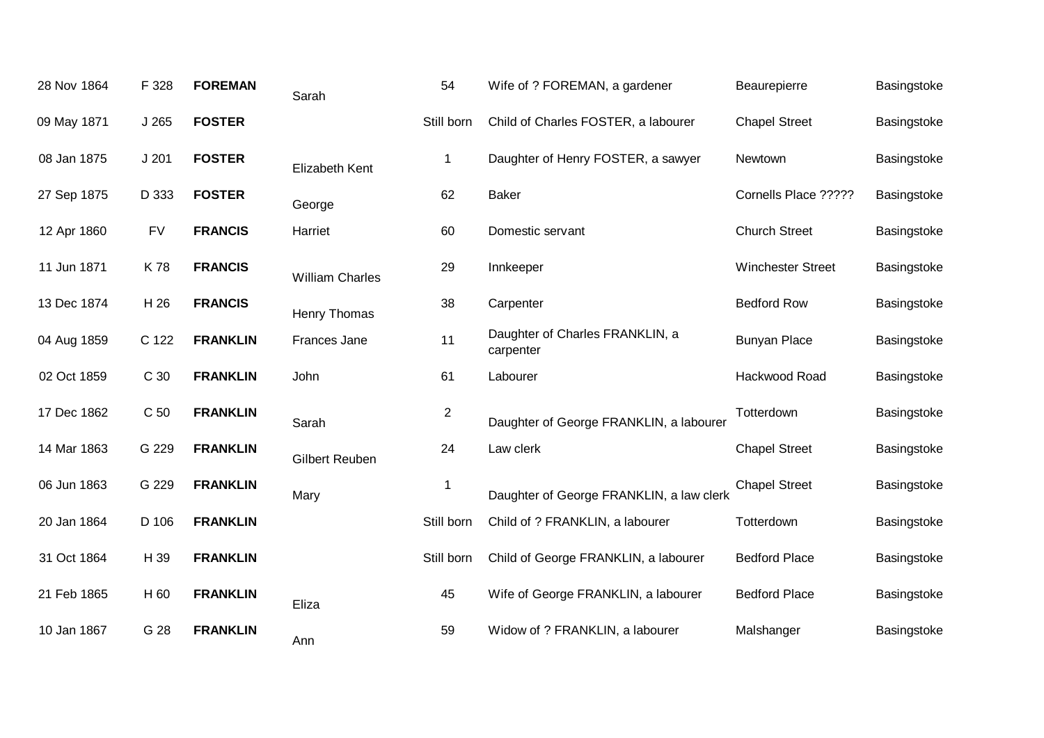| | | | | | | | |
|---|---|---|---|---|---|---|---|
| 28 Nov 1864 | F 328 | **FOREMAN** | Sarah | 54 | Wife of ? FOREMAN, a gardener | Beaurepierre | Basingstoke |
| 09 May 1871 | J 265 | **FOSTER** | | Still born | Child of Charles FOSTER, a labourer | Chapel Street | Basingstoke |
| 08 Jan 1875 | J 201 | **FOSTER** | Elizabeth Kent | 1 | Daughter of Henry FOSTER, a sawyer | Newtown | Basingstoke |
| 27 Sep 1875 | D 333 | **FOSTER** | George | 62 | Baker | Cornells Place ????? | Basingstoke |
| 12 Apr 1860 | FV | **FRANCIS** | Harriet | 60 | Domestic servant | Church Street | Basingstoke |
| 11 Jun 1871 | K 78 | **FRANCIS** | William Charles | 29 | Innkeeper | Winchester Street | Basingstoke |
| 13 Dec 1874 | H 26 | **FRANCIS** | Henry Thomas | 38 | Carpenter | Bedford Row | Basingstoke |
| 04 Aug 1859 | C 122 | **FRANKLIN** | Frances Jane | 11 | Daughter of Charles FRANKLIN, a carpenter | Bunyan Place | Basingstoke |
| 02 Oct 1859 | C 30 | **FRANKLIN** | John | 61 | Labourer | Hackwood Road | Basingstoke |
| 17 Dec 1862 | C 50 | **FRANKLIN** | Sarah | 2 | Daughter of George FRANKLIN, a labourer | Totterdown | Basingstoke |
| 14 Mar 1863 | G 229 | **FRANKLIN** | Gilbert Reuben | 24 | Law clerk | Chapel Street | Basingstoke |
| 06 Jun 1863 | G 229 | **FRANKLIN** | Mary | 1 | Daughter of George FRANKLIN, a law clerk | Chapel Street | Basingstoke |
| 20 Jan 1864 | D 106 | **FRANKLIN** | | Still born | Child of ? FRANKLIN, a labourer | Totterdown | Basingstoke |
| 31 Oct 1864 | H 39 | **FRANKLIN** | | Still born | Child of George FRANKLIN, a labourer | Bedford Place | Basingstoke |
| 21 Feb 1865 | H 60 | **FRANKLIN** | Eliza | 45 | Wife of George FRANKLIN, a labourer | Bedford Place | Basingstoke |
| 10 Jan 1867 | G 28 | **FRANKLIN** | Ann | 59 | Widow of ? FRANKLIN, a labourer | Malshanger | Basingstoke |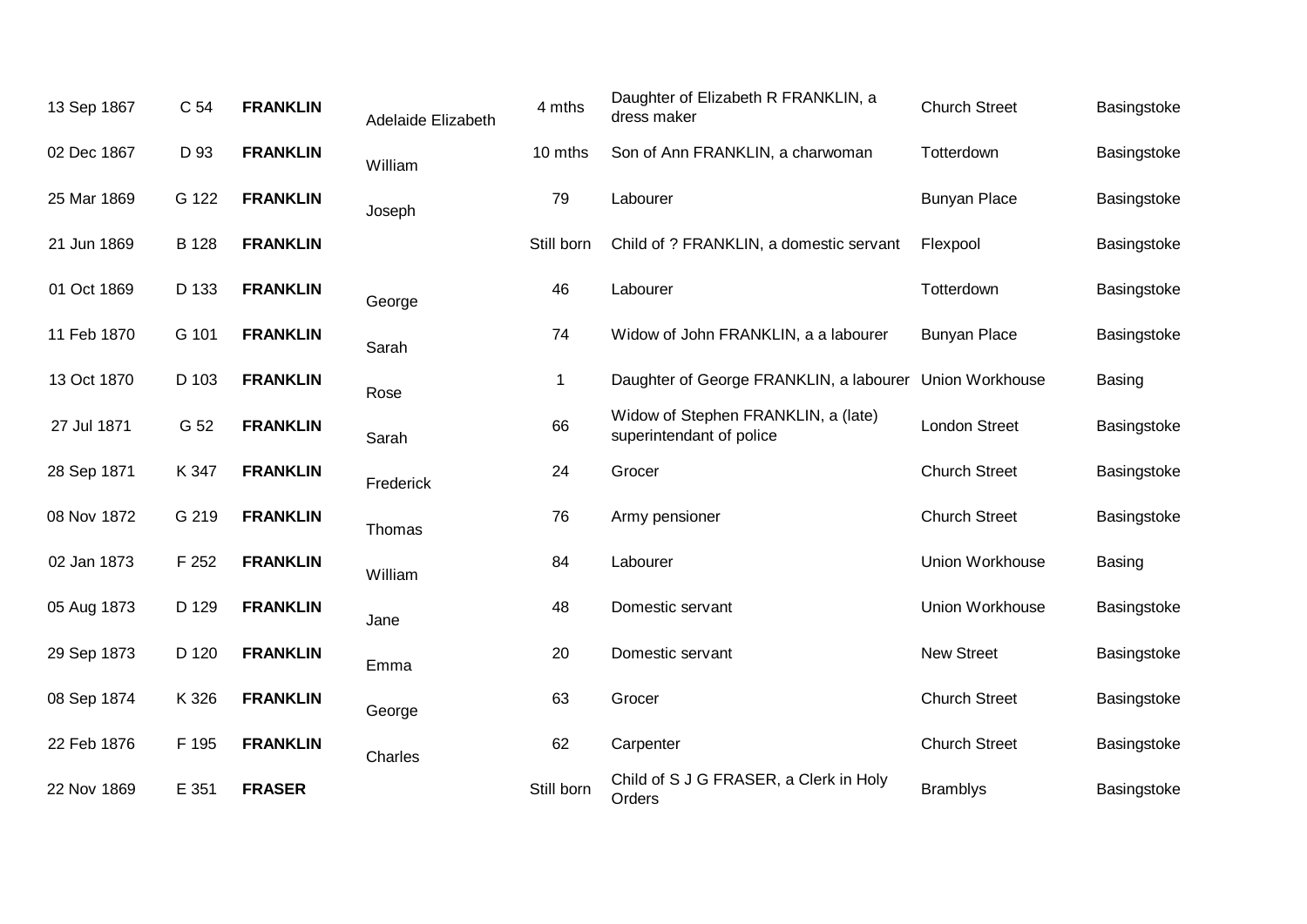| | | | | | | | |
|---|---|---|---|---|---|---|---|
| 13 Sep 1867 | C 54 | **FRANKLIN** | Adelaide Elizabeth | 4 mths | Daughter of Elizabeth R FRANKLIN, a dress maker | Church Street | Basingstoke |
| 02 Dec 1867 | D 93 | **FRANKLIN** | William | 10 mths | Son of Ann FRANKLIN, a charwoman | Totterdown | Basingstoke |
| 25 Mar 1869 | G 122 | **FRANKLIN** | Joseph | 79 | Labourer | Bunyan Place | Basingstoke |
| 21 Jun 1869 | B 128 | **FRANKLIN** | | Still born | Child of ? FRANKLIN, a domestic servant | Flexpool | Basingstoke |
| 01 Oct 1869 | D 133 | **FRANKLIN** | George | 46 | Labourer | Totterdown | Basingstoke |
| 11 Feb 1870 | G 101 | **FRANKLIN** | Sarah | 74 | Widow of John FRANKLIN, a a labourer | Bunyan Place | Basingstoke |
| 13 Oct 1870 | D 103 | **FRANKLIN** | Rose | 1 | Daughter of George FRANKLIN, a labourer | Union Workhouse | Basing |
| 27 Jul 1871 | G 52 | **FRANKLIN** | Sarah | 66 | Widow of Stephen FRANKLIN, a (late) superintendant of police | London Street | Basingstoke |
| 28 Sep 1871 | K 347 | **FRANKLIN** | Frederick | 24 | Grocer | Church Street | Basingstoke |
| 08 Nov 1872 | G 219 | **FRANKLIN** | Thomas | 76 | Army pensioner | Church Street | Basingstoke |
| 02 Jan 1873 | F 252 | **FRANKLIN** | William | 84 | Labourer | Union Workhouse | Basing |
| 05 Aug 1873 | D 129 | **FRANKLIN** | Jane | 48 | Domestic servant | Union Workhouse | Basingstoke |
| 29 Sep 1873 | D 120 | **FRANKLIN** | Emma | 20 | Domestic servant | New Street | Basingstoke |
| 08 Sep 1874 | K 326 | **FRANKLIN** | George | 63 | Grocer | Church Street | Basingstoke |
| 22 Feb 1876 | F 195 | **FRANKLIN** | Charles | 62 | Carpenter | Church Street | Basingstoke |
| 22 Nov 1869 | E 351 | **FRASER** | | Still born | Child of S J G FRASER, a Clerk in Holy Orders | Bramblys | Basingstoke |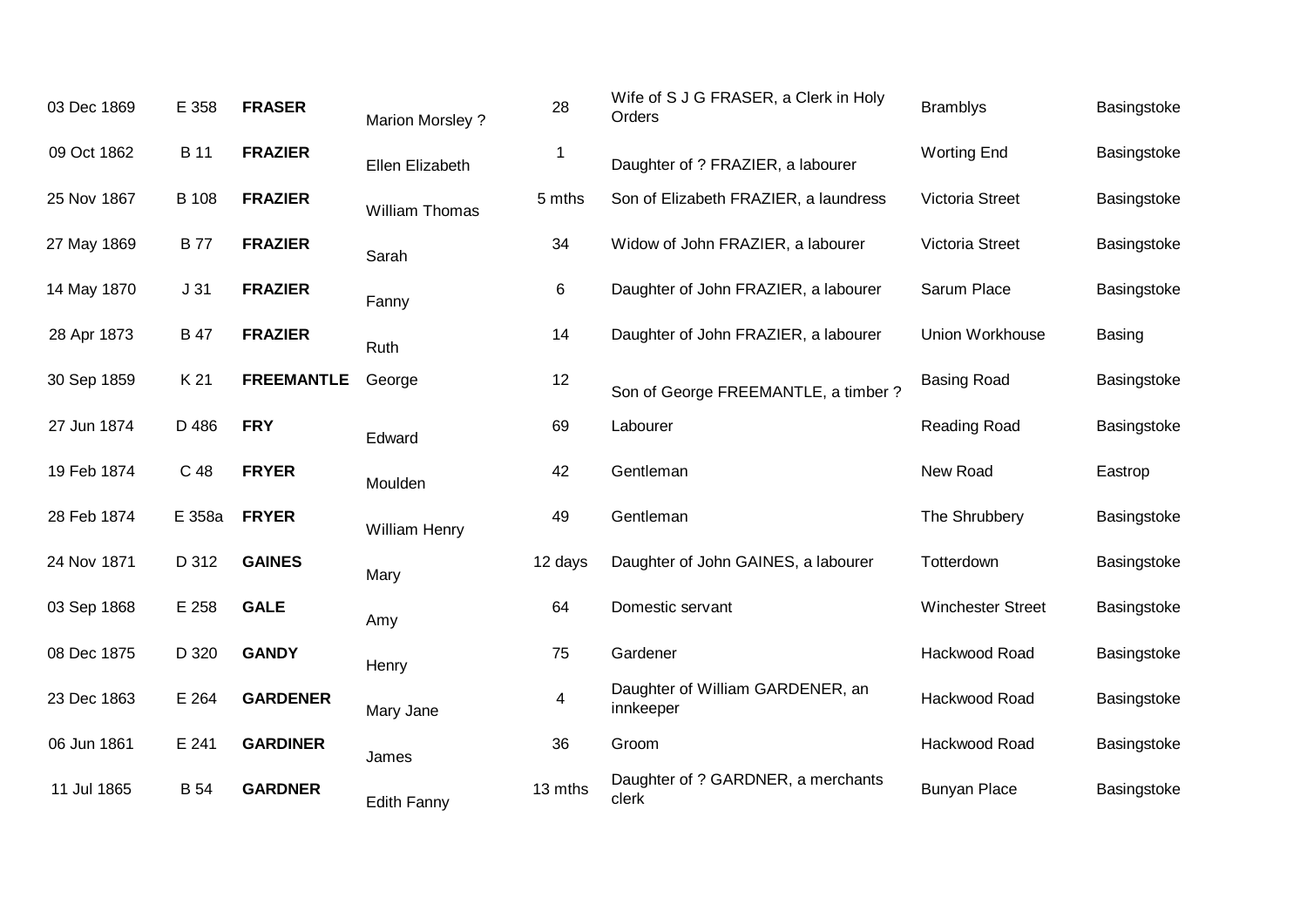| | | | | | | | |
|---|---|---|---|---|---|---|---|
| 03 Dec 1869 | E 358 | **FRASER** | Marion Morsley ? | 28 | Wife of S J G FRASER, a Clerk in Holy Orders | Bramblys | Basingstoke |
| 09 Oct 1862 | B 11 | **FRAZIER** | Ellen Elizabeth | 1 | Daughter of ? FRAZIER, a labourer | Worting End | Basingstoke |
| 25 Nov 1867 | B 108 | **FRAZIER** | William Thomas | 5 mths | Son of Elizabeth FRAZIER, a laundress | Victoria Street | Basingstoke |
| 27 May 1869 | B 77 | **FRAZIER** | Sarah | 34 | Widow of John FRAZIER, a labourer | Victoria Street | Basingstoke |
| 14 May 1870 | J 31 | **FRAZIER** | Fanny | 6 | Daughter of John FRAZIER, a labourer | Sarum Place | Basingstoke |
| 28 Apr 1873 | B 47 | **FRAZIER** | Ruth | 14 | Daughter of John FRAZIER, a labourer | Union Workhouse | Basing |
| 30 Sep 1859 | K 21 | **FREEMANTLE** | George | 12 | Son of George FREEMANTLE, a timber ? | Basing Road | Basingstoke |
| 27 Jun 1874 | D 486 | **FRY** | Edward | 69 | Labourer | Reading Road | Basingstoke |
| 19 Feb 1874 | C 48 | **FRYER** | Moulden | 42 | Gentleman | New Road | Eastrop |
| 28 Feb 1874 | E 358a | **FRYER** | William Henry | 49 | Gentleman | The Shrubbery | Basingstoke |
| 24 Nov 1871 | D 312 | **GAINES** | Mary | 12 days | Daughter of John GAINES, a labourer | Totterdown | Basingstoke |
| 03 Sep 1868 | E 258 | **GALE** | Amy | 64 | Domestic servant | Winchester Street | Basingstoke |
| 08 Dec 1875 | D 320 | **GANDY** | Henry | 75 | Gardener | Hackwood Road | Basingstoke |
| 23 Dec 1863 | E 264 | **GARDENER** | Mary Jane | 4 | Daughter of William GARDENER, an innkeeper | Hackwood Road | Basingstoke |
| 06 Jun 1861 | E 241 | **GARDINER** | James | 36 | Groom | Hackwood Road | Basingstoke |
| 11 Jul 1865 | B 54 | **GARDNER** | Edith Fanny | 13 mths | Daughter of ? GARDNER, a merchants clerk | Bunyan Place | Basingstoke |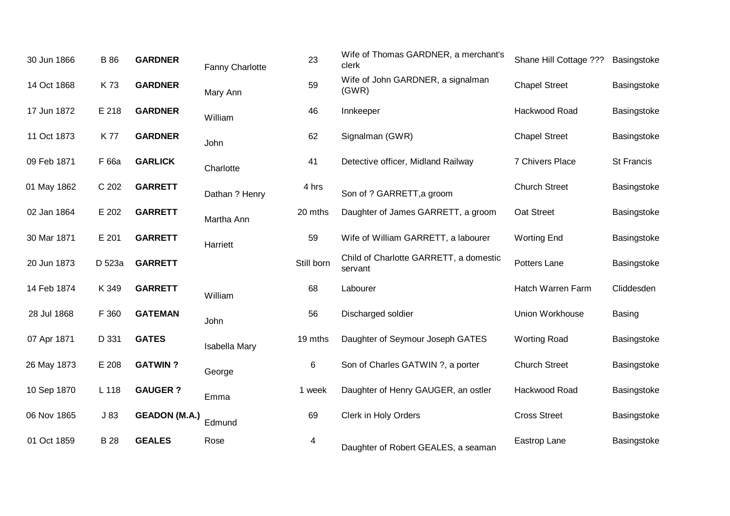| | | | | | | | |
|---|---|---|---|---|---|---|---|
| 30 Jun 1866 | B 86 | **GARDNER** | Fanny Charlotte | 23 | Wife of Thomas GARDNER, a merchant's clerk | Shane Hill Cottage ??? | Basingstoke |
| 14 Oct 1868 | K 73 | **GARDNER** | Mary Ann | 59 | Wife of John GARDNER, a signalman (GWR) | Chapel Street | Basingstoke |
| 17 Jun 1872 | E 218 | **GARDNER** | William | 46 | Innkeeper | Hackwood Road | Basingstoke |
| 11 Oct 1873 | K 77 | **GARDNER** | John | 62 | Signalman (GWR) | Chapel Street | Basingstoke |
| 09 Feb 1871 | F 66a | **GARLICK** | Charlotte | 41 | Detective officer, Midland Railway | 7 Chivers Place | St Francis |
| 01 May 1862 | C 202 | **GARRETT** | Dathan ? Henry | 4 hrs | Son of ? GARRETT,a groom | Church Street | Basingstoke |
| 02 Jan 1864 | E 202 | **GARRETT** | Martha Ann | 20 mths | Daughter of James GARRETT, a groom | Oat Street | Basingstoke |
| 30 Mar 1871 | E 201 | **GARRETT** | Harriett | 59 | Wife of William GARRETT, a labourer | Worting End | Basingstoke |
| 20 Jun 1873 | D 523a | **GARRETT** | | Still born | Child of Charlotte GARRETT, a domestic servant | Potters Lane | Basingstoke |
| 14 Feb 1874 | K 349 | **GARRETT** | William | 68 | Labourer | Hatch Warren Farm | Cliddesden |
| 28 Jul 1868 | F 360 | **GATEMAN** | John | 56 | Discharged soldier | Union Workhouse | Basing |
| 07 Apr 1871 | D 331 | **GATES** | Isabella Mary | 19 mths | Daughter of Seymour Joseph GATES | Worting Road | Basingstoke |
| 26 May 1873 | E 208 | **GATWIN ?** | George | 6 | Son of Charles GATWIN ?, a porter | Church Street | Basingstoke |
| 10 Sep 1870 | L 118 | **GAUGER ?** | Emma | 1 week | Daughter of Henry GAUGER, an ostler | Hackwood Road | Basingstoke |
| 06 Nov 1865 | J 83 | **GEADON (M.A.)** | Edmund | 69 | Clerk in Holy Orders | Cross Street | Basingstoke |
| 01 Oct 1859 | B 28 | **GEALES** | Rose | 4 | Daughter of Robert GEALES, a seaman | Eastrop Lane | Basingstoke |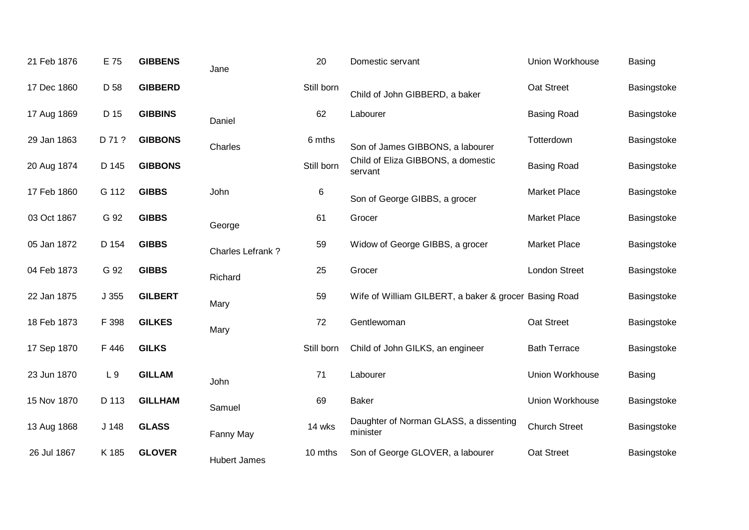| | | | | | | | |
|---|---|---|---|---|---|---|---|
| 21 Feb 1876 | E 75 | **GIBBENS** | Jane | 20 | Domestic servant | Union Workhouse | Basing |
| 17 Dec 1860 | D 58 | **GIBBERD** | | Still born | Child of John GIBBERD, a baker | Oat Street | Basingstoke |
| 17 Aug 1869 | D 15 | **GIBBINS** | Daniel | 62 | Labourer | Basing Road | Basingstoke |
| 29 Jan 1863 | D 71 ? | **GIBBONS** | Charles | 6 mths | Son of James GIBBONS, a labourer | Totterdown | Basingstoke |
| 20 Aug 1874 | D 145 | **GIBBONS** | | Still born | Child of Eliza GIBBONS, a domestic servant | Basing Road | Basingstoke |
| 17 Feb 1860 | G 112 | **GIBBS** | John | 6 | Son of George GIBBS, a grocer | Market Place | Basingstoke |
| 03 Oct 1867 | G 92 | **GIBBS** | George | 61 | Grocer | Market Place | Basingstoke |
| 05 Jan 1872 | D 154 | **GIBBS** | Charles Lefrank ? | 59 | Widow of George GIBBS, a grocer | Market Place | Basingstoke |
| 04 Feb 1873 | G 92 | **GIBBS** | Richard | 25 | Grocer | London Street | Basingstoke |
| 22 Jan 1875 | J 355 | **GILBERT** | Mary | 59 | Wife of William GILBERT, a baker & grocer | Basing Road | Basingstoke |
| 18 Feb 1873 | F 398 | **GILKES** | Mary | 72 | Gentlewoman | Oat Street | Basingstoke |
| 17 Sep 1870 | F 446 | **GILKS** | | Still born | Child of John GILKS, an engineer | Bath Terrace | Basingstoke |
| 23 Jun 1870 | L 9 | **GILLAM** | John | 71 | Labourer | Union Workhouse | Basing |
| 15 Nov 1870 | D 113 | **GILLHAM** | Samuel | 69 | Baker | Union Workhouse | Basingstoke |
| 13 Aug 1868 | J 148 | **GLASS** | Fanny May | 14 wks | Daughter of Norman GLASS, a dissenting minister | Church Street | Basingstoke |
| 26 Jul 1867 | K 185 | **GLOVER** | Hubert James | 10 mths | Son of George GLOVER, a labourer | Oat Street | Basingstoke |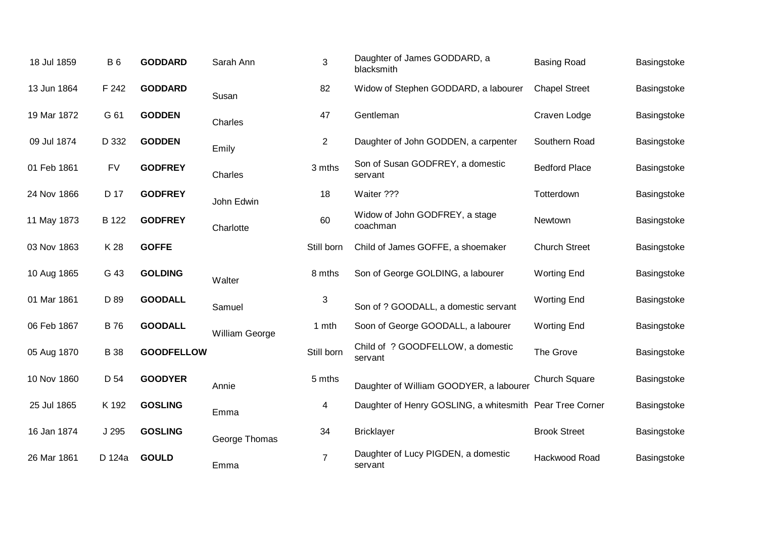| | | | | | | | |
|---|---|---|---|---|---|---|---|
| 18 Jul 1859 | B 6 | **GODDARD** | Sarah Ann | 3 | Daughter of James GODDARD, a blacksmith | Basing Road | Basingstoke |
| 13 Jun 1864 | F 242 | **GODDARD** | Susan | 82 | Widow of Stephen GODDARD, a labourer | Chapel Street | Basingstoke |
| 19 Mar 1872 | G 61 | **GODDEN** | Charles | 47 | Gentleman | Craven Lodge | Basingstoke |
| 09 Jul 1874 | D 332 | **GODDEN** | Emily | 2 | Daughter of John GODDEN, a carpenter | Southern Road | Basingstoke |
| 01 Feb 1861 | FV | **GODFREY** | Charles | 3 mths | Son of Susan GODFREY, a domestic servant | Bedford Place | Basingstoke |
| 24 Nov 1866 | D 17 | **GODFREY** | John Edwin | 18 | Waiter ??? | Totterdown | Basingstoke |
| 11 May 1873 | B 122 | **GODFREY** | Charlotte | 60 | Widow of John GODFREY, a stage coachman | Newtown | Basingstoke |
| 03 Nov 1863 | K 28 | **GOFFE** | | Still born | Child of James GOFFE, a shoemaker | Church Street | Basingstoke |
| 10 Aug 1865 | G 43 | **GOLDING** | Walter | 8 mths | Son of George GOLDING, a labourer | Worting End | Basingstoke |
| 01 Mar 1861 | D 89 | **GOODALL** | Samuel | 3 | Son of ? GOODALL, a domestic servant | Worting End | Basingstoke |
| 06 Feb 1867 | B 76 | **GOODALL** | William George | 1 mth | Soon of George GOODALL, a labourer | Worting End | Basingstoke |
| 05 Aug 1870 | B 38 | **GOODFELLOW** | | Still born | Child of ? GOODFELLOW, a domestic servant | The Grove | Basingstoke |
| 10 Nov 1860 | D 54 | **GOODYER** | Annie | 5 mths | Daughter of William GOODYER, a labourer | Church Square | Basingstoke |
| 25 Jul 1865 | K 192 | **GOSLING** | Emma | 4 | Daughter of Henry GOSLING, a whitesmith | Pear Tree Corner | Basingstoke |
| 16 Jan 1874 | J 295 | **GOSLING** | George Thomas | 34 | Bricklayer | Brook Street | Basingstoke |
| 26 Mar 1861 | D 124a | **GOULD** | Emma | 7 | Daughter of Lucy PIGDEN, a domestic servant | Hackwood Road | Basingstoke |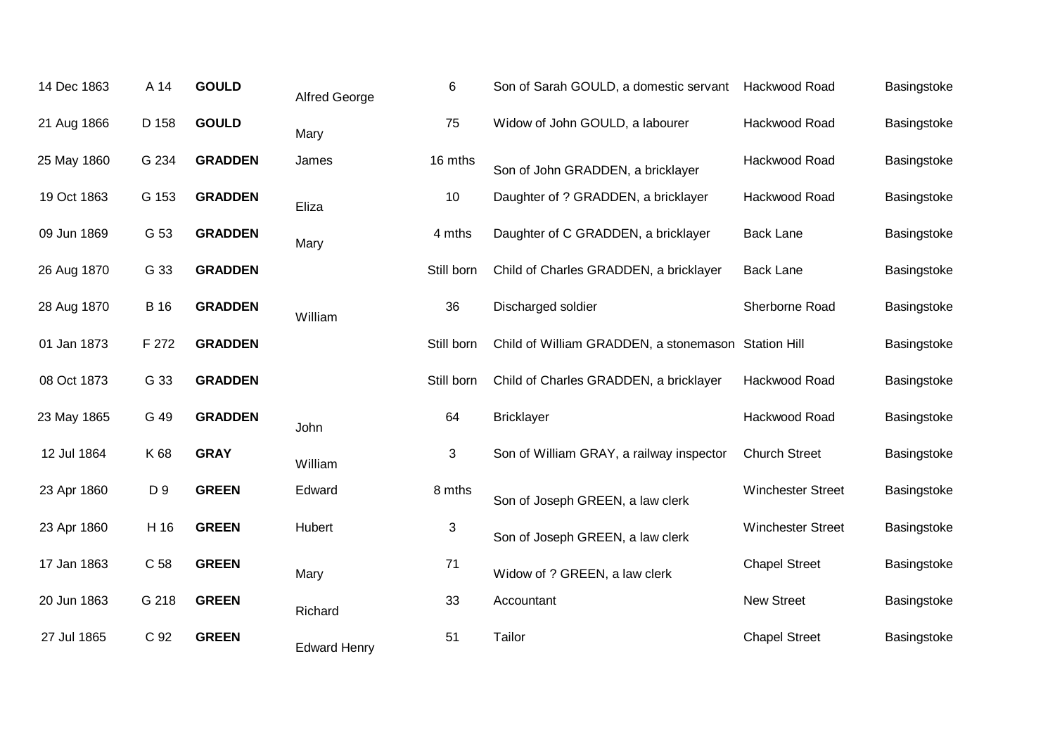| | | | | | | | |
|---|---|---|---|---|---|---|---|
| 14 Dec 1863 | A 14 | **GOULD** | Alfred George | 6 | Son of Sarah GOULD, a domestic servant | Hackwood Road | Basingstoke |
| 21 Aug 1866 | D 158 | **GOULD** | Mary | 75 | Widow of John GOULD, a labourer | Hackwood Road | Basingstoke |
| 25 May 1860 | G 234 | **GRADDEN** | James | 16 mths | Son of John GRADDEN, a bricklayer | Hackwood Road | Basingstoke |
| 19 Oct 1863 | G 153 | **GRADDEN** | Eliza | 10 | Daughter of ? GRADDEN, a bricklayer | Hackwood Road | Basingstoke |
| 09 Jun 1869 | G 53 | **GRADDEN** | Mary | 4 mths | Daughter of C GRADDEN, a bricklayer | Back Lane | Basingstoke |
| 26 Aug 1870 | G 33 | **GRADDEN** | | Still born | Child of Charles GRADDEN, a bricklayer | Back Lane | Basingstoke |
| 28 Aug 1870 | B 16 | **GRADDEN** | William | 36 | Discharged soldier | Sherborne Road | Basingstoke |
| 01 Jan 1873 | F 272 | **GRADDEN** | | Still born | Child of William GRADDEN, a stonemason | Station Hill | Basingstoke |
| 08 Oct 1873 | G 33 | **GRADDEN** | | Still born | Child of Charles GRADDEN, a bricklayer | Hackwood Road | Basingstoke |
| 23 May 1865 | G 49 | **GRADDEN** | John | 64 | Bricklayer | Hackwood Road | Basingstoke |
| 12 Jul 1864 | K 68 | **GRAY** | William | 3 | Son of William GRAY, a railway inspector | Church Street | Basingstoke |
| 23 Apr 1860 | D 9 | **GREEN** | Edward | 8 mths | Son of Joseph GREEN, a law clerk | Winchester Street | Basingstoke |
| 23 Apr 1860 | H 16 | **GREEN** | Hubert | 3 | Son of Joseph GREEN, a law clerk | Winchester Street | Basingstoke |
| 17 Jan 1863 | C 58 | **GREEN** | Mary | 71 | Widow of ? GREEN, a law clerk | Chapel Street | Basingstoke |
| 20 Jun 1863 | G 218 | **GREEN** | Richard | 33 | Accountant | New Street | Basingstoke |
| 27 Jul 1865 | C 92 | **GREEN** | Edward Henry | 51 | Tailor | Chapel Street | Basingstoke |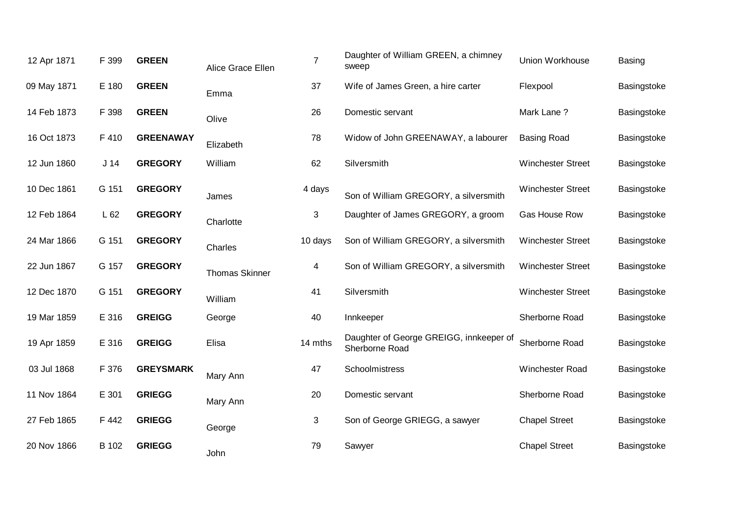| | | | | | | | |
|---|---|---|---|---|---|---|---|
| 12 Apr 1871 | F 399 | **GREEN** | Alice Grace Ellen | 7 | Daughter of William GREEN, a chimney sweep | Union Workhouse | Basing |
| 09 May 1871 | E 180 | **GREEN** | Emma | 37 | Wife of James Green, a hire carter | Flexpool | Basingstoke |
| 14 Feb 1873 | F 398 | **GREEN** | Olive | 26 | Domestic servant | Mark Lane ? | Basingstoke |
| 16 Oct 1873 | F 410 | **GREENAWAY** | Elizabeth | 78 | Widow of John GREENAWAY, a labourer | Basing Road | Basingstoke |
| 12 Jun 1860 | J 14 | **GREGORY** | William | 62 | Silversmith | Winchester Street | Basingstoke |
| 10 Dec 1861 | G 151 | **GREGORY** | James | 4 days | Son of William GREGORY, a silversmith | Winchester Street | Basingstoke |
| 12 Feb 1864 | L 62 | **GREGORY** | Charlotte | 3 | Daughter of James GREGORY, a groom | Gas House Row | Basingstoke |
| 24 Mar 1866 | G 151 | **GREGORY** | Charles | 10 days | Son of William GREGORY, a silversmith | Winchester Street | Basingstoke |
| 22 Jun 1867 | G 157 | **GREGORY** | Thomas Skinner | 4 | Son of William GREGORY, a silversmith | Winchester Street | Basingstoke |
| 12 Dec 1870 | G 151 | **GREGORY** | William | 41 | Silversmith | Winchester Street | Basingstoke |
| 19 Mar 1859 | E 316 | **GREIGG** | George | 40 | Innkeeper | Sherborne Road | Basingstoke |
| 19 Apr 1859 | E 316 | **GREIGG** | Elisa | 14 mths | Daughter of George GREIGG, innkeeper of Sherborne Road | Sherborne Road | Basingstoke |
| 03 Jul 1868 | F 376 | **GREYSMARK** | Mary Ann | 47 | Schoolmistress | Winchester Road | Basingstoke |
| 11 Nov 1864 | E 301 | **GRIEGG** | Mary Ann | 20 | Domestic servant | Sherborne Road | Basingstoke |
| 27 Feb 1865 | F 442 | **GRIEGG** | George | 3 | Son of George GRIEGG, a sawyer | Chapel Street | Basingstoke |
| 20 Nov 1866 | B 102 | **GRIEGG** | John | 79 | Sawyer | Chapel Street | Basingstoke |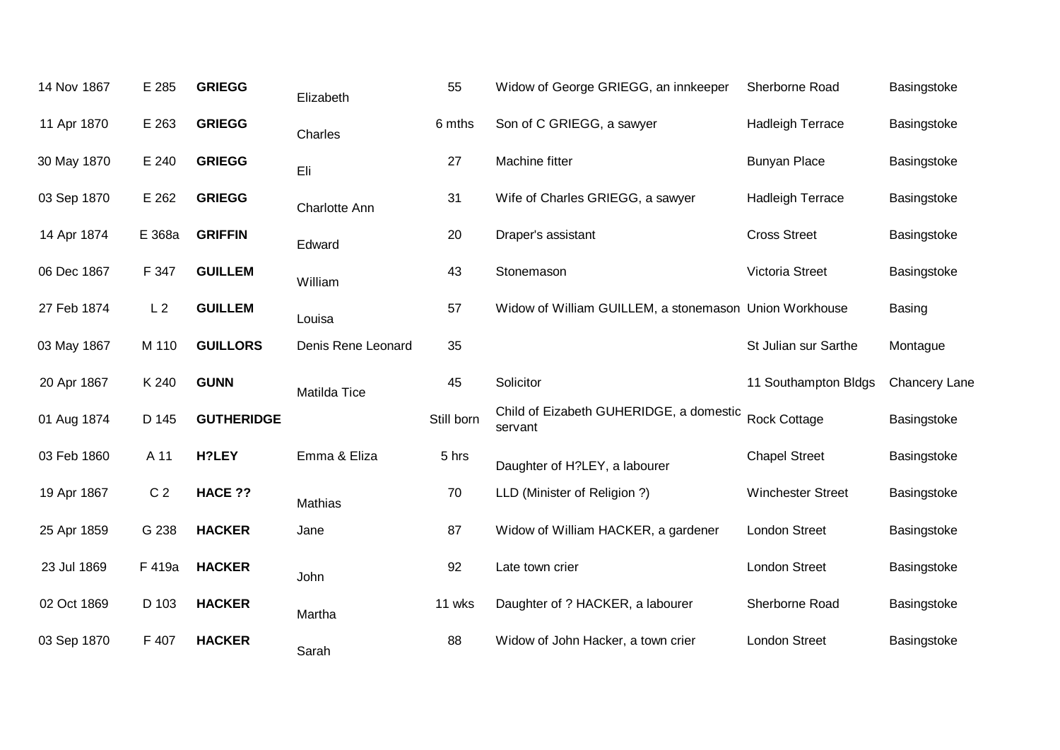| | | | | | | | |
|---|---|---|---|---|---|---|---|
| 14 Nov 1867 | E 285 | **GRIEGG** | Elizabeth | 55 | Widow of George GRIEGG, an innkeeper | Sherborne Road | Basingstoke |
| 11 Apr 1870 | E 263 | **GRIEGG** | Charles | 6 mths | Son of C GRIEGG, a sawyer | Hadleigh Terrace | Basingstoke |
| 30 May 1870 | E 240 | **GRIEGG** | Eli | 27 | Machine fitter | Bunyan Place | Basingstoke |
| 03 Sep 1870 | E 262 | **GRIEGG** | Charlotte Ann | 31 | Wife of Charles GRIEGG, a sawyer | Hadleigh Terrace | Basingstoke |
| 14 Apr 1874 | E 368a | **GRIFFIN** | Edward | 20 | Draper's assistant | Cross Street | Basingstoke |
| 06 Dec 1867 | F 347 | **GUILLEM** | William | 43 | Stonemason | Victoria Street | Basingstoke |
| 27 Feb 1874 | L 2 | **GUILLEM** | Louisa | 57 | Widow of William GUILLEM, a stonemason | Union Workhouse | Basing |
| 03 May 1867 | M 110 | **GUILLORS** | Denis Rene Leonard | 35 | | St Julian sur Sarthe | Montague |
| 20 Apr 1867 | K 240 | **GUNN** | Matilda Tice | 45 | Solicitor | 11 Southampton Bldgs | Chancery Lane |
| 01 Aug 1874 | D 145 | **GUTHERIDGE** | | Still born | Child of Eizabeth GUHERIDGE, a domestic servant | Rock Cottage | Basingstoke |
| 03 Feb 1860 | A 11 | **H?LEY** | Emma & Eliza | 5 hrs | Daughter of H?LEY, a labourer | Chapel Street | Basingstoke |
| 19 Apr 1867 | C 2 | **HACE ??** | Mathias | 70 | LLD (Minister of Religion ?) | Winchester Street | Basingstoke |
| 25 Apr 1859 | G 238 | **HACKER** | Jane | 87 | Widow of William HACKER, a gardener | London Street | Basingstoke |
| 23 Jul 1869 | F 419a | **HACKER** | John | 92 | Late town crier | London Street | Basingstoke |
| 02 Oct 1869 | D 103 | **HACKER** | Martha | 11 wks | Daughter of ? HACKER, a labourer | Sherborne Road | Basingstoke |
| 03 Sep 1870 | F 407 | **HACKER** | Sarah | 88 | Widow of John Hacker, a town crier | London Street | Basingstoke |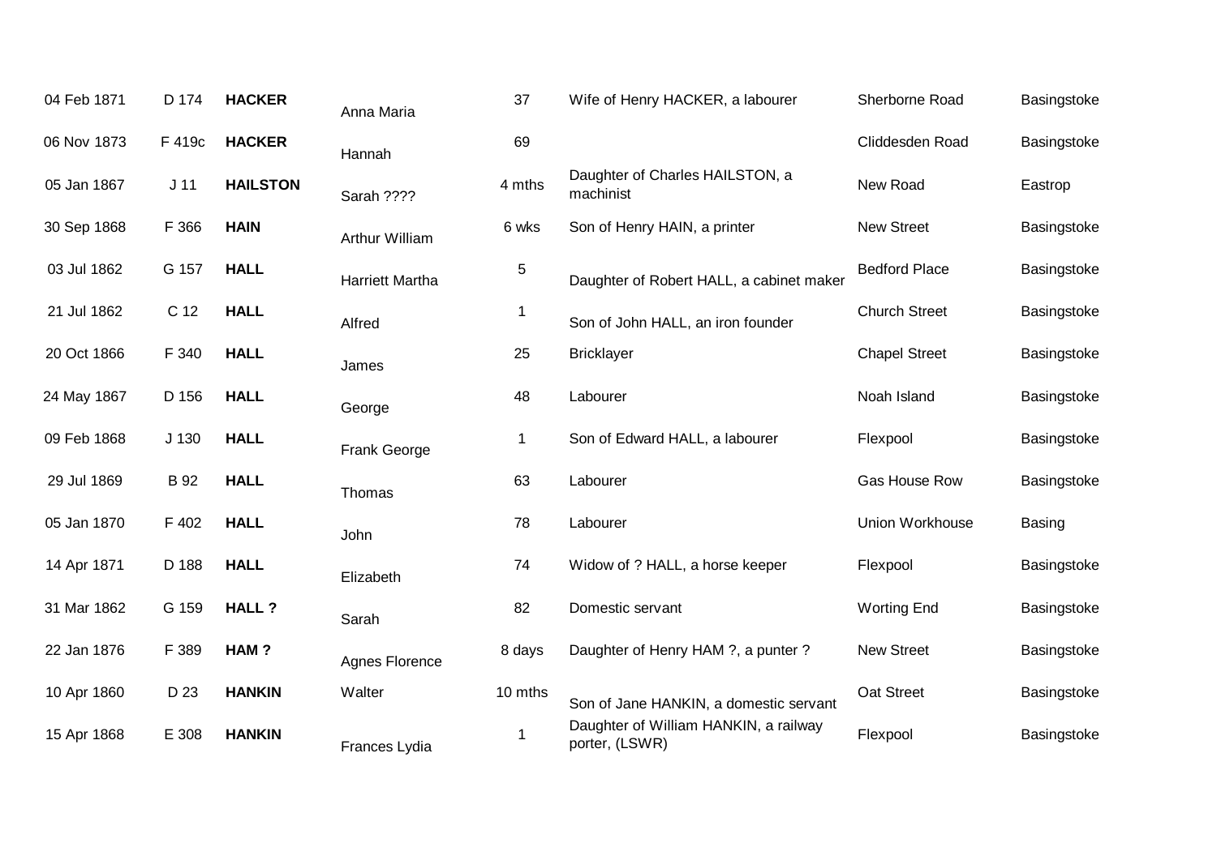| | | | | | | | |
|---|---|---|---|---|---|---|---|
| 04 Feb 1871 | D 174 | **HACKER** | Anna Maria | 37 | Wife of Henry HACKER, a labourer | Sherborne Road | Basingstoke |
| 06 Nov 1873 | F 419c | **HACKER** | Hannah | 69 | | Cliddesden Road | Basingstoke |
| 05 Jan 1867 | J 11 | **HAILSTON** | Sarah ???? | 4 mths | Daughter of Charles HAILSTON, a machinist | New Road | Eastrop |
| 30 Sep 1868 | F 366 | **HAIN** | Arthur William | 6 wks | Son of Henry HAIN, a printer | New Street | Basingstoke |
| 03 Jul 1862 | G 157 | **HALL** | Harriett Martha | 5 | Daughter of Robert HALL, a cabinet maker | Bedford Place | Basingstoke |
| 21 Jul 1862 | C 12 | **HALL** | Alfred | 1 | Son of John HALL, an iron founder | Church Street | Basingstoke |
| 20 Oct 1866 | F 340 | **HALL** | James | 25 | Bricklayer | Chapel Street | Basingstoke |
| 24 May 1867 | D 156 | **HALL** | George | 48 | Labourer | Noah Island | Basingstoke |
| 09 Feb 1868 | J 130 | **HALL** | Frank George | 1 | Son of Edward HALL, a labourer | Flexpool | Basingstoke |
| 29 Jul 1869 | B 92 | **HALL** | Thomas | 63 | Labourer | Gas House Row | Basingstoke |
| 05 Jan 1870 | F 402 | **HALL** | John | 78 | Labourer | Union Workhouse | Basing |
| 14 Apr 1871 | D 188 | **HALL** | Elizabeth | 74 | Widow of ? HALL, a horse keeper | Flexpool | Basingstoke |
| 31 Mar 1862 | G 159 | **HALL ?** | Sarah | 82 | Domestic servant | Worting End | Basingstoke |
| 22 Jan 1876 | F 389 | **HAM ?** | Agnes Florence | 8 days | Daughter of Henry HAM ?, a punter ? | New Street | Basingstoke |
| 10 Apr 1860 | D 23 | **HANKIN** | Walter | 10 mths | Son of Jane HANKIN, a domestic servant | Oat Street | Basingstoke |
| 15 Apr 1868 | E 308 | **HANKIN** | Frances Lydia | 1 | Daughter of William HANKIN, a railway porter, (LSWR) | Flexpool | Basingstoke |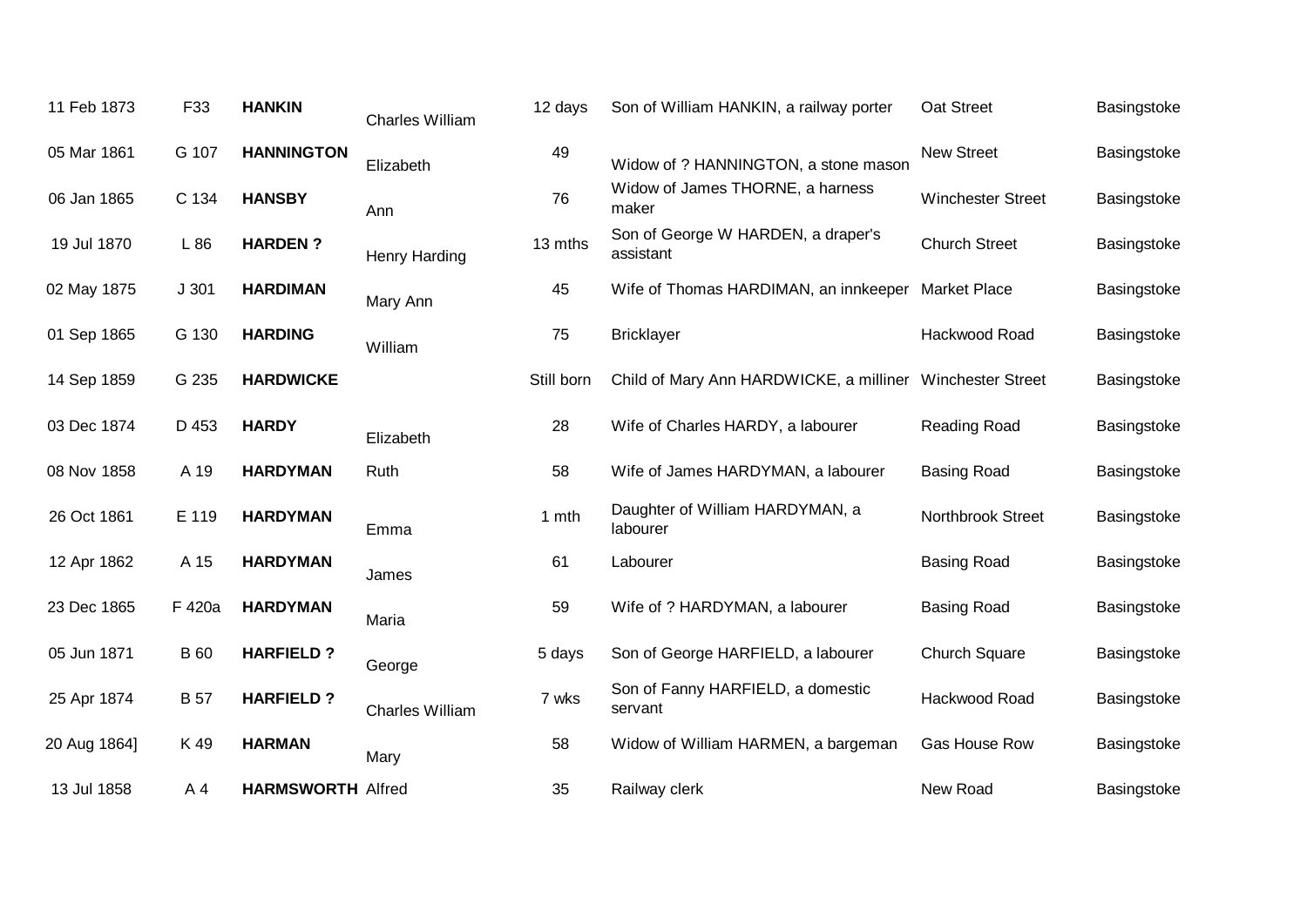| | | | | | | | |
|---|---|---|---|---|---|---|---|
| 11 Feb 1873 | F33 | **HANKIN** | Charles William | 12 days | Son of William HANKIN, a railway porter | Oat Street | Basingstoke |
| 05 Mar 1861 | G 107 | **HANNINGTON** | Elizabeth | 49 | Widow of ? HANNINGTON, a stone mason | New Street | Basingstoke |
| 06 Jan 1865 | C 134 | **HANSBY** | Ann | 76 | Widow of James THORNE, a harness maker | Winchester Street | Basingstoke |
| 19 Jul 1870 | L 86 | **HARDEN ?** | Henry Harding | 13 mths | Son of George W HARDEN, a draper's assistant | Church Street | Basingstoke |
| 02 May 1875 | J 301 | **HARDIMAN** | Mary Ann | 45 | Wife of Thomas HARDIMAN, an innkeeper | Market Place | Basingstoke |
| 01 Sep 1865 | G 130 | **HARDING** | William | 75 | Bricklayer | Hackwood Road | Basingstoke |
| 14 Sep 1859 | G 235 | **HARDWICKE** | | Still born | Child of Mary Ann HARDWICKE, a milliner | Winchester Street | Basingstoke |
| 03 Dec 1874 | D 453 | **HARDY** | Elizabeth | 28 | Wife of Charles HARDY, a labourer | Reading Road | Basingstoke |
| 08 Nov 1858 | A 19 | **HARDYMAN** | Ruth | 58 | Wife of James HARDYMAN, a labourer | Basing Road | Basingstoke |
| 26 Oct 1861 | E 119 | **HARDYMAN** | Emma | 1 mth | Daughter of William HARDYMAN, a labourer | Northbrook Street | Basingstoke |
| 12 Apr 1862 | A 15 | **HARDYMAN** | James | 61 | Labourer | Basing Road | Basingstoke |
| 23 Dec 1865 | F 420a | **HARDYMAN** | Maria | 59 | Wife of ? HARDYMAN, a labourer | Basing Road | Basingstoke |
| 05 Jun 1871 | B 60 | **HARFIELD ?** | George | 5 days | Son of George HARFIELD, a labourer | Church Square | Basingstoke |
| 25 Apr 1874 | B 57 | **HARFIELD ?** | Charles William | 7 wks | Son of Fanny HARFIELD, a domestic servant | Hackwood Road | Basingstoke |
| 20 Aug 1864] | K 49 | **HARMAN** | Mary | 58 | Widow of William HARMEN, a bargeman | Gas House Row | Basingstoke |
| 13 Jul 1858 | A 4 | **HARMSWORTH** | Alfred | 35 | Railway clerk | New Road | Basingstoke |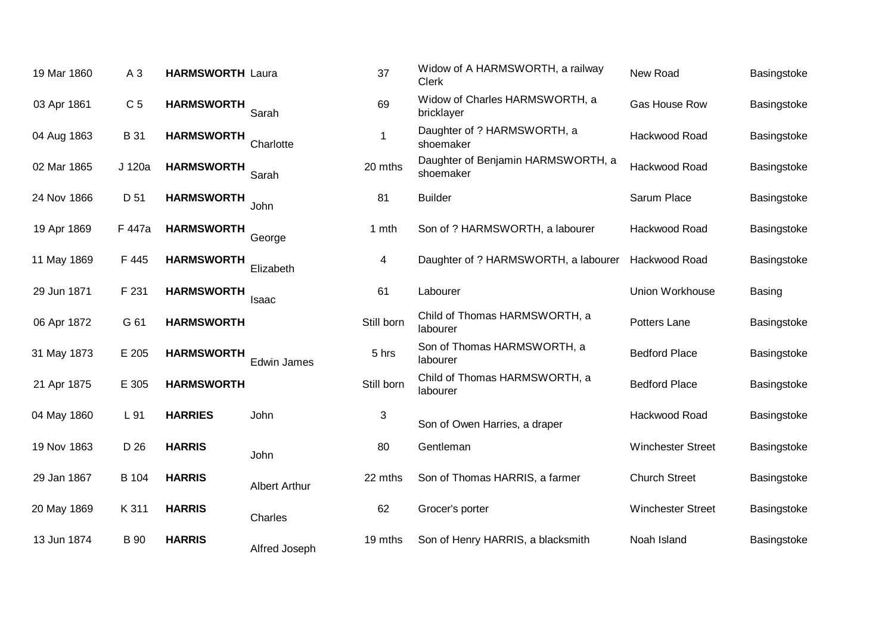| | | | | | | | |
|---|---|---|---|---|---|---|---|
| 19 Mar 1860 | A 3 | **HARMSWORTH** | Laura | 37 | Widow of A HARMSWORTH, a railway Clerk | New Road | Basingstoke |
| 03 Apr 1861 | C 5 | **HARMSWORTH** | Sarah | 69 | Widow of Charles HARMSWORTH, a bricklayer | Gas House Row | Basingstoke |
| 04 Aug 1863 | B 31 | **HARMSWORTH** | Charlotte | 1 | Daughter of ? HARMSWORTH, a shoemaker | Hackwood Road | Basingstoke |
| 02 Mar 1865 | J 120a | **HARMSWORTH** | Sarah | 20 mths | Daughter of Benjamin HARMSWORTH, a shoemaker | Hackwood Road | Basingstoke |
| 24 Nov 1866 | D 51 | **HARMSWORTH** | John | 81 | Builder | Sarum Place | Basingstoke |
| 19 Apr 1869 | F 447a | **HARMSWORTH** | George | 1 mth | Son of ? HARMSWORTH, a labourer | Hackwood Road | Basingstoke |
| 11 May 1869 | F 445 | **HARMSWORTH** | Elizabeth | 4 | Daughter of ? HARMSWORTH, a labourer | Hackwood Road | Basingstoke |
| 29 Jun 1871 | F 231 | **HARMSWORTH** | Isaac | 61 | Labourer | Union Workhouse | Basing |
| 06 Apr 1872 | G 61 | **HARMSWORTH** | | Still born | Child of Thomas HARMSWORTH, a labourer | Potters Lane | Basingstoke |
| 31 May 1873 | E 205 | **HARMSWORTH** | Edwin James | 5 hrs | Son of Thomas HARMSWORTH, a labourer | Bedford Place | Basingstoke |
| 21 Apr 1875 | E 305 | **HARMSWORTH** | | Still born | Child of Thomas HARMSWORTH, a labourer | Bedford Place | Basingstoke |
| 04 May 1860 | L 91 | **HARRIES** | John | 3 | Son of Owen Harries, a draper | Hackwood Road | Basingstoke |
| 19 Nov 1863 | D 26 | **HARRIS** | John | 80 | Gentleman | Winchester Street | Basingstoke |
| 29 Jan 1867 | B 104 | **HARRIS** | Albert Arthur | 22 mths | Son of Thomas HARRIS, a farmer | Church Street | Basingstoke |
| 20 May 1869 | K 311 | **HARRIS** | Charles | 62 | Grocer's porter | Winchester Street | Basingstoke |
| 13 Jun 1874 | B 90 | **HARRIS** | Alfred Joseph | 19 mths | Son of Henry HARRIS, a blacksmith | Noah Island | Basingstoke |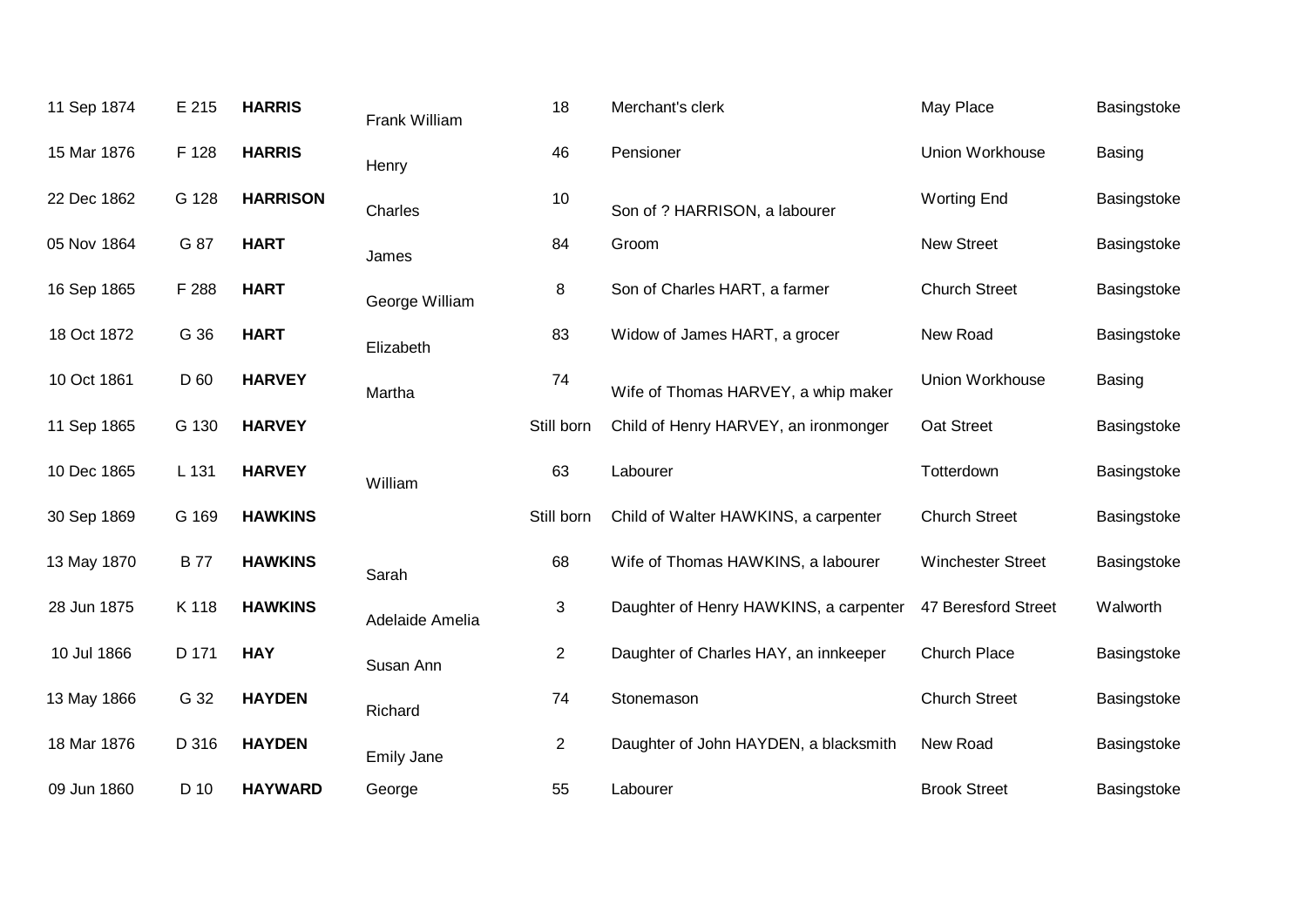| | | | | | | | |
|---|---|---|---|---|---|---|---|
| 11 Sep 1874 | E 215 | **HARRIS** | Frank William | 18 | Merchant's clerk | May Place | Basingstoke |
| 15 Mar 1876 | F 128 | **HARRIS** | Henry | 46 | Pensioner | Union Workhouse | Basing |
| 22 Dec 1862 | G 128 | **HARRISON** | Charles | 10 | Son of ? HARRISON, a labourer | Worting End | Basingstoke |
| 05 Nov 1864 | G 87 | **HART** | James | 84 | Groom | New Street | Basingstoke |
| 16 Sep 1865 | F 288 | **HART** | George William | 8 | Son of Charles HART, a farmer | Church Street | Basingstoke |
| 18 Oct 1872 | G 36 | **HART** | Elizabeth | 83 | Widow of James HART, a grocer | New Road | Basingstoke |
| 10 Oct 1861 | D 60 | **HARVEY** | Martha | 74 | Wife of Thomas HARVEY, a whip maker | Union Workhouse | Basing |
| 11 Sep 1865 | G 130 | **HARVEY** | | Still born | Child of Henry HARVEY, an ironmonger | Oat Street | Basingstoke |
| 10 Dec 1865 | L 131 | **HARVEY** | William | 63 | Labourer | Totterdown | Basingstoke |
| 30 Sep 1869 | G 169 | **HAWKINS** | | Still born | Child of Walter HAWKINS, a carpenter | Church Street | Basingstoke |
| 13 May 1870 | B 77 | **HAWKINS** | Sarah | 68 | Wife of Thomas HAWKINS, a labourer | Winchester Street | Basingstoke |
| 28 Jun 1875 | K 118 | **HAWKINS** | Adelaide Amelia | 3 | Daughter of Henry HAWKINS, a carpenter | 47 Beresford Street | Walworth |
| 10 Jul 1866 | D 171 | **HAY** | Susan Ann | 2 | Daughter of Charles HAY, an innkeeper | Church Place | Basingstoke |
| 13 May 1866 | G 32 | **HAYDEN** | Richard | 74 | Stonemason | Church Street | Basingstoke |
| 18 Mar 1876 | D 316 | **HAYDEN** | Emily Jane | 2 | Daughter of John HAYDEN, a blacksmith | New Road | Basingstoke |
| 09 Jun 1860 | D 10 | **HAYWARD** | George | 55 | Labourer | Brook Street | Basingstoke |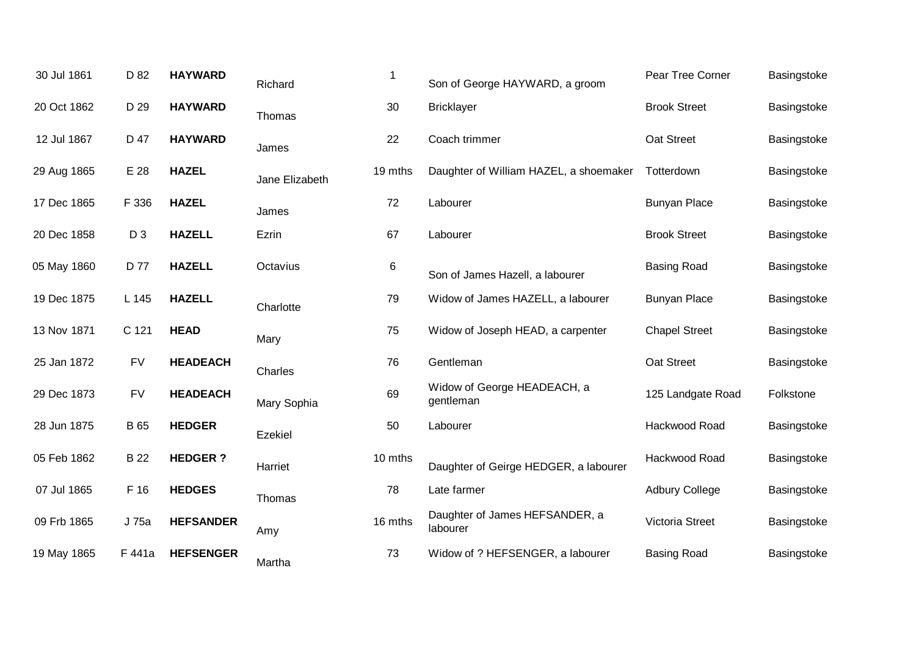| | | | | | | | |
|---|---|---|---|---|---|---|---|
| 30 Jul 1861 | D 82 | **HAYWARD** | Richard | 1 | Son of George HAYWARD, a groom | Pear Tree Corner | Basingstoke |
| 20 Oct 1862 | D 29 | **HAYWARD** | Thomas | 30 | Bricklayer | Brook Street | Basingstoke |
| 12 Jul 1867 | D 47 | **HAYWARD** | James | 22 | Coach trimmer | Oat Street | Basingstoke |
| 29 Aug 1865 | E 28 | **HAZEL** | Jane Elizabeth | 19 mths | Daughter of William HAZEL, a shoemaker | Totterdown | Basingstoke |
| 17 Dec 1865 | F 336 | **HAZEL** | James | 72 | Labourer | Bunyan Place | Basingstoke |
| 20 Dec 1858 | D 3 | **HAZELL** | Ezrin | 67 | Labourer | Brook Street | Basingstoke |
| 05 May 1860 | D 77 | **HAZELL** | Octavius | 6 | Son of James Hazell, a labourer | Basing Road | Basingstoke |
| 19 Dec 1875 | L 145 | **HAZELL** | Charlotte | 79 | Widow of James HAZELL, a labourer | Bunyan Place | Basingstoke |
| 13 Nov 1871 | C 121 | **HEAD** | Mary | 75 | Widow of Joseph HEAD, a carpenter | Chapel Street | Basingstoke |
| 25 Jan 1872 | FV | **HEADEACH** | Charles | 76 | Gentleman | Oat Street | Basingstoke |
| 29 Dec 1873 | FV | **HEADEACH** | Mary Sophia | 69 | Widow of George HEADEACH, a gentleman | 125 Landgate Road | Folkstone |
| 28 Jun 1875 | B 65 | **HEDGER** | Ezekiel | 50 | Labourer | Hackwood Road | Basingstoke |
| 05 Feb 1862 | B 22 | **HEDGER ?** | Harriet | 10 mths | Daughter of Geirge HEDGER, a labourer | Hackwood Road | Basingstoke |
| 07 Jul 1865 | F 16 | **HEDGES** | Thomas | 78 | Late farmer | Adbury College | Basingstoke |
| 09 Frb 1865 | J 75a | **HEFSANDER** | Amy | 16 mths | Daughter of James HEFSANDER, a labourer | Victoria Street | Basingstoke |
| 19 May 1865 | F 441a | **HEFSENGER** | Martha | 73 | Widow of ? HEFSENGER, a labourer | Basing Road | Basingstoke |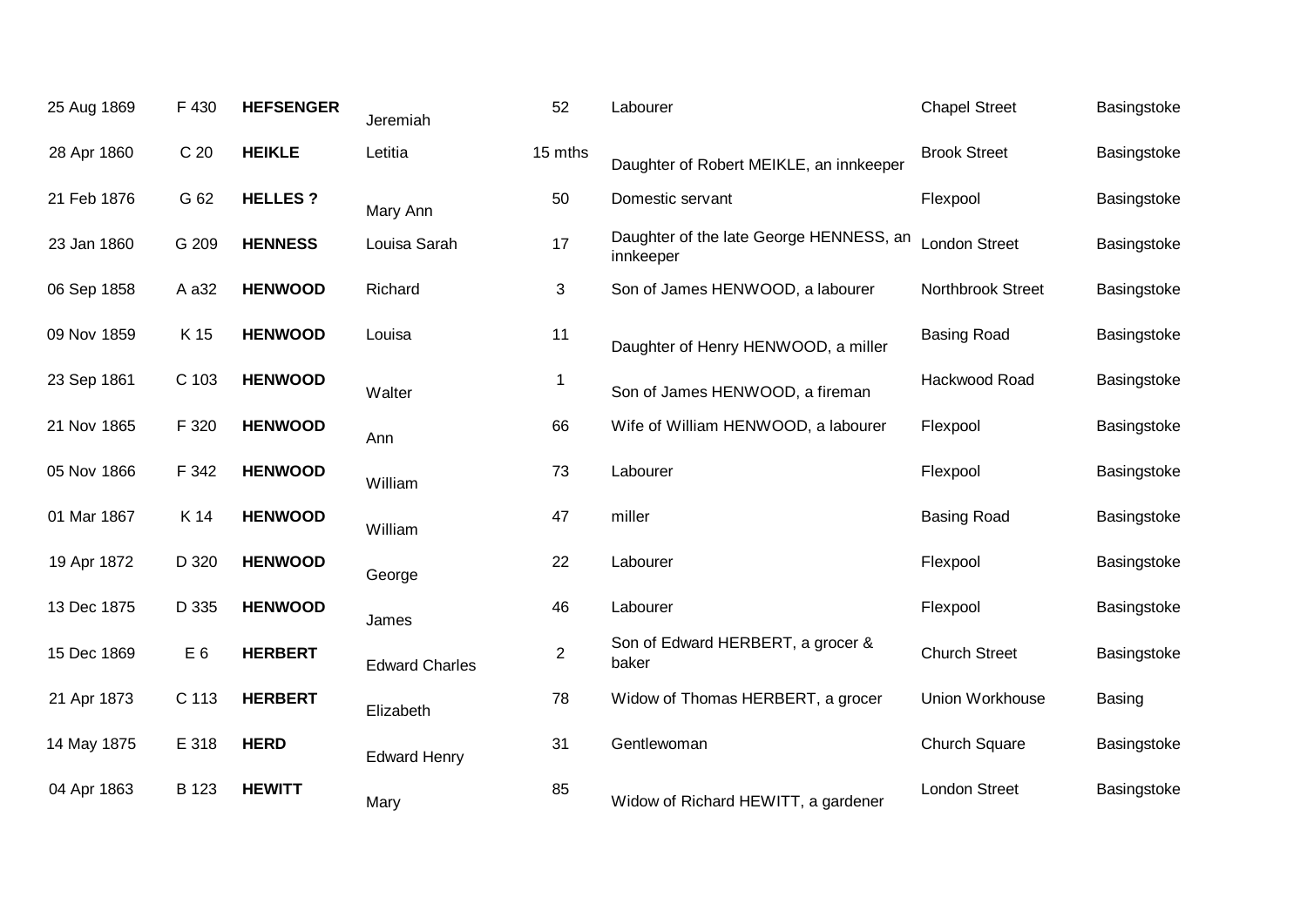| | | | | | | | |
|---|---|---|---|---|---|---|---|
| 25 Aug 1869 | F 430 | **HEFSENGER** | Jeremiah | 52 | Labourer | Chapel Street | Basingstoke |
| 28 Apr 1860 | C 20 | **HEIKLE** | Letitia | 15 mths | Daughter of Robert MEIKLE, an innkeeper | Brook Street | Basingstoke |
| 21 Feb 1876 | G 62 | **HELLES ?** | Mary Ann | 50 | Domestic servant | Flexpool | Basingstoke |
| 23 Jan 1860 | G 209 | **HENNESS** | Louisa Sarah | 17 | Daughter of the late George HENNESS, an innkeeper | London Street | Basingstoke |
| 06 Sep 1858 | A a32 | **HENWOOD** | Richard | 3 | Son of James HENWOOD, a labourer | Northbrook Street | Basingstoke |
| 09 Nov 1859 | K 15 | **HENWOOD** | Louisa | 11 | Daughter of Henry HENWOOD, a miller | Basing Road | Basingstoke |
| 23 Sep 1861 | C 103 | **HENWOOD** | Walter | 1 | Son of James HENWOOD, a fireman | Hackwood Road | Basingstoke |
| 21 Nov 1865 | F 320 | **HENWOOD** | Ann | 66 | Wife of William HENWOOD, a labourer | Flexpool | Basingstoke |
| 05 Nov 1866 | F 342 | **HENWOOD** | William | 73 | Labourer | Flexpool | Basingstoke |
| 01 Mar 1867 | K 14 | **HENWOOD** | William | 47 | miller | Basing Road | Basingstoke |
| 19 Apr 1872 | D 320 | **HENWOOD** | George | 22 | Labourer | Flexpool | Basingstoke |
| 13 Dec 1875 | D 335 | **HENWOOD** | James | 46 | Labourer | Flexpool | Basingstoke |
| 15 Dec 1869 | E 6 | **HERBERT** | Edward Charles | 2 | Son of Edward HERBERT, a grocer & baker | Church Street | Basingstoke |
| 21 Apr 1873 | C 113 | **HERBERT** | Elizabeth | 78 | Widow of Thomas HERBERT, a grocer | Union Workhouse | Basing |
| 14 May 1875 | E 318 | **HERD** | Edward Henry | 31 | Gentlewoman | Church Square | Basingstoke |
| 04 Apr 1863 | B 123 | **HEWITT** | Mary | 85 | Widow of Richard HEWITT, a gardener | London Street | Basingstoke |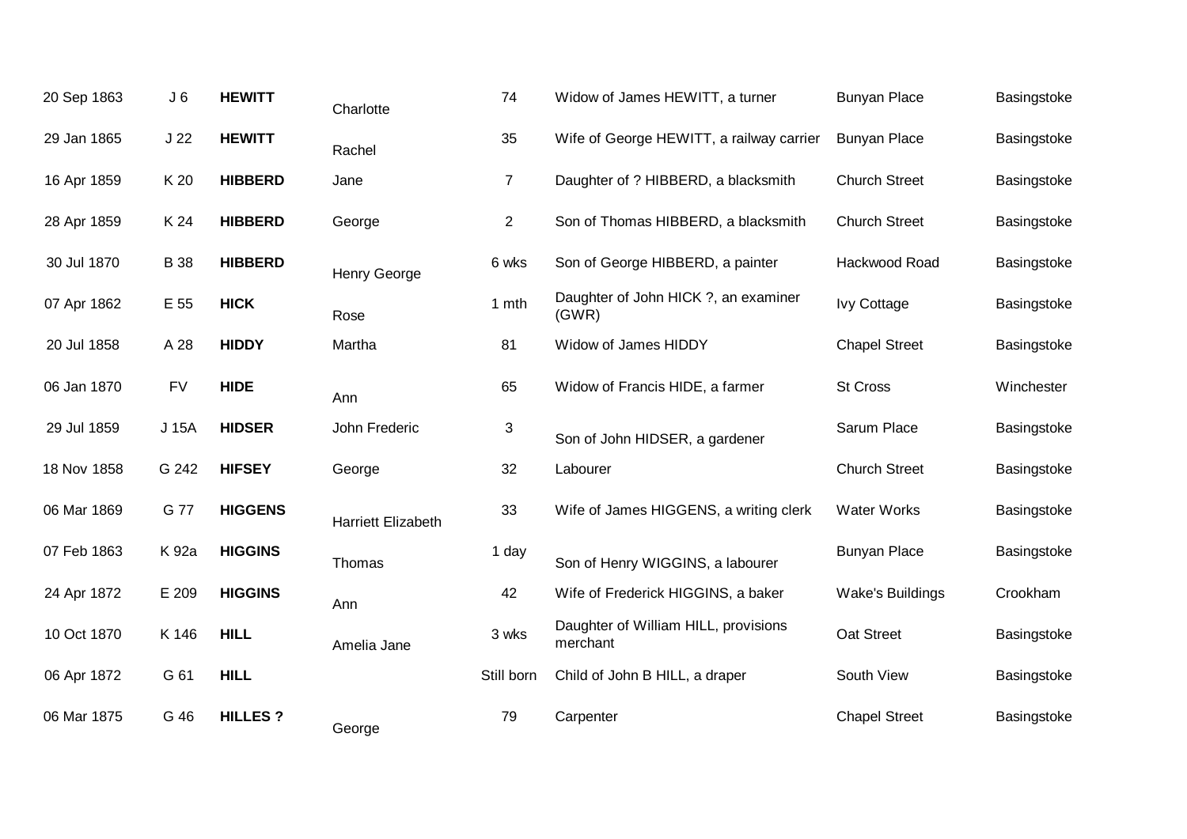| | | | | | | | |
|---|---|---|---|---|---|---|---|
| 20 Sep 1863 | J 6 | **HEWITT** | Charlotte | 74 | Widow of James HEWITT, a turner | Bunyan Place | Basingstoke |
| 29 Jan 1865 | J 22 | **HEWITT** | Rachel | 35 | Wife of George HEWITT, a railway carrier | Bunyan Place | Basingstoke |
| 16 Apr 1859 | K 20 | **HIBBERD** | Jane | 7 | Daughter of ? HIBBERD, a blacksmith | Church Street | Basingstoke |
| 28 Apr 1859 | K 24 | **HIBBERD** | George | 2 | Son of Thomas HIBBERD, a blacksmith | Church Street | Basingstoke |
| 30 Jul 1870 | B 38 | **HIBBERD** | Henry George | 6 wks | Son of George HIBBERD, a painter | Hackwood Road | Basingstoke |
| 07 Apr 1862 | E 55 | **HICK** | Rose | 1 mth | Daughter of John HICK ?, an examiner (GWR) | Ivy Cottage | Basingstoke |
| 20 Jul 1858 | A 28 | **HIDDY** | Martha | 81 | Widow of James HIDDY | Chapel Street | Basingstoke |
| 06 Jan 1870 | FV | **HIDE** | Ann | 65 | Widow of Francis HIDE, a farmer | St Cross | Winchester |
| 29 Jul 1859 | J 15A | **HIDSER** | John Frederic | 3 | Son of John HIDSER, a gardener | Sarum Place | Basingstoke |
| 18 Nov 1858 | G 242 | **HIFSEY** | George | 32 | Labourer | Church Street | Basingstoke |
| 06 Mar 1869 | G 77 | **HIGGENS** | Harriett Elizabeth | 33 | Wife of James HIGGENS, a writing clerk | Water Works | Basingstoke |
| 07 Feb 1863 | K 92a | **HIGGINS** | Thomas | 1 day | Son of Henry WIGGINS, a labourer | Bunyan Place | Basingstoke |
| 24 Apr 1872 | E 209 | **HIGGINS** | Ann | 42 | Wife of Frederick HIGGINS, a baker | Wake's Buildings | Crookham |
| 10 Oct 1870 | K 146 | **HILL** | Amelia Jane | 3 wks | Daughter of William HILL, provisions merchant | Oat Street | Basingstoke |
| 06 Apr 1872 | G 61 | **HILL** | | Still born | Child of John B HILL, a draper | South View | Basingstoke |
| 06 Mar 1875 | G 46 | **HILLES ?** | George | 79 | Carpenter | Chapel Street | Basingstoke |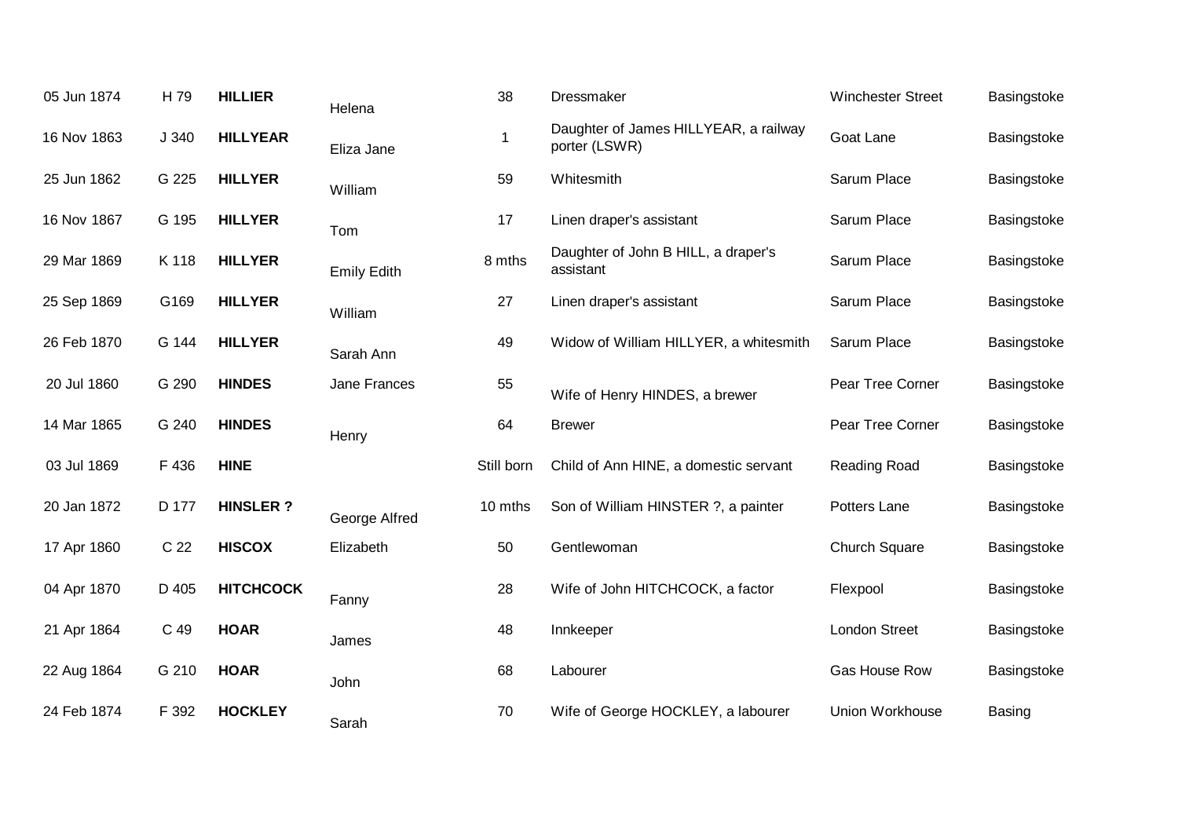| | | | | | | | |
|---|---|---|---|---|---|---|---|
| 05 Jun 1874 | H 79 | **HILLIER** | Helena | 38 | Dressmaker | Winchester Street | Basingstoke |
| 16 Nov 1863 | J 340 | **HILLYEAR** | Eliza Jane | 1 | Daughter of James HILLYEAR, a railway porter (LSWR) | Goat Lane | Basingstoke |
| 25 Jun 1862 | G 225 | **HILLYER** | William | 59 | Whitesmith | Sarum Place | Basingstoke |
| 16 Nov 1867 | G 195 | **HILLYER** | Tom | 17 | Linen draper's assistant | Sarum Place | Basingstoke |
| 29 Mar 1869 | K 118 | **HILLYER** | Emily Edith | 8 mths | Daughter of John B HILL, a draper's assistant | Sarum Place | Basingstoke |
| 25 Sep 1869 | G169 | **HILLYER** | William | 27 | Linen draper's assistant | Sarum Place | Basingstoke |
| 26 Feb 1870 | G 144 | **HILLYER** | Sarah Ann | 49 | Widow of William HILLYER, a whitesmith | Sarum Place | Basingstoke |
| 20 Jul 1860 | G 290 | **HINDES** | Jane Frances | 55 | Wife of Henry HINDES, a brewer | Pear Tree Corner | Basingstoke |
| 14 Mar 1865 | G 240 | **HINDES** | Henry | 64 | Brewer | Pear Tree Corner | Basingstoke |
| 03 Jul 1869 | F 436 | **HINE** | | Still born | Child of Ann HINE, a domestic servant | Reading Road | Basingstoke |
| 20 Jan 1872 | D 177 | **HINSLER ?** | George Alfred | 10 mths | Son of William HINSTER ?, a painter | Potters Lane | Basingstoke |
| 17 Apr 1860 | C 22 | **HISCOX** | Elizabeth | 50 | Gentlewoman | Church Square | Basingstoke |
| 04 Apr 1870 | D 405 | **HITCHCOCK** | Fanny | 28 | Wife of John HITCHCOCK, a factor | Flexpool | Basingstoke |
| 21 Apr 1864 | C 49 | **HOAR** | James | 48 | Innkeeper | London Street | Basingstoke |
| 22 Aug 1864 | G 210 | **HOAR** | John | 68 | Labourer | Gas House Row | Basingstoke |
| 24 Feb 1874 | F 392 | **HOCKLEY** | Sarah | 70 | Wife of George HOCKLEY, a labourer | Union Workhouse | Basing |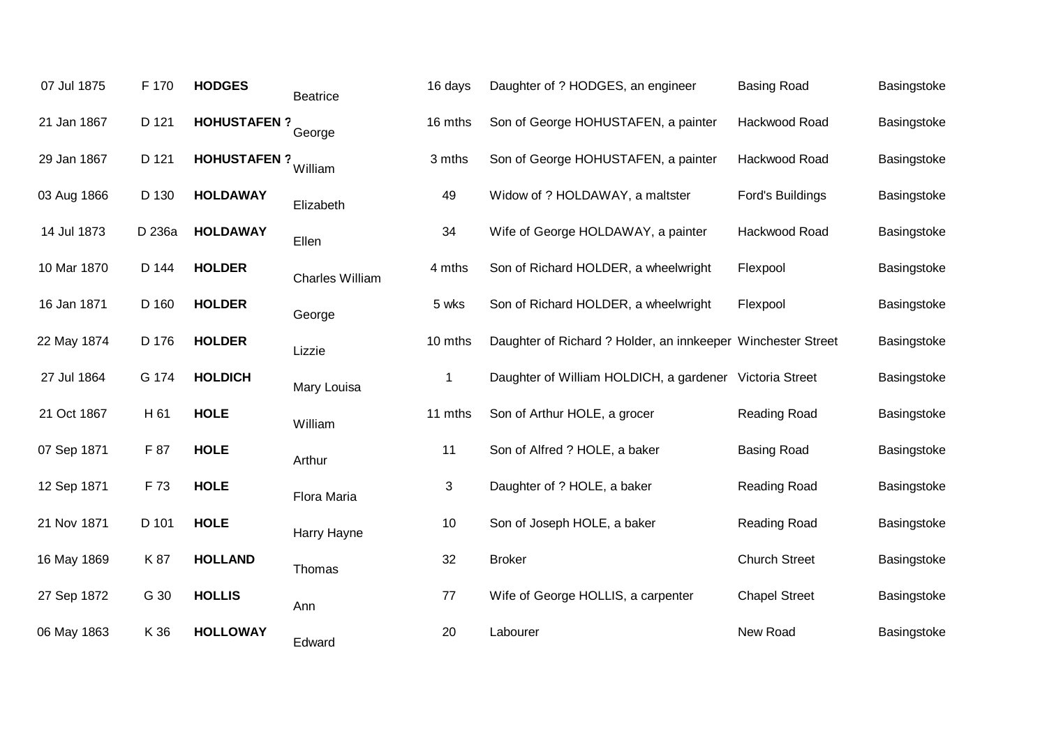| 07 Jul 1875 | F 170 | **HODGES** | Beatrice | 16 days | Daughter of ? HODGES, an engineer | Basing Road | Basingstoke |
|---|---|---|---|---|---|---|---|
| 21 Jan 1867 | D 121 | **HOHUSTAFEN ?** | George | 16 mths | Son of George HOHUSTAFEN, a painter | Hackwood Road | Basingstoke |
| 29 Jan 1867 | D 121 | **HOHUSTAFEN ?** | William | 3 mths | Son of George HOHUSTAFEN, a painter | Hackwood Road | Basingstoke |
| 03 Aug 1866 | D 130 | **HOLDAWAY** | Elizabeth | 49 | Widow of ? HOLDAWAY, a maltster | Ford's Buildings | Basingstoke |
| 14 Jul 1873 | D 236a | **HOLDAWAY** | Ellen | 34 | Wife of George HOLDAWAY, a painter | Hackwood Road | Basingstoke |
| 10 Mar 1870 | D 144 | **HOLDER** | Charles William | 4 mths | Son of Richard HOLDER, a wheelwright | Flexpool | Basingstoke |
| 16 Jan 1871 | D 160 | **HOLDER** | George | 5 wks | Son of Richard HOLDER, a wheelwright | Flexpool | Basingstoke |
| 22 May 1874 | D 176 | **HOLDER** | Lizzie | 10 mths | Daughter of Richard ? Holder, an innkeeper | Winchester Street | Basingstoke |
| 27 Jul 1864 | G 174 | **HOLDICH** | Mary Louisa | 1 | Daughter of William HOLDICH, a gardener | Victoria Street | Basingstoke |
| 21 Oct 1867 | H 61 | **HOLE** | William | 11 mths | Son of Arthur HOLE, a grocer | Reading Road | Basingstoke |
| 07 Sep 1871 | F 87 | **HOLE** | Arthur | 11 | Son of Alfred ? HOLE, a baker | Basing Road | Basingstoke |
| 12 Sep 1871 | F 73 | **HOLE** | Flora Maria | 3 | Daughter of ? HOLE, a baker | Reading Road | Basingstoke |
| 21 Nov 1871 | D 101 | **HOLE** | Harry Hayne | 10 | Son of Joseph HOLE, a baker | Reading Road | Basingstoke |
| 16 May 1869 | K 87 | **HOLLAND** | Thomas | 32 | Broker | Church Street | Basingstoke |
| 27 Sep 1872 | G 30 | **HOLLIS** | Ann | 77 | Wife of George HOLLIS, a carpenter | Chapel Street | Basingstoke |
| 06 May 1863 | K 36 | **HOLLOWAY** | Edward | 20 | Labourer | New Road | Basingstoke |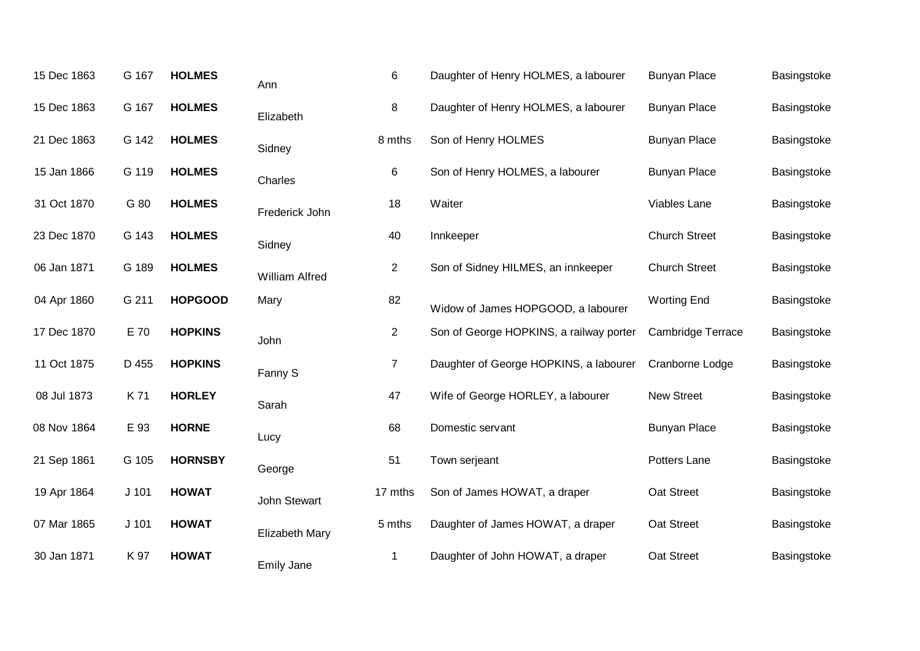| 15 Dec 1863 | G 167 | **HOLMES** | Ann | 6 | Daughter of Henry HOLMES, a labourer | Bunyan Place | Basingstoke |
|---|---|---|---|---|---|---|---|
| 15 Dec 1863 | G 167 | **HOLMES** | Elizabeth | 8 | Daughter of Henry HOLMES, a labourer | Bunyan Place | Basingstoke |
| 21 Dec 1863 | G 142 | **HOLMES** | Sidney | 8 mths | Son of Henry HOLMES | Bunyan Place | Basingstoke |
| 15 Jan 1866 | G 119 | **HOLMES** | Charles | 6 | Son of Henry HOLMES, a labourer | Bunyan Place | Basingstoke |
| 31 Oct 1870 | G 80 | **HOLMES** | Frederick John | 18 | Waiter | Viables Lane | Basingstoke |
| 23 Dec 1870 | G 143 | **HOLMES** | Sidney | 40 | Innkeeper | Church Street | Basingstoke |
| 06 Jan 1871 | G 189 | **HOLMES** | William Alfred | 2 | Son of Sidney HILMES, an innkeeper | Church Street | Basingstoke |
| 04 Apr 1860 | G 211 | **HOPGOOD** | Mary | 82 | Widow of James HOPGOOD, a labourer | Worting End | Basingstoke |
| 17 Dec 1870 | E 70 | **HOPKINS** | John | 2 | Son of George HOPKINS, a railway porter | Cambridge Terrace | Basingstoke |
| 11 Oct 1875 | D 455 | **HOPKINS** | Fanny S | 7 | Daughter of George HOPKINS, a labourer | Cranborne Lodge | Basingstoke |
| 08 Jul 1873 | K 71 | **HORLEY** | Sarah | 47 | Wife of George HORLEY, a labourer | New Street | Basingstoke |
| 08 Nov 1864 | E 93 | **HORNE** | Lucy | 68 | Domestic servant | Bunyan Place | Basingstoke |
| 21 Sep 1861 | G 105 | **HORNSBY** | George | 51 | Town serjeant | Potters Lane | Basingstoke |
| 19 Apr 1864 | J 101 | **HOWAT** | John Stewart | 17 mths | Son of James HOWAT, a draper | Oat Street | Basingstoke |
| 07 Mar 1865 | J 101 | **HOWAT** | Elizabeth Mary | 5 mths | Daughter of James HOWAT, a draper | Oat Street | Basingstoke |
| 30 Jan 1871 | K 97 | **HOWAT** | Emily Jane | 1 | Daughter of John HOWAT, a draper | Oat Street | Basingstoke |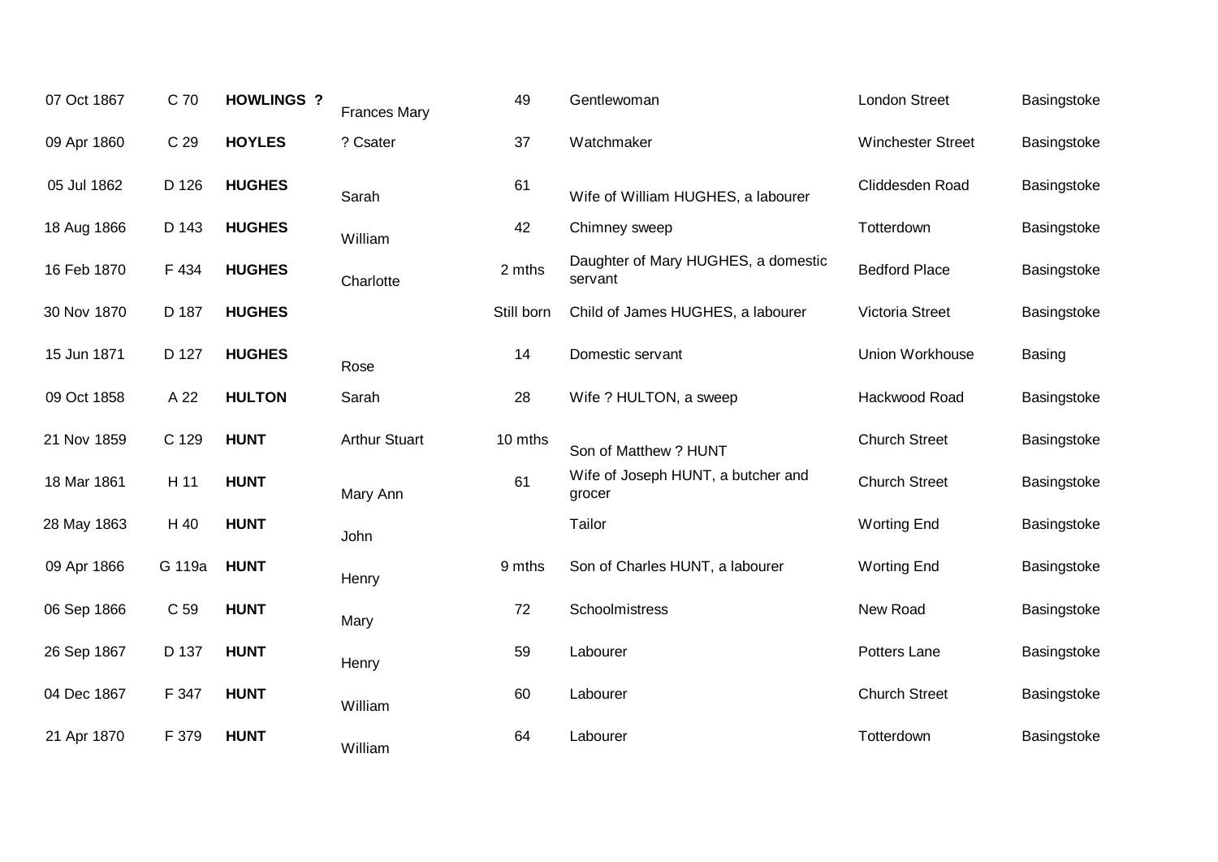| | | | | | | | |
|---|---|---|---|---|---|---|---|
| 07 Oct 1867 | C 70 | **HOWLINGS ?** | Frances Mary | 49 | Gentlewoman | London Street | Basingstoke |
| 09 Apr 1860 | C 29 | **HOYLES** | ? Csater | 37 | Watchmaker | Winchester Street | Basingstoke |
| 05 Jul 1862 | D 126 | **HUGHES** | Sarah | 61 | Wife of William HUGHES, a labourer | Cliddesden Road | Basingstoke |
| 18 Aug 1866 | D 143 | **HUGHES** | William | 42 | Chimney sweep | Totterdown | Basingstoke |
| 16 Feb 1870 | F 434 | **HUGHES** | Charlotte | 2 mths | Daughter of Mary HUGHES, a domestic servant | Bedford Place | Basingstoke |
| 30 Nov 1870 | D 187 | **HUGHES** | | Still born | Child of James HUGHES, a labourer | Victoria Street | Basingstoke |
| 15 Jun 1871 | D 127 | **HUGHES** | Rose | 14 | Domestic servant | Union Workhouse | Basing |
| 09 Oct 1858 | A 22 | **HULTON** | Sarah | 28 | Wife ? HULTON, a sweep | Hackwood Road | Basingstoke |
| 21 Nov 1859 | C 129 | **HUNT** | Arthur Stuart | 10 mths | Son of Matthew ? HUNT | Church Street | Basingstoke |
| 18 Mar 1861 | H 11 | **HUNT** | Mary Ann | 61 | Wife of Joseph HUNT, a butcher and grocer | Church Street | Basingstoke |
| 28 May 1863 | H 40 | **HUNT** | John | | Tailor | Worting End | Basingstoke |
| 09 Apr 1866 | G 119a | **HUNT** | Henry | 9 mths | Son of Charles HUNT, a labourer | Worting End | Basingstoke |
| 06 Sep 1866 | C 59 | **HUNT** | Mary | 72 | Schoolmistress | New Road | Basingstoke |
| 26 Sep 1867 | D 137 | **HUNT** | Henry | 59 | Labourer | Potters Lane | Basingstoke |
| 04 Dec 1867 | F 347 | **HUNT** | William | 60 | Labourer | Church Street | Basingstoke |
| 21 Apr 1870 | F 379 | **HUNT** | William | 64 | Labourer | Totterdown | Basingstoke |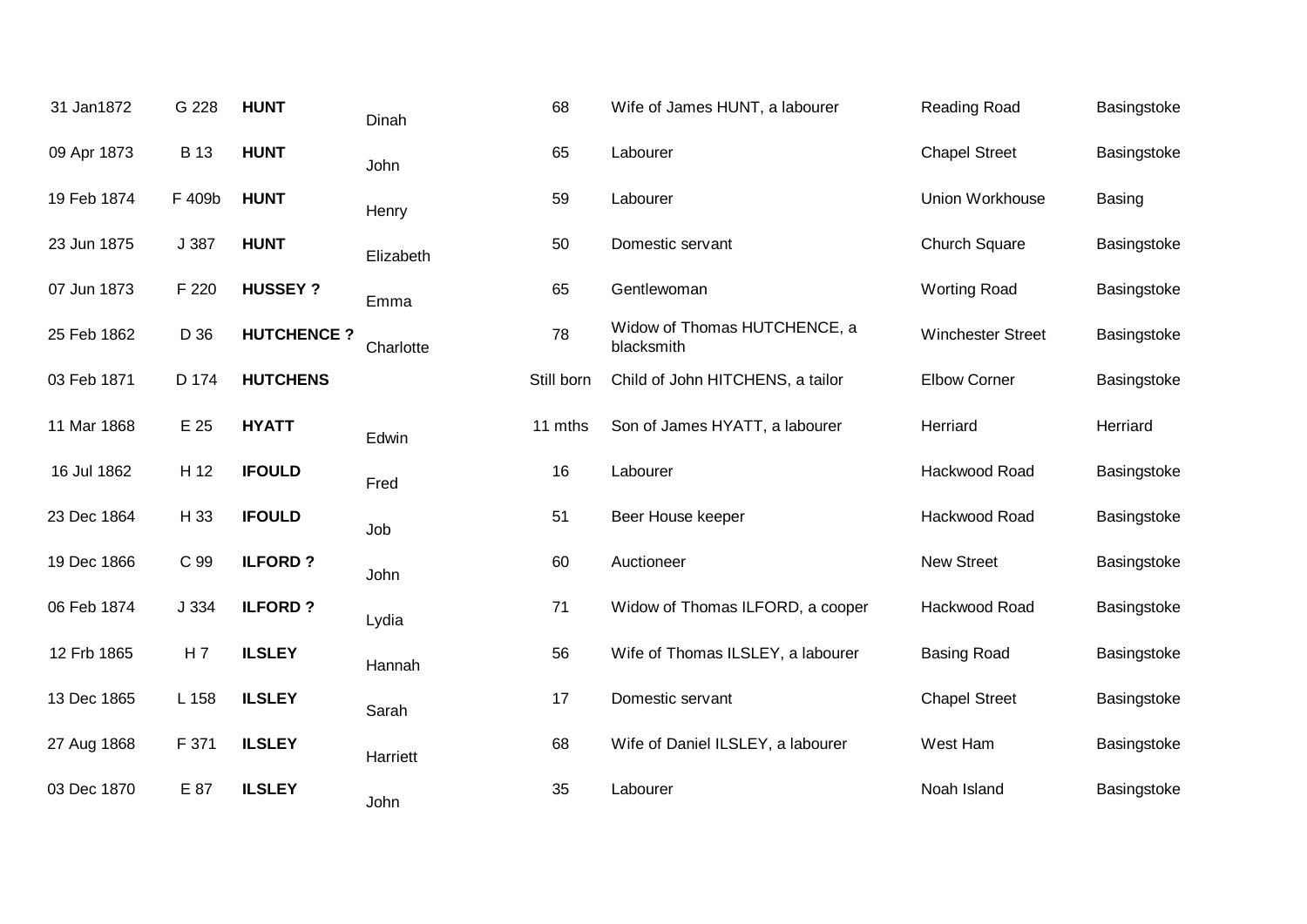| | | | | | | | |
|---|---|---|---|---|---|---|---|
| 31 Jan1872 | G 228 | **HUNT** | Dinah | 68 | Wife of James HUNT, a labourer | Reading Road | Basingstoke |
| 09 Apr 1873 | B 13 | **HUNT** | John | 65 | Labourer | Chapel Street | Basingstoke |
| 19 Feb 1874 | F 409b | **HUNT** | Henry | 59 | Labourer | Union Workhouse | Basing |
| 23 Jun 1875 | J 387 | **HUNT** | Elizabeth | 50 | Domestic servant | Church Square | Basingstoke |
| 07 Jun 1873 | F 220 | **HUSSEY ?** | Emma | 65 | Gentlewoman | Worting Road | Basingstoke |
| 25 Feb 1862 | D 36 | **HUTCHENCE ?** | Charlotte | 78 | Widow of Thomas HUTCHENCE, a blacksmith | Winchester Street | Basingstoke |
| 03 Feb 1871 | D 174 | **HUTCHENS** | | Still born | Child of John HITCHENS, a tailor | Elbow Corner | Basingstoke |
| 11 Mar 1868 | E 25 | **HYATT** | Edwin | 11 mths | Son of James HYATT, a labourer | Herriard | Herriard |
| 16 Jul 1862 | H 12 | **IFOULD** | Fred | 16 | Labourer | Hackwood Road | Basingstoke |
| 23 Dec 1864 | H 33 | **IFOULD** | Job | 51 | Beer House keeper | Hackwood Road | Basingstoke |
| 19 Dec 1866 | C 99 | **ILFORD ?** | John | 60 | Auctioneer | New Street | Basingstoke |
| 06 Feb 1874 | J 334 | **ILFORD ?** | Lydia | 71 | Widow of Thomas ILFORD, a cooper | Hackwood Road | Basingstoke |
| 12 Frb 1865 | H 7 | **ILSLEY** | Hannah | 56 | Wife of Thomas ILSLEY, a labourer | Basing Road | Basingstoke |
| 13 Dec 1865 | L 158 | **ILSLEY** | Sarah | 17 | Domestic servant | Chapel Street | Basingstoke |
| 27 Aug 1868 | F 371 | **ILSLEY** | Harriett | 68 | Wife of Daniel ILSLEY, a labourer | West Ham | Basingstoke |
| 03 Dec 1870 | E 87 | **ILSLEY** | John | 35 | Labourer | Noah Island | Basingstoke |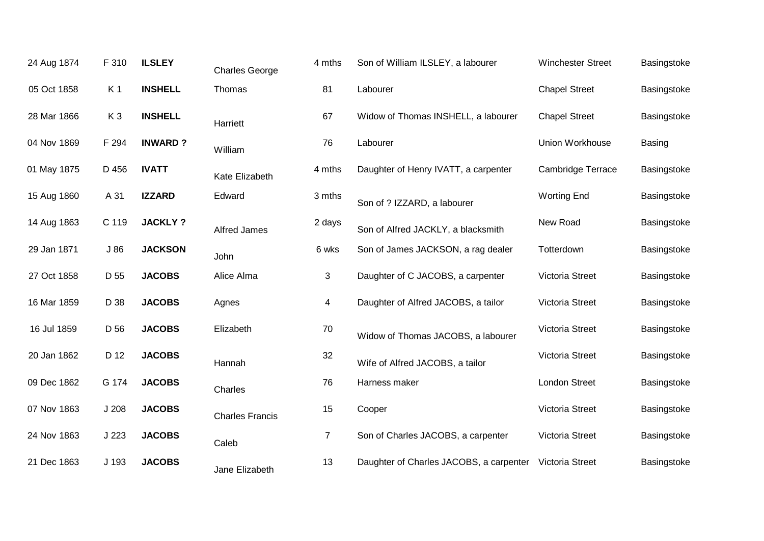| | | | | | | | |
|---|---|---|---|---|---|---|---|
| 24 Aug 1874 | F 310 | **ILSLEY** | Charles George | 4 mths | Son of William ILSLEY, a labourer | Winchester Street | Basingstoke |
| 05 Oct 1858 | K 1 | **INSHELL** | Thomas | 81 | Labourer | Chapel Street | Basingstoke |
| 28 Mar 1866 | K 3 | **INSHELL** | Harriett | 67 | Widow of Thomas INSHELL, a labourer | Chapel Street | Basingstoke |
| 04 Nov 1869 | F 294 | **INWARD ?** | William | 76 | Labourer | Union Workhouse | Basing |
| 01 May 1875 | D 456 | **IVATT** | Kate Elizabeth | 4 mths | Daughter of Henry IVATT, a carpenter | Cambridge Terrace | Basingstoke |
| 15 Aug 1860 | A 31 | **IZZARD** | Edward | 3 mths | Son of ? IZZARD, a labourer | Worting End | Basingstoke |
| 14 Aug 1863 | C 119 | **JACKLY ?** | Alfred James | 2 days | Son of Alfred JACKLY, a blacksmith | New Road | Basingstoke |
| 29 Jan 1871 | J 86 | **JACKSON** | John | 6 wks | Son of James JACKSON, a rag dealer | Totterdown | Basingstoke |
| 27 Oct 1858 | D 55 | **JACOBS** | Alice Alma | 3 | Daughter of C JACOBS, a carpenter | Victoria Street | Basingstoke |
| 16 Mar 1859 | D 38 | **JACOBS** | Agnes | 4 | Daughter of Alfred JACOBS, a tailor | Victoria Street | Basingstoke |
| 16 Jul 1859 | D 56 | **JACOBS** | Elizabeth | 70 | Widow of Thomas JACOBS, a labourer | Victoria Street | Basingstoke |
| 20 Jan 1862 | D 12 | **JACOBS** | Hannah | 32 | Wife of Alfred JACOBS, a tailor | Victoria Street | Basingstoke |
| 09 Dec 1862 | G 174 | **JACOBS** | Charles | 76 | Harness maker | London Street | Basingstoke |
| 07 Nov 1863 | J 208 | **JACOBS** | Charles Francis | 15 | Cooper | Victoria Street | Basingstoke |
| 24 Nov 1863 | J 223 | **JACOBS** | Caleb | 7 | Son of Charles JACOBS, a carpenter | Victoria Street | Basingstoke |
| 21 Dec 1863 | J 193 | **JACOBS** | Jane Elizabeth | 13 | Daughter of Charles JACOBS, a carpenter | Victoria Street | Basingstoke |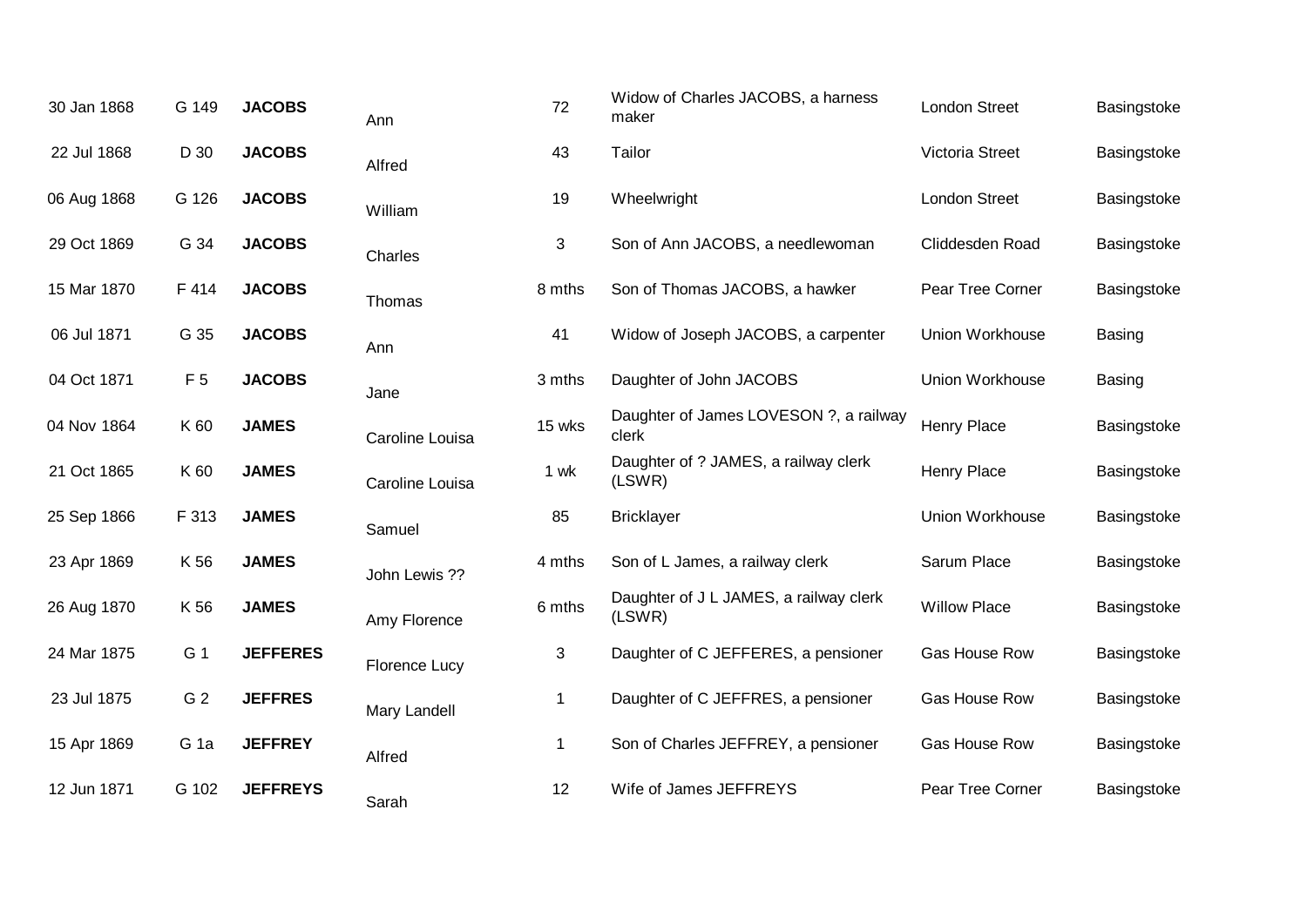| | | | | | | | |
|---|---|---|---|---|---|---|---|
| 30 Jan 1868 | G 149 | **JACOBS** | Ann | 72 | Widow of Charles JACOBS, a harness maker | London Street | Basingstoke |
| 22 Jul 1868 | D 30 | **JACOBS** | Alfred | 43 | Tailor | Victoria Street | Basingstoke |
| 06 Aug 1868 | G 126 | **JACOBS** | William | 19 | Wheelwright | London Street | Basingstoke |
| 29 Oct 1869 | G 34 | **JACOBS** | Charles | 3 | Son of Ann JACOBS, a needlewoman | Cliddesden Road | Basingstoke |
| 15 Mar 1870 | F 414 | **JACOBS** | Thomas | 8 mths | Son of Thomas JACOBS, a hawker | Pear Tree Corner | Basingstoke |
| 06 Jul 1871 | G 35 | **JACOBS** | Ann | 41 | Widow of Joseph JACOBS, a carpenter | Union Workhouse | Basing |
| 04 Oct 1871 | F 5 | **JACOBS** | Jane | 3 mths | Daughter of John JACOBS | Union Workhouse | Basing |
| 04 Nov 1864 | K 60 | **JAMES** | Caroline Louisa | 15 wks | Daughter of James LOVESON ?, a railway clerk | Henry Place | Basingstoke |
| 21 Oct 1865 | K 60 | **JAMES** | Caroline Louisa | 1 wk | Daughter of ? JAMES, a railway clerk (LSWR) | Henry Place | Basingstoke |
| 25 Sep 1866 | F 313 | **JAMES** | Samuel | 85 | Bricklayer | Union Workhouse | Basingstoke |
| 23 Apr 1869 | K 56 | **JAMES** | John Lewis ?? | 4 mths | Son of L James, a railway clerk | Sarum Place | Basingstoke |
| 26 Aug 1870 | K 56 | **JAMES** | Amy Florence | 6 mths | Daughter of J L JAMES, a railway clerk (LSWR) | Willow Place | Basingstoke |
| 24 Mar 1875 | G 1 | **JEFFERES** | Florence Lucy | 3 | Daughter of C JEFFERES, a pensioner | Gas House Row | Basingstoke |
| 23 Jul 1875 | G 2 | **JEFFRES** | Mary Landell | 1 | Daughter of C JEFFRES, a pensioner | Gas House Row | Basingstoke |
| 15 Apr 1869 | G 1a | **JEFFREY** | Alfred | 1 | Son of Charles JEFFREY, a pensioner | Gas House Row | Basingstoke |
| 12 Jun 1871 | G 102 | **JEFFREYS** | Sarah | 12 | Wife of James JEFFREYS | Pear Tree Corner | Basingstoke |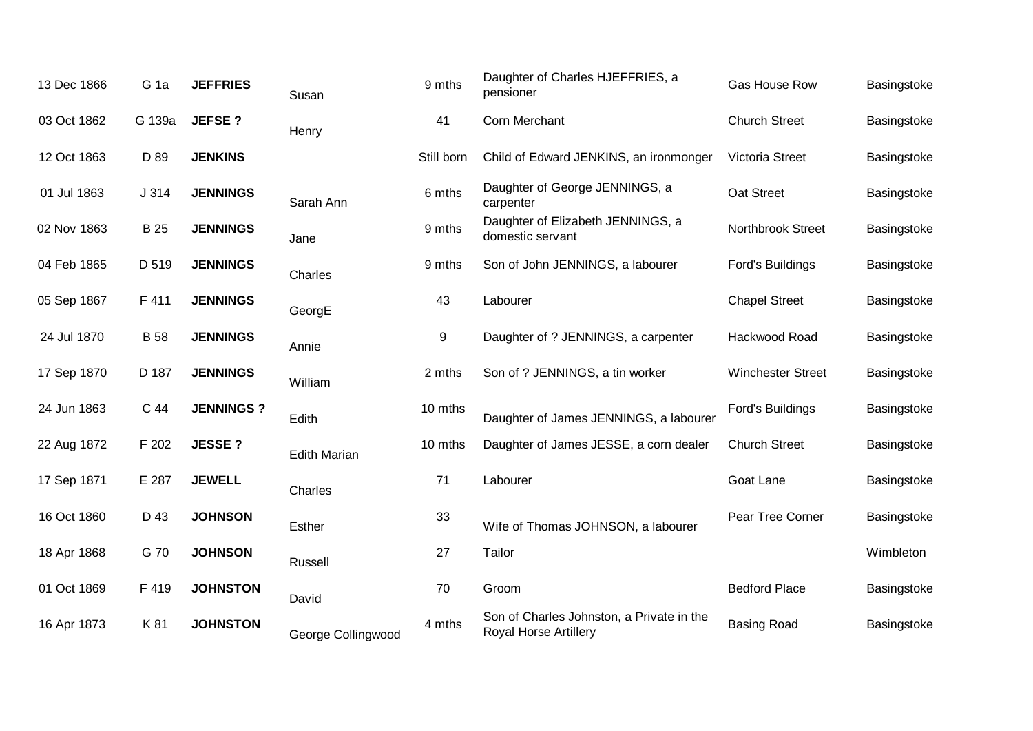| | | | | | | | |
|---|---|---|---|---|---|---|---|
| 13 Dec 1866 | G 1a | **JEFFRIES** | Susan | 9 mths | Daughter of Charles HJEFFRIES, a pensioner | Gas House Row | Basingstoke |
| 03 Oct 1862 | G 139a | **JEFSE ?** | Henry | 41 | Corn Merchant | Church Street | Basingstoke |
| 12 Oct 1863 | D 89 | **JENKINS** | | Still born | Child of Edward JENKINS, an ironmonger | Victoria Street | Basingstoke |
| 01 Jul 1863 | J 314 | **JENNINGS** | Sarah Ann | 6 mths | Daughter of George JENNINGS, a carpenter | Oat Street | Basingstoke |
| 02 Nov 1863 | B 25 | **JENNINGS** | Jane | 9 mths | Daughter of Elizabeth JENNINGS, a domestic servant | Northbrook Street | Basingstoke |
| 04 Feb 1865 | D 519 | **JENNINGS** | Charles | 9 mths | Son of John JENNINGS, a labourer | Ford's Buildings | Basingstoke |
| 05 Sep 1867 | F 411 | **JENNINGS** | GeorgE | 43 | Labourer | Chapel Street | Basingstoke |
| 24 Jul 1870 | B 58 | **JENNINGS** | Annie | 9 | Daughter of ? JENNINGS, a carpenter | Hackwood Road | Basingstoke |
| 17 Sep 1870 | D 187 | **JENNINGS** | William | 2 mths | Son of ? JENNINGS, a tin worker | Winchester Street | Basingstoke |
| 24 Jun 1863 | C 44 | **JENNINGS ?** | Edith | 10 mths | Daughter of James JENNINGS, a labourer | Ford's Buildings | Basingstoke |
| 22 Aug 1872 | F 202 | **JESSE ?** | Edith Marian | 10 mths | Daughter of James JESSE, a corn dealer | Church Street | Basingstoke |
| 17 Sep 1871 | E 287 | **JEWELL** | Charles | 71 | Labourer | Goat Lane | Basingstoke |
| 16 Oct 1860 | D 43 | **JOHNSON** | Esther | 33 | Wife of Thomas JOHNSON, a labourer | Pear Tree Corner | Basingstoke |
| 18 Apr 1868 | G 70 | **JOHNSON** | Russell | 27 | Tailor | | Wimbleton |
| 01 Oct 1869 | F 419 | **JOHNSTON** | David | 70 | Groom | Bedford Place | Basingstoke |
| 16 Apr 1873 | K 81 | **JOHNSTON** | George Collingwood | 4 mths | Son of Charles Johnston, a Private in the Royal Horse Artillery | Basing Road | Basingstoke |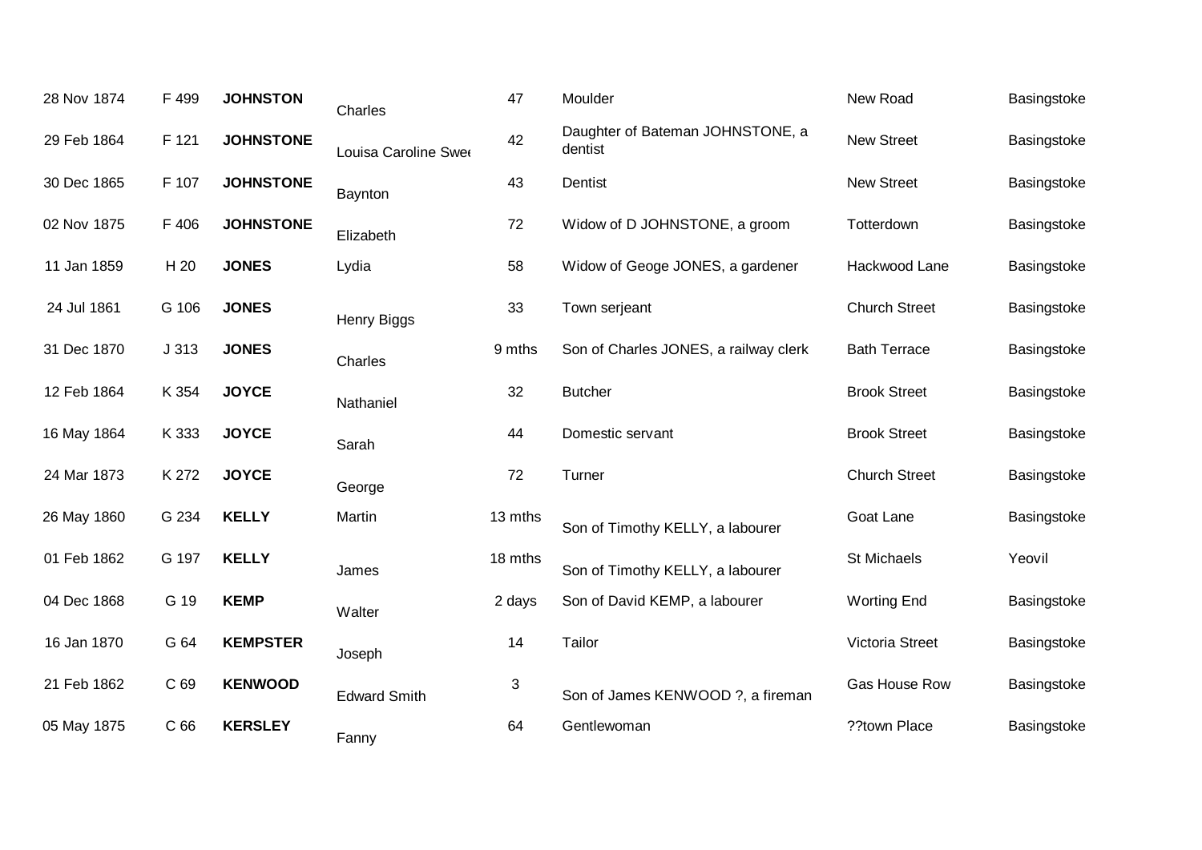| | | | | | | | |
|---|---|---|---|---|---|---|---|
| 28 Nov 1874 | F 499 | **JOHNSTON** | Charles | 47 | Moulder | New Road | Basingstoke |
| 29 Feb 1864 | F 121 | **JOHNSTONE** | Louisa Caroline Swee | 42 | Daughter of Bateman JOHNSTONE, a dentist | New Street | Basingstoke |
| 30 Dec 1865 | F 107 | **JOHNSTONE** | Baynton | 43 | Dentist | New Street | Basingstoke |
| 02 Nov 1875 | F 406 | **JOHNSTONE** | Elizabeth | 72 | Widow of D JOHNSTONE, a groom | Totterdown | Basingstoke |
| 11 Jan 1859 | H 20 | **JONES** | Lydia | 58 | Widow of Geoge JONES, a gardener | Hackwood Lane | Basingstoke |
| 24 Jul 1861 | G 106 | **JONES** | Henry Biggs | 33 | Town serjeant | Church Street | Basingstoke |
| 31 Dec 1870 | J 313 | **JONES** | Charles | 9 mths | Son of Charles JONES, a railway clerk | Bath Terrace | Basingstoke |
| 12 Feb 1864 | K 354 | **JOYCE** | Nathaniel | 32 | Butcher | Brook Street | Basingstoke |
| 16 May 1864 | K 333 | **JOYCE** | Sarah | 44 | Domestic servant | Brook Street | Basingstoke |
| 24 Mar 1873 | K 272 | **JOYCE** | George | 72 | Turner | Church Street | Basingstoke |
| 26 May 1860 | G 234 | **KELLY** | Martin | 13 mths | Son of Timothy KELLY, a labourer | Goat Lane | Basingstoke |
| 01 Feb 1862 | G 197 | **KELLY** | James | 18 mths | Son of Timothy KELLY, a labourer | St Michaels | Yeovil |
| 04 Dec 1868 | G 19 | **KEMP** | Walter | 2 days | Son of David KEMP, a labourer | Worting End | Basingstoke |
| 16 Jan 1870 | G 64 | **KEMPSTER** | Joseph | 14 | Tailor | Victoria Street | Basingstoke |
| 21 Feb 1862 | C 69 | **KENWOOD** | Edward Smith | 3 | Son of James KENWOOD ?, a fireman | Gas House Row | Basingstoke |
| 05 May 1875 | C 66 | **KERSLEY** | Fanny | 64 | Gentlewoman | ??town Place | Basingstoke |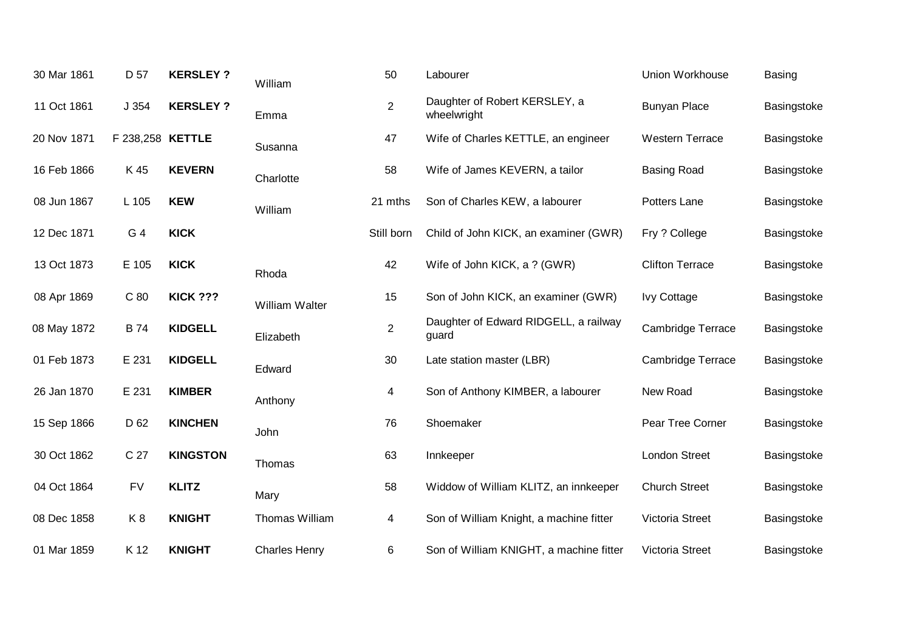| | | | | | | | |
|---|---|---|---|---|---|---|---|
| 30 Mar 1861 | D 57 | **KERSLEY ?** | William | 50 | Labourer | Union Workhouse | Basing |
| 11 Oct 1861 | J 354 | **KERSLEY ?** | Emma | 2 | Daughter of Robert KERSLEY, a wheelwright | Bunyan Place | Basingstoke |
| 20 Nov 1871 | F 238,258 | **KETTLE** | Susanna | 47 | Wife of Charles KETTLE, an engineer | Western Terrace | Basingstoke |
| 16 Feb 1866 | K 45 | **KEVERN** | Charlotte | 58 | Wife of James KEVERN, a tailor | Basing Road | Basingstoke |
| 08 Jun 1867 | L 105 | **KEW** | William | 21 mths | Son of Charles KEW, a labourer | Potters Lane | Basingstoke |
| 12 Dec 1871 | G 4 | **KICK** | | Still born | Child of John KICK, an examiner (GWR) | Fry ? College | Basingstoke |
| 13 Oct 1873 | E 105 | **KICK** | Rhoda | 42 | Wife of John KICK, a ? (GWR) | Clifton Terrace | Basingstoke |
| 08 Apr 1869 | C 80 | **KICK ???** | William Walter | 15 | Son of John KICK, an examiner (GWR) | Ivy Cottage | Basingstoke |
| 08 May 1872 | B 74 | **KIDGELL** | Elizabeth | 2 | Daughter of Edward RIDGELL, a railway guard | Cambridge Terrace | Basingstoke |
| 01 Feb 1873 | E 231 | **KIDGELL** | Edward | 30 | Late station master (LBR) | Cambridge Terrace | Basingstoke |
| 26 Jan 1870 | E 231 | **KIMBER** | Anthony | 4 | Son of Anthony KIMBER, a labourer | New Road | Basingstoke |
| 15 Sep 1866 | D 62 | **KINCHEN** | John | 76 | Shoemaker | Pear Tree Corner | Basingstoke |
| 30 Oct 1862 | C 27 | **KINGSTON** | Thomas | 63 | Innkeeper | London Street | Basingstoke |
| 04 Oct 1864 | FV | **KLITZ** | Mary | 58 | Widdow of William KLITZ, an innkeeper | Church Street | Basingstoke |
| 08 Dec 1858 | K 8 | **KNIGHT** | Thomas William | 4 | Son of William Knight, a machine fitter | Victoria Street | Basingstoke |
| 01 Mar 1859 | K 12 | **KNIGHT** | Charles Henry | 6 | Son of William KNIGHT, a machine fitter | Victoria Street | Basingstoke |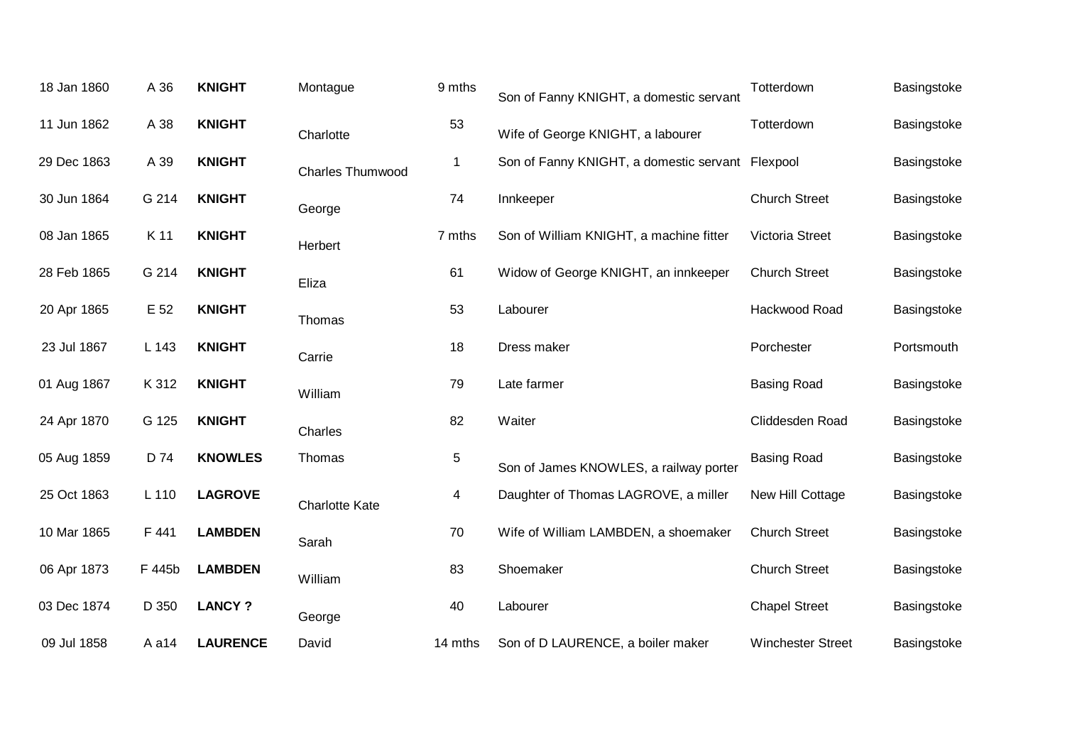| | | | | | | | |
|---|---|---|---|---|---|---|---|
| 18 Jan 1860 | A 36 | **KNIGHT** | Montague | 9 mths | Son of Fanny KNIGHT, a domestic servant | Totterdown | Basingstoke |
| 11 Jun 1862 | A 38 | **KNIGHT** | Charlotte | 53 | Wife of George KNIGHT, a labourer | Totterdown | Basingstoke |
| 29 Dec 1863 | A 39 | **KNIGHT** | Charles Thumwood | 1 | Son of Fanny KNIGHT, a domestic servant | Flexpool | Basingstoke |
| 30 Jun 1864 | G 214 | **KNIGHT** | George | 74 | Innkeeper | Church Street | Basingstoke |
| 08 Jan 1865 | K 11 | **KNIGHT** | Herbert | 7 mths | Son of William KNIGHT, a machine fitter | Victoria Street | Basingstoke |
| 28 Feb 1865 | G 214 | **KNIGHT** | Eliza | 61 | Widow of George KNIGHT, an innkeeper | Church Street | Basingstoke |
| 20 Apr 1865 | E 52 | **KNIGHT** | Thomas | 53 | Labourer | Hackwood Road | Basingstoke |
| 23 Jul 1867 | L 143 | **KNIGHT** | Carrie | 18 | Dress maker | Porchester | Portsmouth |
| 01 Aug 1867 | K 312 | **KNIGHT** | William | 79 | Late farmer | Basing Road | Basingstoke |
| 24 Apr 1870 | G 125 | **KNIGHT** | Charles | 82 | Waiter | Cliddesden Road | Basingstoke |
| 05 Aug 1859 | D 74 | **KNOWLES** | Thomas | 5 | Son of James KNOWLES, a railway porter | Basing Road | Basingstoke |
| 25 Oct 1863 | L 110 | **LAGROVE** | Charlotte Kate | 4 | Daughter of Thomas LAGROVE, a miller | New Hill Cottage | Basingstoke |
| 10 Mar 1865 | F 441 | **LAMBDEN** | Sarah | 70 | Wife of William LAMBDEN, a shoemaker | Church Street | Basingstoke |
| 06 Apr 1873 | F 445b | **LAMBDEN** | William | 83 | Shoemaker | Church Street | Basingstoke |
| 03 Dec 1874 | D 350 | **LANCY ?** | George | 40 | Labourer | Chapel Street | Basingstoke |
| 09 Jul 1858 | A a14 | **LAURENCE** | David | 14 mths | Son of D LAURENCE, a boiler maker | Winchester Street | Basingstoke |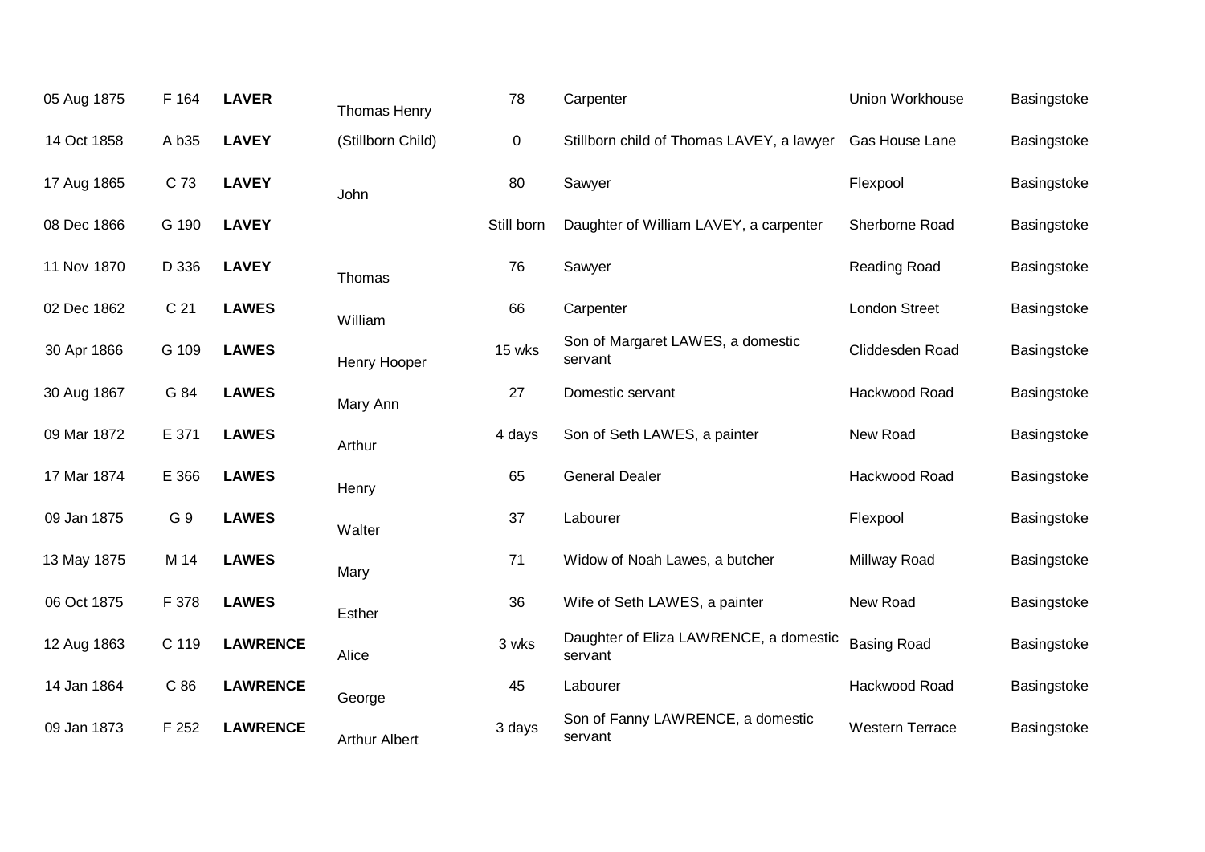| | | | | | | | |
|---|---|---|---|---|---|---|---|
| 05 Aug 1875 | F 164 | **LAVER** | Thomas Henry | 78 | Carpenter | Union Workhouse | Basingstoke |
| 14 Oct 1858 | A b35 | **LAVEY** | (Stillborn Child) | 0 | Stillborn child of Thomas LAVEY, a lawyer | Gas House Lane | Basingstoke |
| 17 Aug 1865 | C 73 | **LAVEY** | John | 80 | Sawyer | Flexpool | Basingstoke |
| 08 Dec 1866 | G 190 | **LAVEY** | | Still born | Daughter of William LAVEY, a carpenter | Sherborne Road | Basingstoke |
| 11 Nov 1870 | D 336 | **LAVEY** | Thomas | 76 | Sawyer | Reading Road | Basingstoke |
| 02 Dec 1862 | C 21 | **LAWES** | William | 66 | Carpenter | London Street | Basingstoke |
| 30 Apr 1866 | G 109 | **LAWES** | Henry Hooper | 15 wks | Son of Margaret LAWES, a domestic servant | Cliddesden Road | Basingstoke |
| 30 Aug 1867 | G 84 | **LAWES** | Mary Ann | 27 | Domestic servant | Hackwood Road | Basingstoke |
| 09 Mar 1872 | E 371 | **LAWES** | Arthur | 4 days | Son of Seth LAWES, a painter | New Road | Basingstoke |
| 17 Mar 1874 | E 366 | **LAWES** | Henry | 65 | General Dealer | Hackwood Road | Basingstoke |
| 09 Jan 1875 | G 9 | **LAWES** | Walter | 37 | Labourer | Flexpool | Basingstoke |
| 13 May 1875 | M 14 | **LAWES** | Mary | 71 | Widow of Noah Lawes, a butcher | Millway Road | Basingstoke |
| 06 Oct 1875 | F 378 | **LAWES** | Esther | 36 | Wife of Seth LAWES, a painter | New Road | Basingstoke |
| 12 Aug 1863 | C 119 | **LAWRENCE** | Alice | 3 wks | Daughter of Eliza LAWRENCE, a domestic servant | Basing Road | Basingstoke |
| 14 Jan 1864 | C 86 | **LAWRENCE** | George | 45 | Labourer | Hackwood Road | Basingstoke |
| 09 Jan 1873 | F 252 | **LAWRENCE** | Arthur Albert | 3 days | Son of Fanny LAWRENCE, a domestic servant | Western Terrace | Basingstoke |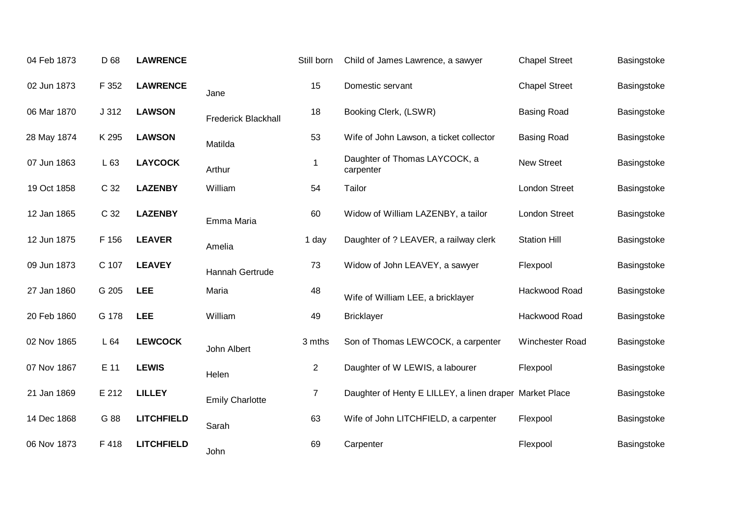| | | | | | | | |
|---|---|---|---|---|---|---|---|
| 04 Feb 1873 | D 68 | **LAWRENCE** | | Still born | Child of James Lawrence, a sawyer | Chapel Street | Basingstoke |
| 02 Jun 1873 | F 352 | **LAWRENCE** | Jane | 15 | Domestic servant | Chapel Street | Basingstoke |
| 06 Mar 1870 | J 312 | **LAWSON** | Frederick Blackhall | 18 | Booking Clerk, (LSWR) | Basing Road | Basingstoke |
| 28 May 1874 | K 295 | **LAWSON** | Matilda | 53 | Wife of John Lawson, a ticket collector | Basing Road | Basingstoke |
| 07 Jun 1863 | L 63 | **LAYCOCK** | Arthur | 1 | Daughter of Thomas LAYCOCK, a carpenter | New Street | Basingstoke |
| 19 Oct 1858 | C 32 | **LAZENBY** | William | 54 | Tailor | London Street | Basingstoke |
| 12 Jan 1865 | C 32 | **LAZENBY** | Emma Maria | 60 | Widow of William LAZENBY, a tailor | London Street | Basingstoke |
| 12 Jun 1875 | F 156 | **LEAVER** | Amelia | 1 day | Daughter of ? LEAVER, a railway clerk | Station Hill | Basingstoke |
| 09 Jun 1873 | C 107 | **LEAVEY** | Hannah Gertrude | 73 | Widow of John LEAVEY, a sawyer | Flexpool | Basingstoke |
| 27 Jan 1860 | G 205 | **LEE** | Maria | 48 | Wife of William LEE, a bricklayer | Hackwood Road | Basingstoke |
| 20 Feb 1860 | G 178 | **LEE** | William | 49 | Bricklayer | Hackwood Road | Basingstoke |
| 02 Nov 1865 | L 64 | **LEWCOCK** | John Albert | 3 mths | Son of Thomas LEWCOCK, a carpenter | Winchester Road | Basingstoke |
| 07 Nov 1867 | E 11 | **LEWIS** | Helen | 2 | Daughter of W LEWIS, a labourer | Flexpool | Basingstoke |
| 21 Jan 1869 | E 212 | **LILLEY** | Emily Charlotte | 7 | Daughter of Henty E LILLEY, a linen draper | Market Place | Basingstoke |
| 14 Dec 1868 | G 88 | **LITCHFIELD** | Sarah | 63 | Wife of John LITCHFIELD, a carpenter | Flexpool | Basingstoke |
| 06 Nov 1873 | F 418 | **LITCHFIELD** | John | 69 | Carpenter | Flexpool | Basingstoke |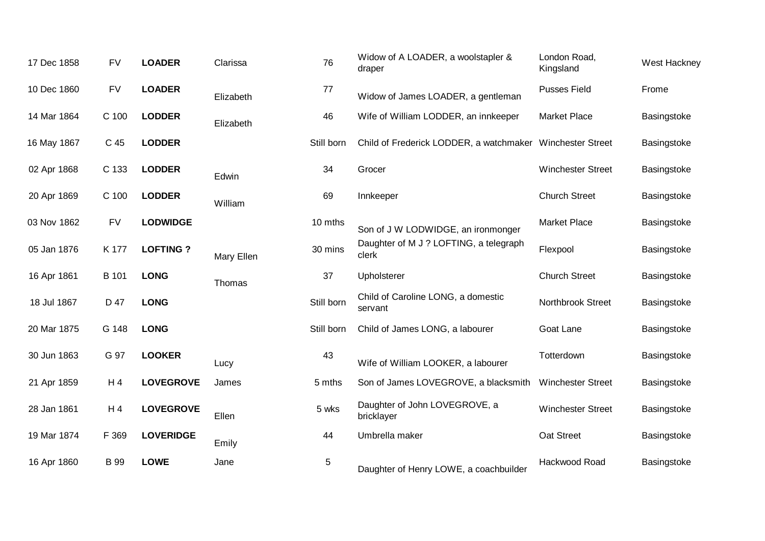| | | | | | | | |
|---|---|---|---|---|---|---|---|
| 17 Dec 1858 | FV | **LOADER** | Clarissa | 76 | Widow of A LOADER, a woolstapler & draper | London Road, Kingsland | West Hackney |
| 10 Dec 1860 | FV | **LOADER** | Elizabeth | 77 | Widow of James LOADER, a gentleman | Pusses Field | Frome |
| 14 Mar 1864 | C 100 | **LODDER** | Elizabeth | 46 | Wife of William LODDER, an innkeeper | Market Place | Basingstoke |
| 16 May 1867 | C 45 | **LODDER** | | Still born | Child of Frederick LODDER, a watchmaker | Winchester Street | Basingstoke |
| 02 Apr 1868 | C 133 | **LODDER** | Edwin | 34 | Grocer | Winchester Street | Basingstoke |
| 20 Apr 1869 | C 100 | **LODDER** | William | 69 | Innkeeper | Church Street | Basingstoke |
| 03 Nov 1862 | FV | **LODWIDGE** | | 10 mths | Son of J W LODWIDGE, an ironmonger | Market Place | Basingstoke |
| 05 Jan 1876 | K 177 | **LOFTING ?** | Mary Ellen | 30 mins | Daughter of M J ? LOFTING, a telegraph clerk | Flexpool | Basingstoke |
| 16 Apr 1861 | B 101 | **LONG** | Thomas | 37 | Upholsterer | Church Street | Basingstoke |
| 18 Jul 1867 | D 47 | **LONG** | | Still born | Child of Caroline LONG, a domestic servant | Northbrook Street | Basingstoke |
| 20 Mar 1875 | G 148 | **LONG** | | Still born | Child of James LONG, a labourer | Goat Lane | Basingstoke |
| 30 Jun 1863 | G 97 | **LOOKER** | Lucy | 43 | Wife of William LOOKER, a labourer | Totterdown | Basingstoke |
| 21 Apr 1859 | H 4 | **LOVEGROVE** | James | 5 mths | Son of James LOVEGROVE, a blacksmith | Winchester Street | Basingstoke |
| 28 Jan 1861 | H 4 | **LOVEGROVE** | Ellen | 5 wks | Daughter of John LOVEGROVE, a bricklayer | Winchester Street | Basingstoke |
| 19 Mar 1874 | F 369 | **LOVERIDGE** | Emily | 44 | Umbrella maker | Oat Street | Basingstoke |
| 16 Apr 1860 | B 99 | **LOWE** | Jane | 5 | Daughter of Henry LOWE, a coachbuilder | Hackwood Road | Basingstoke |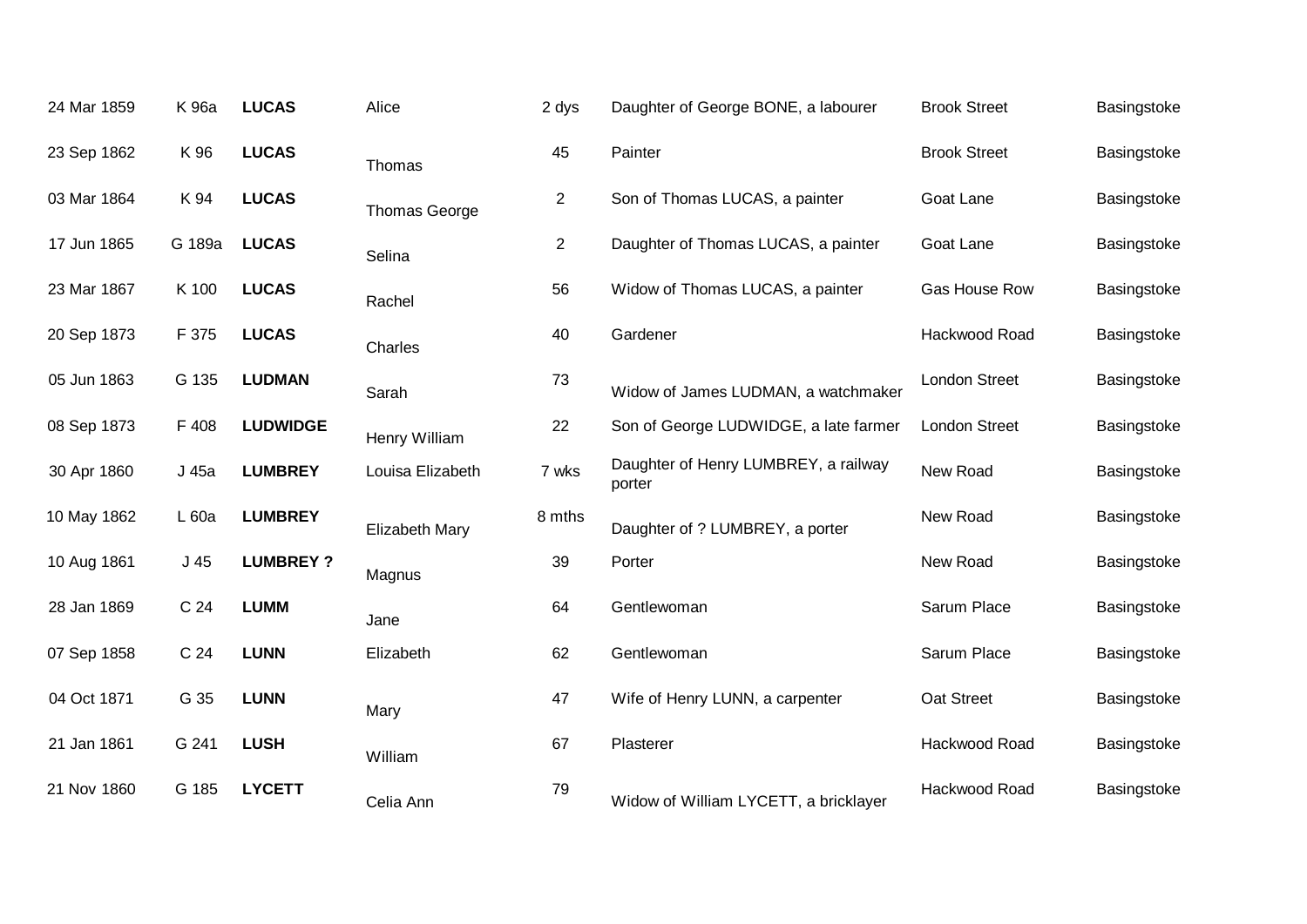| | | | | | | | |
|---|---|---|---|---|---|---|---|
| 24 Mar 1859 | K 96a | **LUCAS** | Alice | 2 dys | Daughter of George BONE, a labourer | Brook Street | Basingstoke |
| 23 Sep 1862 | K 96 | **LUCAS** | Thomas | 45 | Painter | Brook Street | Basingstoke |
| 03 Mar 1864 | K 94 | **LUCAS** | Thomas George | 2 | Son of Thomas LUCAS, a painter | Goat Lane | Basingstoke |
| 17 Jun 1865 | G 189a | **LUCAS** | Selina | 2 | Daughter of Thomas LUCAS, a painter | Goat Lane | Basingstoke |
| 23 Mar 1867 | K 100 | **LUCAS** | Rachel | 56 | Widow of Thomas LUCAS, a painter | Gas House Row | Basingstoke |
| 20 Sep 1873 | F 375 | **LUCAS** | Charles | 40 | Gardener | Hackwood Road | Basingstoke |
| 05 Jun 1863 | G 135 | **LUDMAN** | Sarah | 73 | Widow of James LUDMAN, a watchmaker | London Street | Basingstoke |
| 08 Sep 1873 | F 408 | **LUDWIDGE** | Henry William | 22 | Son of George LUDWIDGE, a late farmer | London Street | Basingstoke |
| 30 Apr 1860 | J 45a | **LUMBREY** | Louisa Elizabeth | 7 wks | Daughter of Henry LUMBREY, a railway porter | New Road | Basingstoke |
| 10 May 1862 | L 60a | **LUMBREY** | Elizabeth Mary | 8 mths | Daughter of ? LUMBREY, a porter | New Road | Basingstoke |
| 10 Aug 1861 | J 45 | **LUMBREY ?** | Magnus | 39 | Porter | New Road | Basingstoke |
| 28 Jan 1869 | C 24 | **LUMM** | Jane | 64 | Gentlewoman | Sarum Place | Basingstoke |
| 07 Sep 1858 | C 24 | **LUNN** | Elizabeth | 62 | Gentlewoman | Sarum Place | Basingstoke |
| 04 Oct 1871 | G 35 | **LUNN** | Mary | 47 | Wife of Henry LUNN, a carpenter | Oat Street | Basingstoke |
| 21 Jan 1861 | G 241 | **LUSH** | William | 67 | Plasterer | Hackwood Road | Basingstoke |
| 21 Nov 1860 | G 185 | **LYCETT** | Celia Ann | 79 | Widow of William LYCETT, a bricklayer | Hackwood Road | Basingstoke |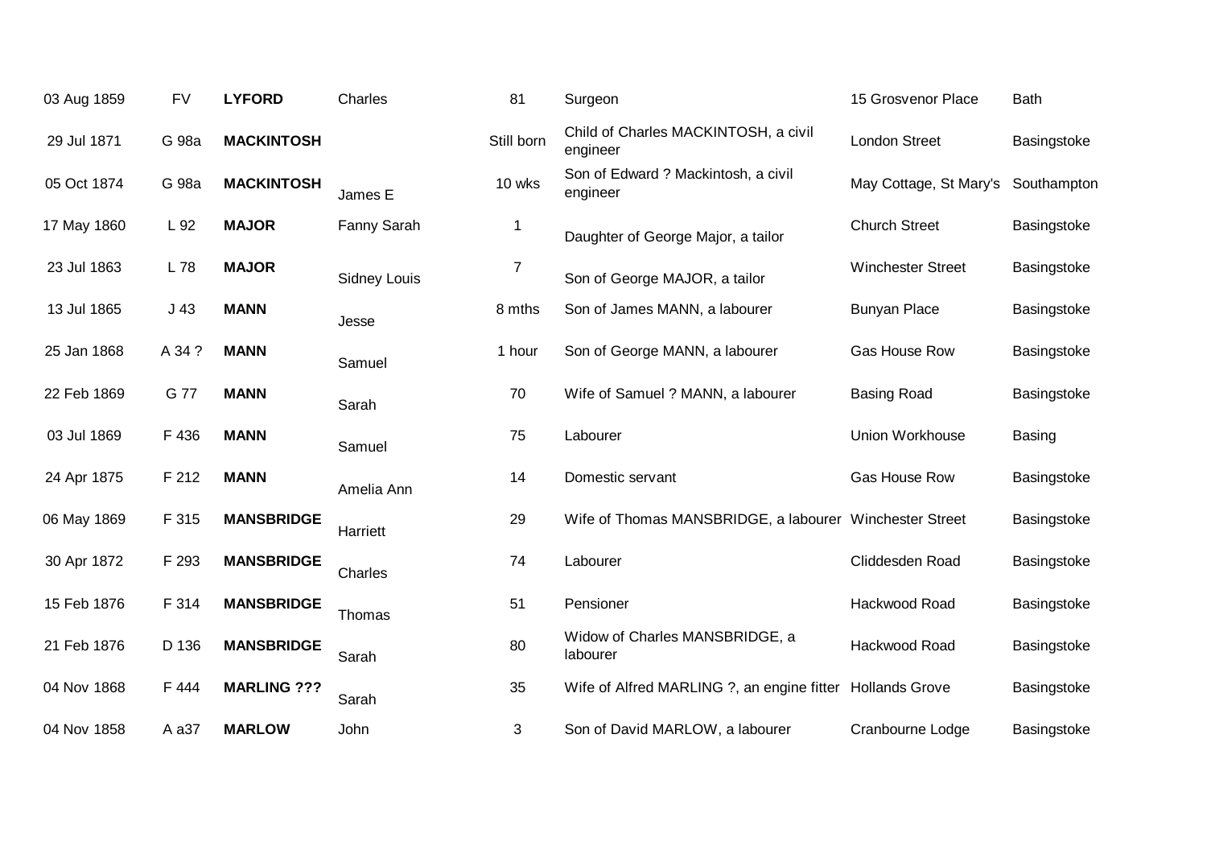| | | | | | | | |
|---|---|---|---|---|---|---|---|
| 03 Aug 1859 | FV | **LYFORD** | Charles | 81 | Surgeon | 15 Grosvenor Place | Bath |
| 29 Jul 1871 | G 98a | **MACKINTOSH** | | Still born | Child of Charles MACKINTOSH, a civil engineer | London Street | Basingstoke |
| 05 Oct 1874 | G 98a | **MACKINTOSH** | James E | 10 wks | Son of Edward ? Mackintosh, a civil engineer | May Cottage, St Mary's | Southampton |
| 17 May 1860 | L 92 | **MAJOR** | Fanny Sarah | 1 | Daughter of George Major, a tailor | Church Street | Basingstoke |
| 23 Jul 1863 | L 78 | **MAJOR** | Sidney Louis | 7 | Son of George MAJOR, a tailor | Winchester Street | Basingstoke |
| 13 Jul 1865 | J 43 | **MANN** | Jesse | 8 mths | Son of James MANN, a labourer | Bunyan Place | Basingstoke |
| 25 Jan 1868 | A 34 ? | **MANN** | Samuel | 1 hour | Son of George MANN, a labourer | Gas House Row | Basingstoke |
| 22 Feb 1869 | G 77 | **MANN** | Sarah | 70 | Wife of Samuel ? MANN, a labourer | Basing Road | Basingstoke |
| 03 Jul 1869 | F 436 | **MANN** | Samuel | 75 | Labourer | Union Workhouse | Basing |
| 24 Apr 1875 | F 212 | **MANN** | Amelia Ann | 14 | Domestic servant | Gas House Row | Basingstoke |
| 06 May 1869 | F 315 | **MANSBRIDGE** | Harriett | 29 | Wife of Thomas MANSBRIDGE, a labourer | Winchester Street | Basingstoke |
| 30 Apr 1872 | F 293 | **MANSBRIDGE** | Charles | 74 | Labourer | Cliddesden Road | Basingstoke |
| 15 Feb 1876 | F 314 | **MANSBRIDGE** | Thomas | 51 | Pensioner | Hackwood Road | Basingstoke |
| 21 Feb 1876 | D 136 | **MANSBRIDGE** | Sarah | 80 | Widow of Charles MANSBRIDGE, a labourer | Hackwood Road | Basingstoke |
| 04 Nov 1868 | F 444 | **MARLING ???** | Sarah | 35 | Wife of Alfred MARLING ?, an engine fitter | Hollands Grove | Basingstoke |
| 04 Nov 1858 | A a37 | **MARLOW** | John | 3 | Son of David MARLOW, a labourer | Cranbourne Lodge | Basingstoke |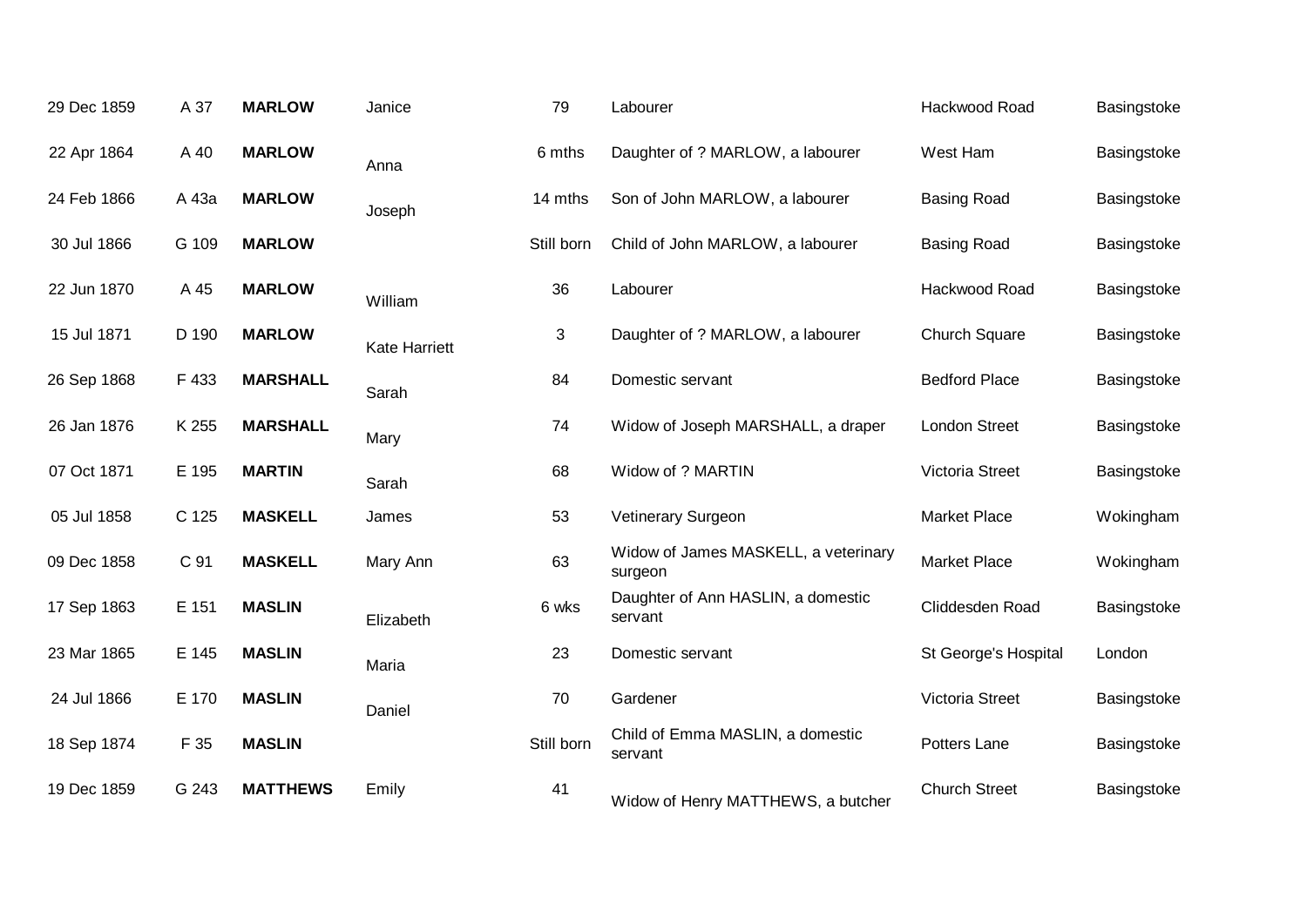| | | | | | | | |
|---|---|---|---|---|---|---|---|
| 29 Dec 1859 | A 37 | **MARLOW** | Janice | 79 | Labourer | Hackwood Road | Basingstoke |
| 22 Apr 1864 | A 40 | **MARLOW** | Anna | 6 mths | Daughter of ? MARLOW, a labourer | West Ham | Basingstoke |
| 24 Feb 1866 | A 43a | **MARLOW** | Joseph | 14 mths | Son of John MARLOW, a labourer | Basing Road | Basingstoke |
| 30 Jul 1866 | G 109 | **MARLOW** | | Still born | Child of John MARLOW, a labourer | Basing Road | Basingstoke |
| 22 Jun 1870 | A 45 | **MARLOW** | William | 36 | Labourer | Hackwood Road | Basingstoke |
| 15 Jul 1871 | D 190 | **MARLOW** | Kate Harriett | 3 | Daughter of ? MARLOW, a labourer | Church Square | Basingstoke |
| 26 Sep 1868 | F 433 | **MARSHALL** | Sarah | 84 | Domestic servant | Bedford Place | Basingstoke |
| 26 Jan 1876 | K 255 | **MARSHALL** | Mary | 74 | Widow of Joseph MARSHALL, a draper | London Street | Basingstoke |
| 07 Oct 1871 | E 195 | **MARTIN** | Sarah | 68 | Widow of ? MARTIN | Victoria Street | Basingstoke |
| 05 Jul 1858 | C 125 | **MASKELL** | James | 53 | Vetinerary Surgeon | Market Place | Wokingham |
| 09 Dec 1858 | C 91 | **MASKELL** | Mary Ann | 63 | Widow of James MASKELL, a veterinary surgeon | Market Place | Wokingham |
| 17 Sep 1863 | E 151 | **MASLIN** | Elizabeth | 6 wks | Daughter of Ann HASLIN, a domestic servant | Cliddesden Road | Basingstoke |
| 23 Mar 1865 | E 145 | **MASLIN** | Maria | 23 | Domestic servant | St George's Hospital | London |
| 24 Jul 1866 | E 170 | **MASLIN** | Daniel | 70 | Gardener | Victoria Street | Basingstoke |
| 18 Sep 1874 | F 35 | **MASLIN** | | Still born | Child of Emma MASLIN, a domestic servant | Potters Lane | Basingstoke |
| 19 Dec 1859 | G 243 | **MATTHEWS** | Emily | 41 | Widow of Henry MATTHEWS, a butcher | Church Street | Basingstoke |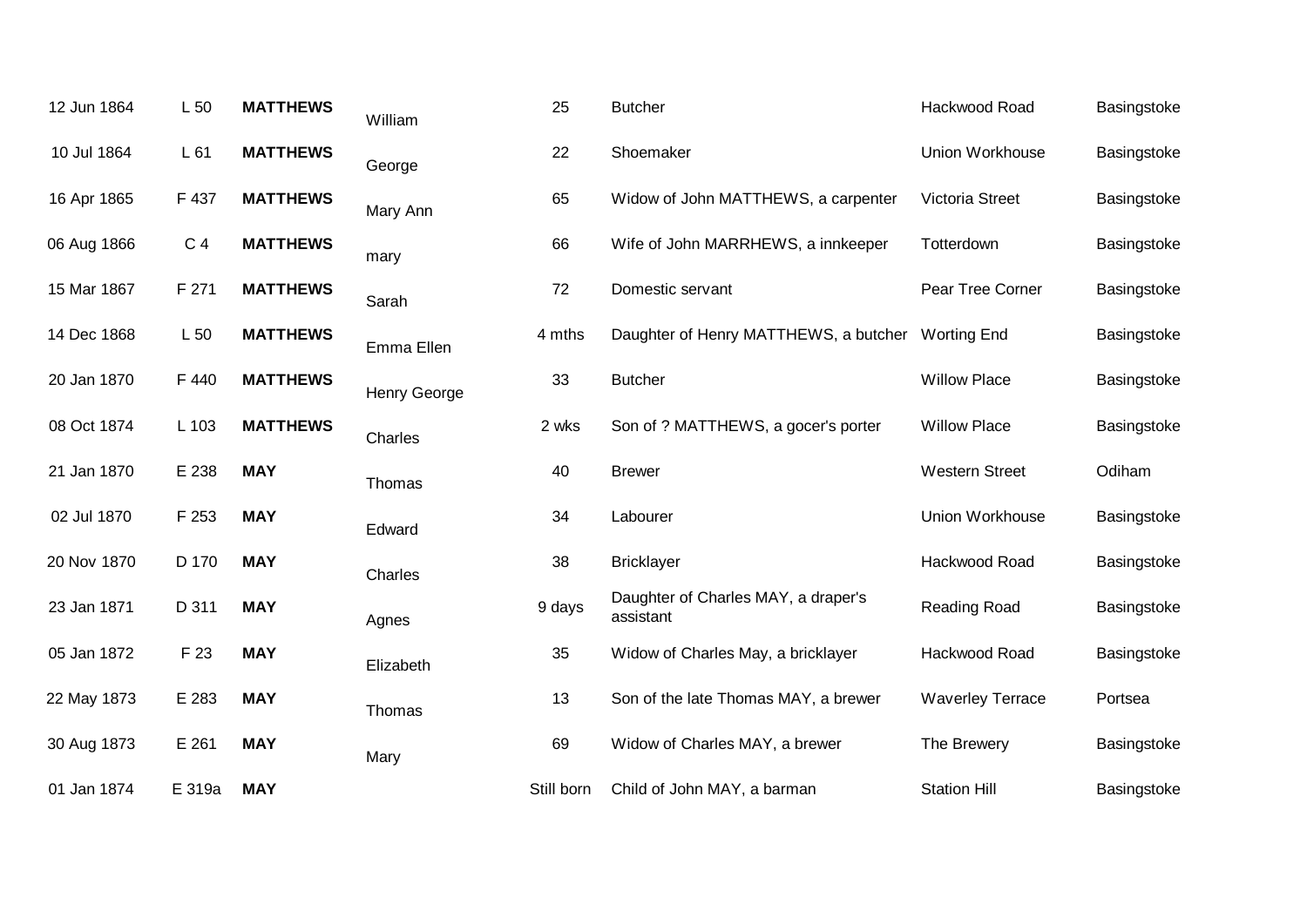| | | | | | | | |
|---|---|---|---|---|---|---|---|
| 12 Jun 1864 | L 50 | **MATTHEWS** | William | 25 | Butcher | Hackwood Road | Basingstoke |
| 10 Jul 1864 | L 61 | **MATTHEWS** | George | 22 | Shoemaker | Union Workhouse | Basingstoke |
| 16 Apr 1865 | F 437 | **MATTHEWS** | Mary Ann | 65 | Widow of John MATTHEWS, a carpenter | Victoria Street | Basingstoke |
| 06 Aug 1866 | C 4 | **MATTHEWS** | mary | 66 | Wife of John MARRHEWS, a innkeeper | Totterdown | Basingstoke |
| 15 Mar 1867 | F 271 | **MATTHEWS** | Sarah | 72 | Domestic servant | Pear Tree Corner | Basingstoke |
| 14 Dec 1868 | L 50 | **MATTHEWS** | Emma Ellen | 4 mths | Daughter of Henry MATTHEWS, a butcher | Worting End | Basingstoke |
| 20 Jan 1870 | F 440 | **MATTHEWS** | Henry George | 33 | Butcher | Willow Place | Basingstoke |
| 08 Oct 1874 | L 103 | **MATTHEWS** | Charles | 2 wks | Son of ? MATTHEWS, a gocer's porter | Willow Place | Basingstoke |
| 21 Jan 1870 | E 238 | **MAY** | Thomas | 40 | Brewer | Western Street | Odiham |
| 02 Jul 1870 | F 253 | **MAY** | Edward | 34 | Labourer | Union Workhouse | Basingstoke |
| 20 Nov 1870 | D 170 | **MAY** | Charles | 38 | Bricklayer | Hackwood Road | Basingstoke |
| 23 Jan 1871 | D 311 | **MAY** | Agnes | 9 days | Daughter of Charles MAY, a draper's assistant | Reading Road | Basingstoke |
| 05 Jan 1872 | F 23 | **MAY** | Elizabeth | 35 | Widow of Charles May, a bricklayer | Hackwood Road | Basingstoke |
| 22 May 1873 | E 283 | **MAY** | Thomas | 13 | Son of the late Thomas MAY, a brewer | Waverley Terrace | Portsea |
| 30 Aug 1873 | E 261 | **MAY** | Mary | 69 | Widow of Charles MAY, a brewer | The Brewery | Basingstoke |
| 01 Jan 1874 | E 319a | **MAY** | | Still born | Child of John MAY, a barman | Station Hill | Basingstoke |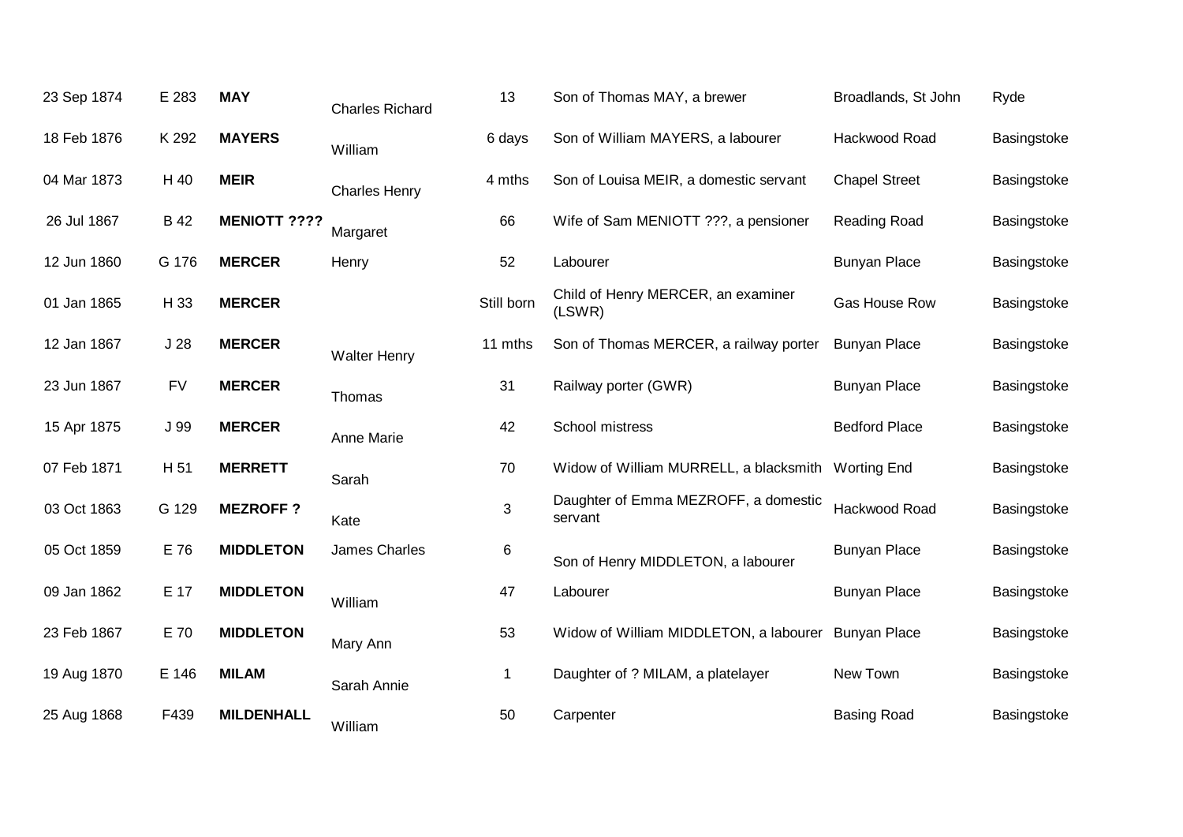| | | | | | | | |
|---|---|---|---|---|---|---|---|
| 23 Sep 1874 | E 283 | **MAY** | Charles Richard | 13 | Son of Thomas MAY, a brewer | Broadlands, St John | Ryde |
| 18 Feb 1876 | K 292 | **MAYERS** | William | 6 days | Son of William MAYERS, a labourer | Hackwood Road | Basingstoke |
| 04 Mar 1873 | H 40 | **MEIR** | Charles Henry | 4 mths | Son of Louisa MEIR, a domestic servant | Chapel Street | Basingstoke |
| 26 Jul 1867 | B 42 | **MENIOTT ????** | Margaret | 66 | Wife of Sam MENIOTT ???, a pensioner | Reading Road | Basingstoke |
| 12 Jun 1860 | G 176 | **MERCER** | Henry | 52 | Labourer | Bunyan Place | Basingstoke |
| 01 Jan 1865 | H 33 | **MERCER** | | Still born | Child of Henry MERCER, an examiner (LSWR) | Gas House Row | Basingstoke |
| 12 Jan 1867 | J 28 | **MERCER** | Walter Henry | 11 mths | Son of Thomas MERCER, a railway porter | Bunyan Place | Basingstoke |
| 23 Jun 1867 | FV | **MERCER** | Thomas | 31 | Railway porter (GWR) | Bunyan Place | Basingstoke |
| 15 Apr 1875 | J 99 | **MERCER** | Anne Marie | 42 | School mistress | Bedford Place | Basingstoke |
| 07 Feb 1871 | H 51 | **MERRETT** | Sarah | 70 | Widow of William MURRELL, a blacksmith | Worting End | Basingstoke |
| 03 Oct 1863 | G 129 | **MEZROFF ?** | Kate | 3 | Daughter of Emma MEZROFF, a domestic servant | Hackwood Road | Basingstoke |
| 05 Oct 1859 | E 76 | **MIDDLETON** | James Charles | 6 | Son of Henry MIDDLETON, a labourer | Bunyan Place | Basingstoke |
| 09 Jan 1862 | E 17 | **MIDDLETON** | William | 47 | Labourer | Bunyan Place | Basingstoke |
| 23 Feb 1867 | E 70 | **MIDDLETON** | Mary Ann | 53 | Widow of William MIDDLETON, a labourer | Bunyan Place | Basingstoke |
| 19 Aug 1870 | E 146 | **MILAM** | Sarah Annie | 1 | Daughter of ? MILAM, a platelayer | New Town | Basingstoke |
| 25 Aug 1868 | F439 | **MILDENHALL** | William | 50 | Carpenter | Basing Road | Basingstoke |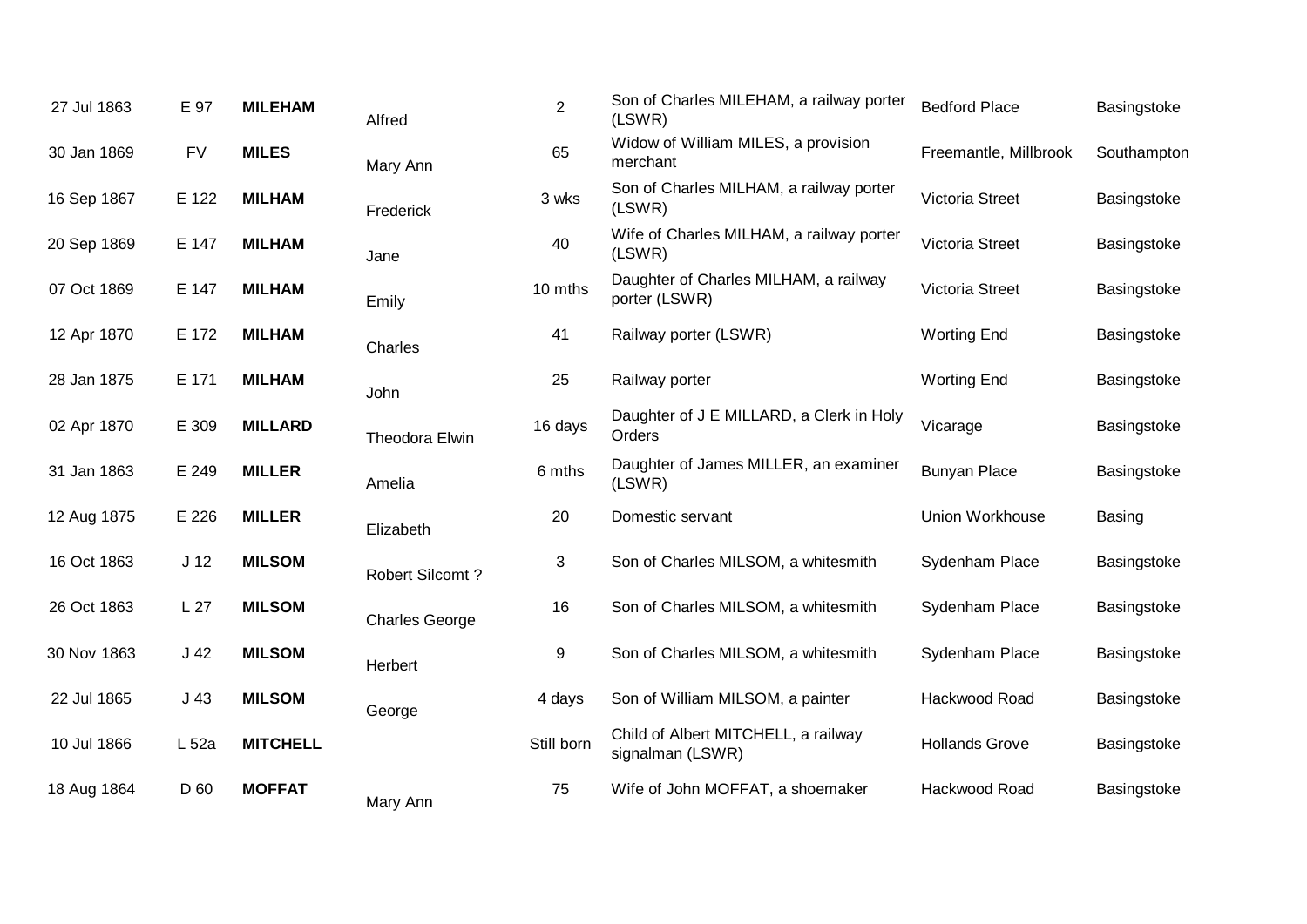| | | | | | | | |
|---|---|---|---|---|---|---|---|
| 27 Jul 1863 | E 97 | **MILEHAM** | Alfred | 2 | Son of Charles MILEHAM, a railway porter (LSWR) | Bedford Place | Basingstoke |
| 30 Jan 1869 | FV | **MILES** | Mary Ann | 65 | Widow of William MILES, a provision merchant | Freemantle, Millbrook | Southampton |
| 16 Sep 1867 | E 122 | **MILHAM** | Frederick | 3 wks | Son of Charles MILHAM, a railway porter (LSWR) | Victoria Street | Basingstoke |
| 20 Sep 1869 | E 147 | **MILHAM** | Jane | 40 | Wife of Charles MILHAM, a railway porter (LSWR) | Victoria Street | Basingstoke |
| 07 Oct 1869 | E 147 | **MILHAM** | Emily | 10 mths | Daughter of Charles MILHAM, a railway porter (LSWR) | Victoria Street | Basingstoke |
| 12 Apr 1870 | E 172 | **MILHAM** | Charles | 41 | Railway porter (LSWR) | Worting End | Basingstoke |
| 28 Jan 1875 | E 171 | **MILHAM** | John | 25 | Railway porter | Worting End | Basingstoke |
| 02 Apr 1870 | E 309 | **MILLARD** | Theodora Elwin | 16 days | Daughter of J E MILLARD, a Clerk in Holy Orders | Vicarage | Basingstoke |
| 31 Jan 1863 | E 249 | **MILLER** | Amelia | 6 mths | Daughter of James MILLER, an examiner (LSWR) | Bunyan Place | Basingstoke |
| 12 Aug 1875 | E 226 | **MILLER** | Elizabeth | 20 | Domestic servant | Union Workhouse | Basing |
| 16 Oct 1863 | J 12 | **MILSOM** | Robert Silcomt ? | 3 | Son of Charles MILSOM, a whitesmith | Sydenham Place | Basingstoke |
| 26 Oct 1863 | L 27 | **MILSOM** | Charles George | 16 | Son of Charles MILSOM, a whitesmith | Sydenham Place | Basingstoke |
| 30 Nov 1863 | J 42 | **MILSOM** | Herbert | 9 | Son of Charles MILSOM, a whitesmith | Sydenham Place | Basingstoke |
| 22 Jul 1865 | J 43 | **MILSOM** | George | 4 days | Son of William MILSOM, a painter | Hackwood Road | Basingstoke |
| 10 Jul 1866 | L 52a | **MITCHELL** | | Still born | Child of Albert MITCHELL, a railway signalman (LSWR) | Hollands Grove | Basingstoke |
| 18 Aug 1864 | D 60 | **MOFFAT** | Mary Ann | 75 | Wife of John MOFFAT, a shoemaker | Hackwood Road | Basingstoke |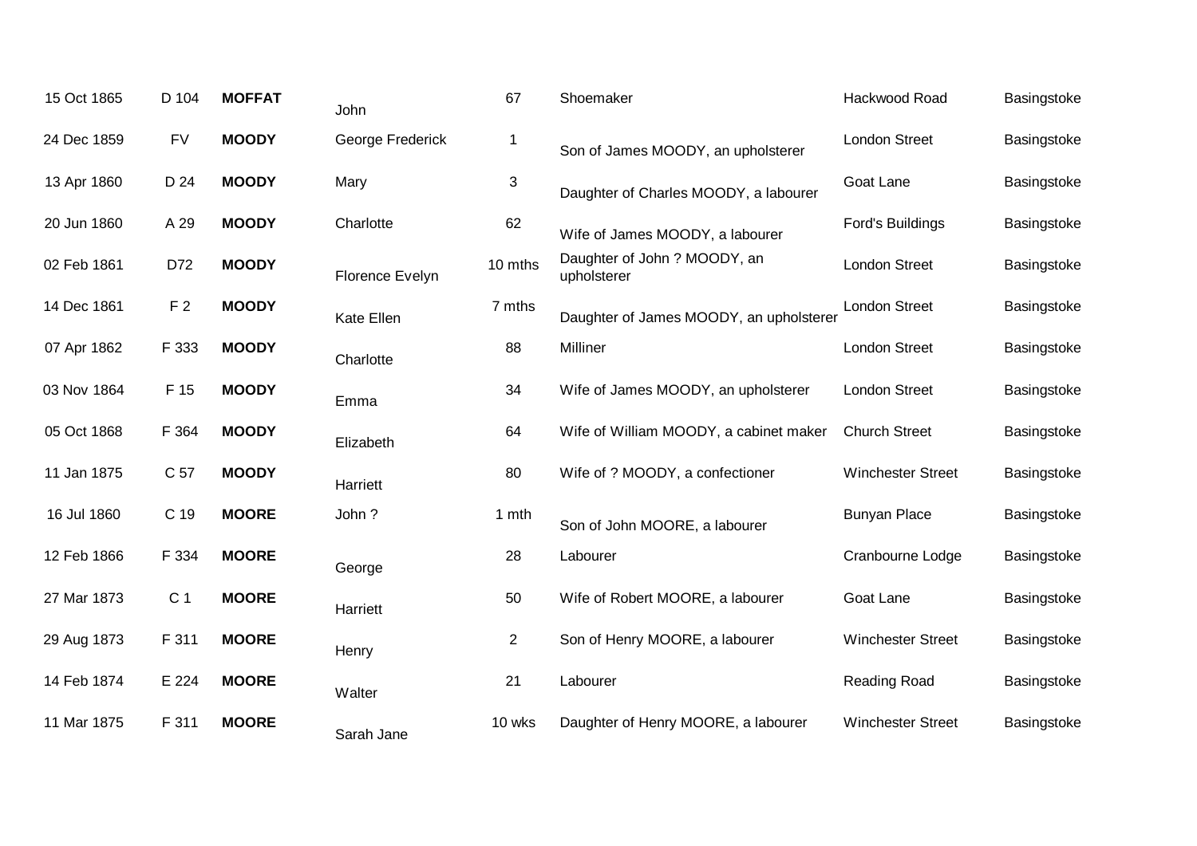| | | | | | | | |
|---|---|---|---|---|---|---|---|
| 15 Oct 1865 | D 104 | **MOFFAT** | John | 67 | Shoemaker | Hackwood Road | Basingstoke |
| 24 Dec 1859 | FV | **MOODY** | George Frederick | 1 | Son of James MOODY, an upholsterer | London Street | Basingstoke |
| 13 Apr 1860 | D 24 | **MOODY** | Mary | 3 | Daughter of Charles MOODY, a labourer | Goat Lane | Basingstoke |
| 20 Jun 1860 | A 29 | **MOODY** | Charlotte | 62 | Wife of James MOODY, a labourer | Ford's Buildings | Basingstoke |
| 02 Feb 1861 | D72 | **MOODY** | Florence Evelyn | 10 mths | Daughter of John ? MOODY, an upholsterer | London Street | Basingstoke |
| 14 Dec 1861 | F 2 | **MOODY** | Kate Ellen | 7 mths | Daughter of James MOODY, an upholsterer | London Street | Basingstoke |
| 07 Apr 1862 | F 333 | **MOODY** | Charlotte | 88 | Milliner | London Street | Basingstoke |
| 03 Nov 1864 | F 15 | **MOODY** | Emma | 34 | Wife of James MOODY, an upholsterer | London Street | Basingstoke |
| 05 Oct 1868 | F 364 | **MOODY** | Elizabeth | 64 | Wife of William MOODY, a cabinet maker | Church Street | Basingstoke |
| 11 Jan 1875 | C 57 | **MOODY** | Harriett | 80 | Wife of ? MOODY, a confectioner | Winchester Street | Basingstoke |
| 16 Jul 1860 | C 19 | **MOORE** | John ? | 1 mth | Son of John MOORE, a labourer | Bunyan Place | Basingstoke |
| 12 Feb 1866 | F 334 | **MOORE** | George | 28 | Labourer | Cranbourne Lodge | Basingstoke |
| 27 Mar 1873 | C 1 | **MOORE** | Harriett | 50 | Wife of Robert MOORE, a labourer | Goat Lane | Basingstoke |
| 29 Aug 1873 | F 311 | **MOORE** | Henry | 2 | Son of Henry MOORE, a labourer | Winchester Street | Basingstoke |
| 14 Feb 1874 | E 224 | **MOORE** | Walter | 21 | Labourer | Reading Road | Basingstoke |
| 11 Mar 1875 | F 311 | **MOORE** | Sarah Jane | 10 wks | Daughter of Henry MOORE, a labourer | Winchester Street | Basingstoke |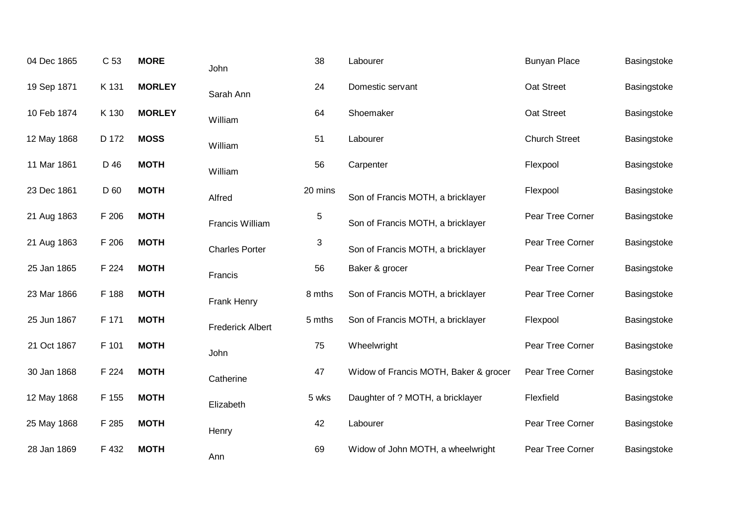| | | | | | | | |
|---|---|---|---|---|---|---|---|
| 04 Dec 1865 | C 53 | **MORE** | John | 38 | Labourer | Bunyan Place | Basingstoke |
| 19 Sep 1871 | K 131 | **MORLEY** | Sarah Ann | 24 | Domestic servant | Oat Street | Basingstoke |
| 10 Feb 1874 | K 130 | **MORLEY** | William | 64 | Shoemaker | Oat Street | Basingstoke |
| 12 May 1868 | D 172 | **MOSS** | William | 51 | Labourer | Church Street | Basingstoke |
| 11 Mar 1861 | D 46 | **MOTH** | William | 56 | Carpenter | Flexpool | Basingstoke |
| 23 Dec 1861 | D 60 | **MOTH** | Alfred | 20 mins | Son of Francis MOTH, a bricklayer | Flexpool | Basingstoke |
| 21 Aug 1863 | F 206 | **MOTH** | Francis William | 5 | Son of Francis MOTH, a bricklayer | Pear Tree Corner | Basingstoke |
| 21 Aug 1863 | F 206 | **MOTH** | Charles Porter | 3 | Son of Francis MOTH, a bricklayer | Pear Tree Corner | Basingstoke |
| 25 Jan 1865 | F 224 | **MOTH** | Francis | 56 | Baker & grocer | Pear Tree Corner | Basingstoke |
| 23 Mar 1866 | F 188 | **MOTH** | Frank Henry | 8 mths | Son of Francis MOTH, a bricklayer | Pear Tree Corner | Basingstoke |
| 25 Jun 1867 | F 171 | **MOTH** | Frederick Albert | 5 mths | Son of Francis MOTH, a bricklayer | Flexpool | Basingstoke |
| 21 Oct 1867 | F 101 | **MOTH** | John | 75 | Wheelwright | Pear Tree Corner | Basingstoke |
| 30 Jan 1868 | F 224 | **MOTH** | Catherine | 47 | Widow of Francis MOTH, Baker & grocer | Pear Tree Corner | Basingstoke |
| 12 May 1868 | F 155 | **MOTH** | Elizabeth | 5 wks | Daughter of ? MOTH, a bricklayer | Flexfield | Basingstoke |
| 25 May 1868 | F 285 | **MOTH** | Henry | 42 | Labourer | Pear Tree Corner | Basingstoke |
| 28 Jan 1869 | F 432 | **MOTH** | Ann | 69 | Widow of John MOTH, a wheelwright | Pear Tree Corner | Basingstoke |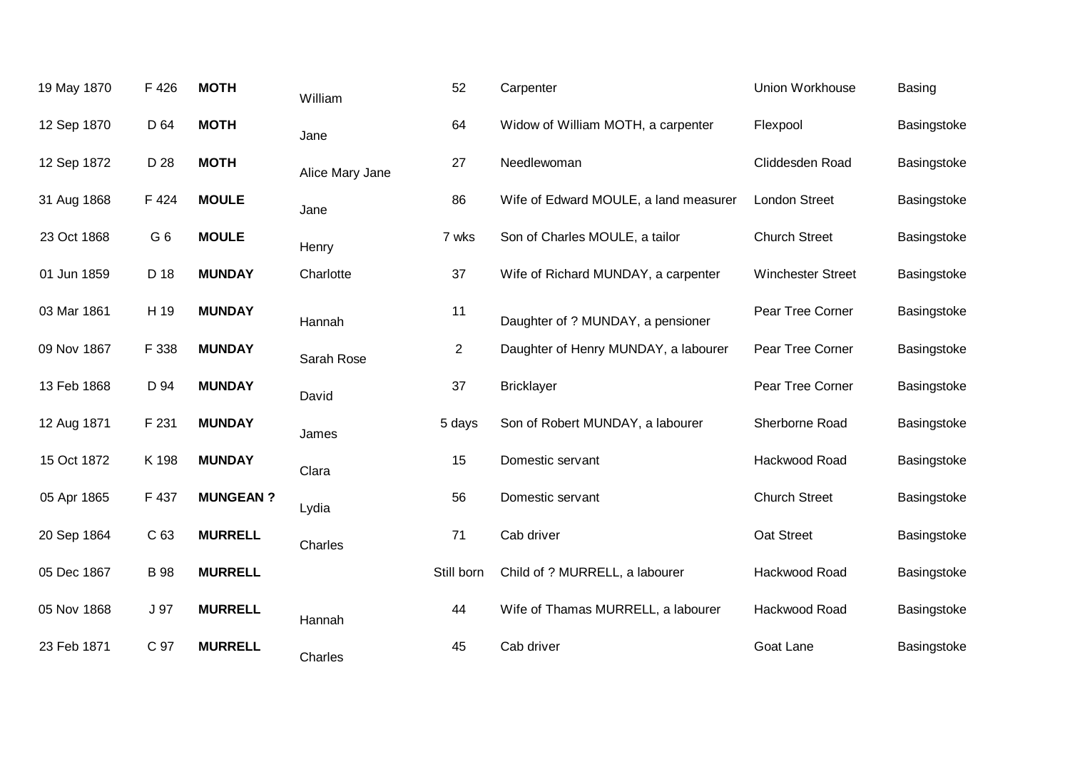| | | | | | | | |
|---|---|---|---|---|---|---|---|
| 19 May 1870 | F 426 | **MOTH** | William | 52 | Carpenter | Union Workhouse | Basing |
| 12 Sep 1870 | D 64 | **MOTH** | Jane | 64 | Widow of William MOTH, a carpenter | Flexpool | Basingstoke |
| 12 Sep 1872 | D 28 | **MOTH** | Alice Mary Jane | 27 | Needlewoman | Cliddesden Road | Basingstoke |
| 31 Aug 1868 | F 424 | **MOULE** | Jane | 86 | Wife of Edward MOULE, a land measurer | London Street | Basingstoke |
| 23 Oct 1868 | G 6 | **MOULE** | Henry | 7 wks | Son of Charles MOULE, a tailor | Church Street | Basingstoke |
| 01 Jun 1859 | D 18 | **MUNDAY** | Charlotte | 37 | Wife of Richard MUNDAY, a carpenter | Winchester Street | Basingstoke |
| 03 Mar 1861 | H 19 | **MUNDAY** | Hannah | 11 | Daughter of ? MUNDAY, a pensioner | Pear Tree Corner | Basingstoke |
| 09 Nov 1867 | F 338 | **MUNDAY** | Sarah Rose | 2 | Daughter of Henry MUNDAY, a labourer | Pear Tree Corner | Basingstoke |
| 13 Feb 1868 | D 94 | **MUNDAY** | David | 37 | Bricklayer | Pear Tree Corner | Basingstoke |
| 12 Aug 1871 | F 231 | **MUNDAY** | James | 5 days | Son of Robert MUNDAY, a labourer | Sherborne Road | Basingstoke |
| 15 Oct 1872 | K 198 | **MUNDAY** | Clara | 15 | Domestic servant | Hackwood Road | Basingstoke |
| 05 Apr 1865 | F 437 | **MUNGEAN ?** | Lydia | 56 | Domestic servant | Church Street | Basingstoke |
| 20 Sep 1864 | C 63 | **MURRELL** | Charles | 71 | Cab driver | Oat Street | Basingstoke |
| 05 Dec 1867 | B 98 | **MURRELL** | | Still born | Child of ? MURRELL, a labourer | Hackwood Road | Basingstoke |
| 05 Nov 1868 | J 97 | **MURRELL** | Hannah | 44 | Wife of Thamas MURRELL, a labourer | Hackwood Road | Basingstoke |
| 23 Feb 1871 | C 97 | **MURRELL** | Charles | 45 | Cab driver | Goat Lane | Basingstoke |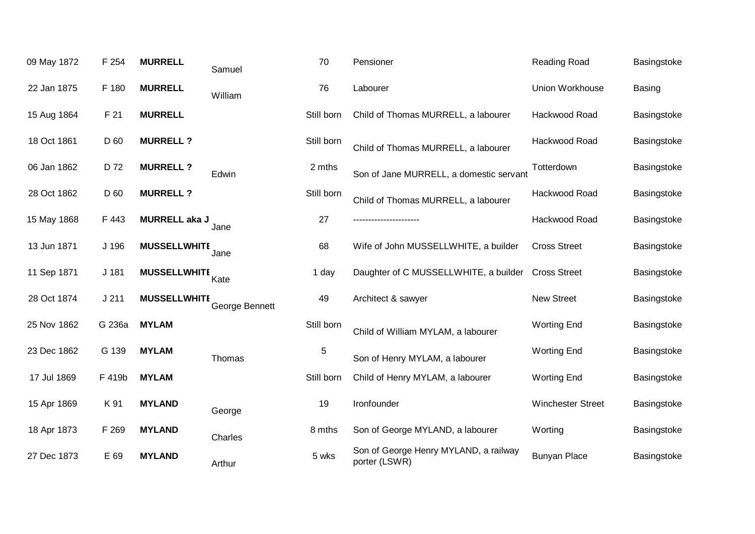| | | | | | | | |
|---|---|---|---|---|---|---|---|
| 09 May 1872 | F 254 | **MURRELL** | Samuel | 70 | Pensioner | Reading Road | Basingstoke |
| 22 Jan 1875 | F 180 | **MURRELL** | William | 76 | Labourer | Union Workhouse | Basing |
| 15 Aug 1864 | F 21 | **MURRELL** | | Still born | Child of Thomas MURRELL, a labourer | Hackwood Road | Basingstoke |
| 18 Oct 1861 | D 60 | **MURRELL ?** | | Still born | Child of Thomas MURRELL, a labourer | Hackwood Road | Basingstoke |
| 06 Jan 1862 | D 72 | **MURRELL ?** | Edwin | 2 mths | Son of Jane MURRELL, a domestic servant | Totterdown | Basingstoke |
| 28 Oct 1862 | D 60 | **MURRELL ?** | | Still born | Child of Thomas MURRELL, a labourer | Hackwood Road | Basingstoke |
| 15 May 1868 | F 443 | **MURRELL aka J** | Jane | 27 | ---------------------- | Hackwood Road | Basingstoke |
| 13 Jun 1871 | J 196 | **MUSSELLWHITE** | Jane | 68 | Wife of John MUSSELLWHITE, a builder | Cross Street | Basingstoke |
| 11 Sep 1871 | J 181 | **MUSSELLWHITE** | Kate | 1 day | Daughter of C MUSSELLWHITE, a builder | Cross Street | Basingstoke |
| 28 Oct 1874 | J 211 | **MUSSELLWHITE** | George Bennett | 49 | Architect & sawyer | New Street | Basingstoke |
| 25 Nov 1862 | G 236a | **MYLAM** | | Still born | Child of William MYLAM, a labourer | Worting End | Basingstoke |
| 23 Dec 1862 | G 139 | **MYLAM** | Thomas | 5 | Son of Henry MYLAM, a labourer | Worting End | Basingstoke |
| 17 Jul 1869 | F 419b | **MYLAM** | | Still born | Child of Henry MYLAM, a labourer | Worting End | Basingstoke |
| 15 Apr 1869 | K 91 | **MYLAND** | George | 19 | Ironfounder | Winchester Street | Basingstoke |
| 18 Apr 1873 | F 269 | **MYLAND** | Charles | 8 mths | Son of George MYLAND, a labourer | Worting | Basingstoke |
| 27 Dec 1873 | E 69 | **MYLAND** | Arthur | 5 wks | Son of George Henry MYLAND, a railway porter (LSWR) | Bunyan Place | Basingstoke |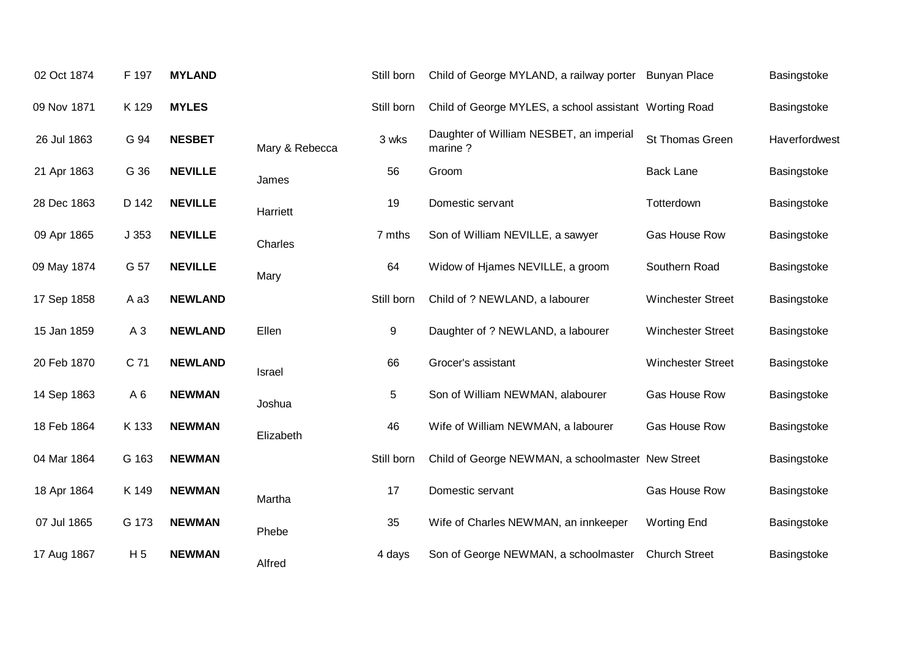| | | | | | | | |
|---|---|---|---|---|---|---|---|
| 02 Oct 1874 | F 197 | **MYLAND** | | Still born | Child of George MYLAND, a railway porter | Bunyan Place | Basingstoke |
| 09 Nov 1871 | K 129 | **MYLES** | | Still born | Child of George MYLES, a school assistant | Worting Road | Basingstoke |
| 26 Jul 1863 | G 94 | **NESBET** | Mary & Rebecca | 3 wks | Daughter of William NESBET, an imperial marine ? | St Thomas Green | Haverfordwest |
| 21 Apr 1863 | G 36 | **NEVILLE** | James | 56 | Groom | Back Lane | Basingstoke |
| 28 Dec 1863 | D 142 | **NEVILLE** | Harriett | 19 | Domestic servant | Totterdown | Basingstoke |
| 09 Apr 1865 | J 353 | **NEVILLE** | Charles | 7 mths | Son of William NEVILLE, a sawyer | Gas House Row | Basingstoke |
| 09 May 1874 | G 57 | **NEVILLE** | Mary | 64 | Widow of Hjames NEVILLE, a groom | Southern Road | Basingstoke |
| 17 Sep 1858 | A a3 | **NEWLAND** | | Still born | Child of ? NEWLAND, a labourer | Winchester Street | Basingstoke |
| 15 Jan 1859 | A 3 | **NEWLAND** | Ellen | 9 | Daughter of ? NEWLAND, a labourer | Winchester Street | Basingstoke |
| 20 Feb 1870 | C 71 | **NEWLAND** | Israel | 66 | Grocer's assistant | Winchester Street | Basingstoke |
| 14 Sep 1863 | A 6 | **NEWMAN** | Joshua | 5 | Son of William NEWMAN, alabourer | Gas House Row | Basingstoke |
| 18 Feb 1864 | K 133 | **NEWMAN** | Elizabeth | 46 | Wife of William NEWMAN, a labourer | Gas House Row | Basingstoke |
| 04 Mar 1864 | G 163 | **NEWMAN** | | Still born | Child of George NEWMAN, a schoolmaster | New Street | Basingstoke |
| 18 Apr 1864 | K 149 | **NEWMAN** | Martha | 17 | Domestic servant | Gas House Row | Basingstoke |
| 07 Jul 1865 | G 173 | **NEWMAN** | Phebe | 35 | Wife of Charles NEWMAN, an innkeeper | Worting End | Basingstoke |
| 17 Aug 1867 | H 5 | **NEWMAN** | Alfred | 4 days | Son of George NEWMAN, a schoolmaster | Church Street | Basingstoke |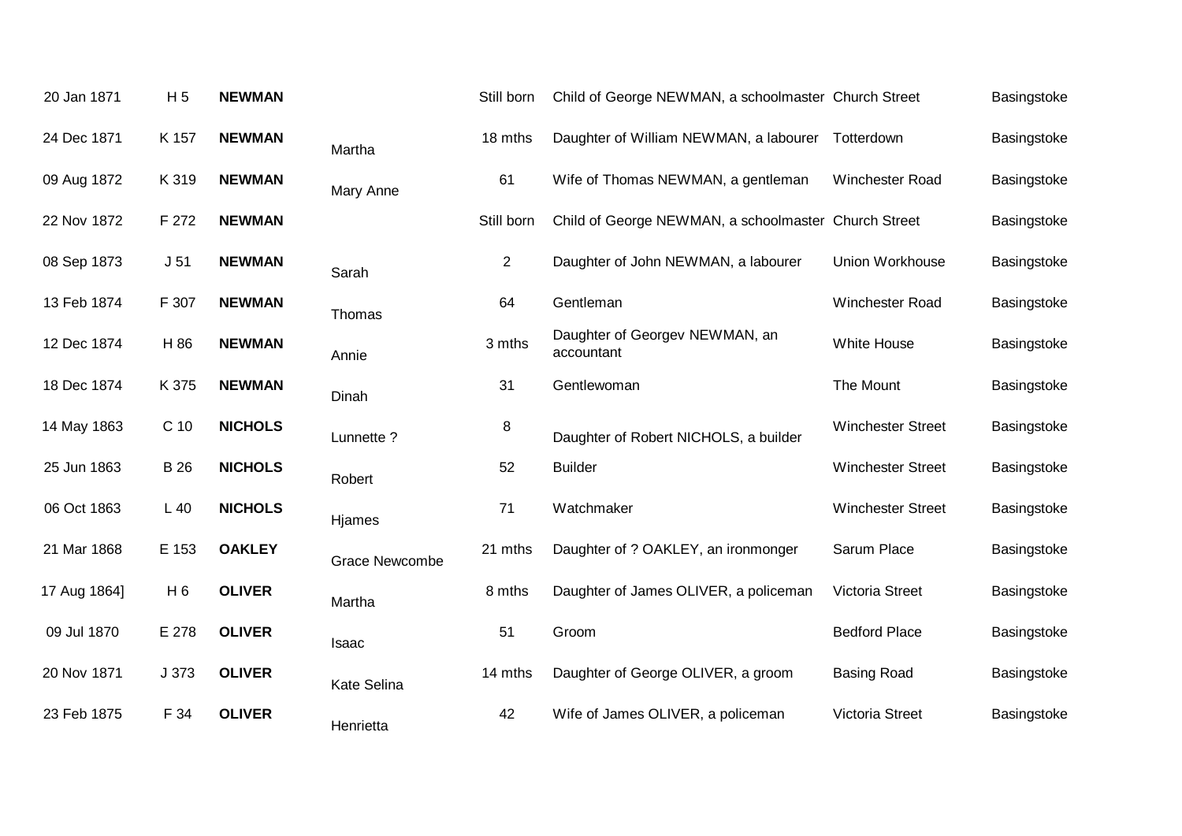| | | | | | | | |
|---|---|---|---|---|---|---|---|
| 20 Jan 1871 | H 5 | **NEWMAN** | | Still born | Child of George NEWMAN, a schoolmaster | Church Street | Basingstoke |
| 24 Dec 1871 | K 157 | **NEWMAN** | Martha | 18 mths | Daughter of William NEWMAN, a labourer | Totterdown | Basingstoke |
| 09 Aug 1872 | K 319 | **NEWMAN** | Mary Anne | 61 | Wife of Thomas NEWMAN, a gentleman | Winchester Road | Basingstoke |
| 22 Nov 1872 | F 272 | **NEWMAN** | | Still born | Child of George NEWMAN, a schoolmaster | Church Street | Basingstoke |
| 08 Sep 1873 | J 51 | **NEWMAN** | Sarah | 2 | Daughter of John NEWMAN, a labourer | Union Workhouse | Basingstoke |
| 13 Feb 1874 | F 307 | **NEWMAN** | Thomas | 64 | Gentleman | Winchester Road | Basingstoke |
| 12 Dec 1874 | H 86 | **NEWMAN** | Annie | 3 mths | Daughter of Georgev NEWMAN, an accountant | White House | Basingstoke |
| 18 Dec 1874 | K 375 | **NEWMAN** | Dinah | 31 | Gentlewoman | The Mount | Basingstoke |
| 14 May 1863 | C 10 | **NICHOLS** | Lunnette ? | 8 | Daughter of Robert NICHOLS, a builder | Winchester Street | Basingstoke |
| 25 Jun 1863 | B 26 | **NICHOLS** | Robert | 52 | Builder | Winchester Street | Basingstoke |
| 06 Oct 1863 | L 40 | **NICHOLS** | Hjames | 71 | Watchmaker | Winchester Street | Basingstoke |
| 21 Mar 1868 | E 153 | **OAKLEY** | Grace Newcombe | 21 mths | Daughter of ? OAKLEY, an ironmonger | Sarum Place | Basingstoke |
| 17 Aug 1864] | H 6 | **OLIVER** | Martha | 8 mths | Daughter of James OLIVER, a policeman | Victoria Street | Basingstoke |
| 09 Jul 1870 | E 278 | **OLIVER** | Isaac | 51 | Groom | Bedford Place | Basingstoke |
| 20 Nov 1871 | J 373 | **OLIVER** | Kate Selina | 14 mths | Daughter of George OLIVER, a groom | Basing Road | Basingstoke |
| 23 Feb 1875 | F 34 | **OLIVER** | Henrietta | 42 | Wife of James OLIVER, a policeman | Victoria Street | Basingstoke |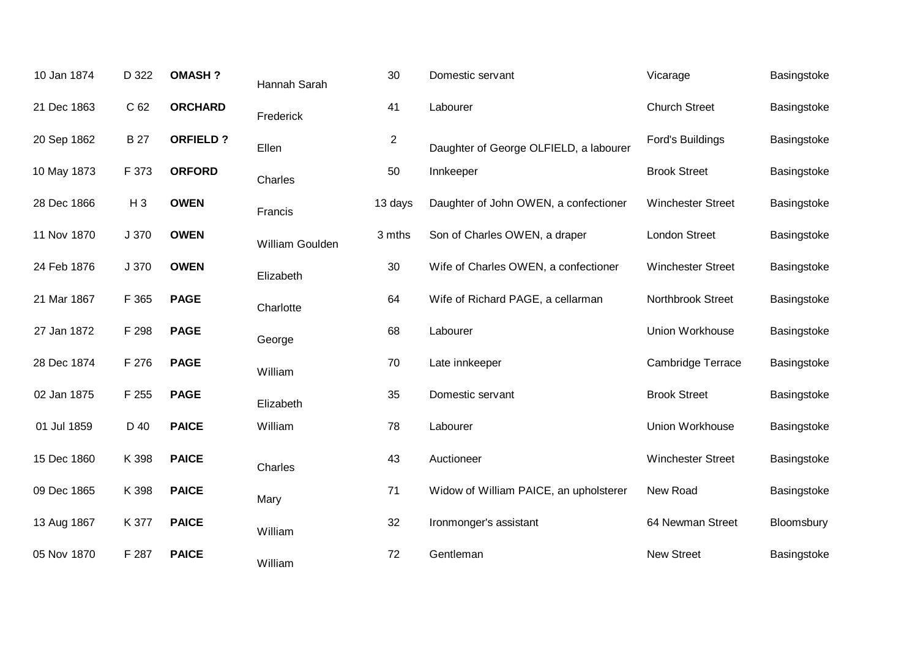| | | | | | | | |
|---|---|---|---|---|---|---|---|
| 10 Jan 1874 | D 322 | **OMASH ?** | Hannah Sarah | 30 | Domestic servant | Vicarage | Basingstoke |
| 21 Dec 1863 | C 62 | **ORCHARD** | Frederick | 41 | Labourer | Church Street | Basingstoke |
| 20 Sep 1862 | B 27 | **ORFIELD ?** | Ellen | 2 | Daughter of George OLFIELD, a labourer | Ford's Buildings | Basingstoke |
| 10 May 1873 | F 373 | **ORFORD** | Charles | 50 | Innkeeper | Brook Street | Basingstoke |
| 28 Dec 1866 | H 3 | **OWEN** | Francis | 13 days | Daughter of John OWEN, a confectioner | Winchester Street | Basingstoke |
| 11 Nov 1870 | J 370 | **OWEN** | William Goulden | 3 mths | Son of Charles OWEN, a draper | London Street | Basingstoke |
| 24 Feb 1876 | J 370 | **OWEN** | Elizabeth | 30 | Wife of Charles OWEN, a confectioner | Winchester Street | Basingstoke |
| 21 Mar 1867 | F 365 | **PAGE** | Charlotte | 64 | Wife of Richard PAGE, a cellarman | Northbrook Street | Basingstoke |
| 27 Jan 1872 | F 298 | **PAGE** | George | 68 | Labourer | Union Workhouse | Basingstoke |
| 28 Dec 1874 | F 276 | **PAGE** | William | 70 | Late innkeeper | Cambridge Terrace | Basingstoke |
| 02 Jan 1875 | F 255 | **PAGE** | Elizabeth | 35 | Domestic servant | Brook Street | Basingstoke |
| 01 Jul 1859 | D 40 | **PAICE** | William | 78 | Labourer | Union Workhouse | Basingstoke |
| 15 Dec 1860 | K 398 | **PAICE** | Charles | 43 | Auctioneer | Winchester Street | Basingstoke |
| 09 Dec 1865 | K 398 | **PAICE** | Mary | 71 | Widow of William PAICE, an upholsterer | New Road | Basingstoke |
| 13 Aug 1867 | K 377 | **PAICE** | William | 32 | Ironmonger's assistant | 64 Newman Street | Bloomsbury |
| 05 Nov 1870 | F 287 | **PAICE** | William | 72 | Gentleman | New Street | Basingstoke |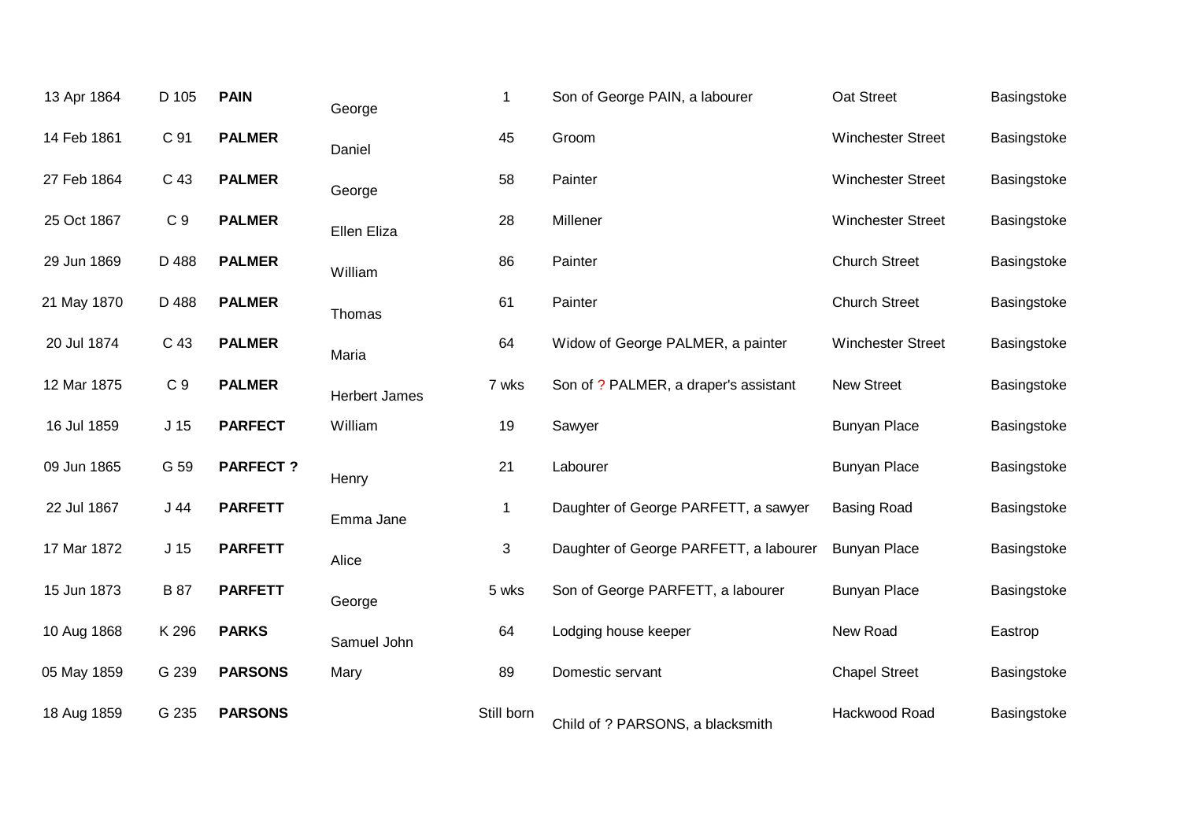| | | | | | | | |
|---|---|---|---|---|---|---|---|
| 13 Apr 1864 | D 105 | **PAIN** | George | 1 | Son of George PAIN, a labourer | Oat Street | Basingstoke |
| 14 Feb 1861 | C 91 | **PALMER** | Daniel | 45 | Groom | Winchester Street | Basingstoke |
| 27 Feb 1864 | C 43 | **PALMER** | George | 58 | Painter | Winchester Street | Basingstoke |
| 25 Oct 1867 | C 9 | **PALMER** | Ellen Eliza | 28 | Millener | Winchester Street | Basingstoke |
| 29 Jun 1869 | D 488 | **PALMER** | William | 86 | Painter | Church Street | Basingstoke |
| 21 May 1870 | D 488 | **PALMER** | Thomas | 61 | Painter | Church Street | Basingstoke |
| 20 Jul 1874 | C 43 | **PALMER** | Maria | 64 | Widow of George PALMER, a painter | Winchester Street | Basingstoke |
| 12 Mar 1875 | C 9 | **PALMER** | Herbert James | 7 wks | Son of ? PALMER, a draper's assistant | New Street | Basingstoke |
| 16 Jul 1859 | J 15 | **PARFECT** | William | 19 | Sawyer | Bunyan Place | Basingstoke |
| 09 Jun 1865 | G 59 | **PARFECT ?** | Henry | 21 | Labourer | Bunyan Place | Basingstoke |
| 22 Jul 1867 | J 44 | **PARFETT** | Emma Jane | 1 | Daughter of George PARFETT, a sawyer | Basing Road | Basingstoke |
| 17 Mar 1872 | J 15 | **PARFETT** | Alice | 3 | Daughter of George PARFETT, a labourer | Bunyan Place | Basingstoke |
| 15 Jun 1873 | B 87 | **PARFETT** | George | 5 wks | Son of George PARFETT, a labourer | Bunyan Place | Basingstoke |
| 10 Aug 1868 | K 296 | **PARKS** | Samuel John | 64 | Lodging house keeper | New Road | Eastrop |
| 05 May 1859 | G 239 | **PARSONS** | Mary | 89 | Domestic servant | Chapel Street | Basingstoke |
| 18 Aug 1859 | G 235 | **PARSONS** | | Still born | Child of ? PARSONS, a blacksmith | Hackwood Road | Basingstoke |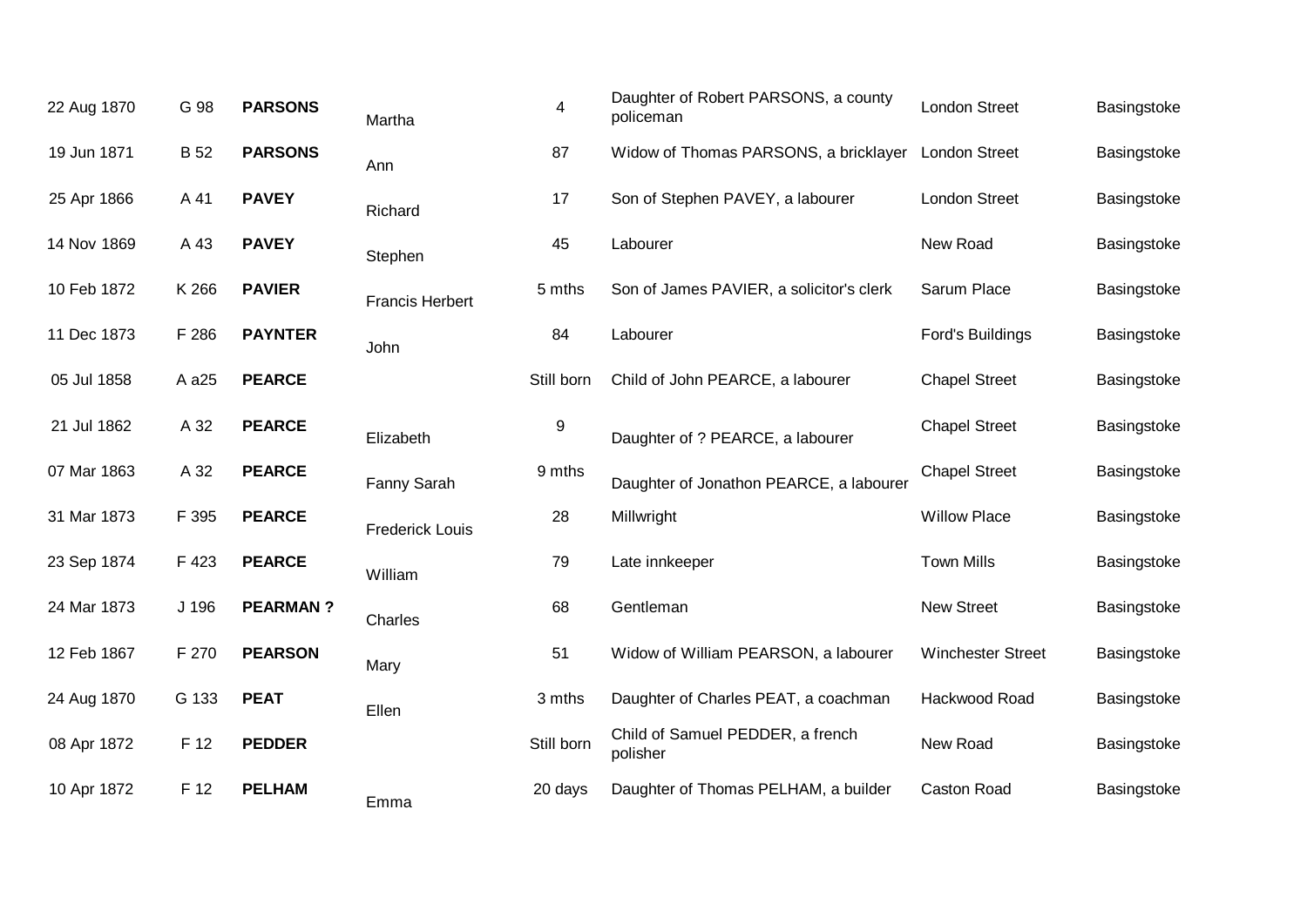| | | | | | | | |
|---|---|---|---|---|---|---|---|
| 22 Aug 1870 | G 98 | **PARSONS** | Martha | 4 | Daughter of Robert PARSONS, a county policeman | London Street | Basingstoke |
| 19 Jun 1871 | B 52 | **PARSONS** | Ann | 87 | Widow of Thomas PARSONS, a bricklayer | London Street | Basingstoke |
| 25 Apr 1866 | A 41 | **PAVEY** | Richard | 17 | Son of Stephen PAVEY, a labourer | London Street | Basingstoke |
| 14 Nov 1869 | A 43 | **PAVEY** | Stephen | 45 | Labourer | New Road | Basingstoke |
| 10 Feb 1872 | K 266 | **PAVIER** | Francis Herbert | 5 mths | Son of James PAVIER, a solicitor's clerk | Sarum Place | Basingstoke |
| 11 Dec 1873 | F 286 | **PAYNTER** | John | 84 | Labourer | Ford's Buildings | Basingstoke |
| 05 Jul 1858 | A a25 | **PEARCE** | | Still born | Child of John PEARCE, a labourer | Chapel Street | Basingstoke |
| 21 Jul 1862 | A 32 | **PEARCE** | Elizabeth | 9 | Daughter of ? PEARCE, a labourer | Chapel Street | Basingstoke |
| 07 Mar 1863 | A 32 | **PEARCE** | Fanny Sarah | 9 mths | Daughter of Jonathon PEARCE, a labourer | Chapel Street | Basingstoke |
| 31 Mar 1873 | F 395 | **PEARCE** | Frederick Louis | 28 | Millwright | Willow Place | Basingstoke |
| 23 Sep 1874 | F 423 | **PEARCE** | William | 79 | Late innkeeper | Town Mills | Basingstoke |
| 24 Mar 1873 | J 196 | **PEARMAN ?** | Charles | 68 | Gentleman | New Street | Basingstoke |
| 12 Feb 1867 | F 270 | **PEARSON** | Mary | 51 | Widow of William PEARSON, a labourer | Winchester Street | Basingstoke |
| 24 Aug 1870 | G 133 | **PEAT** | Ellen | 3 mths | Daughter of Charles PEAT, a coachman | Hackwood Road | Basingstoke |
| 08 Apr 1872 | F 12 | **PEDDER** | | Still born | Child of Samuel PEDDER, a french polisher | New Road | Basingstoke |
| 10 Apr 1872 | F 12 | **PELHAM** | Emma | 20 days | Daughter of Thomas PELHAM, a builder | Caston Road | Basingstoke |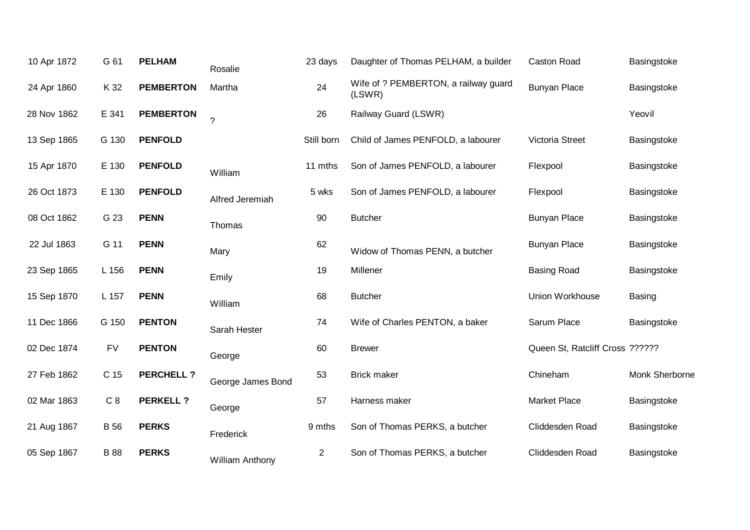| | | | | | | | |
|---|---|---|---|---|---|---|---|
| 10 Apr 1872 | G 61 | **PELHAM** | Rosalie | 23 days | Daughter of Thomas PELHAM, a builder | Caston Road | Basingstoke |
| 24 Apr 1860 | K 32 | **PEMBERTON** | Martha | 24 | Wife of ? PEMBERTON, a railway guard (LSWR) | Bunyan Place | Basingstoke |
| 28 Nov 1862 | E 341 | **PEMBERTON** | ? | 26 | Railway Guard (LSWR) | | Yeovil |
| 13 Sep 1865 | G 130 | **PENFOLD** | | Still born | Child of James PENFOLD, a labourer | Victoria Street | Basingstoke |
| 15 Apr 1870 | E 130 | **PENFOLD** | William | 11 mths | Son of James PENFOLD, a labourer | Flexpool | Basingstoke |
| 26 Oct 1873 | E 130 | **PENFOLD** | Alfred Jeremiah | 5 wks | Son of James PENFOLD, a labourer | Flexpool | Basingstoke |
| 08 Oct 1862 | G 23 | **PENN** | Thomas | 90 | Butcher | Bunyan Place | Basingstoke |
| 22 Jul 1863 | G 11 | **PENN** | Mary | 62 | Widow of Thomas PENN, a butcher | Bunyan Place | Basingstoke |
| 23 Sep 1865 | L 156 | **PENN** | Emily | 19 | Millener | Basing Road | Basingstoke |
| 15 Sep 1870 | L 157 | **PENN** | William | 68 | Butcher | Union Workhouse | Basing |
| 11 Dec 1866 | G 150 | **PENTON** | Sarah Hester | 74 | Wife of Charles PENTON, a baker | Sarum Place | Basingstoke |
| 02 Dec 1874 | FV | **PENTON** | George | 60 | Brewer | Queen St, Ratcliff Cross | ?????? |
| 27 Feb 1862 | C 15 | **PERCHELL ?** | George James Bond | 53 | Brick maker | Chineham | Monk Sherborne |
| 02 Mar 1863 | C 8 | **PERKELL ?** | George | 57 | Harness maker | Market Place | Basingstoke |
| 21 Aug 1867 | B 56 | **PERKS** | Frederick | 9 mths | Son of Thomas PERKS, a butcher | Cliddesden Road | Basingstoke |
| 05 Sep 1867 | B 88 | **PERKS** | William Anthony | 2 | Son of Thomas PERKS, a butcher | Cliddesden Road | Basingstoke |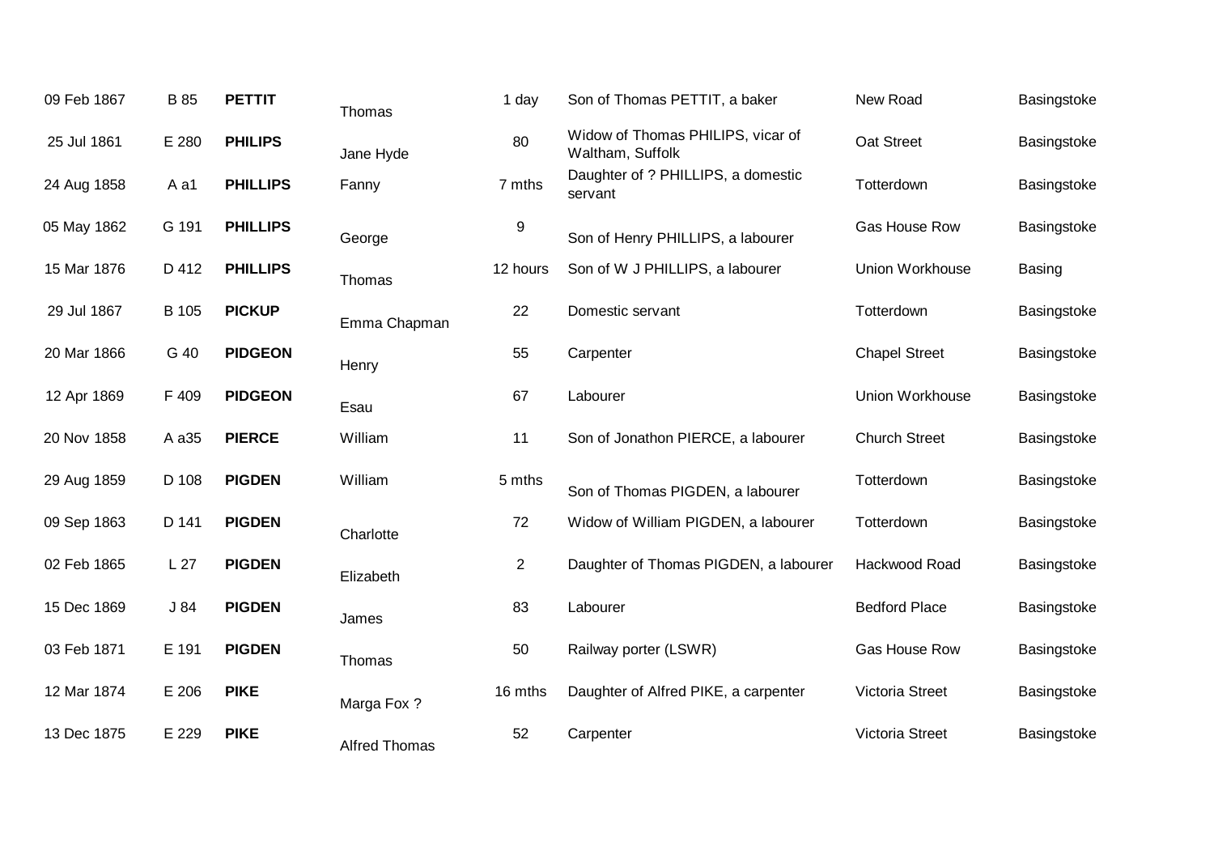| | | | | | | | |
|---|---|---|---|---|---|---|---|
| 09 Feb 1867 | B 85 | **PETTIT** | Thomas | 1 day | Son of Thomas PETTIT, a baker | New Road | Basingstoke |
| 25 Jul 1861 | E 280 | **PHILIPS** | Jane Hyde | 80 | Widow of Thomas PHILIPS, vicar of Waltham, Suffolk | Oat Street | Basingstoke |
| 24 Aug 1858 | A a1 | **PHILLIPS** | Fanny | 7 mths | Daughter of ? PHILLIPS, a domestic servant | Totterdown | Basingstoke |
| 05 May 1862 | G 191 | **PHILLIPS** | George | 9 | Son of Henry PHILLIPS, a labourer | Gas House Row | Basingstoke |
| 15 Mar 1876 | D 412 | **PHILLIPS** | Thomas | 12 hours | Son of W J PHILLIPS, a labourer | Union Workhouse | Basing |
| 29 Jul 1867 | B 105 | **PICKUP** | Emma Chapman | 22 | Domestic servant | Totterdown | Basingstoke |
| 20 Mar 1866 | G 40 | **PIDGEON** | Henry | 55 | Carpenter | Chapel Street | Basingstoke |
| 12 Apr 1869 | F 409 | **PIDGEON** | Esau | 67 | Labourer | Union Workhouse | Basingstoke |
| 20 Nov 1858 | A a35 | **PIERCE** | William | 11 | Son of Jonathon PIERCE, a labourer | Church Street | Basingstoke |
| 29 Aug 1859 | D 108 | **PIGDEN** | William | 5 mths | Son of Thomas PIGDEN, a labourer | Totterdown | Basingstoke |
| 09 Sep 1863 | D 141 | **PIGDEN** | Charlotte | 72 | Widow of William PIGDEN, a labourer | Totterdown | Basingstoke |
| 02 Feb 1865 | L 27 | **PIGDEN** | Elizabeth | 2 | Daughter of Thomas PIGDEN, a labourer | Hackwood Road | Basingstoke |
| 15 Dec 1869 | J 84 | **PIGDEN** | James | 83 | Labourer | Bedford Place | Basingstoke |
| 03 Feb 1871 | E 191 | **PIGDEN** | Thomas | 50 | Railway porter (LSWR) | Gas House Row | Basingstoke |
| 12 Mar 1874 | E 206 | **PIKE** | Marga Fox ? | 16 mths | Daughter of Alfred PIKE, a carpenter | Victoria Street | Basingstoke |
| 13 Dec 1875 | E 229 | **PIKE** | Alfred Thomas | 52 | Carpenter | Victoria Street | Basingstoke |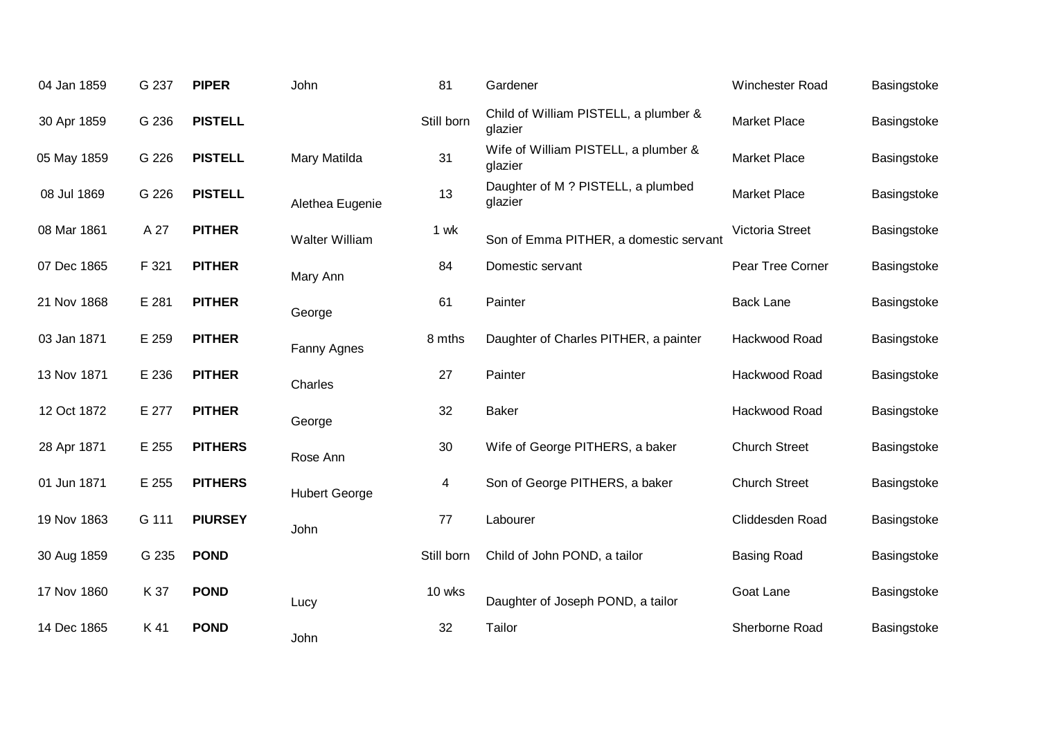| | | | | | | | |
|---|---|---|---|---|---|---|---|
| 04 Jan 1859 | G 237 | **PIPER** | John | 81 | Gardener | Winchester Road | Basingstoke |
| 30 Apr 1859 | G 236 | **PISTELL** | | Still born | Child of William PISTELL, a plumber & glazier | Market Place | Basingstoke |
| 05 May 1859 | G 226 | **PISTELL** | Mary Matilda | 31 | Wife of William PISTELL, a plumber & glazier | Market Place | Basingstoke |
| 08 Jul 1869 | G 226 | **PISTELL** | Alethea Eugenie | 13 | Daughter of M ? PISTELL, a plumbed glazier | Market Place | Basingstoke |
| 08 Mar 1861 | A 27 | **PITHER** | Walter William | 1 wk | Son of Emma PITHER, a domestic servant | Victoria Street | Basingstoke |
| 07 Dec 1865 | F 321 | **PITHER** | Mary Ann | 84 | Domestic servant | Pear Tree Corner | Basingstoke |
| 21 Nov 1868 | E 281 | **PITHER** | George | 61 | Painter | Back Lane | Basingstoke |
| 03 Jan 1871 | E 259 | **PITHER** | Fanny Agnes | 8 mths | Daughter of Charles PITHER, a painter | Hackwood Road | Basingstoke |
| 13 Nov 1871 | E 236 | **PITHER** | Charles | 27 | Painter | Hackwood Road | Basingstoke |
| 12 Oct 1872 | E 277 | **PITHER** | George | 32 | Baker | Hackwood Road | Basingstoke |
| 28 Apr 1871 | E 255 | **PITHERS** | Rose Ann | 30 | Wife of George PITHERS, a baker | Church Street | Basingstoke |
| 01 Jun 1871 | E 255 | **PITHERS** | Hubert George | 4 | Son of George PITHERS, a baker | Church Street | Basingstoke |
| 19 Nov 1863 | G 111 | **PIURSEY** | John | 77 | Labourer | Cliddesden Road | Basingstoke |
| 30 Aug 1859 | G 235 | **POND** | | Still born | Child of John POND, a tailor | Basing Road | Basingstoke |
| 17 Nov 1860 | K 37 | **POND** | Lucy | 10 wks | Daughter of Joseph POND, a tailor | Goat Lane | Basingstoke |
| 14 Dec 1865 | K 41 | **POND** | John | 32 | Tailor | Sherborne Road | Basingstoke |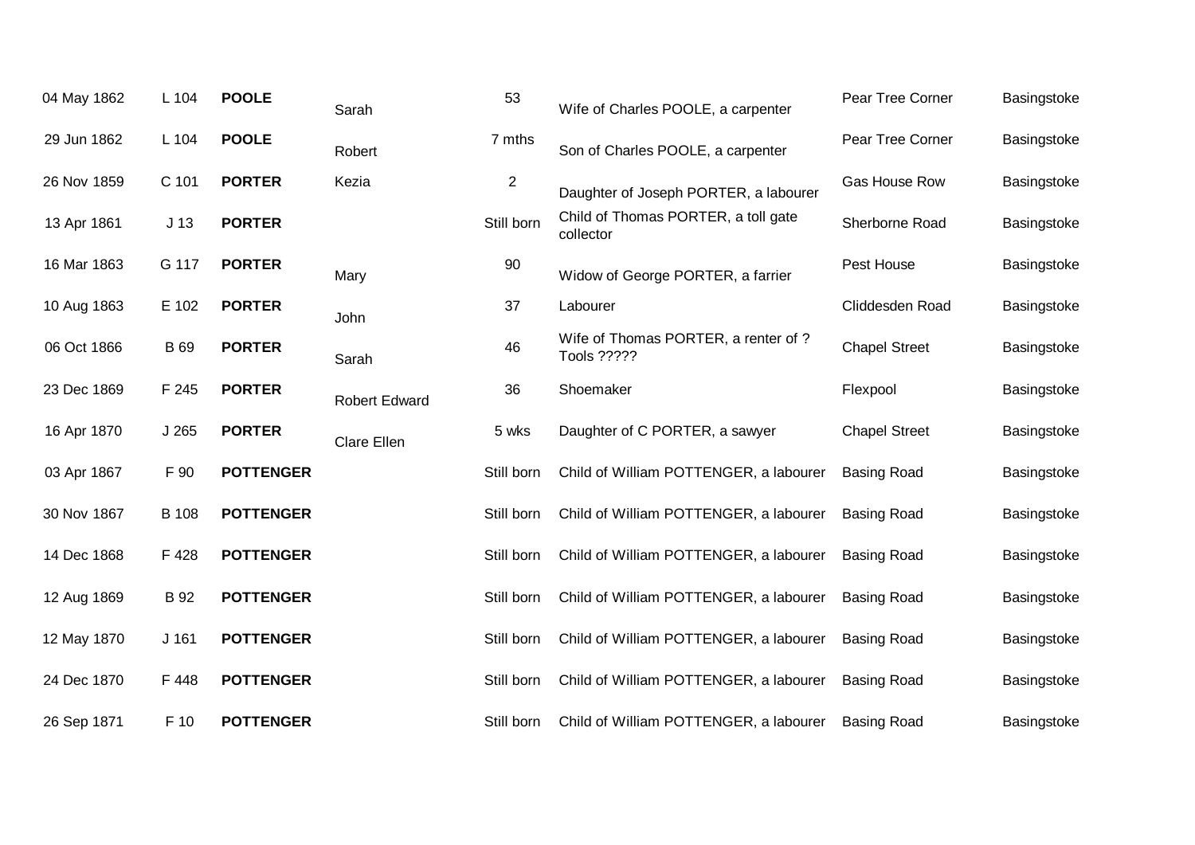| | | | | | | | |
|---|---|---|---|---|---|---|---|
| 04 May 1862 | L 104 | **POOLE** | Sarah | 53 | Wife of Charles POOLE, a carpenter | Pear Tree Corner | Basingstoke |
| 29 Jun 1862 | L 104 | **POOLE** | Robert | 7 mths | Son of Charles POOLE, a carpenter | Pear Tree Corner | Basingstoke |
| 26 Nov 1859 | C 101 | **PORTER** | Kezia | 2 | Daughter of Joseph PORTER, a labourer | Gas House Row | Basingstoke |
| 13 Apr 1861 | J 13 | **PORTER** | | Still born | Child of Thomas PORTER, a toll gate collector | Sherborne Road | Basingstoke |
| 16 Mar 1863 | G 117 | **PORTER** | Mary | 90 | Widow of George PORTER, a farrier | Pest House | Basingstoke |
| 10 Aug 1863 | E 102 | **PORTER** | John | 37 | Labourer | Cliddesden Road | Basingstoke |
| 06 Oct 1866 | B 69 | **PORTER** | Sarah | 46 | Wife of Thomas PORTER, a renter of ? Tools ????? | Chapel Street | Basingstoke |
| 23 Dec 1869 | F 245 | **PORTER** | Robert Edward | 36 | Shoemaker | Flexpool | Basingstoke |
| 16 Apr 1870 | J 265 | **PORTER** | Clare Ellen | 5 wks | Daughter of C PORTER, a sawyer | Chapel Street | Basingstoke |
| 03 Apr 1867 | F 90 | **POTTENGER** | | Still born | Child of William POTTENGER, a labourer | Basing Road | Basingstoke |
| 30 Nov 1867 | B 108 | **POTTENGER** | | Still born | Child of William POTTENGER, a labourer | Basing Road | Basingstoke |
| 14 Dec 1868 | F 428 | **POTTENGER** | | Still born | Child of William POTTENGER, a labourer | Basing Road | Basingstoke |
| 12 Aug 1869 | B 92 | **POTTENGER** | | Still born | Child of William POTTENGER, a labourer | Basing Road | Basingstoke |
| 12 May 1870 | J 161 | **POTTENGER** | | Still born | Child of William POTTENGER, a labourer | Basing Road | Basingstoke |
| 24 Dec 1870 | F 448 | **POTTENGER** | | Still born | Child of William POTTENGER, a labourer | Basing Road | Basingstoke |
| 26 Sep 1871 | F 10 | **POTTENGER** | | Still born | Child of William POTTENGER, a labourer | Basing Road | Basingstoke |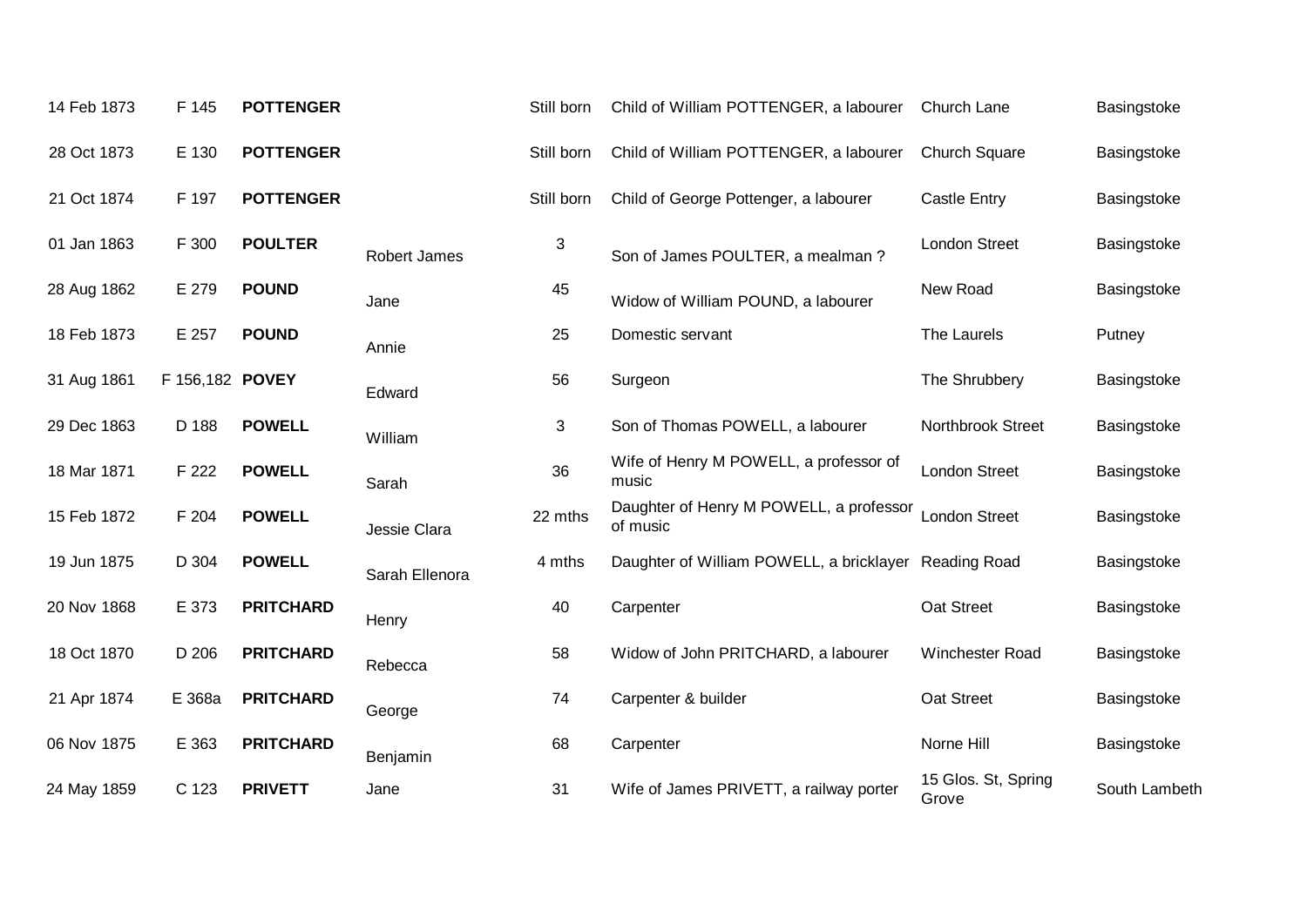| | | | | | | | |
|---|---|---|---|---|---|---|---|
| 14 Feb 1873 | F 145 | **POTTENGER** | | Still born | Child of William POTTENGER, a labourer | Church Lane | Basingstoke |
| 28 Oct 1873 | E 130 | **POTTENGER** | | Still born | Child of William POTTENGER, a labourer | Church Square | Basingstoke |
| 21 Oct 1874 | F 197 | **POTTENGER** | | Still born | Child of George Pottenger, a labourer | Castle Entry | Basingstoke |
| 01 Jan 1863 | F 300 | **POULTER** | Robert James | 3 | Son of James POULTER, a mealman ? | London Street | Basingstoke |
| 28 Aug 1862 | E 279 | **POUND** | Jane | 45 | Widow of William POUND, a labourer | New Road | Basingstoke |
| 18 Feb 1873 | E 257 | **POUND** | Annie | 25 | Domestic servant | The Laurels | Putney |
| 31 Aug 1861 | F 156,182 | **POVEY** | Edward | 56 | Surgeon | The Shrubbery | Basingstoke |
| 29 Dec 1863 | D 188 | **POWELL** | William | 3 | Son of Thomas POWELL, a labourer | Northbrook Street | Basingstoke |
| 18 Mar 1871 | F 222 | **POWELL** | Sarah | 36 | Wife of Henry M POWELL, a professor of music | London Street | Basingstoke |
| 15 Feb 1872 | F 204 | **POWELL** | Jessie Clara | 22 mths | Daughter of Henry M POWELL, a professor of music | London Street | Basingstoke |
| 19 Jun 1875 | D 304 | **POWELL** | Sarah Ellenora | 4 mths | Daughter of William POWELL, a bricklayer | Reading Road | Basingstoke |
| 20 Nov 1868 | E 373 | **PRITCHARD** | Henry | 40 | Carpenter | Oat Street | Basingstoke |
| 18 Oct 1870 | D 206 | **PRITCHARD** | Rebecca | 58 | Widow of John PRITCHARD, a labourer | Winchester Road | Basingstoke |
| 21 Apr 1874 | E 368a | **PRITCHARD** | George | 74 | Carpenter & builder | Oat Street | Basingstoke |
| 06 Nov 1875 | E 363 | **PRITCHARD** | Benjamin | 68 | Carpenter | Norne Hill | Basingstoke |
| 24 May 1859 | C 123 | **PRIVETT** | Jane | 31 | Wife of James PRIVETT, a railway porter | 15 Glos. St, Spring Grove | South Lambeth |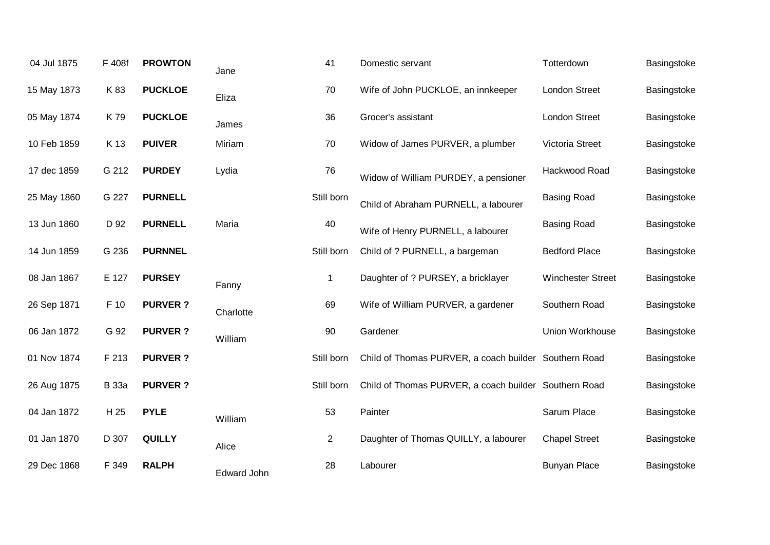| | | | | | | | |
|---|---|---|---|---|---|---|---|
| 04 Jul 1875 | F 408f | **PROWTON** | Jane | 41 | Domestic servant | Totterdown | Basingstoke |
| 15 May 1873 | K 83 | **PUCKLOE** | Eliza | 70 | Wife of John PUCKLOE, an innkeeper | London Street | Basingstoke |
| 05 May 1874 | K 79 | **PUCKLOE** | James | 36 | Grocer's assistant | London Street | Basingstoke |
| 10 Feb 1859 | K 13 | **PUIVER** | Miriam | 70 | Widow of James PURVER, a plumber | Victoria Street | Basingstoke |
| 17 dec 1859 | G 212 | **PURDEY** | Lydia | 76 | Widow of William PURDEY, a pensioner | Hackwood Road | Basingstoke |
| 25 May 1860 | G 227 | **PURNELL** | | Still born | Child of Abraham PURNELL, a labourer | Basing Road | Basingstoke |
| 13 Jun 1860 | D 92 | **PURNELL** | Maria | 40 | Wife of Henry PURNELL, a labourer | Basing Road | Basingstoke |
| 14 Jun 1859 | G 236 | **PURNNEL** | | Still born | Child of ? PURNELL, a bargeman | Bedford Place | Basingstoke |
| 08 Jan 1867 | E 127 | **PURSEY** | Fanny | 1 | Daughter of ? PURSEY, a bricklayer | Winchester Street | Basingstoke |
| 26 Sep 1871 | F 10 | **PURVER ?** | Charlotte | 69 | Wife of William PURVER, a gardener | Southern Road | Basingstoke |
| 06 Jan 1872 | G 92 | **PURVER ?** | William | 90 | Gardener | Union Workhouse | Basingstoke |
| 01 Nov 1874 | F 213 | **PURVER ?** | | Still born | Child of Thomas PURVER, a coach builder | Southern Road | Basingstoke |
| 26 Aug 1875 | B 33a | **PURVER ?** | | Still born | Child of Thomas PURVER, a coach builder | Southern Road | Basingstoke |
| 04 Jan 1872 | H 25 | **PYLE** | William | 53 | Painter | Sarum Place | Basingstoke |
| 01 Jan 1870 | D 307 | **QUILLY** | Alice | 2 | Daughter of Thomas QUILLY, a labourer | Chapel Street | Basingstoke |
| 29 Dec 1868 | F 349 | **RALPH** | Edward John | 28 | Labourer | Bunyan Place | Basingstoke |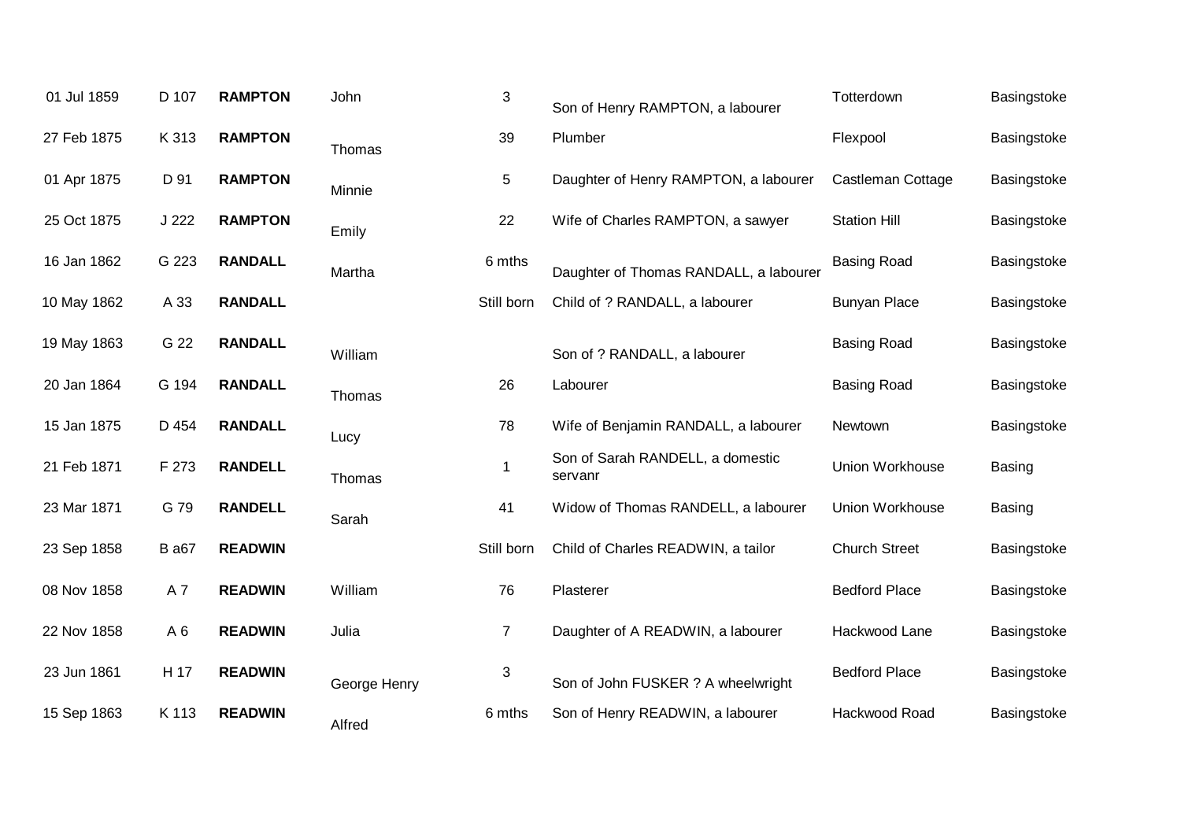| | | | | | | | |
|---|---|---|---|---|---|---|---|
| 01 Jul 1859 | D 107 | **RAMPTON** | John | 3 | Son of Henry RAMPTON, a labourer | Totterdown | Basingstoke |
| 27 Feb 1875 | K 313 | **RAMPTON** | Thomas | 39 | Plumber | Flexpool | Basingstoke |
| 01 Apr 1875 | D 91 | **RAMPTON** | Minnie | 5 | Daughter of Henry RAMPTON, a labourer | Castleman Cottage | Basingstoke |
| 25 Oct 1875 | J 222 | **RAMPTON** | Emily | 22 | Wife of Charles RAMPTON, a sawyer | Station Hill | Basingstoke |
| 16 Jan 1862 | G 223 | **RANDALL** | Martha | 6 mths | Daughter of Thomas RANDALL, a labourer | Basing Road | Basingstoke |
| 10 May 1862 | A 33 | **RANDALL** | | Still born | Child of ? RANDALL, a labourer | Bunyan Place | Basingstoke |
| 19 May 1863 | G 22 | **RANDALL** | William | | Son of ? RANDALL, a labourer | Basing Road | Basingstoke |
| 20 Jan 1864 | G 194 | **RANDALL** | Thomas | 26 | Labourer | Basing Road | Basingstoke |
| 15 Jan 1875 | D 454 | **RANDALL** | Lucy | 78 | Wife of Benjamin RANDALL, a labourer | Newtown | Basingstoke |
| 21 Feb 1871 | F 273 | **RANDELL** | Thomas | 1 | Son of Sarah RANDELL, a domestic servanr | Union Workhouse | Basing |
| 23 Mar 1871 | G 79 | **RANDELL** | Sarah | 41 | Widow of Thomas RANDELL, a labourer | Union Workhouse | Basing |
| 23 Sep 1858 | B a67 | **READWIN** | | Still born | Child of Charles READWIN, a tailor | Church Street | Basingstoke |
| 08 Nov 1858 | A 7 | **READWIN** | William | 76 | Plasterer | Bedford Place | Basingstoke |
| 22 Nov 1858 | A 6 | **READWIN** | Julia | 7 | Daughter of A READWIN, a labourer | Hackwood Lane | Basingstoke |
| 23 Jun 1861 | H 17 | **READWIN** | George Henry | 3 | Son of John FUSKER ? A wheelwright | Bedford Place | Basingstoke |
| 15 Sep 1863 | K 113 | **READWIN** | Alfred | 6 mths | Son of Henry READWIN, a labourer | Hackwood Road | Basingstoke |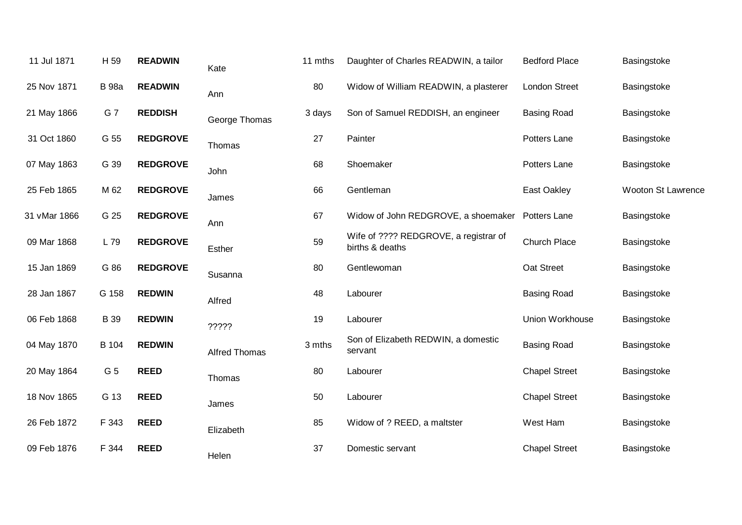| | | | | | | | |
|---|---|---|---|---|---|---|---|
| 11 Jul 1871 | H 59 | **READWIN** | Kate | 11 mths | Daughter of Charles READWIN, a tailor | Bedford Place | Basingstoke |
| 25 Nov 1871 | B 98a | **READWIN** | Ann | 80 | Widow of William READWIN, a plasterer | London Street | Basingstoke |
| 21 May 1866 | G 7 | **REDDISH** | George Thomas | 3 days | Son of Samuel REDDISH, an engineer | Basing Road | Basingstoke |
| 31 Oct 1860 | G 55 | **REDGROVE** | Thomas | 27 | Painter | Potters Lane | Basingstoke |
| 07 May 1863 | G 39 | **REDGROVE** | John | 68 | Shoemaker | Potters Lane | Basingstoke |
| 25 Feb 1865 | M 62 | **REDGROVE** | James | 66 | Gentleman | East Oakley | Wooton St Lawrence |
| 31 vMar 1866 | G 25 | **REDGROVE** | Ann | 67 | Widow of John REDGROVE, a shoemaker | Potters Lane | Basingstoke |
| 09 Mar 1868 | L 79 | **REDGROVE** | Esther | 59 | Wife of ???? REDGROVE, a registrar of births & deaths | Church Place | Basingstoke |
| 15 Jan 1869 | G 86 | **REDGROVE** | Susanna | 80 | Gentlewoman | Oat Street | Basingstoke |
| 28 Jan 1867 | G 158 | **REDWIN** | Alfred | 48 | Labourer | Basing Road | Basingstoke |
| 06 Feb 1868 | B 39 | **REDWIN** | ????? | 19 | Labourer | Union Workhouse | Basingstoke |
| 04 May 1870 | B 104 | **REDWIN** | Alfred Thomas | 3 mths | Son of Elizabeth REDWIN, a domestic servant | Basing Road | Basingstoke |
| 20 May 1864 | G 5 | **REED** | Thomas | 80 | Labourer | Chapel Street | Basingstoke |
| 18 Nov 1865 | G 13 | **REED** | James | 50 | Labourer | Chapel Street | Basingstoke |
| 26 Feb 1872 | F 343 | **REED** | Elizabeth | 85 | Widow of ? REED, a maltster | West Ham | Basingstoke |
| 09 Feb 1876 | F 344 | **REED** | Helen | 37 | Domestic servant | Chapel Street | Basingstoke |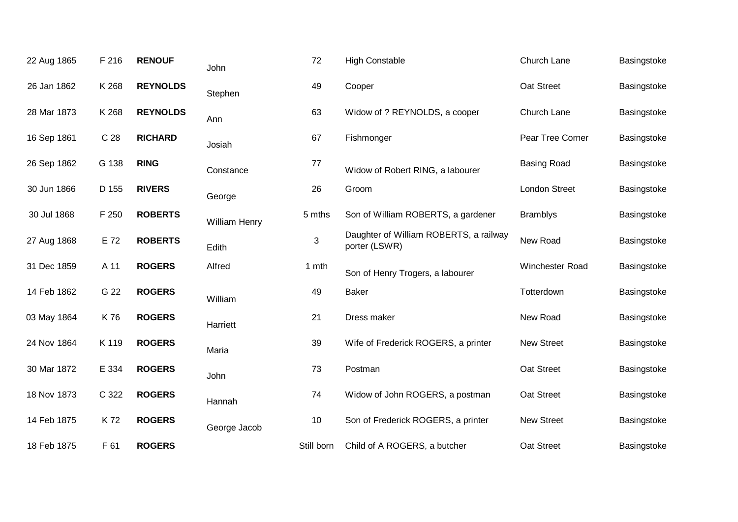| | | | | | | | |
|---|---|---|---|---|---|---|---|
| 22 Aug 1865 | F 216 | **RENOUF** | John | 72 | High Constable | Church Lane | Basingstoke |
| 26 Jan 1862 | K 268 | **REYNOLDS** | Stephen | 49 | Cooper | Oat Street | Basingstoke |
| 28 Mar 1873 | K 268 | **REYNOLDS** | Ann | 63 | Widow of ? REYNOLDS, a cooper | Church Lane | Basingstoke |
| 16 Sep 1861 | C 28 | **RICHARD** | Josiah | 67 | Fishmonger | Pear Tree Corner | Basingstoke |
| 26 Sep 1862 | G 138 | **RING** | Constance | 77 | Widow of Robert RING, a labourer | Basing Road | Basingstoke |
| 30 Jun 1866 | D 155 | **RIVERS** | George | 26 | Groom | London Street | Basingstoke |
| 30 Jul 1868 | F 250 | **ROBERTS** | William Henry | 5 mths | Son of William ROBERTS, a gardener | Bramblys | Basingstoke |
| 27 Aug 1868 | E 72 | **ROBERTS** | Edith | 3 | Daughter of William ROBERTS, a railway porter (LSWR) | New Road | Basingstoke |
| 31 Dec 1859 | A 11 | **ROGERS** | Alfred | 1 mth | Son of Henry Trogers, a labourer | Winchester Road | Basingstoke |
| 14 Feb 1862 | G 22 | **ROGERS** | William | 49 | Baker | Totterdown | Basingstoke |
| 03 May 1864 | K 76 | **ROGERS** | Harriett | 21 | Dress maker | New Road | Basingstoke |
| 24 Nov 1864 | K 119 | **ROGERS** | Maria | 39 | Wife of Frederick ROGERS, a printer | New Street | Basingstoke |
| 30 Mar 1872 | E 334 | **ROGERS** | John | 73 | Postman | Oat Street | Basingstoke |
| 18 Nov 1873 | C 322 | **ROGERS** | Hannah | 74 | Widow of John ROGERS, a postman | Oat Street | Basingstoke |
| 14 Feb 1875 | K 72 | **ROGERS** | George Jacob | 10 | Son of Frederick ROGERS, a printer | New Street | Basingstoke |
| 18 Feb 1875 | F 61 | **ROGERS** | | Still born | Child of A ROGERS, a butcher | Oat Street | Basingstoke |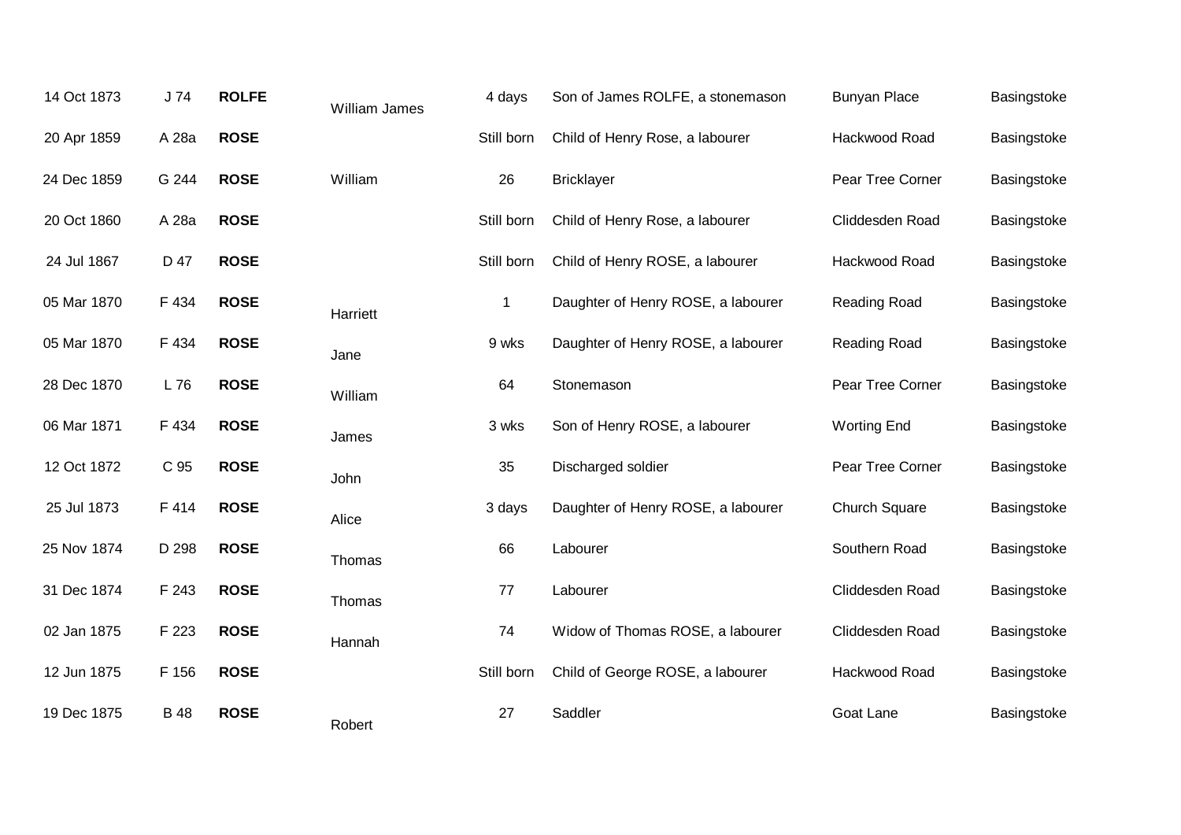| | | | | | | | |
|---|---|---|---|---|---|---|---|
| 14 Oct 1873 | J 74 | **ROLFE** | William James | 4 days | Son of James ROLFE, a stonemason | Bunyan Place | Basingstoke |
| 20 Apr 1859 | A 28a | **ROSE** | | Still born | Child of Henry Rose, a labourer | Hackwood Road | Basingstoke |
| 24 Dec 1859 | G 244 | **ROSE** | William | 26 | Bricklayer | Pear Tree Corner | Basingstoke |
| 20 Oct 1860 | A 28a | **ROSE** | | Still born | Child of Henry Rose, a labourer | Cliddesden Road | Basingstoke |
| 24 Jul 1867 | D 47 | **ROSE** | | Still born | Child of Henry ROSE, a labourer | Hackwood Road | Basingstoke |
| 05 Mar 1870 | F 434 | **ROSE** | Harriett | 1 | Daughter of Henry ROSE, a labourer | Reading Road | Basingstoke |
| 05 Mar 1870 | F 434 | **ROSE** | Jane | 9 wks | Daughter of Henry ROSE, a labourer | Reading Road | Basingstoke |
| 28 Dec 1870 | L 76 | **ROSE** | William | 64 | Stonemason | Pear Tree Corner | Basingstoke |
| 06 Mar 1871 | F 434 | **ROSE** | James | 3 wks | Son of Henry ROSE, a labourer | Worting End | Basingstoke |
| 12 Oct 1872 | C 95 | **ROSE** | John | 35 | Discharged soldier | Pear Tree Corner | Basingstoke |
| 25 Jul 1873 | F 414 | **ROSE** | Alice | 3 days | Daughter of Henry ROSE, a labourer | Church Square | Basingstoke |
| 25 Nov 1874 | D 298 | **ROSE** | Thomas | 66 | Labourer | Southern Road | Basingstoke |
| 31 Dec 1874 | F 243 | **ROSE** | Thomas | 77 | Labourer | Cliddesden Road | Basingstoke |
| 02 Jan 1875 | F 223 | **ROSE** | Hannah | 74 | Widow of Thomas ROSE, a labourer | Cliddesden Road | Basingstoke |
| 12 Jun 1875 | F 156 | **ROSE** | | Still born | Child of George ROSE, a labourer | Hackwood Road | Basingstoke |
| 19 Dec 1875 | B 48 | **ROSE** | Robert | 27 | Saddler | Goat Lane | Basingstoke |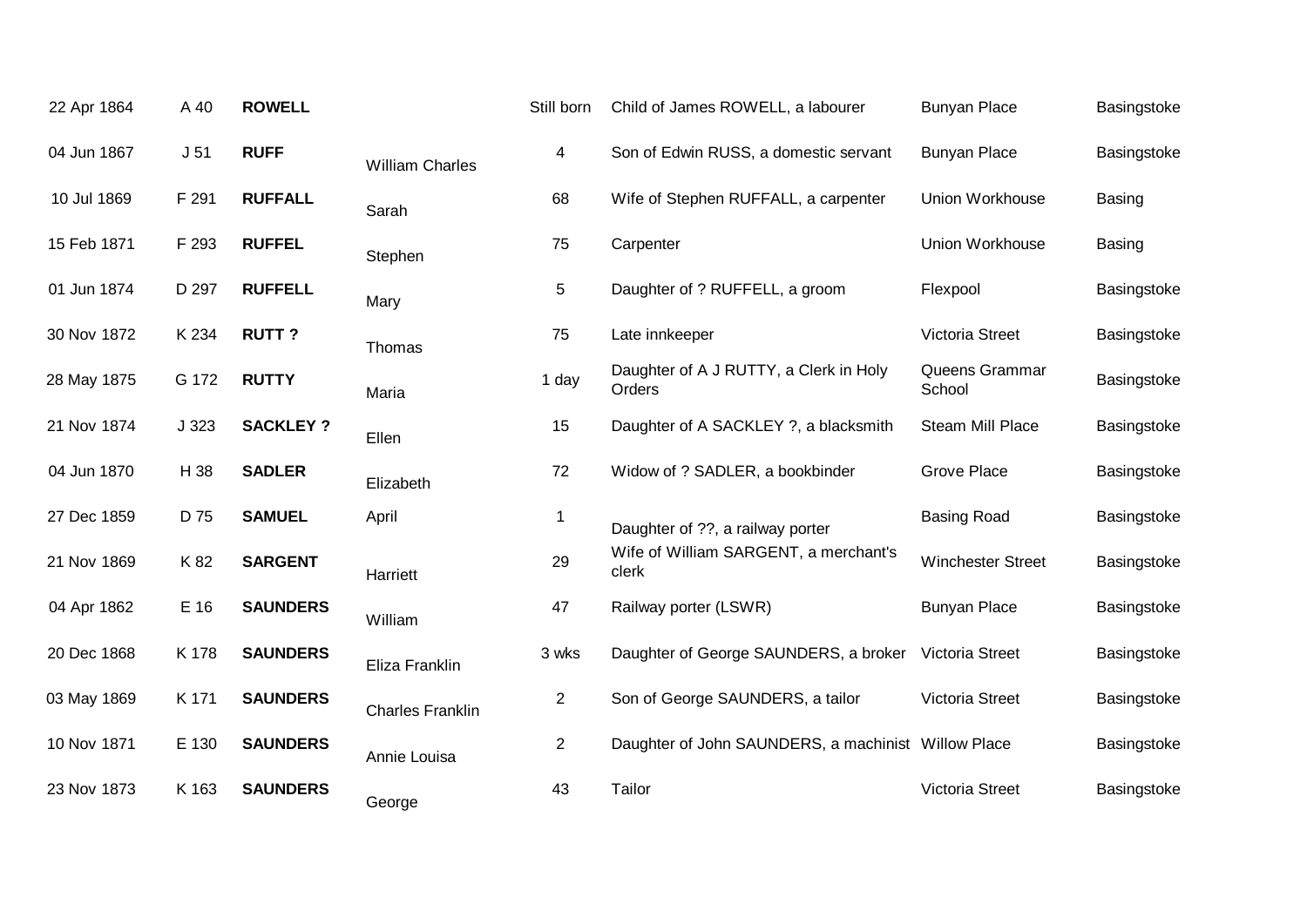| | | | | | | | |
|---|---|---|---|---|---|---|---|
| 22 Apr 1864 | A 40 | **ROWELL** | | Still born | Child of James ROWELL, a labourer | Bunyan Place | Basingstoke |
| 04 Jun 1867 | J 51 | **RUFF** | William Charles | 4 | Son of Edwin RUSS, a domestic servant | Bunyan Place | Basingstoke |
| 10 Jul 1869 | F 291 | **RUFFALL** | Sarah | 68 | Wife of Stephen RUFFALL, a carpenter | Union Workhouse | Basing |
| 15 Feb 1871 | F 293 | **RUFFEL** | Stephen | 75 | Carpenter | Union Workhouse | Basing |
| 01 Jun 1874 | D 297 | **RUFFELL** | Mary | 5 | Daughter of ? RUFFELL, a groom | Flexpool | Basingstoke |
| 30 Nov 1872 | K 234 | **RUTT ?** | Thomas | 75 | Late innkeeper | Victoria Street | Basingstoke |
| 28 May 1875 | G 172 | **RUTTY** | Maria | 1 day | Daughter of A J RUTTY, a Clerk in Holy Orders | Queens Grammar School | Basingstoke |
| 21 Nov 1874 | J 323 | **SACKLEY ?** | Ellen | 15 | Daughter of A SACKLEY ?, a blacksmith | Steam Mill Place | Basingstoke |
| 04 Jun 1870 | H 38 | **SADLER** | Elizabeth | 72 | Widow of ? SADLER, a bookbinder | Grove Place | Basingstoke |
| 27 Dec 1859 | D 75 | **SAMUEL** | April | 1 | Daughter of ??, a railway porter | Basing Road | Basingstoke |
| 21 Nov 1869 | K 82 | **SARGENT** | Harriett | 29 | Wife of William SARGENT, a merchant's clerk | Winchester Street | Basingstoke |
| 04 Apr 1862 | E 16 | **SAUNDERS** | William | 47 | Railway porter (LSWR) | Bunyan Place | Basingstoke |
| 20 Dec 1868 | K 178 | **SAUNDERS** | Eliza Franklin | 3 wks | Daughter of George SAUNDERS, a broker | Victoria Street | Basingstoke |
| 03 May 1869 | K 171 | **SAUNDERS** | Charles Franklin | 2 | Son of George SAUNDERS, a tailor | Victoria Street | Basingstoke |
| 10 Nov 1871 | E 130 | **SAUNDERS** | Annie Louisa | 2 | Daughter of John SAUNDERS, a machinist | Willow Place | Basingstoke |
| 23 Nov 1873 | K 163 | **SAUNDERS** | George | 43 | Tailor | Victoria Street | Basingstoke |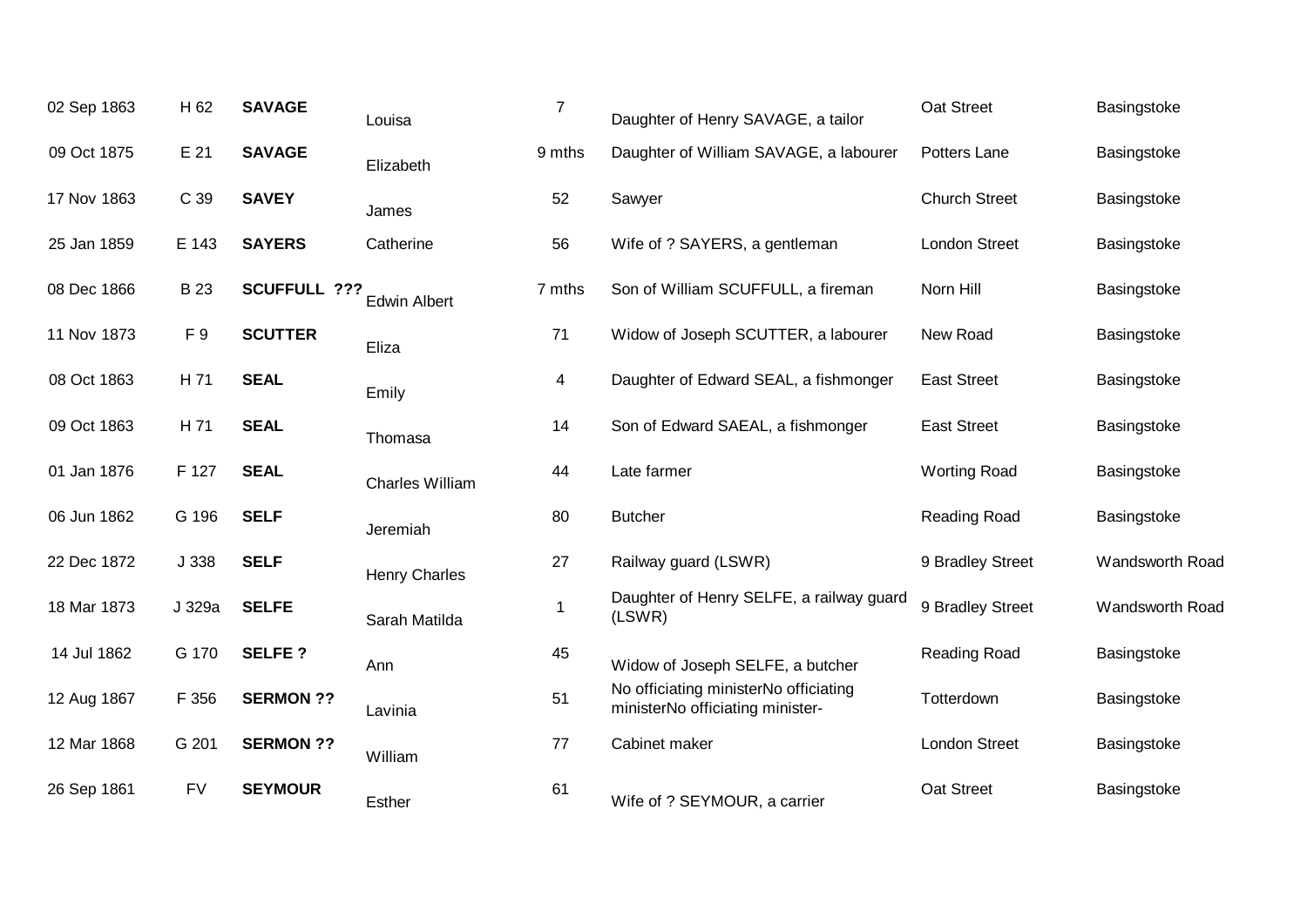| | | | | | | | |
|---|---|---|---|---|---|---|---|
| 02 Sep 1863 | H 62 | **SAVAGE** | Louisa | 7 | Daughter of Henry SAVAGE, a tailor | Oat Street | Basingstoke |
| 09 Oct 1875 | E 21 | **SAVAGE** | Elizabeth | 9 mths | Daughter of William SAVAGE, a labourer | Potters Lane | Basingstoke |
| 17 Nov 1863 | C 39 | **SAVEY** | James | 52 | Sawyer | Church Street | Basingstoke |
| 25 Jan 1859 | E 143 | **SAYERS** | Catherine | 56 | Wife of ? SAYERS, a gentleman | London Street | Basingstoke |
| 08 Dec 1866 | B 23 | **SCUFFULL ???** | Edwin Albert | 7 mths | Son of William SCUFFULL, a fireman | Norn Hill | Basingstoke |
| 11 Nov 1873 | F 9 | **SCUTTER** | Eliza | 71 | Widow of Joseph SCUTTER, a labourer | New Road | Basingstoke |
| 08 Oct 1863 | H 71 | **SEAL** | Emily | 4 | Daughter of Edward SEAL, a fishmonger | East Street | Basingstoke |
| 09 Oct 1863 | H 71 | **SEAL** | Thomasa | 14 | Son of Edward SAEAL, a fishmonger | East Street | Basingstoke |
| 01 Jan 1876 | F 127 | **SEAL** | Charles William | 44 | Late farmer | Worting Road | Basingstoke |
| 06 Jun 1862 | G 196 | **SELF** | Jeremiah | 80 | Butcher | Reading Road | Basingstoke |
| 22 Dec 1872 | J 338 | **SELF** | Henry Charles | 27 | Railway guard (LSWR) | 9 Bradley Street | Wandsworth Road |
| 18 Mar 1873 | J 329a | **SELFE** | Sarah Matilda | 1 | Daughter of Henry SELFE, a railway guard (LSWR) | 9 Bradley Street | Wandsworth Road |
| 14 Jul 1862 | G 170 | **SELFE ?** | Ann | 45 | Widow of Joseph SELFE, a butcher | Reading Road | Basingstoke |
| 12 Aug 1867 | F 356 | **SERMON ??** | Lavinia | 51 | No officiating ministerNo officiating ministerNo officiating minister- | Totterdown | Basingstoke |
| 12 Mar 1868 | G 201 | **SERMON ??** | William | 77 | Cabinet maker | London Street | Basingstoke |
| 26 Sep 1861 | FV | **SEYMOUR** | Esther | 61 | Wife of ? SEYMOUR, a carrier | Oat Street | Basingstoke |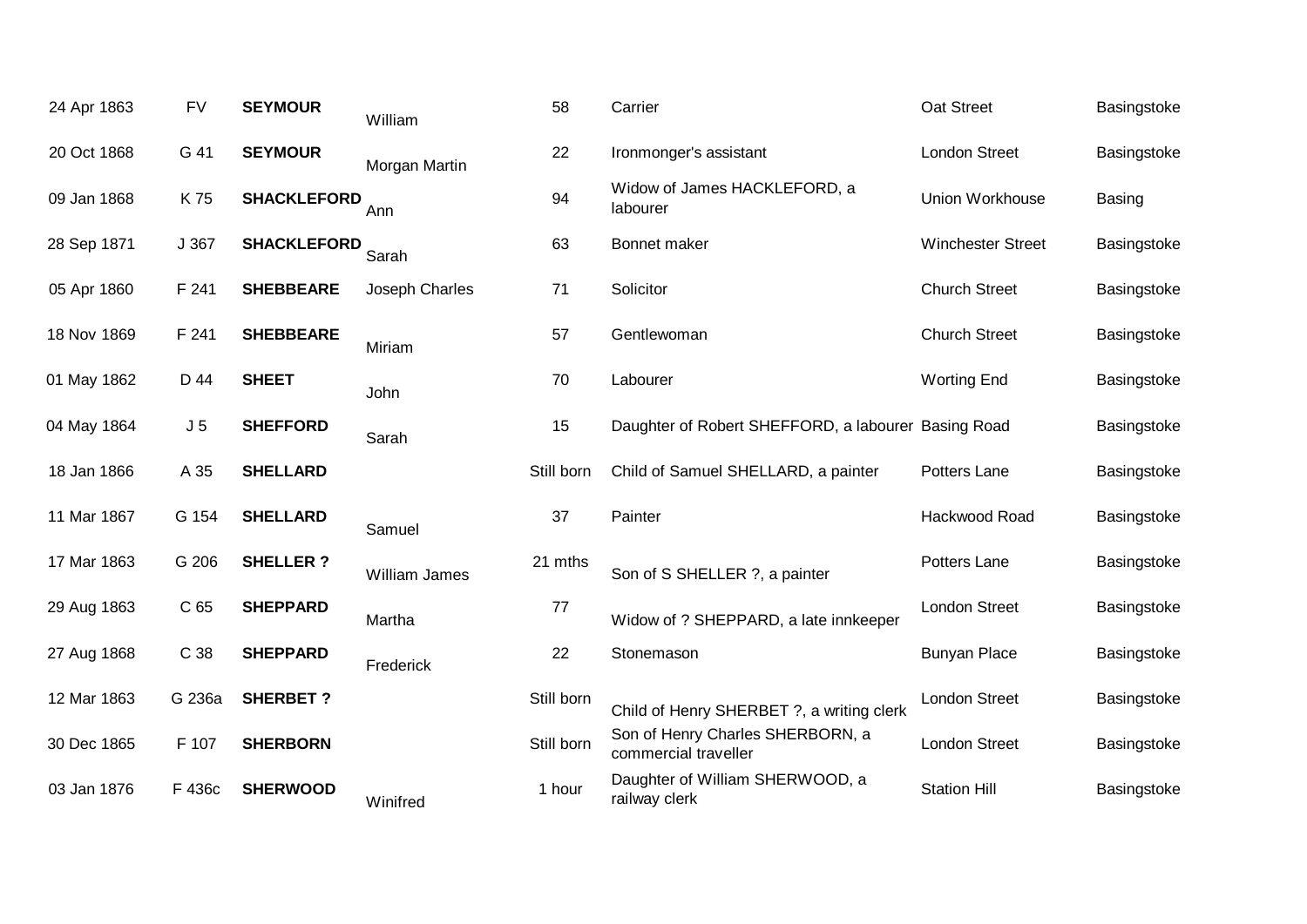| | | | | | | | |
|---|---|---|---|---|---|---|---|
| 24 Apr 1863 | FV | **SEYMOUR** | William | 58 | Carrier | Oat Street | Basingstoke |
| 20 Oct 1868 | G 41 | **SEYMOUR** | Morgan Martin | 22 | Ironmonger's assistant | London Street | Basingstoke |
| 09 Jan 1868 | K 75 | **SHACKLEFORD** | Ann | 94 | Widow of James HACKLEFORD, a labourer | Union Workhouse | Basing |
| 28 Sep 1871 | J 367 | **SHACKLEFORD** | Sarah | 63 | Bonnet maker | Winchester Street | Basingstoke |
| 05 Apr 1860 | F 241 | **SHEBBEARE** | Joseph Charles | 71 | Solicitor | Church Street | Basingstoke |
| 18 Nov 1869 | F 241 | **SHEBBEARE** | Miriam | 57 | Gentlewoman | Church Street | Basingstoke |
| 01 May 1862 | D 44 | **SHEET** | John | 70 | Labourer | Worting End | Basingstoke |
| 04 May 1864 | J 5 | **SHEFFORD** | Sarah | 15 | Daughter of Robert SHEFFORD, a labourer | Basing Road | Basingstoke |
| 18 Jan 1866 | A 35 | **SHELLARD** | | Still born | Child of Samuel SHELLARD, a painter | Potters Lane | Basingstoke |
| 11 Mar 1867 | G 154 | **SHELLARD** | Samuel | 37 | Painter | Hackwood Road | Basingstoke |
| 17 Mar 1863 | G 206 | **SHELLER ?** | William James | 21 mths | Son of S SHELLER ?, a painter | Potters Lane | Basingstoke |
| 29 Aug 1863 | C 65 | **SHEPPARD** | Martha | 77 | Widow of ? SHEPPARD, a late innkeeper | London Street | Basingstoke |
| 27 Aug 1868 | C 38 | **SHEPPARD** | Frederick | 22 | Stonemason | Bunyan Place | Basingstoke |
| 12 Mar 1863 | G 236a | **SHERBET ?** | | Still born | Child of Henry SHERBET ?, a writing clerk | London Street | Basingstoke |
| 30 Dec 1865 | F 107 | **SHERBORN** | | Still born | Son of Henry Charles SHERBORN, a commercial traveller | London Street | Basingstoke |
| 03 Jan 1876 | F 436c | **SHERWOOD** | Winifred | 1 hour | Daughter of William SHERWOOD, a railway clerk | Station Hill | Basingstoke |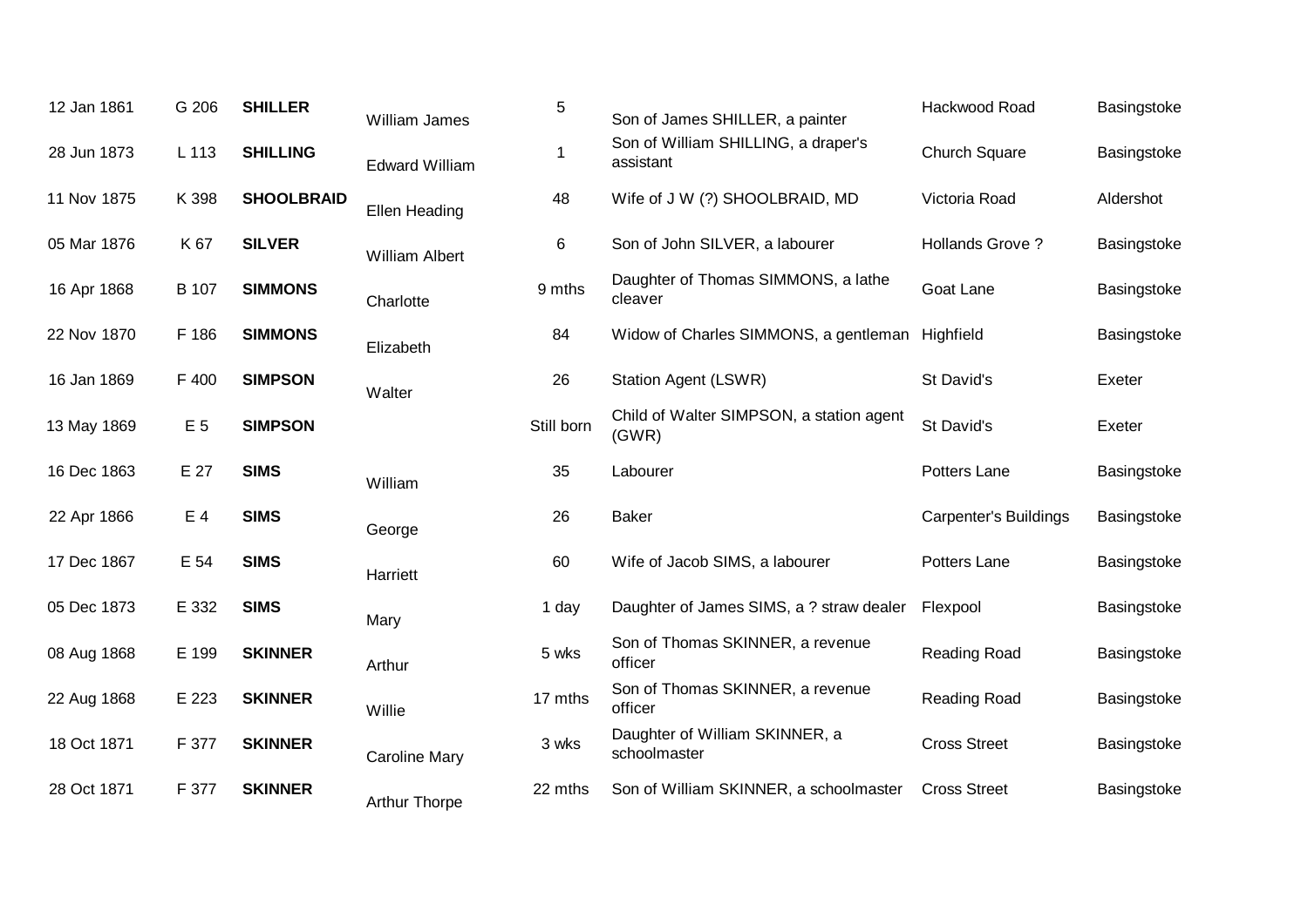| | | | | | | | |
|---|---|---|---|---|---|---|---|
| 12 Jan 1861 | G 206 | **SHILLER** | William James | 5 | Son of James SHILLER, a painter | Hackwood Road | Basingstoke |
| 28 Jun 1873 | L 113 | **SHILLING** | Edward William | 1 | Son of William SHILLING, a draper's assistant | Church Square | Basingstoke |
| 11 Nov 1875 | K 398 | **SHOOLBRAID** | Ellen Heading | 48 | Wife of J W (?) SHOOLBRAID, MD | Victoria Road | Aldershot |
| 05 Mar 1876 | K 67 | **SILVER** | William Albert | 6 | Son of John SILVER, a labourer | Hollands Grove ? | Basingstoke |
| 16 Apr 1868 | B 107 | **SIMMONS** | Charlotte | 9 mths | Daughter of Thomas SIMMONS, a lathe cleaver | Goat Lane | Basingstoke |
| 22 Nov 1870 | F 186 | **SIMMONS** | Elizabeth | 84 | Widow of Charles SIMMONS, a gentleman | Highfield | Basingstoke |
| 16 Jan 1869 | F 400 | **SIMPSON** | Walter | 26 | Station Agent (LSWR) | St David's | Exeter |
| 13 May 1869 | E 5 | **SIMPSON** | | Still born | Child of Walter SIMPSON, a station agent (GWR) | St David's | Exeter |
| 16 Dec 1863 | E 27 | **SIMS** | William | 35 | Labourer | Potters Lane | Basingstoke |
| 22 Apr 1866 | E 4 | **SIMS** | George | 26 | Baker | Carpenter's Buildings | Basingstoke |
| 17 Dec 1867 | E 54 | **SIMS** | Harriett | 60 | Wife of Jacob SIMS, a labourer | Potters Lane | Basingstoke |
| 05 Dec 1873 | E 332 | **SIMS** | Mary | 1 day | Daughter of James SIMS, a ? straw dealer | Flexpool | Basingstoke |
| 08 Aug 1868 | E 199 | **SKINNER** | Arthur | 5 wks | Son of Thomas SKINNER, a revenue officer | Reading Road | Basingstoke |
| 22 Aug 1868 | E 223 | **SKINNER** | Willie | 17 mths | Son of Thomas SKINNER, a revenue officer | Reading Road | Basingstoke |
| 18 Oct 1871 | F 377 | **SKINNER** | Caroline Mary | 3 wks | Daughter of William SKINNER, a schoolmaster | Cross Street | Basingstoke |
| 28 Oct 1871 | F 377 | **SKINNER** | Arthur Thorpe | 22 mths | Son of William SKINNER, a schoolmaster | Cross Street | Basingstoke |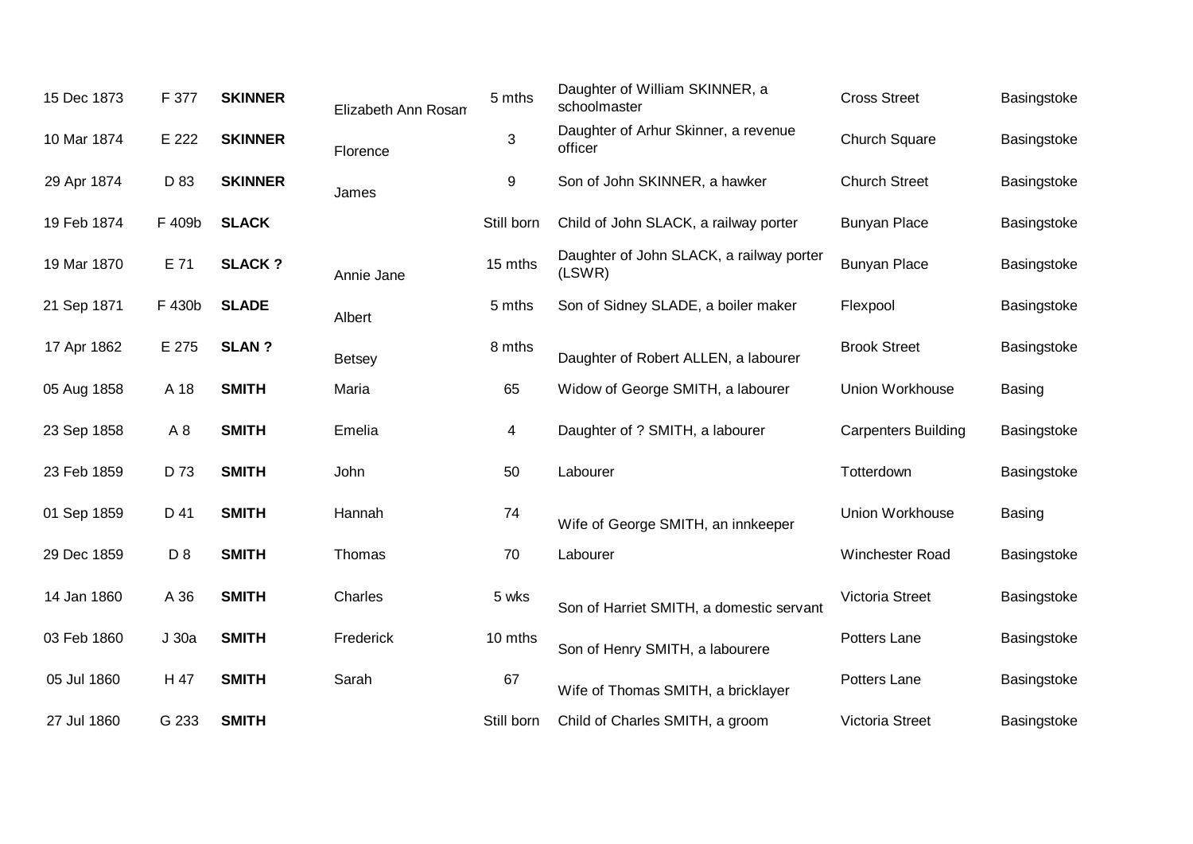| | | | | | | | |
|---|---|---|---|---|---|---|---|
| 15 Dec 1873 | F 377 | **SKINNER** | Elizabeth Ann Rosam | 5 mths | Daughter of William SKINNER, a schoolmaster | Cross Street | Basingstoke |
| 10 Mar 1874 | E 222 | **SKINNER** | Florence | 3 | Daughter of Arhur Skinner, a revenue officer | Church Square | Basingstoke |
| 29 Apr 1874 | D 83 | **SKINNER** | James | 9 | Son of John SKINNER, a hawker | Church Street | Basingstoke |
| 19 Feb 1874 | F 409b | **SLACK** | | Still born | Child of John SLACK, a railway porter | Bunyan Place | Basingstoke |
| 19 Mar 1870 | E 71 | **SLACK ?** | Annie Jane | 15 mths | Daughter of John SLACK, a railway porter (LSWR) | Bunyan Place | Basingstoke |
| 21 Sep 1871 | F 430b | **SLADE** | Albert | 5 mths | Son of Sidney SLADE, a boiler maker | Flexpool | Basingstoke |
| 17 Apr 1862 | E 275 | **SLAN ?** | Betsey | 8 mths | Daughter of Robert ALLEN, a labourer | Brook Street | Basingstoke |
| 05 Aug 1858 | A 18 | **SMITH** | Maria | 65 | Widow of George SMITH, a labourer | Union Workhouse | Basing |
| 23 Sep 1858 | A 8 | **SMITH** | Emelia | 4 | Daughter of ? SMITH, a labourer | Carpenters Building | Basingstoke |
| 23 Feb 1859 | D 73 | **SMITH** | John | 50 | Labourer | Totterdown | Basingstoke |
| 01 Sep 1859 | D 41 | **SMITH** | Hannah | 74 | Wife of George SMITH, an innkeeper | Union Workhouse | Basing |
| 29 Dec 1859 | D 8 | **SMITH** | Thomas | 70 | Labourer | Winchester Road | Basingstoke |
| 14 Jan 1860 | A 36 | **SMITH** | Charles | 5 wks | Son of Harriet SMITH, a domestic servant | Victoria Street | Basingstoke |
| 03 Feb 1860 | J 30a | **SMITH** | Frederick | 10 mths | Son of Henry SMITH, a labourere | Potters Lane | Basingstoke |
| 05 Jul 1860 | H 47 | **SMITH** | Sarah | 67 | Wife of Thomas SMITH, a bricklayer | Potters Lane | Basingstoke |
| 27 Jul 1860 | G 233 | **SMITH** | | Still born | Child of Charles SMITH, a groom | Victoria Street | Basingstoke |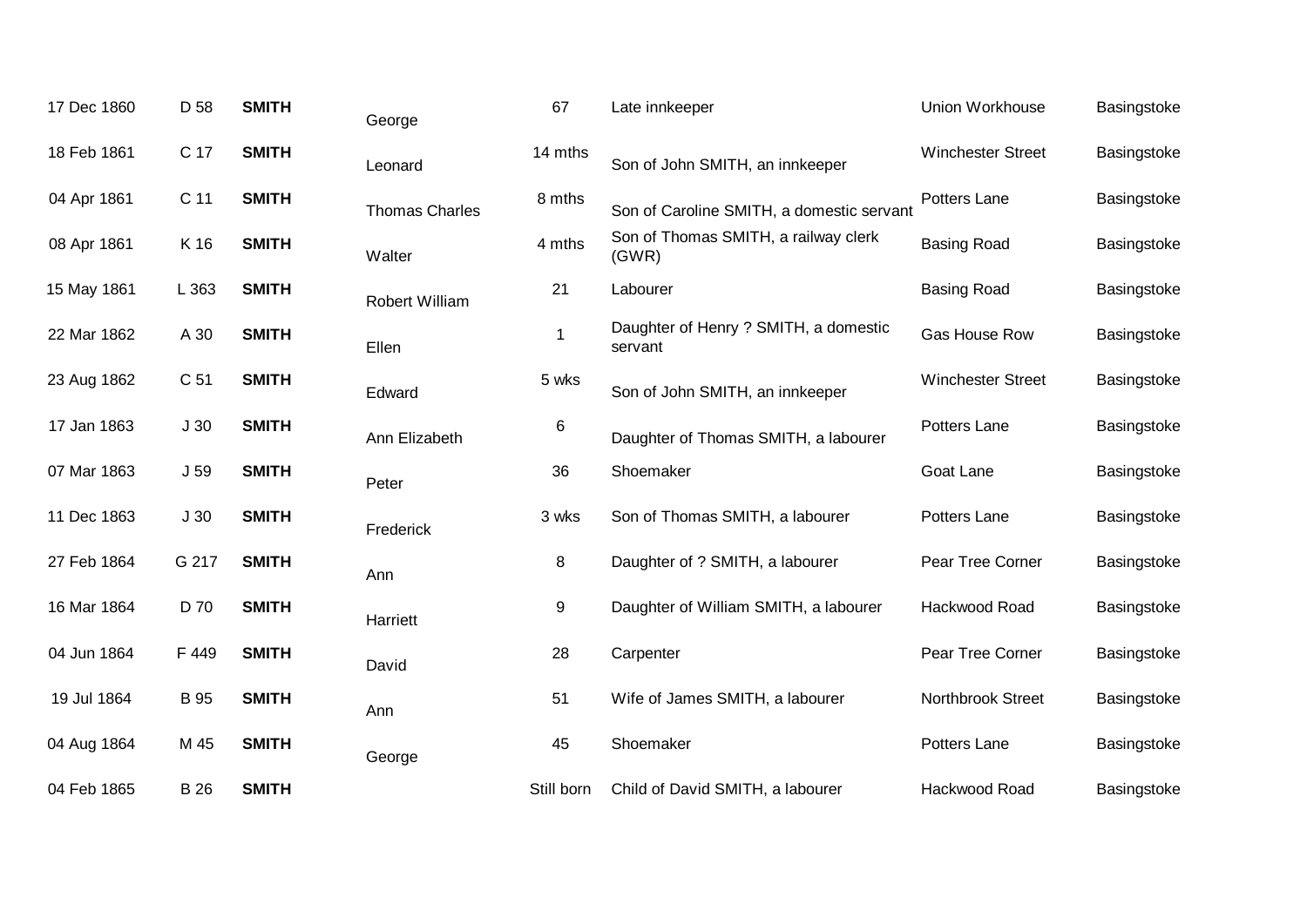| | | | | | | | |
|---|---|---|---|---|---|---|---|
| 17 Dec 1860 | D 58 | **SMITH** | George | 67 | Late innkeeper | Union Workhouse | Basingstoke |
| 18 Feb 1861 | C 17 | **SMITH** | Leonard | 14 mths | Son of John SMITH, an innkeeper | Winchester Street | Basingstoke |
| 04 Apr 1861 | C 11 | **SMITH** | Thomas Charles | 8 mths | Son of Caroline SMITH, a domestic servant | Potters Lane | Basingstoke |
| 08 Apr 1861 | K 16 | **SMITH** | Walter | 4 mths | Son of Thomas SMITH, a railway clerk (GWR) | Basing Road | Basingstoke |
| 15 May 1861 | L 363 | **SMITH** | Robert William | 21 | Labourer | Basing Road | Basingstoke |
| 22 Mar 1862 | A 30 | **SMITH** | Ellen | 1 | Daughter of Henry ? SMITH, a domestic servant | Gas House Row | Basingstoke |
| 23 Aug 1862 | C 51 | **SMITH** | Edward | 5 wks | Son of John SMITH, an innkeeper | Winchester Street | Basingstoke |
| 17 Jan 1863 | J 30 | **SMITH** | Ann Elizabeth | 6 | Daughter of Thomas SMITH, a labourer | Potters Lane | Basingstoke |
| 07 Mar 1863 | J 59 | **SMITH** | Peter | 36 | Shoemaker | Goat Lane | Basingstoke |
| 11 Dec 1863 | J 30 | **SMITH** | Frederick | 3 wks | Son of Thomas SMITH, a labourer | Potters Lane | Basingstoke |
| 27 Feb 1864 | G 217 | **SMITH** | Ann | 8 | Daughter of ? SMITH, a labourer | Pear Tree Corner | Basingstoke |
| 16 Mar 1864 | D 70 | **SMITH** | Harriett | 9 | Daughter of William SMITH, a labourer | Hackwood Road | Basingstoke |
| 04 Jun 1864 | F 449 | **SMITH** | David | 28 | Carpenter | Pear Tree Corner | Basingstoke |
| 19 Jul 1864 | B 95 | **SMITH** | Ann | 51 | Wife of James SMITH, a labourer | Northbrook Street | Basingstoke |
| 04 Aug 1864 | M 45 | **SMITH** | George | 45 | Shoemaker | Potters Lane | Basingstoke |
| 04 Feb 1865 | B 26 | **SMITH** | | Still born | Child of David SMITH, a labourer | Hackwood Road | Basingstoke |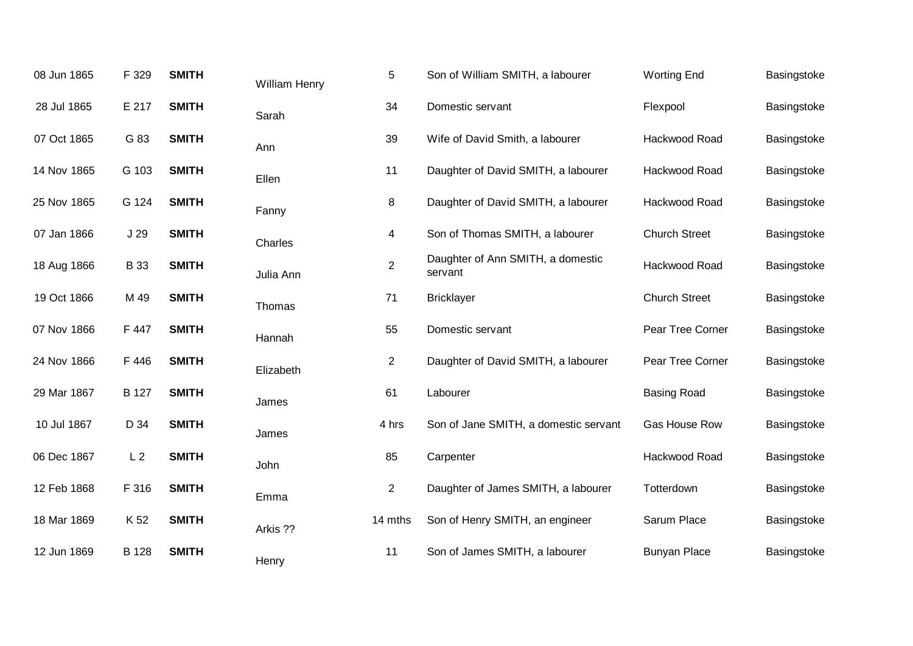| | | | | | | | |
|---|---|---|---|---|---|---|---|
| 08 Jun 1865 | F 329 | **SMITH** | William Henry | 5 | Son of William SMITH, a labourer | Worting End | Basingstoke |
| 28 Jul 1865 | E 217 | **SMITH** | Sarah | 34 | Domestic servant | Flexpool | Basingstoke |
| 07 Oct 1865 | G 83 | **SMITH** | Ann | 39 | Wife of David Smith, a labourer | Hackwood Road | Basingstoke |
| 14 Nov 1865 | G 103 | **SMITH** | Ellen | 11 | Daughter of David SMITH, a labourer | Hackwood Road | Basingstoke |
| 25 Nov 1865 | G 124 | **SMITH** | Fanny | 8 | Daughter of David SMITH, a labourer | Hackwood Road | Basingstoke |
| 07 Jan 1866 | J 29 | **SMITH** | Charles | 4 | Son of Thomas SMITH, a labourer | Church Street | Basingstoke |
| 18 Aug 1866 | B 33 | **SMITH** | Julia Ann | 2 | Daughter of Ann SMITH, a domestic servant | Hackwood Road | Basingstoke |
| 19 Oct 1866 | M 49 | **SMITH** | Thomas | 71 | Bricklayer | Church Street | Basingstoke |
| 07 Nov 1866 | F 447 | **SMITH** | Hannah | 55 | Domestic servant | Pear Tree Corner | Basingstoke |
| 24 Nov 1866 | F 446 | **SMITH** | Elizabeth | 2 | Daughter of David SMITH, a labourer | Pear Tree Corner | Basingstoke |
| 29 Mar 1867 | B 127 | **SMITH** | James | 61 | Labourer | Basing Road | Basingstoke |
| 10 Jul 1867 | D 34 | **SMITH** | James | 4 hrs | Son of Jane SMITH, a domestic servant | Gas House Row | Basingstoke |
| 06 Dec 1867 | L 2 | **SMITH** | John | 85 | Carpenter | Hackwood Road | Basingstoke |
| 12 Feb 1868 | F 316 | **SMITH** | Emma | 2 | Daughter of James SMITH, a labourer | Totterdown | Basingstoke |
| 18 Mar 1869 | K 52 | **SMITH** | Arkis ?? | 14 mths | Son of Henry SMITH, an engineer | Sarum Place | Basingstoke |
| 12 Jun 1869 | B 128 | **SMITH** | Henry | 11 | Son of James SMITH, a labourer | Bunyan Place | Basingstoke |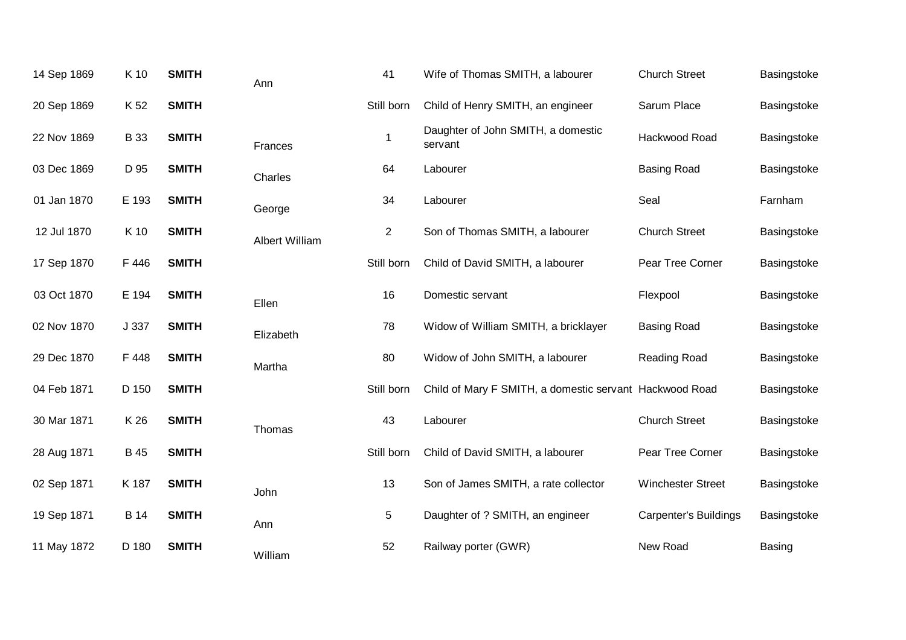| | | | | | | | |
|---|---|---|---|---|---|---|---|
| 14 Sep 1869 | K 10 | **SMITH** | Ann | 41 | Wife of Thomas SMITH, a labourer | Church Street | Basingstoke |
| 20 Sep 1869 | K 52 | **SMITH** | | Still born | Child of Henry SMITH, an engineer | Sarum Place | Basingstoke |
| 22 Nov 1869 | B 33 | **SMITH** | Frances | 1 | Daughter of John SMITH, a domestic servant | Hackwood Road | Basingstoke |
| 03 Dec 1869 | D 95 | **SMITH** | Charles | 64 | Labourer | Basing Road | Basingstoke |
| 01 Jan 1870 | E 193 | **SMITH** | George | 34 | Labourer | Seal | Farnham |
| 12 Jul 1870 | K 10 | **SMITH** | Albert William | 2 | Son of Thomas SMITH, a labourer | Church Street | Basingstoke |
| 17 Sep 1870 | F 446 | **SMITH** | | Still born | Child of David SMITH, a labourer | Pear Tree Corner | Basingstoke |
| 03 Oct 1870 | E 194 | **SMITH** | Ellen | 16 | Domestic servant | Flexpool | Basingstoke |
| 02 Nov 1870 | J 337 | **SMITH** | Elizabeth | 78 | Widow of William SMITH, a bricklayer | Basing Road | Basingstoke |
| 29 Dec 1870 | F 448 | **SMITH** | Martha | 80 | Widow of John SMITH, a labourer | Reading Road | Basingstoke |
| 04 Feb 1871 | D 150 | **SMITH** | | Still born | Child of Mary F SMITH, a domestic servant | Hackwood Road | Basingstoke |
| 30 Mar 1871 | K 26 | **SMITH** | Thomas | 43 | Labourer | Church Street | Basingstoke |
| 28 Aug 1871 | B 45 | **SMITH** | | Still born | Child of David SMITH, a labourer | Pear Tree Corner | Basingstoke |
| 02 Sep 1871 | K 187 | **SMITH** | John | 13 | Son of James SMITH, a rate collector | Winchester Street | Basingstoke |
| 19 Sep 1871 | B 14 | **SMITH** | Ann | 5 | Daughter of ? SMITH, an engineer | Carpenter's Buildings | Basingstoke |
| 11 May 1872 | D 180 | **SMITH** | William | 52 | Railway porter (GWR) | New Road | Basing |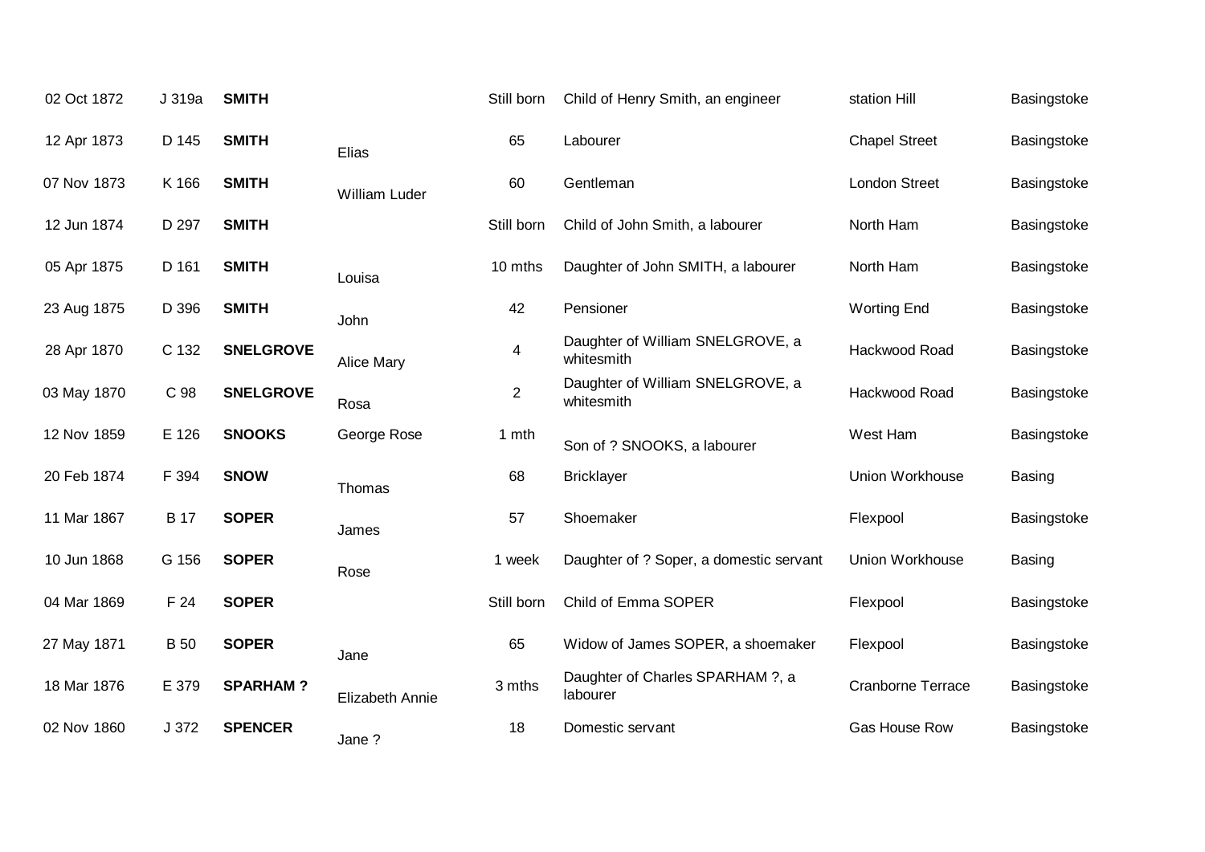| | | | | | | | |
|---|---|---|---|---|---|---|---|
| 02 Oct 1872 | J 319a | **SMITH** | | Still born | Child of Henry Smith, an engineer | station Hill | Basingstoke |
| 12 Apr 1873 | D 145 | **SMITH** | Elias | 65 | Labourer | Chapel Street | Basingstoke |
| 07 Nov 1873 | K 166 | **SMITH** | William Luder | 60 | Gentleman | London Street | Basingstoke |
| 12 Jun 1874 | D 297 | **SMITH** | | Still born | Child of John Smith, a labourer | North Ham | Basingstoke |
| 05 Apr 1875 | D 161 | **SMITH** | Louisa | 10 mths | Daughter of John SMITH, a labourer | North Ham | Basingstoke |
| 23 Aug 1875 | D 396 | **SMITH** | John | 42 | Pensioner | Worting End | Basingstoke |
| 28 Apr 1870 | C 132 | **SNELGROVE** | Alice Mary | 4 | Daughter of William SNELGROVE, a whitesmith | Hackwood Road | Basingstoke |
| 03 May 1870 | C 98 | **SNELGROVE** | Rosa | 2 | Daughter of William SNELGROVE, a whitesmith | Hackwood Road | Basingstoke |
| 12 Nov 1859 | E 126 | **SNOOKS** | George Rose | 1 mth | Son of ? SNOOKS, a labourer | West Ham | Basingstoke |
| 20 Feb 1874 | F 394 | **SNOW** | Thomas | 68 | Bricklayer | Union Workhouse | Basing |
| 11 Mar 1867 | B 17 | **SOPER** | James | 57 | Shoemaker | Flexpool | Basingstoke |
| 10 Jun 1868 | G 156 | **SOPER** | Rose | 1 week | Daughter of ? Soper, a domestic servant | Union Workhouse | Basing |
| 04 Mar 1869 | F 24 | **SOPER** | | Still born | Child of Emma SOPER | Flexpool | Basingstoke |
| 27 May 1871 | B 50 | **SOPER** | Jane | 65 | Widow of James SOPER, a shoemaker | Flexpool | Basingstoke |
| 18 Mar 1876 | E 379 | **SPARHAM ?** | Elizabeth Annie | 3 mths | Daughter of Charles SPARHAM ?, a labourer | Cranborne Terrace | Basingstoke |
| 02 Nov 1860 | J 372 | **SPENCER** | Jane ? | 18 | Domestic servant | Gas House Row | Basingstoke |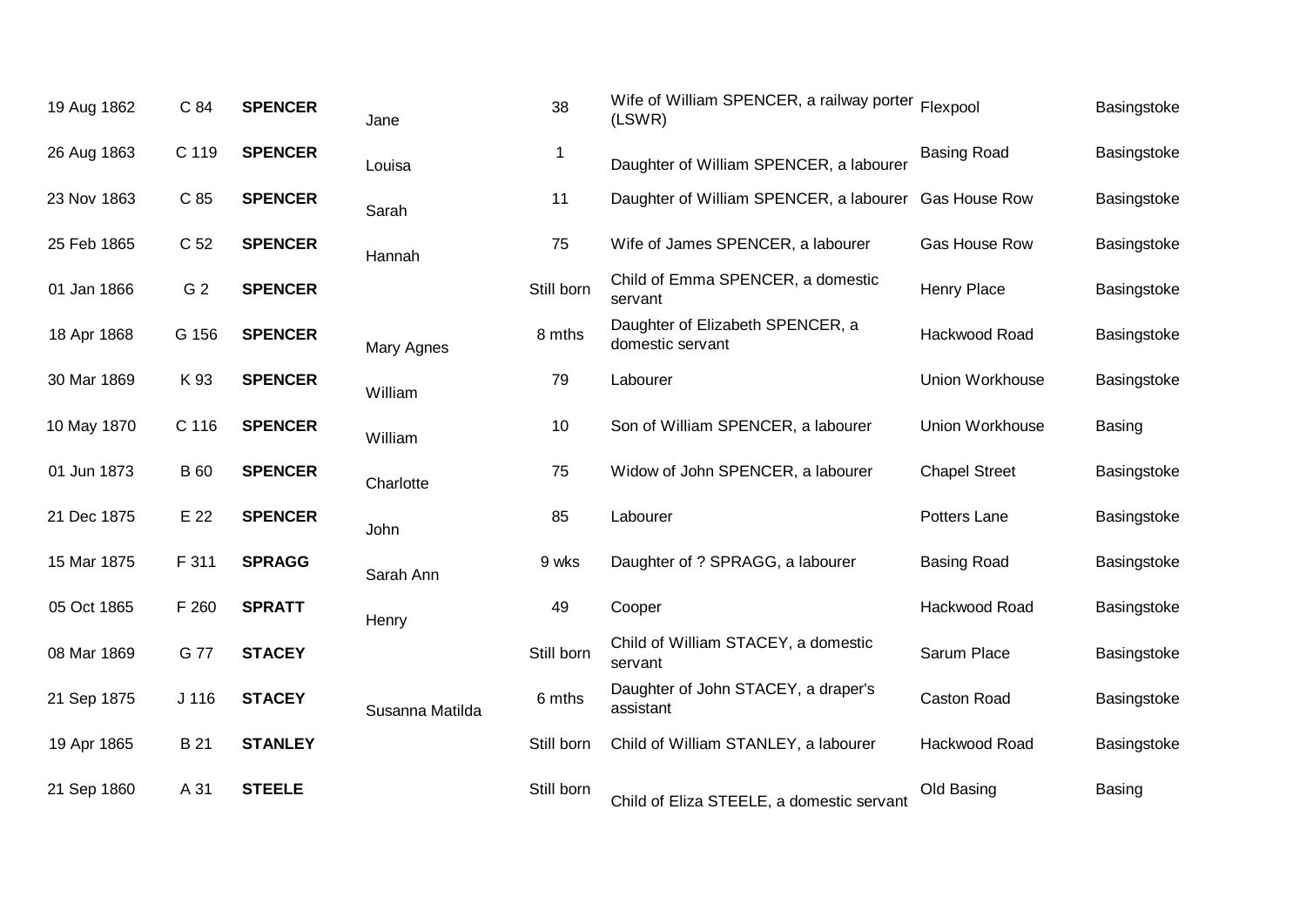| | | | | | | | |
|---|---|---|---|---|---|---|---|
| 19 Aug 1862 | C 84 | **SPENCER** | Jane | 38 | Wife of William SPENCER, a railway porter (LSWR) | Flexpool | Basingstoke |
| 26 Aug 1863 | C 119 | **SPENCER** | Louisa | 1 | Daughter of William SPENCER, a labourer | Basing Road | Basingstoke |
| 23 Nov 1863 | C 85 | **SPENCER** | Sarah | 11 | Daughter of William SPENCER, a labourer | Gas House Row | Basingstoke |
| 25 Feb 1865 | C 52 | **SPENCER** | Hannah | 75 | Wife of James SPENCER, a labourer | Gas House Row | Basingstoke |
| 01 Jan 1866 | G 2 | **SPENCER** | | Still born | Child of Emma SPENCER, a domestic servant | Henry Place | Basingstoke |
| 18 Apr 1868 | G 156 | **SPENCER** | Mary Agnes | 8 mths | Daughter of Elizabeth SPENCER, a domestic servant | Hackwood Road | Basingstoke |
| 30 Mar 1869 | K 93 | **SPENCER** | William | 79 | Labourer | Union Workhouse | Basingstoke |
| 10 May 1870 | C 116 | **SPENCER** | William | 10 | Son of William SPENCER, a labourer | Union Workhouse | Basing |
| 01 Jun 1873 | B 60 | **SPENCER** | Charlotte | 75 | Widow of John SPENCER, a labourer | Chapel Street | Basingstoke |
| 21 Dec 1875 | E 22 | **SPENCER** | John | 85 | Labourer | Potters Lane | Basingstoke |
| 15 Mar 1875 | F 311 | **SPRAGG** | Sarah Ann | 9 wks | Daughter of ? SPRAGG, a labourer | Basing Road | Basingstoke |
| 05 Oct 1865 | F 260 | **SPRATT** | Henry | 49 | Cooper | Hackwood Road | Basingstoke |
| 08 Mar 1869 | G 77 | **STACEY** | | Still born | Child of William STACEY, a domestic servant | Sarum Place | Basingstoke |
| 21 Sep 1875 | J 116 | **STACEY** | Susanna Matilda | 6 mths | Daughter of John STACEY, a draper's assistant | Caston Road | Basingstoke |
| 19 Apr 1865 | B 21 | **STANLEY** | | Still born | Child of William STANLEY, a labourer | Hackwood Road | Basingstoke |
| 21 Sep 1860 | A 31 | **STEELE** | | Still born | Child of Eliza STEELE, a domestic servant | Old Basing | Basing |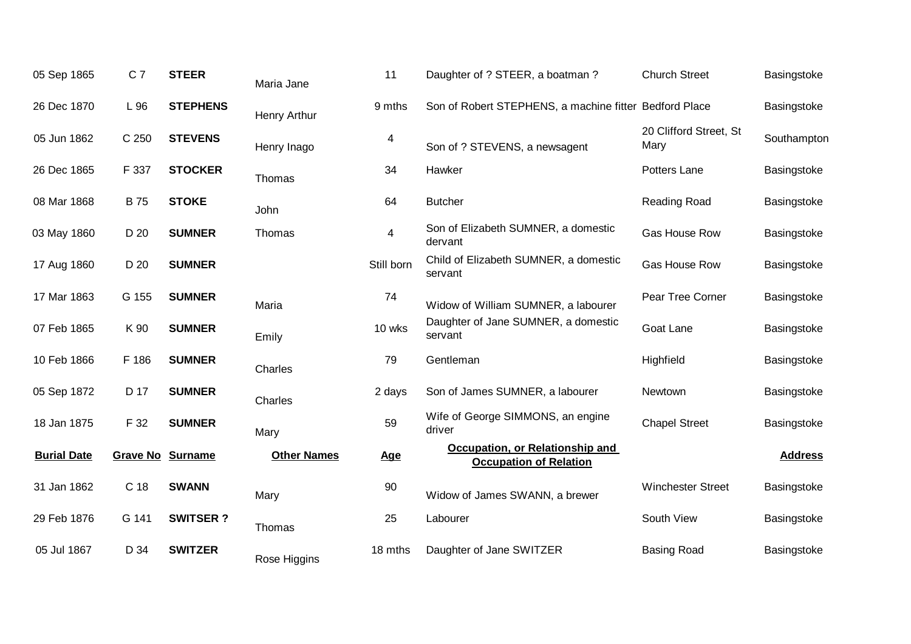| Burial Date | Grave No | Surname | Other Names | Age | Occupation, or Relationship and Occupation of Relation | Address | |
|---|---|---|---|---|---|---|---|
| 05 Sep 1865 | C 7 | **STEER** | Maria Jane | 11 | Daughter of ? STEER, a boatman ? | Church Street | Basingstoke |
| 26 Dec 1870 | L 96 | **STEPHENS** | Henry Arthur | 9 mths | Son of Robert STEPHENS, a machine fitter | Bedford Place | Basingstoke |
| 05 Jun 1862 | C 250 | **STEVENS** | Henry Inago | 4 | Son of ? STEVENS, a newsagent | 20 Clifford Street, St Mary | Southampton |
| 26 Dec 1865 | F 337 | **STOCKER** | Thomas | 34 | Hawker | Potters Lane | Basingstoke |
| 08 Mar 1868 | B 75 | **STOKE** | John | 64 | Butcher | Reading Road | Basingstoke |
| 03 May 1860 | D 20 | **SUMNER** | Thomas | 4 | Son of Elizabeth SUMNER, a domestic dervant | Gas House Row | Basingstoke |
| 17 Aug 1860 | D 20 | **SUMNER** | | Still born | Child of Elizabeth SUMNER, a domestic servant | Gas House Row | Basingstoke |
| 17 Mar 1863 | G 155 | **SUMNER** | Maria | 74 | Widow of William SUMNER, a labourer | Pear Tree Corner | Basingstoke |
| 07 Feb 1865 | K 90 | **SUMNER** | Emily | 10 wks | Daughter of Jane SUMNER, a domestic servant | Goat Lane | Basingstoke |
| 10 Feb 1866 | F 186 | **SUMNER** | Charles | 79 | Gentleman | Highfield | Basingstoke |
| 05 Sep 1872 | D 17 | **SUMNER** | Charles | 2 days | Son of James SUMNER, a labourer | Newtown | Basingstoke |
| 18 Jan 1875 | F 32 | **SUMNER** | Mary | 59 | Wife of George SIMMONS, an engine driver | Chapel Street | Basingstoke |
| **Burial Date** | **Grave No** | **Surname** | **Other Names** | **Age** | **Occupation, or Relationship and Occupation of Relation** | | **Address** |
| 31 Jan 1862 | C 18 | **SWANN** | Mary | 90 | Widow of James SWANN, a brewer | Winchester Street | Basingstoke |
| 29 Feb 1876 | G 141 | **SWITSER ?** | Thomas | 25 | Labourer | South View | Basingstoke |
| 05 Jul 1867 | D 34 | **SWITZER** | Rose Higgins | 18 mths | Daughter of Jane SWITZER | Basing Road | Basingstoke |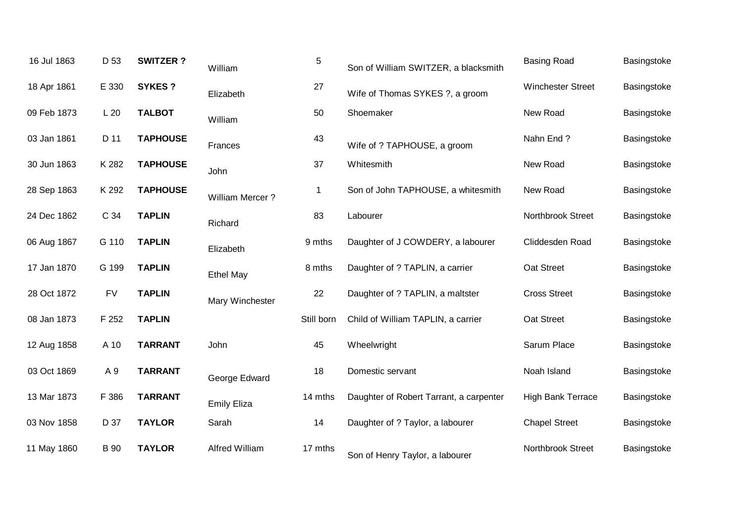| | | | | | | | |
|---|---|---|---|---|---|---|---|
| 16 Jul 1863 | D 53 | **SWITZER ?** | William | 5 | Son of William SWITZER, a blacksmith | Basing Road | Basingstoke |
| 18 Apr 1861 | E 330 | **SYKES ?** | Elizabeth | 27 | Wife of Thomas SYKES ?, a groom | Winchester Street | Basingstoke |
| 09 Feb 1873 | L 20 | **TALBOT** | William | 50 | Shoemaker | New Road | Basingstoke |
| 03 Jan 1861 | D 11 | **TAPHOUSE** | Frances | 43 | Wife of ? TAPHOUSE, a groom | Nahn End ? | Basingstoke |
| 30 Jun 1863 | K 282 | **TAPHOUSE** | John | 37 | Whitesmith | New Road | Basingstoke |
| 28 Sep 1863 | K 292 | **TAPHOUSE** | William Mercer ? | 1 | Son of John TAPHOUSE, a whitesmith | New Road | Basingstoke |
| 24 Dec 1862 | C 34 | **TAPLIN** | Richard | 83 | Labourer | Northbrook Street | Basingstoke |
| 06 Aug 1867 | G 110 | **TAPLIN** | Elizabeth | 9 mths | Daughter of J COWDERY, a labourer | Cliddesden Road | Basingstoke |
| 17 Jan 1870 | G 199 | **TAPLIN** | Ethel May | 8 mths | Daughter of ? TAPLIN, a carrier | Oat Street | Basingstoke |
| 28 Oct 1872 | FV | **TAPLIN** | Mary Winchester | 22 | Daughter of ? TAPLIN, a maltster | Cross Street | Basingstoke |
| 08 Jan 1873 | F 252 | **TAPLIN** | | Still born | Child of William TAPLIN, a carrier | Oat Street | Basingstoke |
| 12 Aug 1858 | A 10 | **TARRANT** | John | 45 | Wheelwright | Sarum Place | Basingstoke |
| 03 Oct 1869 | A 9 | **TARRANT** | George Edward | 18 | Domestic servant | Noah Island | Basingstoke |
| 13 Mar 1873 | F 386 | **TARRANT** | Emily Eliza | 14 mths | Daughter of Robert Tarrant, a carpenter | High Bank Terrace | Basingstoke |
| 03 Nov 1858 | D 37 | **TAYLOR** | Sarah | 14 | Daughter of ? Taylor, a labourer | Chapel Street | Basingstoke |
| 11 May 1860 | B 90 | **TAYLOR** | Alfred William | 17 mths | Son of Henry Taylor, a labourer | Northbrook Street | Basingstoke |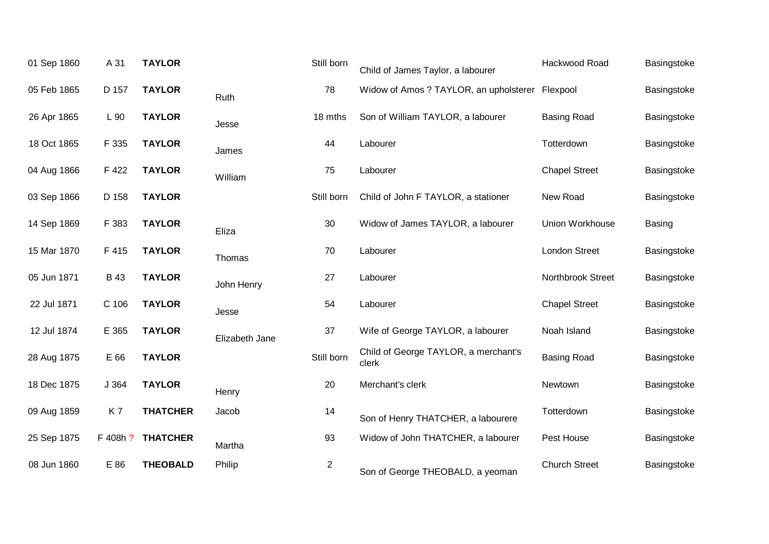| | | | | | | | |
|---|---|---|---|---|---|---|---|
| 01 Sep 1860 | A 31 | **TAYLOR** | | Still born | Child of James Taylor, a labourer | Hackwood Road | Basingstoke |
| 05 Feb 1865 | D 157 | **TAYLOR** | Ruth | 78 | Widow of Amos ? TAYLOR, an upholsterer | Flexpool | Basingstoke |
| 26 Apr 1865 | L 90 | **TAYLOR** | Jesse | 18 mths | Son of William TAYLOR, a labourer | Basing Road | Basingstoke |
| 18 Oct 1865 | F 335 | **TAYLOR** | James | 44 | Labourer | Totterdown | Basingstoke |
| 04 Aug 1866 | F 422 | **TAYLOR** | William | 75 | Labourer | Chapel Street | Basingstoke |
| 03 Sep 1866 | D 158 | **TAYLOR** | | Still born | Child of John F TAYLOR, a stationer | New Road | Basingstoke |
| 14 Sep 1869 | F 383 | **TAYLOR** | Eliza | 30 | Widow of James TAYLOR, a labourer | Union Workhouse | Basing |
| 15 Mar 1870 | F 415 | **TAYLOR** | Thomas | 70 | Labourer | London Street | Basingstoke |
| 05 Jun 1871 | B 43 | **TAYLOR** | John Henry | 27 | Labourer | Northbrook Street | Basingstoke |
| 22 Jul 1871 | C 106 | **TAYLOR** | Jesse | 54 | Labourer | Chapel Street | Basingstoke |
| 12 Jul 1874 | E 365 | **TAYLOR** | Elizabeth Jane | 37 | Wife of George TAYLOR, a labourer | Noah Island | Basingstoke |
| 28 Aug 1875 | E 66 | **TAYLOR** | | Still born | Child of George TAYLOR, a merchant's clerk | Basing Road | Basingstoke |
| 18 Dec 1875 | J 364 | **TAYLOR** | Henry | 20 | Merchant's clerk | Newtown | Basingstoke |
| 09 Aug 1859 | K 7 | **THATCHER** | Jacob | 14 | Son of Henry THATCHER, a labourere | Totterdown | Basingstoke |
| 25 Sep 1875 | F 408h ? | **THATCHER** | Martha | 93 | Widow of John THATCHER, a labourer | Pest House | Basingstoke |
| 08 Jun 1860 | E 86 | **THEOBALD** | Philip | 2 | Son of George THEOBALD, a yeoman | Church Street | Basingstoke |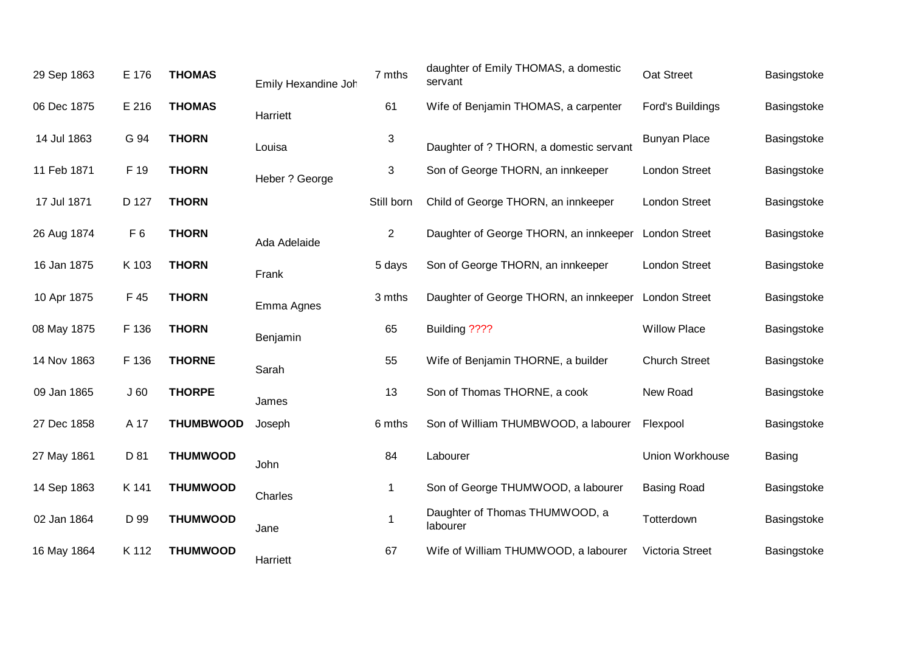| | | | | | | | |
|---|---|---|---|---|---|---|---|
| 29 Sep 1863 | E 176 | **THOMAS** | Emily Hexandine Joh | 7 mths | daughter of Emily THOMAS, a domestic servant | Oat Street | Basingstoke |
| 06 Dec 1875 | E 216 | **THOMAS** | Harriett | 61 | Wife of Benjamin THOMAS, a carpenter | Ford's Buildings | Basingstoke |
| 14 Jul 1863 | G 94 | **THORN** | Louisa | 3 | Daughter of ? THORN, a domestic servant | Bunyan Place | Basingstoke |
| 11 Feb 1871 | F 19 | **THORN** | Heber ? George | 3 | Son of George THORN, an innkeeper | London Street | Basingstoke |
| 17 Jul 1871 | D 127 | **THORN** | | Still born | Child of George THORN, an innkeeper | London Street | Basingstoke |
| 26 Aug 1874 | F 6 | **THORN** | Ada Adelaide | 2 | Daughter of George THORN, an innkeeper | London Street | Basingstoke |
| 16 Jan 1875 | K 103 | **THORN** | Frank | 5 days | Son of George THORN, an innkeeper | London Street | Basingstoke |
| 10 Apr 1875 | F 45 | **THORN** | Emma Agnes | 3 mths | Daughter of George THORN, an innkeeper | London Street | Basingstoke |
| 08 May 1875 | F 136 | **THORN** | Benjamin | 65 | Building ???? | Willow Place | Basingstoke |
| 14 Nov 1863 | F 136 | **THORNE** | Sarah | 55 | Wife of Benjamin THORNE, a builder | Church Street | Basingstoke |
| 09 Jan 1865 | J 60 | **THORPE** | James | 13 | Son of Thomas THORNE, a cook | New Road | Basingstoke |
| 27 Dec 1858 | A 17 | **THUMBWOOD** | Joseph | 6 mths | Son of William THUMBWOOD, a labourer | Flexpool | Basingstoke |
| 27 May 1861 | D 81 | **THUMWOOD** | John | 84 | Labourer | Union Workhouse | Basing |
| 14 Sep 1863 | K 141 | **THUMWOOD** | Charles | 1 | Son of George THUMWOOD, a labourer | Basing Road | Basingstoke |
| 02 Jan 1864 | D 99 | **THUMWOOD** | Jane | 1 | Daughter of Thomas THUMWOOD, a labourer | Totterdown | Basingstoke |
| 16 May 1864 | K 112 | **THUMWOOD** | Harriett | 67 | Wife of William THUMWOOD, a labourer | Victoria Street | Basingstoke |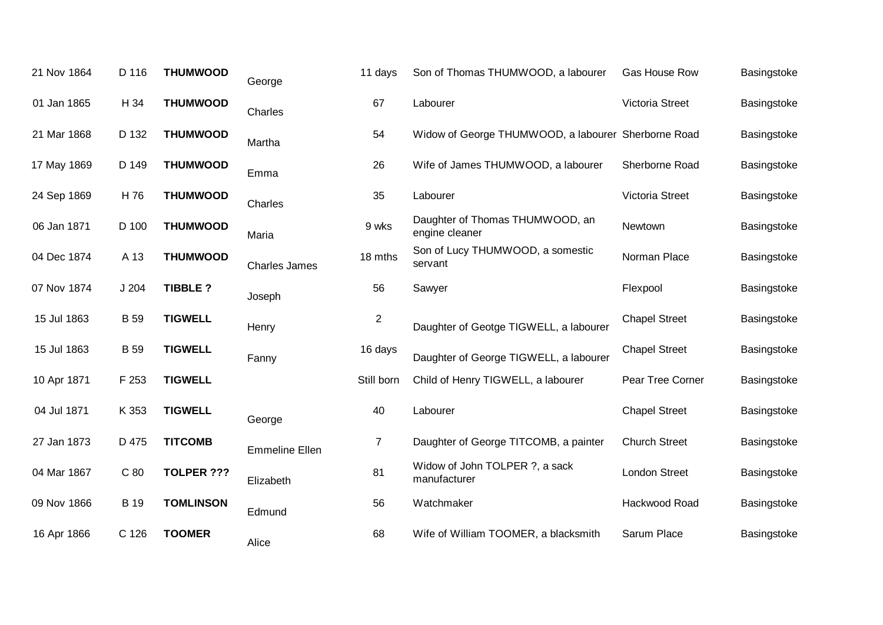| | | | | | | | |
|---|---|---|---|---|---|---|---|
| 21 Nov 1864 | D 116 | **THUMWOOD** | George | 11 days | Son of Thomas THUMWOOD, a labourer | Gas House Row | Basingstoke |
| 01 Jan 1865 | H 34 | **THUMWOOD** | Charles | 67 | Labourer | Victoria Street | Basingstoke |
| 21 Mar 1868 | D 132 | **THUMWOOD** | Martha | 54 | Widow of George THUMWOOD, a labourer | Sherborne Road | Basingstoke |
| 17 May 1869 | D 149 | **THUMWOOD** | Emma | 26 | Wife of James THUMWOOD, a labourer | Sherborne Road | Basingstoke |
| 24 Sep 1869 | H 76 | **THUMWOOD** | Charles | 35 | Labourer | Victoria Street | Basingstoke |
| 06 Jan 1871 | D 100 | **THUMWOOD** | Maria | 9 wks | Daughter of Thomas THUMWOOD, an engine cleaner | Newtown | Basingstoke |
| 04 Dec 1874 | A 13 | **THUMWOOD** | Charles James | 18 mths | Son of Lucy THUMWOOD, a somestic servant | Norman Place | Basingstoke |
| 07 Nov 1874 | J 204 | **TIBBLE ?** | Joseph | 56 | Sawyer | Flexpool | Basingstoke |
| 15 Jul 1863 | B 59 | **TIGWELL** | Henry | 2 | Daughter of Geotge TIGWELL, a labourer | Chapel Street | Basingstoke |
| 15 Jul 1863 | B 59 | **TIGWELL** | Fanny | 16 days | Daughter of George TIGWELL, a labourer | Chapel Street | Basingstoke |
| 10 Apr 1871 | F 253 | **TIGWELL** | | Still born | Child of Henry TIGWELL, a labourer | Pear Tree Corner | Basingstoke |
| 04 Jul 1871 | K 353 | **TIGWELL** | George | 40 | Labourer | Chapel Street | Basingstoke |
| 27 Jan 1873 | D 475 | **TITCOMB** | Emmeline Ellen | 7 | Daughter of George TITCOMB, a painter | Church Street | Basingstoke |
| 04 Mar 1867 | C 80 | **TOLPER ???** | Elizabeth | 81 | Widow of John TOLPER ?, a sack manufacturer | London Street | Basingstoke |
| 09 Nov 1866 | B 19 | **TOMLINSON** | Edmund | 56 | Watchmaker | Hackwood Road | Basingstoke |
| 16 Apr 1866 | C 126 | **TOOMER** | Alice | 68 | Wife of William TOOMER, a blacksmith | Sarum Place | Basingstoke |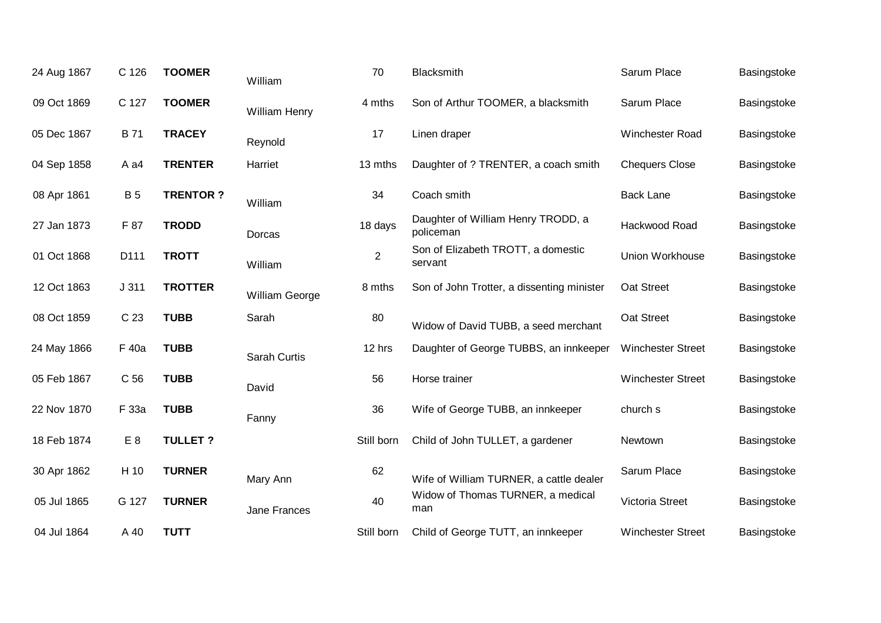| | | | | | | | |
|---|---|---|---|---|---|---|---|
| 24 Aug 1867 | C 126 | **TOOMER** | William | 70 | Blacksmith | Sarum Place | Basingstoke |
| 09 Oct 1869 | C 127 | **TOOMER** | William Henry | 4 mths | Son of Arthur TOOMER, a blacksmith | Sarum Place | Basingstoke |
| 05 Dec 1867 | B 71 | **TRACEY** | Reynold | 17 | Linen draper | Winchester Road | Basingstoke |
| 04 Sep 1858 | A a4 | **TRENTER** | Harriet | 13 mths | Daughter of ? TRENTER, a coach smith | Chequers Close | Basingstoke |
| 08 Apr 1861 | B 5 | **TRENTOR ?** | William | 34 | Coach smith | Back Lane | Basingstoke |
| 27 Jan 1873 | F 87 | **TRODD** | Dorcas | 18 days | Daughter of William Henry TRODD, a policeman | Hackwood Road | Basingstoke |
| 01 Oct 1868 | D111 | **TROTT** | William | 2 | Son of Elizabeth TROTT, a domestic servant | Union Workhouse | Basingstoke |
| 12 Oct 1863 | J 311 | **TROTTER** | William George | 8 mths | Son of John Trotter, a dissenting minister | Oat Street | Basingstoke |
| 08 Oct 1859 | C 23 | **TUBB** | Sarah | 80 | Widow of David TUBB, a seed merchant | Oat Street | Basingstoke |
| 24 May 1866 | F 40a | **TUBB** | Sarah Curtis | 12 hrs | Daughter of George TUBBS, an innkeeper | Winchester Street | Basingstoke |
| 05 Feb 1867 | C 56 | **TUBB** | David | 56 | Horse trainer | Winchester Street | Basingstoke |
| 22 Nov 1870 | F 33a | **TUBB** | Fanny | 36 | Wife of George TUBB, an innkeeper | church s | Basingstoke |
| 18 Feb 1874 | E 8 | **TULLET ?** | | Still born | Child of John TULLET, a gardener | Newtown | Basingstoke |
| 30 Apr 1862 | H 10 | **TURNER** | Mary Ann | 62 | Wife of William TURNER, a cattle dealer | Sarum Place | Basingstoke |
| 05 Jul 1865 | G 127 | **TURNER** | Jane Frances | 40 | Widow of Thomas TURNER, a medical man | Victoria Street | Basingstoke |
| 04 Jul 1864 | A 40 | **TUTT** | | Still born | Child of George TUTT, an innkeeper | Winchester Street | Basingstoke |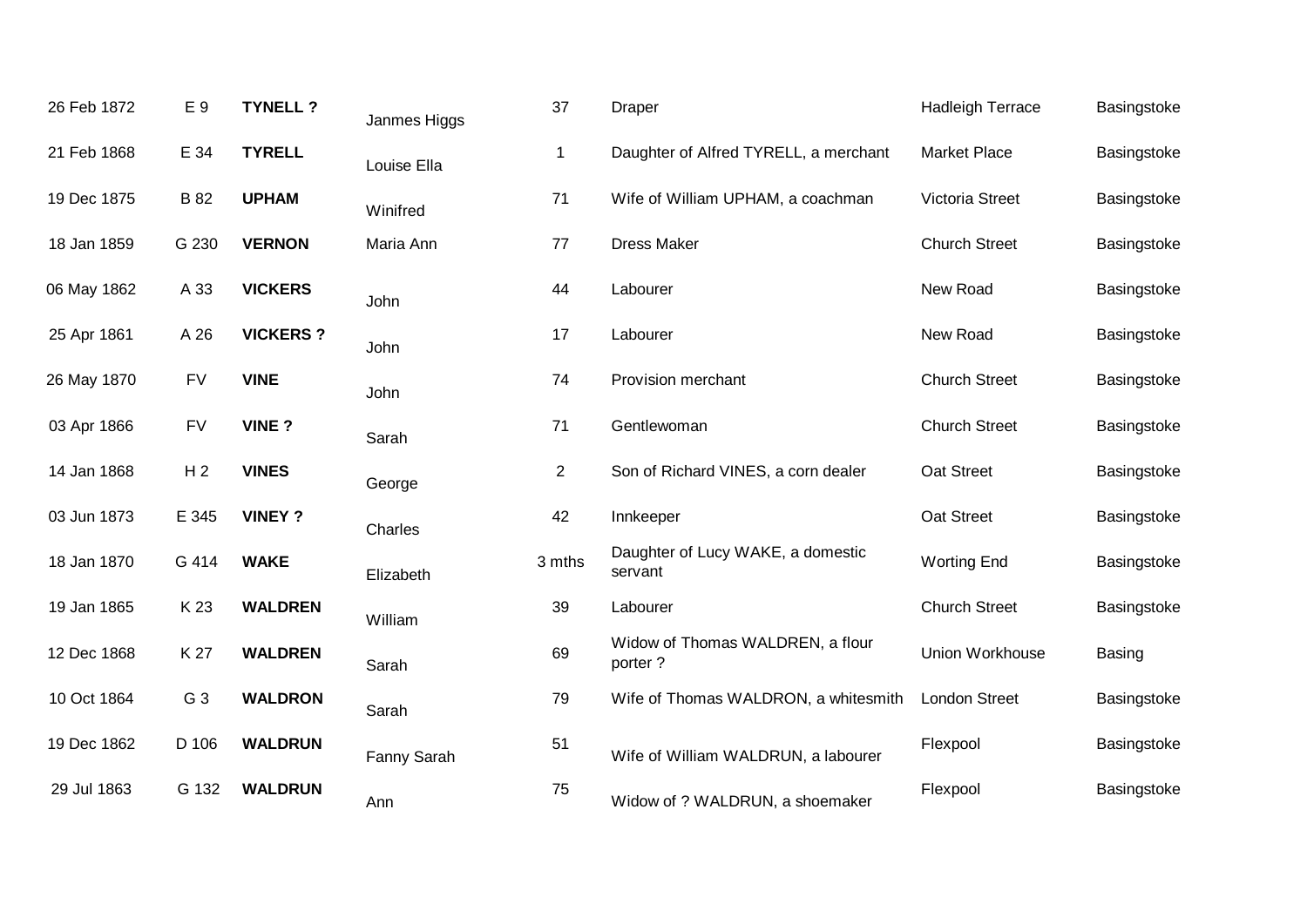| | | | | | | | |
|---|---|---|---|---|---|---|---|
| 26 Feb 1872 | E 9 | **TYNELL ?** | Janmes Higgs | 37 | Draper | Hadleigh Terrace | Basingstoke |
| 21 Feb 1868 | E 34 | **TYRELL** | Louise Ella | 1 | Daughter of Alfred TYRELL, a merchant | Market Place | Basingstoke |
| 19 Dec 1875 | B 82 | **UPHAM** | Winifred | 71 | Wife of William UPHAM, a coachman | Victoria Street | Basingstoke |
| 18 Jan 1859 | G 230 | **VERNON** | Maria Ann | 77 | Dress Maker | Church Street | Basingstoke |
| 06 May 1862 | A 33 | **VICKERS** | John | 44 | Labourer | New Road | Basingstoke |
| 25 Apr 1861 | A 26 | **VICKERS ?** | John | 17 | Labourer | New Road | Basingstoke |
| 26 May 1870 | FV | **VINE** | John | 74 | Provision merchant | Church Street | Basingstoke |
| 03 Apr 1866 | FV | **VINE ?** | Sarah | 71 | Gentlewoman | Church Street | Basingstoke |
| 14 Jan 1868 | H 2 | **VINES** | George | 2 | Son of Richard VINES, a corn dealer | Oat Street | Basingstoke |
| 03 Jun 1873 | E 345 | **VINEY ?** | Charles | 42 | Innkeeper | Oat Street | Basingstoke |
| 18 Jan 1870 | G 414 | **WAKE** | Elizabeth | 3 mths | Daughter of Lucy WAKE, a domestic servant | Worting End | Basingstoke |
| 19 Jan 1865 | K 23 | **WALDREN** | William | 39 | Labourer | Church Street | Basingstoke |
| 12 Dec 1868 | K 27 | **WALDREN** | Sarah | 69 | Widow of Thomas WALDREN, a flour porter ? | Union Workhouse | Basing |
| 10 Oct 1864 | G 3 | **WALDRON** | Sarah | 79 | Wife of Thomas WALDRON, a whitesmith | London Street | Basingstoke |
| 19 Dec 1862 | D 106 | **WALDRUN** | Fanny Sarah | 51 | Wife of William WALDRUN, a labourer | Flexpool | Basingstoke |
| 29 Jul 1863 | G 132 | **WALDRUN** | Ann | 75 | Widow of ? WALDRUN, a shoemaker | Flexpool | Basingstoke |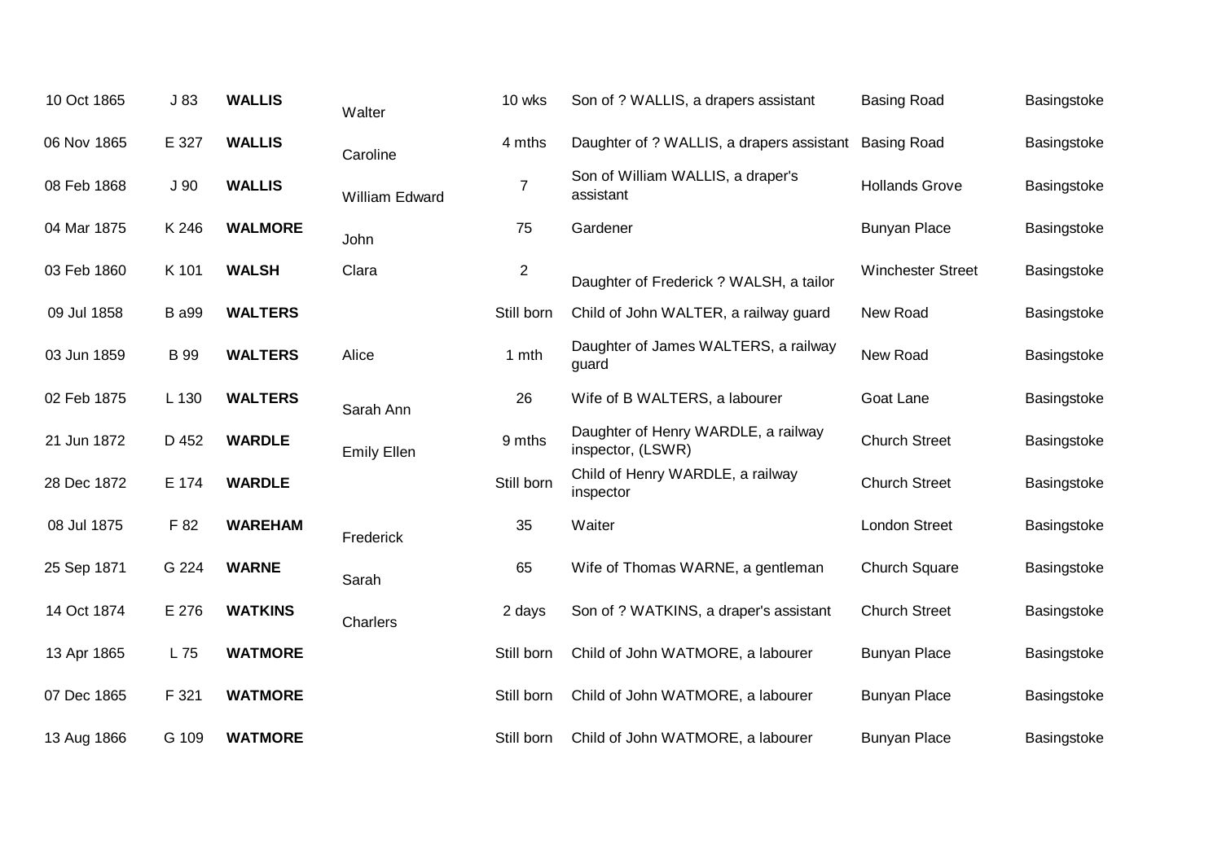| | | | | | | | |
|---|---|---|---|---|---|---|---|
| 10 Oct 1865 | J 83 | **WALLIS** | Walter | 10 wks | Son of ? WALLIS, a drapers assistant | Basing Road | Basingstoke |
| 06 Nov 1865 | E 327 | **WALLIS** | Caroline | 4 mths | Daughter of ? WALLIS, a drapers assistant | Basing Road | Basingstoke |
| 08 Feb 1868 | J 90 | **WALLIS** | William Edward | 7 | Son of William WALLIS, a draper's assistant | Hollands Grove | Basingstoke |
| 04 Mar 1875 | K 246 | **WALMORE** | John | 75 | Gardener | Bunyan Place | Basingstoke |
| 03 Feb 1860 | K 101 | **WALSH** | Clara | 2 | Daughter of Frederick ? WALSH, a tailor | Winchester Street | Basingstoke |
| 09 Jul 1858 | B a99 | **WALTERS** | | Still born | Child of John WALTER, a railway guard | New Road | Basingstoke |
| 03 Jun 1859 | B 99 | **WALTERS** | Alice | 1 mth | Daughter of James WALTERS, a railway guard | New Road | Basingstoke |
| 02 Feb 1875 | L 130 | **WALTERS** | Sarah Ann | 26 | Wife of B WALTERS, a labourer | Goat Lane | Basingstoke |
| 21 Jun 1872 | D 452 | **WARDLE** | Emily Ellen | 9 mths | Daughter of Henry WARDLE, a railway inspector, (LSWR) | Church Street | Basingstoke |
| 28 Dec 1872 | E 174 | **WARDLE** | | Still born | Child of Henry WARDLE, a railway inspector | Church Street | Basingstoke |
| 08 Jul 1875 | F 82 | **WAREHAM** | Frederick | 35 | Waiter | London Street | Basingstoke |
| 25 Sep 1871 | G 224 | **WARNE** | Sarah | 65 | Wife of Thomas WARNE, a gentleman | Church Square | Basingstoke |
| 14 Oct 1874 | E 276 | **WATKINS** | Charlers | 2 days | Son of ? WATKINS, a draper's assistant | Church Street | Basingstoke |
| 13 Apr 1865 | L 75 | **WATMORE** | | Still born | Child of John WATMORE, a labourer | Bunyan Place | Basingstoke |
| 07 Dec 1865 | F 321 | **WATMORE** | | Still born | Child of John WATMORE, a labourer | Bunyan Place | Basingstoke |
| 13 Aug 1866 | G 109 | **WATMORE** | | Still born | Child of John WATMORE, a labourer | Bunyan Place | Basingstoke |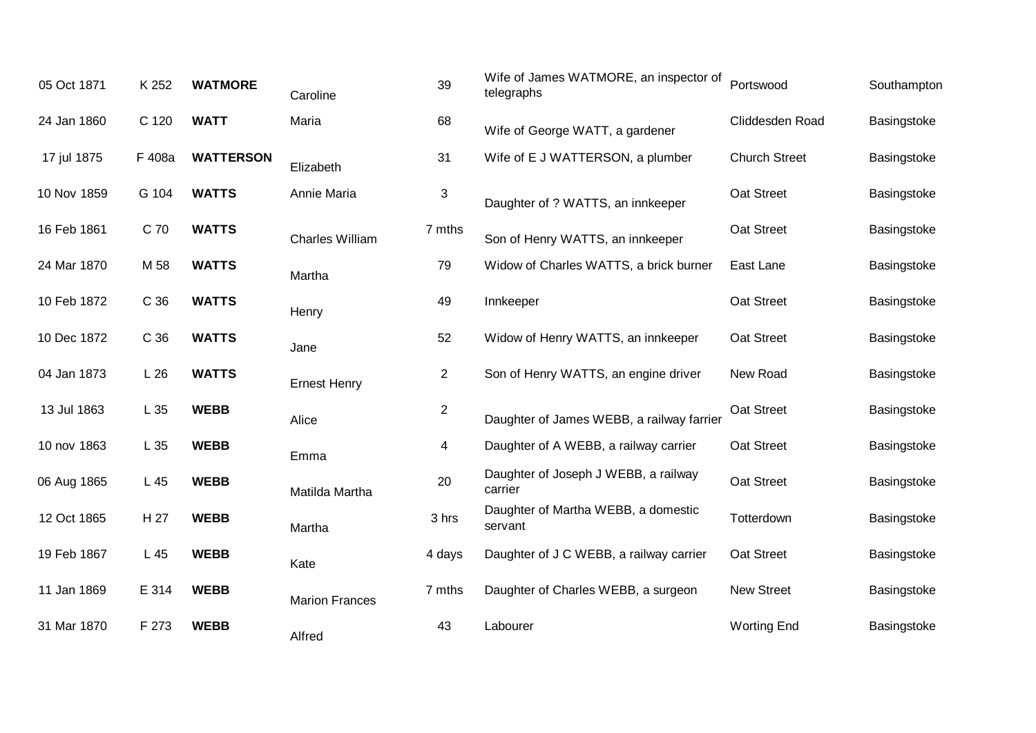| | | | | | | | |
|---|---|---|---|---|---|---|---|
| 05 Oct 1871 | K 252 | **WATMORE** | Caroline | 39 | Wife of James WATMORE, an inspector of telegraphs | Portswood | Southampton |
| 24 Jan 1860 | C 120 | **WATT** | Maria | 68 | Wife of George WATT, a gardener | Cliddesden Road | Basingstoke |
| 17 jul 1875 | F 408a | **WATTERSON** | Elizabeth | 31 | Wife of E J WATTERSON, a plumber | Church Street | Basingstoke |
| 10 Nov 1859 | G 104 | **WATTS** | Annie Maria | 3 | Daughter of ? WATTS, an innkeeper | Oat Street | Basingstoke |
| 16 Feb 1861 | C 70 | **WATTS** | Charles William | 7 mths | Son of Henry WATTS, an innkeeper | Oat Street | Basingstoke |
| 24 Mar 1870 | M 58 | **WATTS** | Martha | 79 | Widow of Charles WATTS, a brick burner | East Lane | Basingstoke |
| 10 Feb 1872 | C 36 | **WATTS** | Henry | 49 | Innkeeper | Oat Street | Basingstoke |
| 10 Dec 1872 | C 36 | **WATTS** | Jane | 52 | Widow of Henry WATTS, an innkeeper | Oat Street | Basingstoke |
| 04 Jan 1873 | L 26 | **WATTS** | Ernest Henry | 2 | Son of Henry WATTS, an engine driver | New Road | Basingstoke |
| 13 Jul 1863 | L 35 | **WEBB** | Alice | 2 | Daughter of James WEBB, a railway farrier | Oat Street | Basingstoke |
| 10 nov 1863 | L 35 | **WEBB** | Emma | 4 | Daughter of A WEBB, a railway carrier | Oat Street | Basingstoke |
| 06 Aug 1865 | L 45 | **WEBB** | Matilda Martha | 20 | Daughter of Joseph J WEBB, a railway carrier | Oat Street | Basingstoke |
| 12 Oct 1865 | H 27 | **WEBB** | Martha | 3 hrs | Daughter of Martha WEBB, a domestic servant | Totterdown | Basingstoke |
| 19 Feb 1867 | L 45 | **WEBB** | Kate | 4 days | Daughter of J C WEBB, a railway carrier | Oat Street | Basingstoke |
| 11 Jan 1869 | E 314 | **WEBB** | Marion Frances | 7 mths | Daughter of Charles WEBB, a surgeon | New Street | Basingstoke |
| 31 Mar 1870 | F 273 | **WEBB** | Alfred | 43 | Labourer | Worting End | Basingstoke |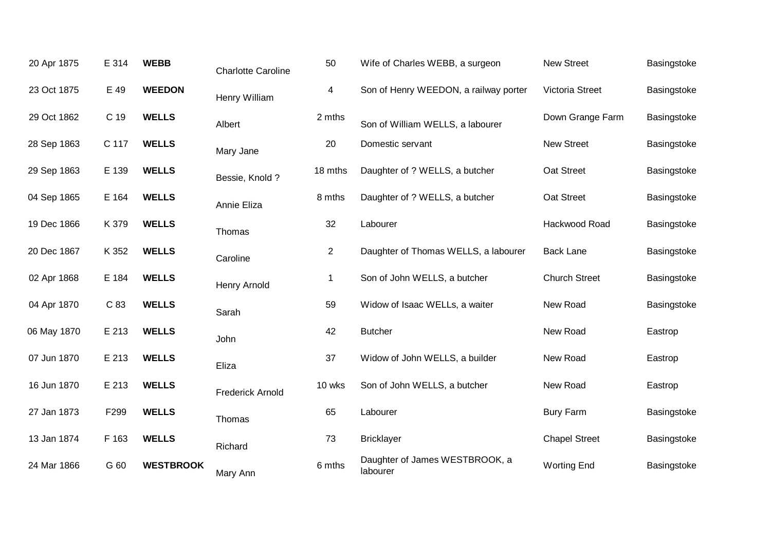| | | | | | | | |
|---|---|---|---|---|---|---|---|
| 20 Apr 1875 | E 314 | **WEBB** | Charlotte Caroline | 50 | Wife of Charles WEBB, a surgeon | New Street | Basingstoke |
| 23 Oct 1875 | E 49 | **WEEDON** | Henry William | 4 | Son of Henry WEEDON, a railway porter | Victoria Street | Basingstoke |
| 29 Oct 1862 | C 19 | **WELLS** | Albert | 2 mths | Son of William WELLS, a labourer | Down Grange Farm | Basingstoke |
| 28 Sep 1863 | C 117 | **WELLS** | Mary Jane | 20 | Domestic servant | New Street | Basingstoke |
| 29 Sep 1863 | E 139 | **WELLS** | Bessie, Knold ? | 18 mths | Daughter of ? WELLS, a butcher | Oat Street | Basingstoke |
| 04 Sep 1865 | E 164 | **WELLS** | Annie Eliza | 8 mths | Daughter of ? WELLS, a butcher | Oat Street | Basingstoke |
| 19 Dec 1866 | K 379 | **WELLS** | Thomas | 32 | Labourer | Hackwood Road | Basingstoke |
| 20 Dec 1867 | K 352 | **WELLS** | Caroline | 2 | Daughter of Thomas WELLS, a labourer | Back Lane | Basingstoke |
| 02 Apr 1868 | E 184 | **WELLS** | Henry Arnold | 1 | Son of John WELLS, a butcher | Church Street | Basingstoke |
| 04 Apr 1870 | C 83 | **WELLS** | Sarah | 59 | Widow of Isaac WELLs, a waiter | New Road | Basingstoke |
| 06 May 1870 | E 213 | **WELLS** | John | 42 | Butcher | New Road | Eastrop |
| 07 Jun 1870 | E 213 | **WELLS** | Eliza | 37 | Widow of John WELLS, a builder | New Road | Eastrop |
| 16 Jun 1870 | E 213 | **WELLS** | Frederick Arnold | 10 wks | Son of John WELLS, a butcher | New Road | Eastrop |
| 27 Jan 1873 | F299 | **WELLS** | Thomas | 65 | Labourer | Bury Farm | Basingstoke |
| 13 Jan 1874 | F 163 | **WELLS** | Richard | 73 | Bricklayer | Chapel Street | Basingstoke |
| 24 Mar 1866 | G 60 | **WESTBROOK** | Mary Ann | 6 mths | Daughter of James WESTBROOK, a labourer | Worting End | Basingstoke |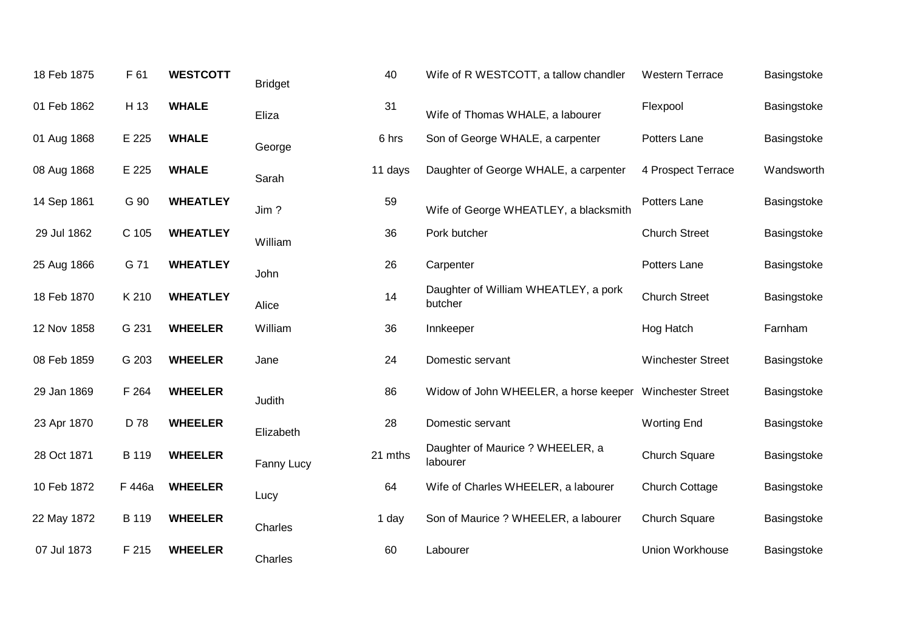| | | | | | | | |
|---|---|---|---|---|---|---|---|
| 18 Feb 1875 | F 61 | **WESTCOTT** | Bridget | 40 | Wife of R WESTCOTT, a tallow chandler | Western Terrace | Basingstoke |
| 01 Feb 1862 | H 13 | **WHALE** | Eliza | 31 | Wife of Thomas WHALE, a labourer | Flexpool | Basingstoke |
| 01 Aug 1868 | E 225 | **WHALE** | George | 6 hrs | Son of George WHALE, a carpenter | Potters Lane | Basingstoke |
| 08 Aug 1868 | E 225 | **WHALE** | Sarah | 11 days | Daughter of George WHALE, a carpenter | 4 Prospect Terrace | Wandsworth |
| 14 Sep 1861 | G 90 | **WHEATLEY** | Jim ? | 59 | Wife of George WHEATLEY, a blacksmith | Potters Lane | Basingstoke |
| 29 Jul 1862 | C 105 | **WHEATLEY** | William | 36 | Pork butcher | Church Street | Basingstoke |
| 25 Aug 1866 | G 71 | **WHEATLEY** | John | 26 | Carpenter | Potters Lane | Basingstoke |
| 18 Feb 1870 | K 210 | **WHEATLEY** | Alice | 14 | Daughter of William WHEATLEY, a pork butcher | Church Street | Basingstoke |
| 12 Nov 1858 | G 231 | **WHEELER** | William | 36 | Innkeeper | Hog Hatch | Farnham |
| 08 Feb 1859 | G 203 | **WHEELER** | Jane | 24 | Domestic servant | Winchester Street | Basingstoke |
| 29 Jan 1869 | F 264 | **WHEELER** | Judith | 86 | Widow of John WHEELER, a horse keeper | Winchester Street | Basingstoke |
| 23 Apr 1870 | D 78 | **WHEELER** | Elizabeth | 28 | Domestic servant | Worting End | Basingstoke |
| 28 Oct 1871 | B 119 | **WHEELER** | Fanny Lucy | 21 mths | Daughter of Maurice ? WHEELER, a labourer | Church Square | Basingstoke |
| 10 Feb 1872 | F 446a | **WHEELER** | Lucy | 64 | Wife of Charles WHEELER, a labourer | Church Cottage | Basingstoke |
| 22 May 1872 | B 119 | **WHEELER** | Charles | 1 day | Son of Maurice ? WHEELER, a labourer | Church Square | Basingstoke |
| 07 Jul 1873 | F 215 | **WHEELER** | Charles | 60 | Labourer | Union Workhouse | Basingstoke |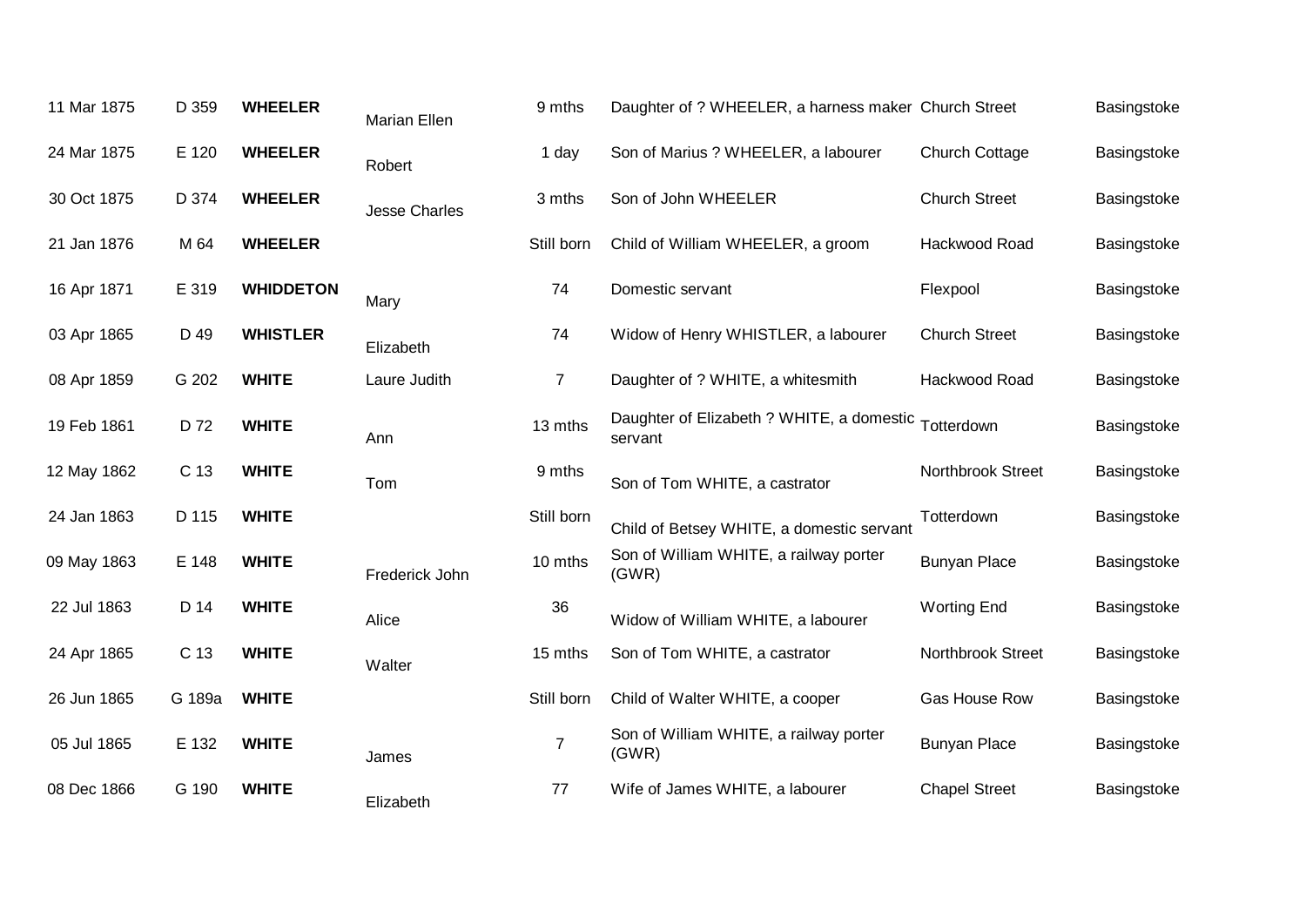| | | | | | | | |
|---|---|---|---|---|---|---|---|
| 11 Mar 1875 | D 359 | **WHEELER** | Marian Ellen | 9 mths | Daughter of ? WHEELER, a harness maker | Church Street | Basingstoke |
| 24 Mar 1875 | E 120 | **WHEELER** | Robert | 1 day | Son of Marius ? WHEELER, a labourer | Church Cottage | Basingstoke |
| 30 Oct 1875 | D 374 | **WHEELER** | Jesse Charles | 3 mths | Son of John WHEELER | Church Street | Basingstoke |
| 21 Jan 1876 | M 64 | **WHEELER** | | Still born | Child of William WHEELER, a groom | Hackwood Road | Basingstoke |
| 16 Apr 1871 | E 319 | **WHIDDETON** | Mary | 74 | Domestic servant | Flexpool | Basingstoke |
| 03 Apr 1865 | D 49 | **WHISTLER** | Elizabeth | 74 | Widow of Henry WHISTLER, a labourer | Church Street | Basingstoke |
| 08 Apr 1859 | G 202 | **WHITE** | Laure Judith | 7 | Daughter of ? WHITE, a whitesmith | Hackwood Road | Basingstoke |
| 19 Feb 1861 | D 72 | **WHITE** | Ann | 13 mths | Daughter of Elizabeth ? WHITE, a domestic servant | Totterdown | Basingstoke |
| 12 May 1862 | C 13 | **WHITE** | Tom | 9 mths | Son of Tom WHITE, a castrator | Northbrook Street | Basingstoke |
| 24 Jan 1863 | D 115 | **WHITE** | | Still born | Child of Betsey WHITE, a domestic servant | Totterdown | Basingstoke |
| 09 May 1863 | E 148 | **WHITE** | Frederick John | 10 mths | Son of William WHITE, a railway porter (GWR) | Bunyan Place | Basingstoke |
| 22 Jul 1863 | D 14 | **WHITE** | Alice | 36 | Widow of William WHITE, a labourer | Worting End | Basingstoke |
| 24 Apr 1865 | C 13 | **WHITE** | Walter | 15 mths | Son of Tom WHITE, a castrator | Northbrook Street | Basingstoke |
| 26 Jun 1865 | G 189a | **WHITE** | | Still born | Child of Walter WHITE, a cooper | Gas House Row | Basingstoke |
| 05 Jul 1865 | E 132 | **WHITE** | James | 7 | Son of William WHITE, a railway porter (GWR) | Bunyan Place | Basingstoke |
| 08 Dec 1866 | G 190 | **WHITE** | Elizabeth | 77 | Wife of James WHITE, a labourer | Chapel Street | Basingstoke |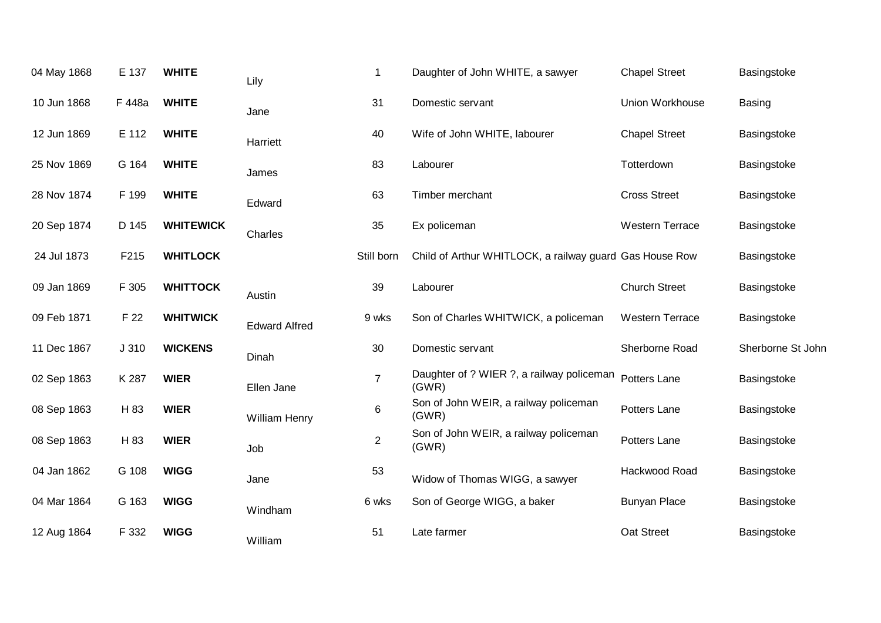| | | | | | | | |
|---|---|---|---|---|---|---|---|
| 04 May 1868 | E 137 | **WHITE** | Lily | 1 | Daughter of John WHITE, a sawyer | Chapel Street | Basingstoke |
| 10 Jun 1868 | F 448a | **WHITE** | Jane | 31 | Domestic servant | Union Workhouse | Basing |
| 12 Jun 1869 | E 112 | **WHITE** | Harriett | 40 | Wife of John WHITE, labourer | Chapel Street | Basingstoke |
| 25 Nov 1869 | G 164 | **WHITE** | James | 83 | Labourer | Totterdown | Basingstoke |
| 28 Nov 1874 | F 199 | **WHITE** | Edward | 63 | Timber merchant | Cross Street | Basingstoke |
| 20 Sep 1874 | D 145 | **WHITEWICK** | Charles | 35 | Ex policeman | Western Terrace | Basingstoke |
| 24 Jul 1873 | F215 | **WHITLOCK** | | Still born | Child of Arthur WHITLOCK, a railway guard | Gas House Row | Basingstoke |
| 09 Jan 1869 | F 305 | **WHITTOCK** | Austin | 39 | Labourer | Church Street | Basingstoke |
| 09 Feb 1871 | F 22 | **WHITWICK** | Edward Alfred | 9 wks | Son of Charles WHITWICK, a policeman | Western Terrace | Basingstoke |
| 11 Dec 1867 | J 310 | **WICKENS** | Dinah | 30 | Domestic servant | Sherborne Road | Sherborne St John |
| 02 Sep 1863 | K 287 | **WIER** | Ellen Jane | 7 | Daughter of ? WIER ?, a railway policeman (GWR) | Potters Lane | Basingstoke |
| 08 Sep 1863 | H 83 | **WIER** | William Henry | 6 | Son of John WEIR, a railway policeman (GWR) | Potters Lane | Basingstoke |
| 08 Sep 1863 | H 83 | **WIER** | Job | 2 | Son of John WEIR, a railway policeman (GWR) | Potters Lane | Basingstoke |
| 04 Jan 1862 | G 108 | **WIGG** | Jane | 53 | Widow of Thomas WIGG, a sawyer | Hackwood Road | Basingstoke |
| 04 Mar 1864 | G 163 | **WIGG** | Windham | 6 wks | Son of George WIGG, a baker | Bunyan Place | Basingstoke |
| 12 Aug 1864 | F 332 | **WIGG** | William | 51 | Late farmer | Oat Street | Basingstoke |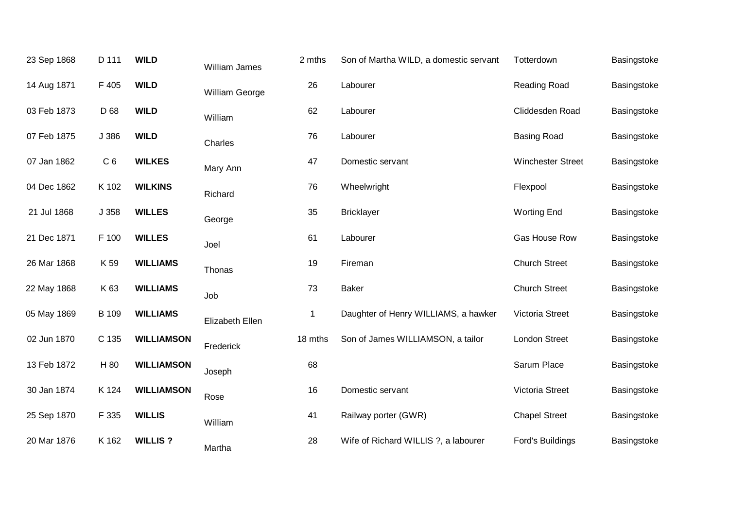| | | | | | | | |
|---|---|---|---|---|---|---|---|
| 23 Sep 1868 | D 111 | **WILD** | William James | 2 mths | Son of Martha WILD, a domestic servant | Totterdown | Basingstoke |
| 14 Aug 1871 | F 405 | **WILD** | William George | 26 | Labourer | Reading Road | Basingstoke |
| 03 Feb 1873 | D 68 | **WILD** | William | 62 | Labourer | Cliddesden Road | Basingstoke |
| 07 Feb 1875 | J 386 | **WILD** | Charles | 76 | Labourer | Basing Road | Basingstoke |
| 07 Jan 1862 | C 6 | **WILKES** | Mary Ann | 47 | Domestic servant | Winchester Street | Basingstoke |
| 04 Dec 1862 | K 102 | **WILKINS** | Richard | 76 | Wheelwright | Flexpool | Basingstoke |
| 21 Jul 1868 | J 358 | **WILLES** | George | 35 | Bricklayer | Worting End | Basingstoke |
| 21 Dec 1871 | F 100 | **WILLES** | Joel | 61 | Labourer | Gas House Row | Basingstoke |
| 26 Mar 1868 | K 59 | **WILLIAMS** | Thonas | 19 | Fireman | Church Street | Basingstoke |
| 22 May 1868 | K 63 | **WILLIAMS** | Job | 73 | Baker | Church Street | Basingstoke |
| 05 May 1869 | B 109 | **WILLIAMS** | Elizabeth Ellen | 1 | Daughter of Henry WILLIAMS, a hawker | Victoria Street | Basingstoke |
| 02 Jun 1870 | C 135 | **WILLIAMSON** | Frederick | 18 mths | Son of James WILLIAMSON, a tailor | London Street | Basingstoke |
| 13 Feb 1872 | H 80 | **WILLIAMSON** | Joseph | 68 | | Sarum Place | Basingstoke |
| 30 Jan 1874 | K 124 | **WILLIAMSON** | Rose | 16 | Domestic servant | Victoria Street | Basingstoke |
| 25 Sep 1870 | F 335 | **WILLIS** | William | 41 | Railway porter (GWR) | Chapel Street | Basingstoke |
| 20 Mar 1876 | K 162 | **WILLIS ?** | Martha | 28 | Wife of Richard WILLIS ?, a labourer | Ford's Buildings | Basingstoke |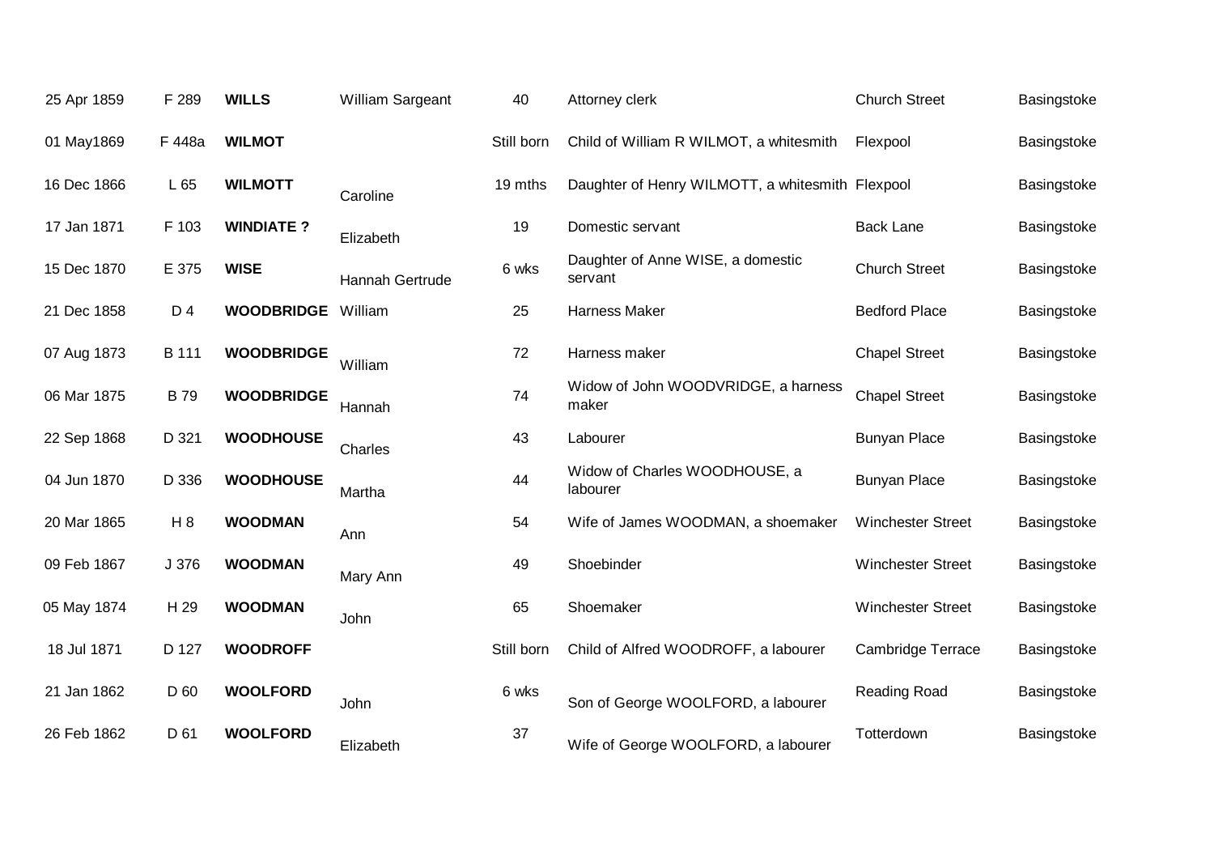| | | | | | | | |
|---|---|---|---|---|---|---|---|
| 25 Apr 1859 | F 289 | **WILLS** | William Sargeant | 40 | Attorney clerk | Church Street | Basingstoke |
| 01 May1869 | F 448a | **WILMOT** | | Still born | Child of William R WILMOT, a whitesmith | Flexpool | Basingstoke |
| 16 Dec 1866 | L 65 | **WILMOTT** | Caroline | 19 mths | Daughter of Henry WILMOTT, a whitesmith | Flexpool | Basingstoke |
| 17 Jan 1871 | F 103 | **WINDIATE ?** | Elizabeth | 19 | Domestic servant | Back Lane | Basingstoke |
| 15 Dec 1870 | E 375 | **WISE** | Hannah Gertrude | 6 wks | Daughter of Anne WISE, a domestic servant | Church Street | Basingstoke |
| 21 Dec 1858 | D 4 | **WOODBRIDGE** | William | 25 | Harness Maker | Bedford Place | Basingstoke |
| 07 Aug 1873 | B 111 | **WOODBRIDGE** | William | 72 | Harness maker | Chapel Street | Basingstoke |
| 06 Mar 1875 | B 79 | **WOODBRIDGE** | Hannah | 74 | Widow of John WOODVRIDGE, a harness maker | Chapel Street | Basingstoke |
| 22 Sep 1868 | D 321 | **WOODHOUSE** | Charles | 43 | Labourer | Bunyan Place | Basingstoke |
| 04 Jun 1870 | D 336 | **WOODHOUSE** | Martha | 44 | Widow of Charles WOODHOUSE, a labourer | Bunyan Place | Basingstoke |
| 20 Mar 1865 | H 8 | **WOODMAN** | Ann | 54 | Wife of James WOODMAN, a shoemaker | Winchester Street | Basingstoke |
| 09 Feb 1867 | J 376 | **WOODMAN** | Mary Ann | 49 | Shoebinder | Winchester Street | Basingstoke |
| 05 May 1874 | H 29 | **WOODMAN** | John | 65 | Shoemaker | Winchester Street | Basingstoke |
| 18 Jul 1871 | D 127 | **WOODROFF** | | Still born | Child of Alfred WOODROFF, a labourer | Cambridge Terrace | Basingstoke |
| 21 Jan 1862 | D 60 | **WOOLFORD** | John | 6 wks | Son of George WOOLFORD, a labourer | Reading Road | Basingstoke |
| 26 Feb 1862 | D 61 | **WOOLFORD** | Elizabeth | 37 | Wife of George WOOLFORD, a labourer | Totterdown | Basingstoke |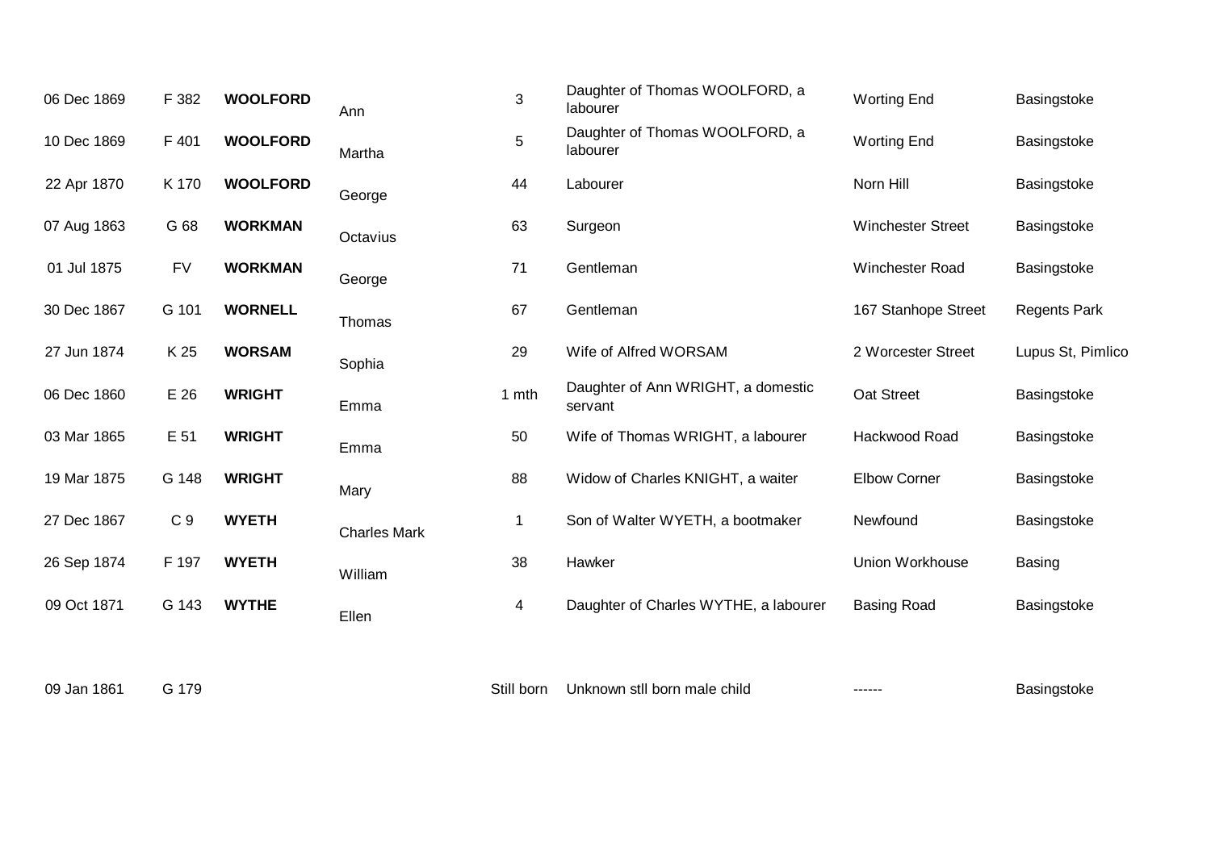| | | | | | | | |
|---|---|---|---|---|---|---|---|
| 06 Dec 1869 | F 382 | **WOOLFORD** | Ann | 3 | Daughter of Thomas WOOLFORD, a labourer | Worting End | Basingstoke |
| 10 Dec 1869 | F 401 | **WOOLFORD** | Martha | 5 | Daughter of Thomas WOOLFORD, a labourer | Worting End | Basingstoke |
| 22 Apr 1870 | K 170 | **WOOLFORD** | George | 44 | Labourer | Norn Hill | Basingstoke |
| 07 Aug 1863 | G 68 | **WORKMAN** | Octavius | 63 | Surgeon | Winchester Street | Basingstoke |
| 01 Jul 1875 | FV | **WORKMAN** | George | 71 | Gentleman | Winchester Road | Basingstoke |
| 30 Dec 1867 | G 101 | **WORNELL** | Thomas | 67 | Gentleman | 167 Stanhope Street | Regents Park |
| 27 Jun 1874 | K 25 | **WORSAM** | Sophia | 29 | Wife of Alfred WORSAM | 2 Worcester Street | Lupus St, Pimlico |
| 06 Dec 1860 | E 26 | **WRIGHT** | Emma | 1 mth | Daughter of Ann WRIGHT, a domestic servant | Oat Street | Basingstoke |
| 03 Mar 1865 | E 51 | **WRIGHT** | Emma | 50 | Wife of Thomas WRIGHT, a labourer | Hackwood Road | Basingstoke |
| 19 Mar 1875 | G 148 | **WRIGHT** | Mary | 88 | Widow of Charles KNIGHT, a waiter | Elbow Corner | Basingstoke |
| 27 Dec 1867 | C 9 | **WYETH** | Charles Mark | 1 | Son of Walter WYETH, a bootmaker | Newfound | Basingstoke |
| 26 Sep 1874 | F 197 | **WYETH** | William | 38 | Hawker | Union Workhouse | Basing |
| 09 Oct 1871 | G 143 | **WYTHE** | Ellen | 4 | Daughter of Charles WYTHE, a labourer | Basing Road | Basingstoke |
| 09 Jan 1861 | G 179 | | | Still born | Unknown stll born male child | ------ | Basingstoke |